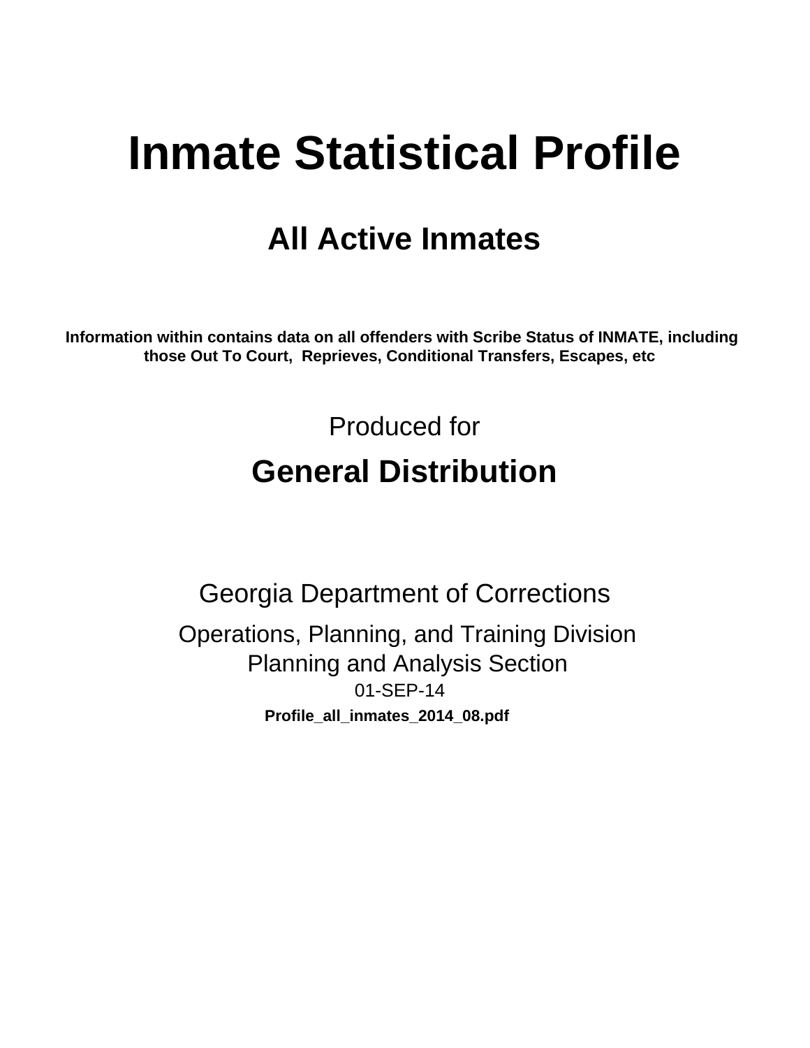# Inmate Statistical Profile

## All Active Inmates

**Information within contains data on all offenders with Scribe Status of INMATE, including those Out To Court, Reprieves, Conditional Transfers, Escapes, etc**

Produced for

## General Distribution

Georgia Department of Corrections

Operations, Planning, and Training Division
Planning and Analysis Section
01-SEP-14

**Profile_all_inmates_2014_08.pdf**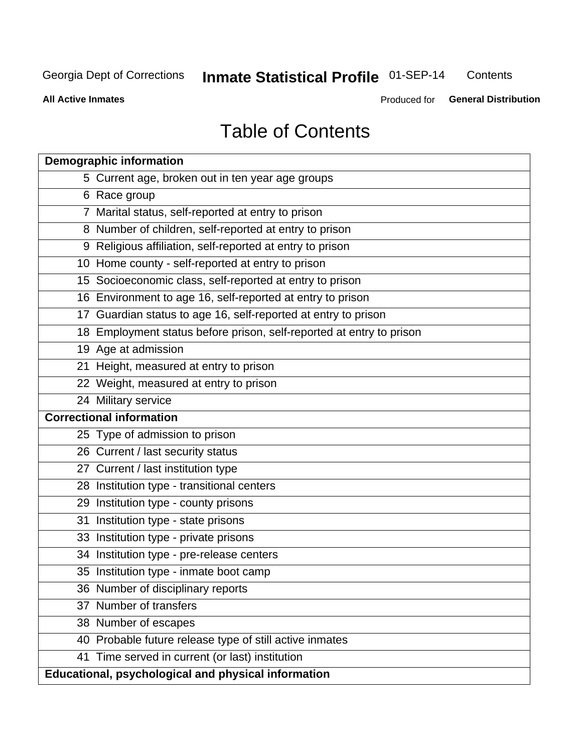Georgia Dept of Corrections **Inmate Statistical Profile** 01-SEP-14 Contents

**All Active Inmates** Produced for **General Distribution**

# Table of Contents

| **Demographic information** | |
|---|---|
| 5 | Current age, broken out in ten year age groups |
| 6 | Race group |
| 7 | Marital status, self-reported at entry to prison |
| 8 | Number of children, self-reported at entry to prison |
| 9 | Religious affiliation, self-reported at entry to prison |
| 10 | Home county - self-reported at entry to prison |
| 15 | Socioeconomic class, self-reported at entry to prison |
| 16 | Environment to age 16, self-reported at entry to prison |
| 17 | Guardian status to age 16, self-reported at entry to prison |
| 18 | Employment status before prison, self-reported at entry to prison |
| 19 | Age at admission |
| 21 | Height, measured at entry to prison |
| 22 | Weight, measured at entry to prison |
| 24 | Military service |
| **Correctional information** | |
| 25 | Type of admission to prison |
| 26 | Current / last security status |
| 27 | Current / last institution type |
| 28 | Institution type - transitional centers |
| 29 | Institution type - county prisons |
| 31 | Institution type - state prisons |
| 33 | Institution type - private prisons |
| 34 | Institution type - pre-release centers |
| 35 | Institution type - inmate boot camp |
| 36 | Number of disciplinary reports |
| 37 | Number of transfers |
| 38 | Number of escapes |
| 40 | Probable future release type of still active inmates |
| 41 | Time served in current (or last) institution |
| **Educational, psychological and physical information** | |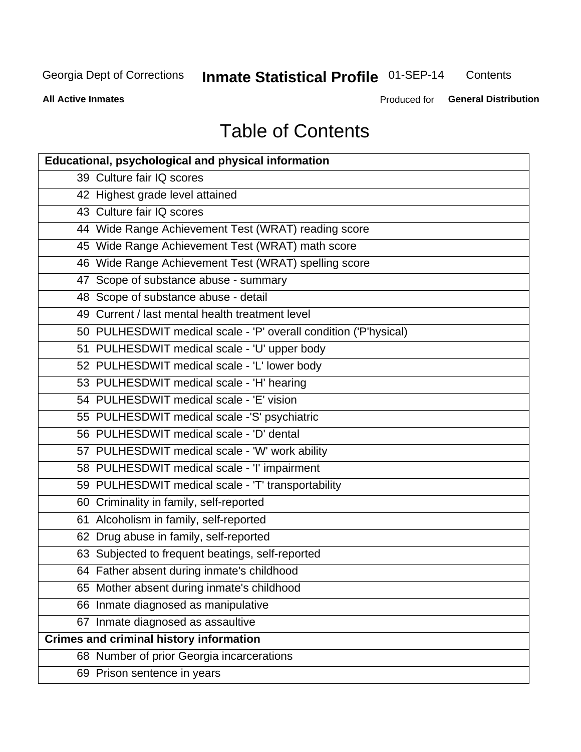# Table of Contents

| Educational, psychological and physical information | |
|---|---|
| 39 | Culture fair IQ scores |
| 42 | Highest grade level attained |
| 43 | Culture fair IQ scores |
| 44 | Wide Range Achievement Test (WRAT) reading score |
| 45 | Wide Range Achievement Test (WRAT) math score |
| 46 | Wide Range Achievement Test (WRAT) spelling score |
| 47 | Scope of substance abuse - summary |
| 48 | Scope of substance abuse - detail |
| 49 | Current / last mental health treatment level |
| 50 | PULHESDWIT medical scale - 'P' overall condition ('P'hysical) |
| 51 | PULHESDWIT medical scale - 'U' upper body |
| 52 | PULHESDWIT medical scale - 'L' lower body |
| 53 | PULHESDWIT medical scale - 'H' hearing |
| 54 | PULHESDWIT medical scale - 'E' vision |
| 55 | PULHESDWIT medical scale -'S' psychiatric |
| 56 | PULHESDWIT medical scale - 'D' dental |
| 57 | PULHESDWIT medical scale - 'W' work ability |
| 58 | PULHESDWIT medical scale - 'I' impairment |
| 59 | PULHESDWIT medical scale - 'T' transportability |
| 60 | Criminality in family, self-reported |
| 61 | Alcoholism in family, self-reported |
| 62 | Drug abuse in family, self-reported |
| 63 | Subjected to frequent beatings, self-reported |
| 64 | Father absent during inmate's childhood |
| 65 | Mother absent during inmate's childhood |
| 66 | Inmate diagnosed as manipulative |
| 67 | Inmate diagnosed as assaultive |
| **Crimes and criminal history information** | |
| 68 | Number of prior Georgia incarcerations |
| 69 | Prison sentence in years |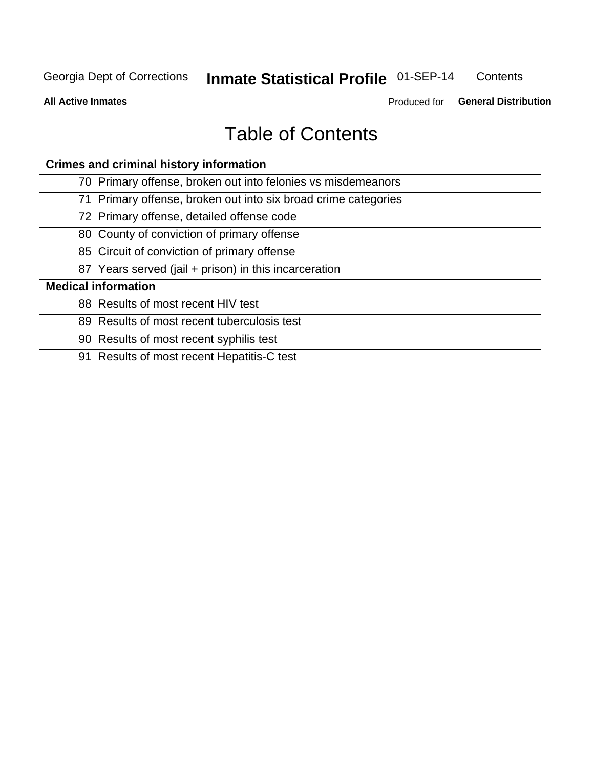# Table of Contents

| Crimes and criminal history information | |
|---|---|
| 70 | Primary offense, broken out into felonies vs misdemeanors |
| 71 | Primary offense, broken out into six broad crime categories |
| 72 | Primary offense, detailed offense code |
| 80 | County of conviction of primary offense |
| 85 | Circuit of conviction of primary offense |
| 87 | Years served (jail + prison) in this incarceration |
| **Medical information** | |
| 88 | Results of most recent HIV test |
| 89 | Results of most recent tuberculosis test |
| 90 | Results of most recent syphilis test |
| 91 | Results of most recent Hepatitis-C test |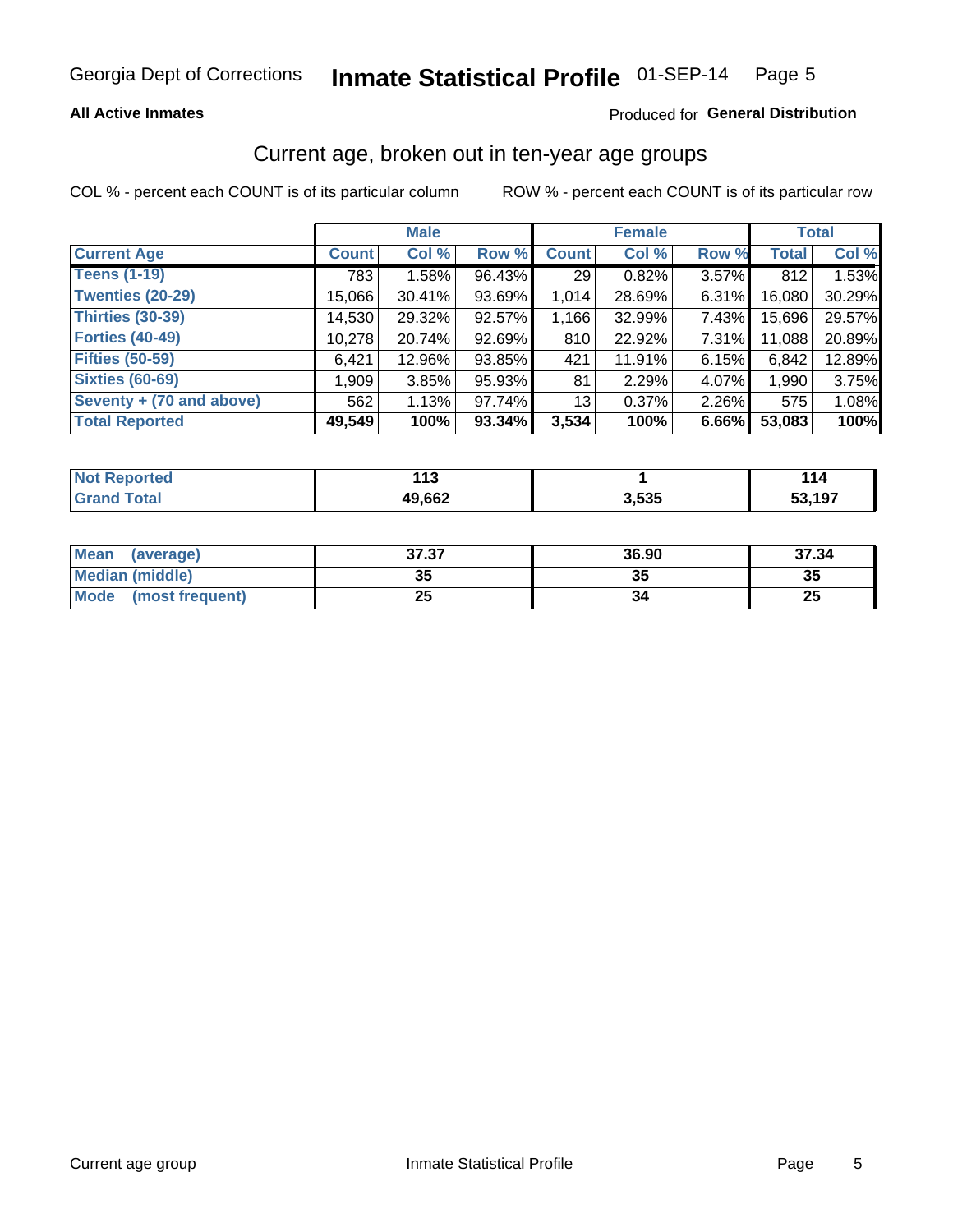Georgia Dept of Corrections **Inmate Statistical Profile** 01-SEP-14

**All Active Inmates** Produced for **General Distribution**

## Current age, broken out in ten-year age groups

COL % - percent each COUNT is of its particular column ROW % - percent each COUNT is of its particular row

| | Male | | | Female | | | Total | |
|---|---|---|---|---|---|---|---|---|
| **Current Age** | **Count** | **Col %** | **Row %** | **Count** | **Col %** | **Row %** | **Total** | **Col %** |
| **Teens (1-19)** | 783 | 1.58% | 96.43% | 29 | 0.82% | 3.57% | 812 | 1.53% |
| **Twenties (20-29)** | 15,066 | 30.41% | 93.69% | 1,014 | 28.69% | 6.31% | 16,080 | 30.29% |
| **Thirties (30-39)** | 14,530 | 29.32% | 92.57% | 1,166 | 32.99% | 7.43% | 15,696 | 29.57% |
| **Forties (40-49)** | 10,278 | 20.74% | 92.69% | 810 | 22.92% | 7.31% | 11,088 | 20.89% |
| **Fifties (50-59)** | 6,421 | 12.96% | 93.85% | 421 | 11.91% | 6.15% | 6,842 | 12.89% |
| **Sixties (60-69)** | 1,909 | 3.85% | 95.93% | 81 | 2.29% | 4.07% | 1,990 | 3.75% |
| **Seventy + (70 and above)** | 562 | 1.13% | 97.74% | 13 | 0.37% | 2.26% | 575 | 1.08% |
| **Total Reported** | **49,549** | **100%** | **93.34%** | **3,534** | **100%** | **6.66%** | **53,083** | **100%** |

| | Male | Female | Total |
|---|---|---|---|
| **Not Reported** | **113** | **1** | **114** |
| **Grand Total** | **49,662** | **3,535** | **53,197** |

| | Male | Female | Total |
|---|---|---|---|
| **Mean (average)** | **37.37** | **36.90** | **37.34** |
| **Median (middle)** | **35** | **35** | **35** |
| **Mode (most frequent)** | **25** | **34** | **25** |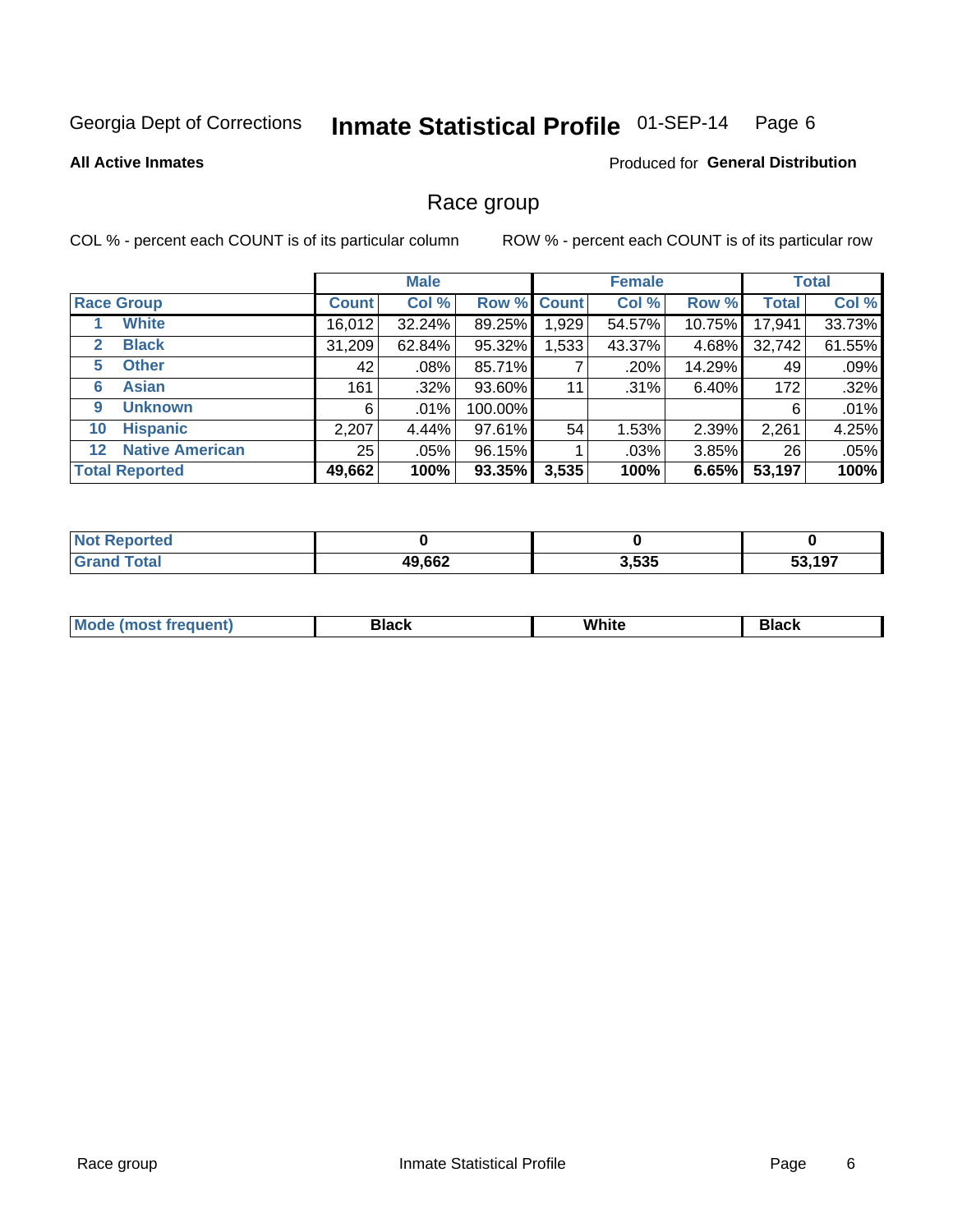Georgia Dept of Corrections **Inmate Statistical Profile** 01-SEP-14

**All Active Inmates**

Produced for **General Distribution**

## Race group

COL % - percent each COUNT is of its particular column

ROW % - percent each COUNT is of its particular row

| | | Male | | | Female | | | Total | |
|---|---|---|---|---|---|---|---|---|---|
| **Race Group** | | **Count** | **Col %** | **Row %** | **Count** | **Col %** | **Row %** | **Total** | **Col %** |
| 1 | **White** | 16,012 | 32.24% | 89.25% | 1,929 | 54.57% | 10.75% | 17,941 | 33.73% |
| 2 | **Black** | 31,209 | 62.84% | 95.32% | 1,533 | 43.37% | 4.68% | 32,742 | 61.55% |
| 5 | **Other** | 42 | .08% | 85.71% | 7 | .20% | 14.29% | 49 | .09% |
| 6 | **Asian** | 161 | .32% | 93.60% | 11 | .31% | 6.40% | 172 | .32% |
| 9 | **Unknown** | 6 | .01% | 100.00% | | | | 6 | .01% |
| 10 | **Hispanic** | 2,207 | 4.44% | 97.61% | 54 | 1.53% | 2.39% | 2,261 | 4.25% |
| 12 | **Native American** | 25 | .05% | 96.15% | 1 | .03% | 3.85% | 26 | .05% |
| **Total Reported** | | **49,662** | **100%** | **93.35%** | **3,535** | **100%** | **6.65%** | **53,197** | **100%** |

| | Male | Female | Total |
|---|---|---|---|
| **Not Reported** | **0** | **0** | **0** |
| **Grand Total** | **49,662** | **3,535** | **53,197** |

| | Male | Female | Total |
|---|---|---|---|
| **Mode (most frequent)** | **Black** | **White** | **Black** |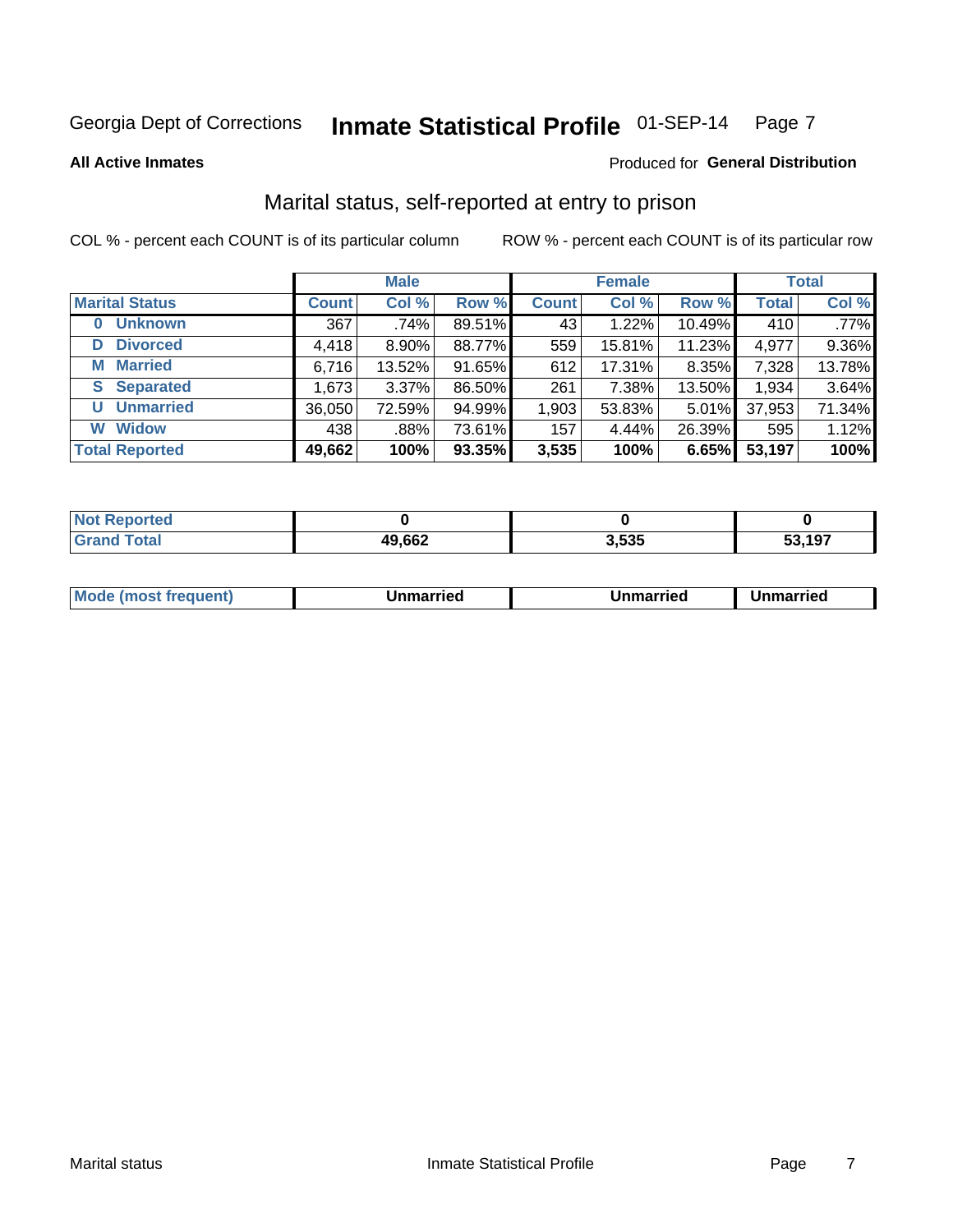Georgia Dept of Corrections **Inmate Statistical Profile** 01-SEP-14

**All Active Inmates**

Produced for **General Distribution**

## Marital status, self-reported at entry to prison

COL % - percent each COUNT is of its particular column

ROW % - percent each COUNT is of its particular row

| | Male | | | Female | | | Total | |
|---|---|---|---|---|---|---|---|---|
| **Marital Status** | **Count** | **Col %** | **Row %** | **Count** | **Col %** | **Row %** | **Total** | **Col %** |
| 0 Unknown | 367 | .74% | 89.51% | 43 | 1.22% | 10.49% | 410 | .77% |
| D Divorced | 4,418 | 8.90% | 88.77% | 559 | 15.81% | 11.23% | 4,977 | 9.36% |
| M Married | 6,716 | 13.52% | 91.65% | 612 | 17.31% | 8.35% | 7,328 | 13.78% |
| S Separated | 1,673 | 3.37% | 86.50% | 261 | 7.38% | 13.50% | 1,934 | 3.64% |
| U Unmarried | 36,050 | 72.59% | 94.99% | 1,903 | 53.83% | 5.01% | 37,953 | 71.34% |
| W Widow | 438 | .88% | 73.61% | 157 | 4.44% | 26.39% | 595 | 1.12% |
| **Total Reported** | **49,662** | **100%** | **93.35%** | **3,535** | **100%** | **6.65%** | **53,197** | **100%** |

| | Male | Female | Total |
|---|---|---|---|
| Not Reported | 0 | 0 | 0 |
| Grand Total | 49,662 | 3,535 | 53,197 |

| | Male | Female | Total |
|---|---|---|---|
| Mode (most frequent) | Unmarried | Unmarried | Unmarried |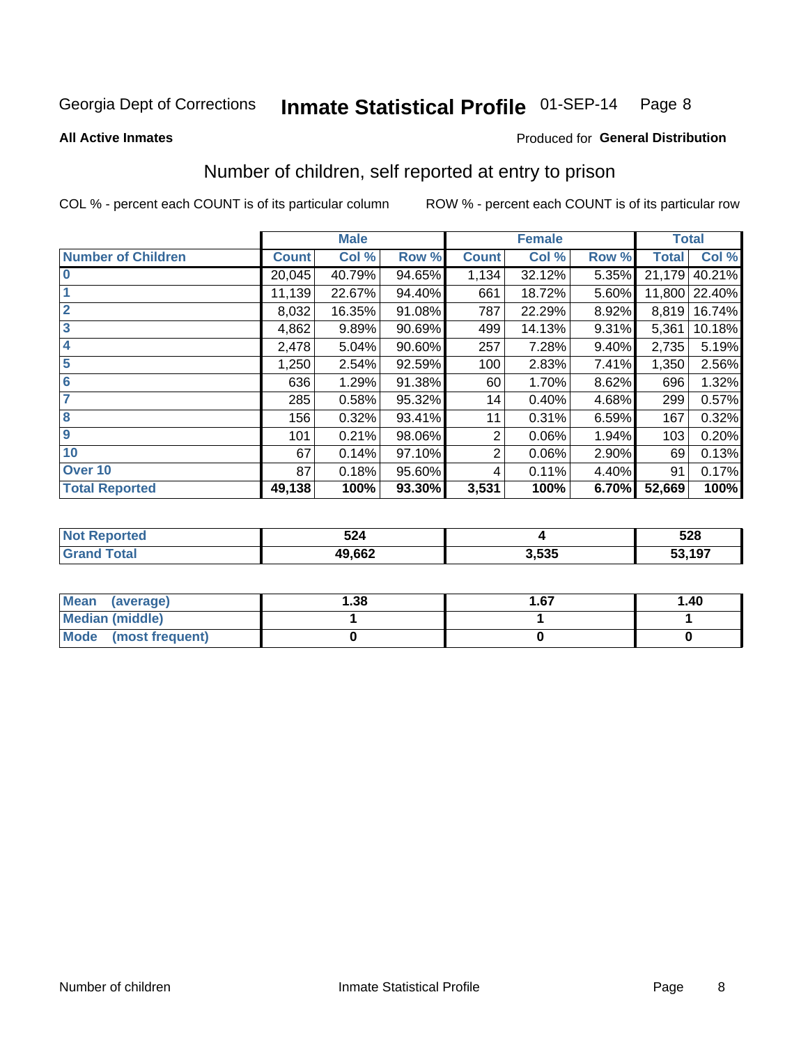Georgia Dept of Corrections **Inmate Statistical Profile** 01-SEP-14 Page 8

**All Active Inmates**

Produced for **General Distribution**

## Number of children, self reported at entry to prison

COL % - percent each COUNT is of its particular column

ROW % - percent each COUNT is of its particular row

| | Male | | | Female | | | Total | |
|---|---|---|---|---|---|---|---|---|
| **Number of Children** | **Count** | **Col %** | **Row %** | **Count** | **Col %** | **Row %** | **Total** | **Col %** |
| **0** | 20,045 | 40.79% | 94.65% | 1,134 | 32.12% | 5.35% | 21,179 | 40.21% |
| **1** | 11,139 | 22.67% | 94.40% | 661 | 18.72% | 5.60% | 11,800 | 22.40% |
| **2** | 8,032 | 16.35% | 91.08% | 787 | 22.29% | 8.92% | 8,819 | 16.74% |
| **3** | 4,862 | 9.89% | 90.69% | 499 | 14.13% | 9.31% | 5,361 | 10.18% |
| **4** | 2,478 | 5.04% | 90.60% | 257 | 7.28% | 9.40% | 2,735 | 5.19% |
| **5** | 1,250 | 2.54% | 92.59% | 100 | 2.83% | 7.41% | 1,350 | 2.56% |
| **6** | 636 | 1.29% | 91.38% | 60 | 1.70% | 8.62% | 696 | 1.32% |
| **7** | 285 | 0.58% | 95.32% | 14 | 0.40% | 4.68% | 299 | 0.57% |
| **8** | 156 | 0.32% | 93.41% | 11 | 0.31% | 6.59% | 167 | 0.32% |
| **9** | 101 | 0.21% | 98.06% | 2 | 0.06% | 1.94% | 103 | 0.20% |
| **10** | 67 | 0.14% | 97.10% | 2 | 0.06% | 2.90% | 69 | 0.13% |
| **Over 10** | 87 | 0.18% | 95.60% | 4 | 0.11% | 4.40% | 91 | 0.17% |
| **Total Reported** | **49,138** | **100%** | **93.30%** | **3,531** | **100%** | **6.70%** | **52,669** | **100%** |

| | Male | Female | Total |
|---|---|---|---|
| **Not Reported** | **524** | **4** | **528** |
| **Grand Total** | **49,662** | **3,535** | **53,197** |

| | Male | Female | Total |
|---|---|---|---|
| **Mean (average)** | **1.38** | **1.67** | **1.40** |
| **Median (middle)** | **1** | **1** | **1** |
| **Mode (most frequent)** | **0** | **0** | **0** |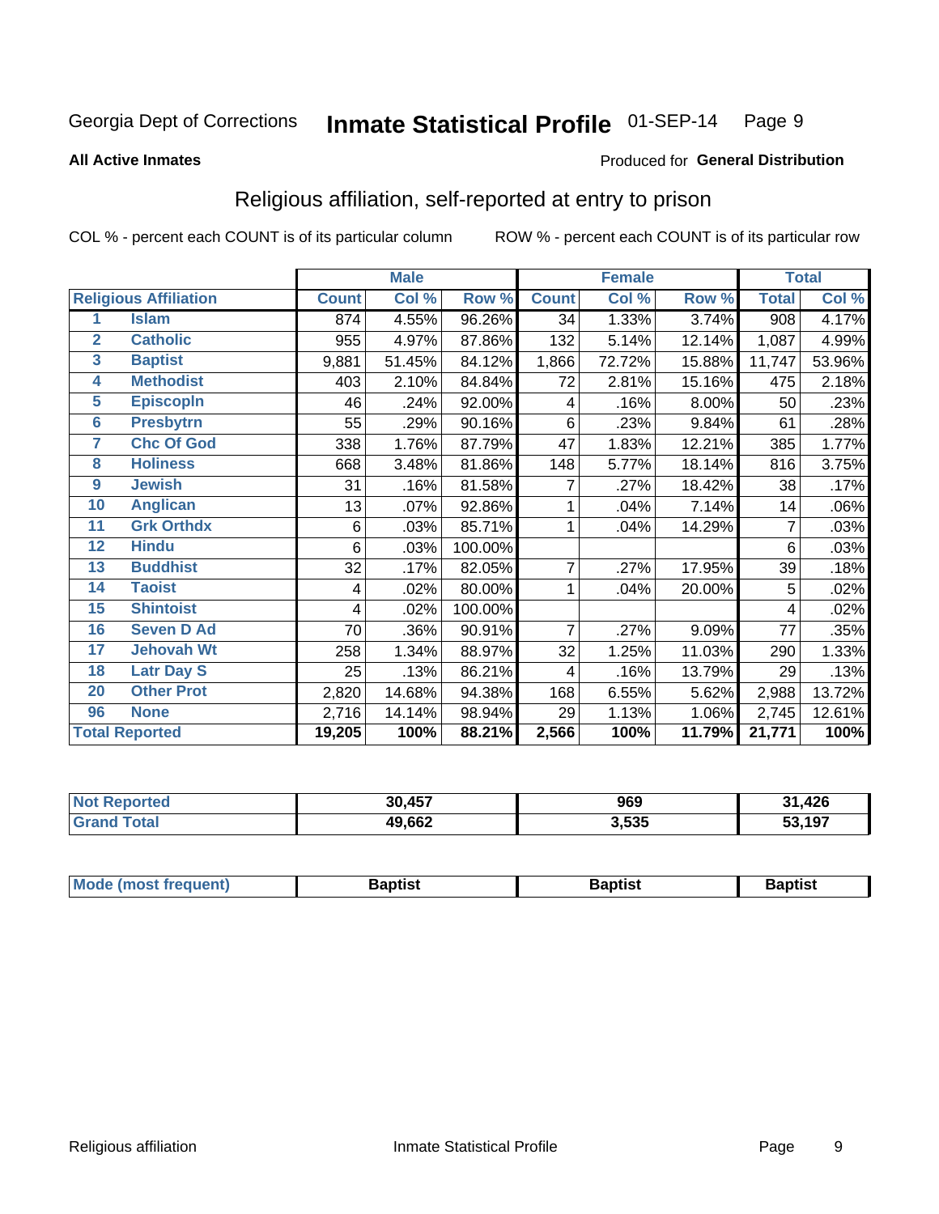Georgia Dept of Corrections **Inmate Statistical Profile** 01-SEP-14

**All Active Inmates**

Produced for **General Distribution**

## Religious affiliation, self-reported at entry to prison

COL % - percent each COUNT is of its particular column ROW % - percent each COUNT is of its particular row

| | | Male | | | Female | | | Total | |
|---|---|---|---|---|---|---|---|---|---|
| Religious Affiliation | | Count | Col % | Row % | Count | Col % | Row % | Total | Col % |
| 1 | Islam | 874 | 4.55% | 96.26% | 34 | 1.33% | 3.74% | 908 | 4.17% |
| 2 | Catholic | 955 | 4.97% | 87.86% | 132 | 5.14% | 12.14% | 1,087 | 4.99% |
| 3 | Baptist | 9,881 | 51.45% | 84.12% | 1,866 | 72.72% | 15.88% | 11,747 | 53.96% |
| 4 | Methodist | 403 | 2.10% | 84.84% | 72 | 2.81% | 15.16% | 475 | 2.18% |
| 5 | Episcopln | 46 | .24% | 92.00% | 4 | .16% | 8.00% | 50 | .23% |
| 6 | Presbytrn | 55 | .29% | 90.16% | 6 | .23% | 9.84% | 61 | .28% |
| 7 | Chc Of God | 338 | 1.76% | 87.79% | 47 | 1.83% | 12.21% | 385 | 1.77% |
| 8 | Holiness | 668 | 3.48% | 81.86% | 148 | 5.77% | 18.14% | 816 | 3.75% |
| 9 | Jewish | 31 | .16% | 81.58% | 7 | .27% | 18.42% | 38 | .17% |
| 10 | Anglican | 13 | .07% | 92.86% | 1 | .04% | 7.14% | 14 | .06% |
| 11 | Grk Orthdx | 6 | .03% | 85.71% | 1 | .04% | 14.29% | 7 | .03% |
| 12 | Hindu | 6 | .03% | 100.00% | | | | 6 | .03% |
| 13 | Buddhist | 32 | .17% | 82.05% | 7 | .27% | 17.95% | 39 | .18% |
| 14 | Taoist | 4 | .02% | 80.00% | 1 | .04% | 20.00% | 5 | .02% |
| 15 | Shintoist | 4 | .02% | 100.00% | | | | 4 | .02% |
| 16 | Seven D Ad | 70 | .36% | 90.91% | 7 | .27% | 9.09% | 77 | .35% |
| 17 | Jehovah Wt | 258 | 1.34% | 88.97% | 32 | 1.25% | 11.03% | 290 | 1.33% |
| 18 | Latr Day S | 25 | .13% | 86.21% | 4 | .16% | 13.79% | 29 | .13% |
| 20 | Other Prot | 2,820 | 14.68% | 94.38% | 168 | 6.55% | 5.62% | 2,988 | 13.72% |
| 96 | None | 2,716 | 14.14% | 98.94% | 29 | 1.13% | 1.06% | 2,745 | 12.61% |
| Total Reported | | 19,205 | 100% | 88.21% | 2,566 | 100% | 11.79% | 21,771 | 100% |

| | Male | Female | Total |
|---|---|---|---|
| Not Reported | 30,457 | 969 | 31,426 |
| Grand Total | 49,662 | 3,535 | 53,197 |

| | Male | Female | Total |
|---|---|---|---|
| Mode (most frequent) | Baptist | Baptist | Baptist |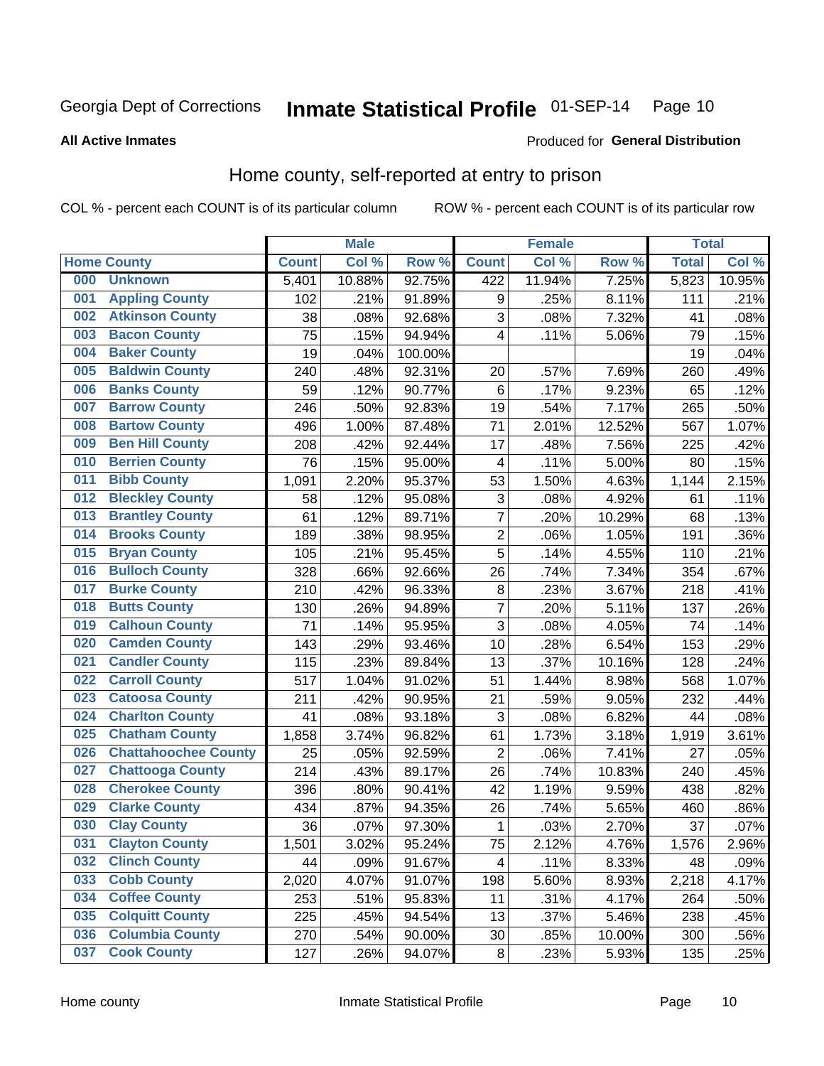Georgia Dept of Corrections **Inmate Statistical Profile** 01-SEP-14

**All Active Inmates**

Produced for **General Distribution**

## Home county, self-reported at entry to prison

COL % - percent each COUNT is of its particular column ROW % - percent each COUNT is of its particular row

| Home County | | Male | | | Female | | | Total | |
|---|---|---|---|---|---|---|---|---|---|
| | | Count | Col % | Row % | Count | Col % | Row % | Total | Col % |
| 000 | Unknown | 5,401 | 10.88% | 92.75% | 422 | 11.94% | 7.25% | 5,823 | 10.95% |
| 001 | Appling County | 102 | .21% | 91.89% | 9 | .25% | 8.11% | 111 | .21% |
| 002 | Atkinson County | 38 | .08% | 92.68% | 3 | .08% | 7.32% | 41 | .08% |
| 003 | Bacon County | 75 | .15% | 94.94% | 4 | .11% | 5.06% | 79 | .15% |
| 004 | Baker County | 19 | .04% | 100.00% | | | | 19 | .04% |
| 005 | Baldwin County | 240 | .48% | 92.31% | 20 | .57% | 7.69% | 260 | .49% |
| 006 | Banks County | 59 | .12% | 90.77% | 6 | .17% | 9.23% | 65 | .12% |
| 007 | Barrow County | 246 | .50% | 92.83% | 19 | .54% | 7.17% | 265 | .50% |
| 008 | Bartow County | 496 | 1.00% | 87.48% | 71 | 2.01% | 12.52% | 567 | 1.07% |
| 009 | Ben Hill County | 208 | .42% | 92.44% | 17 | .48% | 7.56% | 225 | .42% |
| 010 | Berrien County | 76 | .15% | 95.00% | 4 | .11% | 5.00% | 80 | .15% |
| 011 | Bibb County | 1,091 | 2.20% | 95.37% | 53 | 1.50% | 4.63% | 1,144 | 2.15% |
| 012 | Bleckley County | 58 | .12% | 95.08% | 3 | .08% | 4.92% | 61 | .11% |
| 013 | Brantley County | 61 | .12% | 89.71% | 7 | .20% | 10.29% | 68 | .13% |
| 014 | Brooks County | 189 | .38% | 98.95% | 2 | .06% | 1.05% | 191 | .36% |
| 015 | Bryan County | 105 | .21% | 95.45% | 5 | .14% | 4.55% | 110 | .21% |
| 016 | Bulloch County | 328 | .66% | 92.66% | 26 | .74% | 7.34% | 354 | .67% |
| 017 | Burke County | 210 | .42% | 96.33% | 8 | .23% | 3.67% | 218 | .41% |
| 018 | Butts County | 130 | .26% | 94.89% | 7 | .20% | 5.11% | 137 | .26% |
| 019 | Calhoun County | 71 | .14% | 95.95% | 3 | .08% | 4.05% | 74 | .14% |
| 020 | Camden County | 143 | .29% | 93.46% | 10 | .28% | 6.54% | 153 | .29% |
| 021 | Candler County | 115 | .23% | 89.84% | 13 | .37% | 10.16% | 128 | .24% |
| 022 | Carroll County | 517 | 1.04% | 91.02% | 51 | 1.44% | 8.98% | 568 | 1.07% |
| 023 | Catoosa County | 211 | .42% | 90.95% | 21 | .59% | 9.05% | 232 | .44% |
| 024 | Charlton County | 41 | .08% | 93.18% | 3 | .08% | 6.82% | 44 | .08% |
| 025 | Chatham County | 1,858 | 3.74% | 96.82% | 61 | 1.73% | 3.18% | 1,919 | 3.61% |
| 026 | Chattahoochee County | 25 | .05% | 92.59% | 2 | .06% | 7.41% | 27 | .05% |
| 027 | Chattooga County | 214 | .43% | 89.17% | 26 | .74% | 10.83% | 240 | .45% |
| 028 | Cherokee County | 396 | .80% | 90.41% | 42 | 1.19% | 9.59% | 438 | .82% |
| 029 | Clarke County | 434 | .87% | 94.35% | 26 | .74% | 5.65% | 460 | .86% |
| 030 | Clay County | 36 | .07% | 97.30% | 1 | .03% | 2.70% | 37 | .07% |
| 031 | Clayton County | 1,501 | 3.02% | 95.24% | 75 | 2.12% | 4.76% | 1,576 | 2.96% |
| 032 | Clinch County | 44 | .09% | 91.67% | 4 | .11% | 8.33% | 48 | .09% |
| 033 | Cobb County | 2,020 | 4.07% | 91.07% | 198 | 5.60% | 8.93% | 2,218 | 4.17% |
| 034 | Coffee County | 253 | .51% | 95.83% | 11 | .31% | 4.17% | 264 | .50% |
| 035 | Colquitt County | 225 | .45% | 94.54% | 13 | .37% | 5.46% | 238 | .45% |
| 036 | Columbia County | 270 | .54% | 90.00% | 30 | .85% | 10.00% | 300 | .56% |
| 037 | Cook County | 127 | .26% | 94.07% | 8 | .23% | 5.93% | 135 | .25% |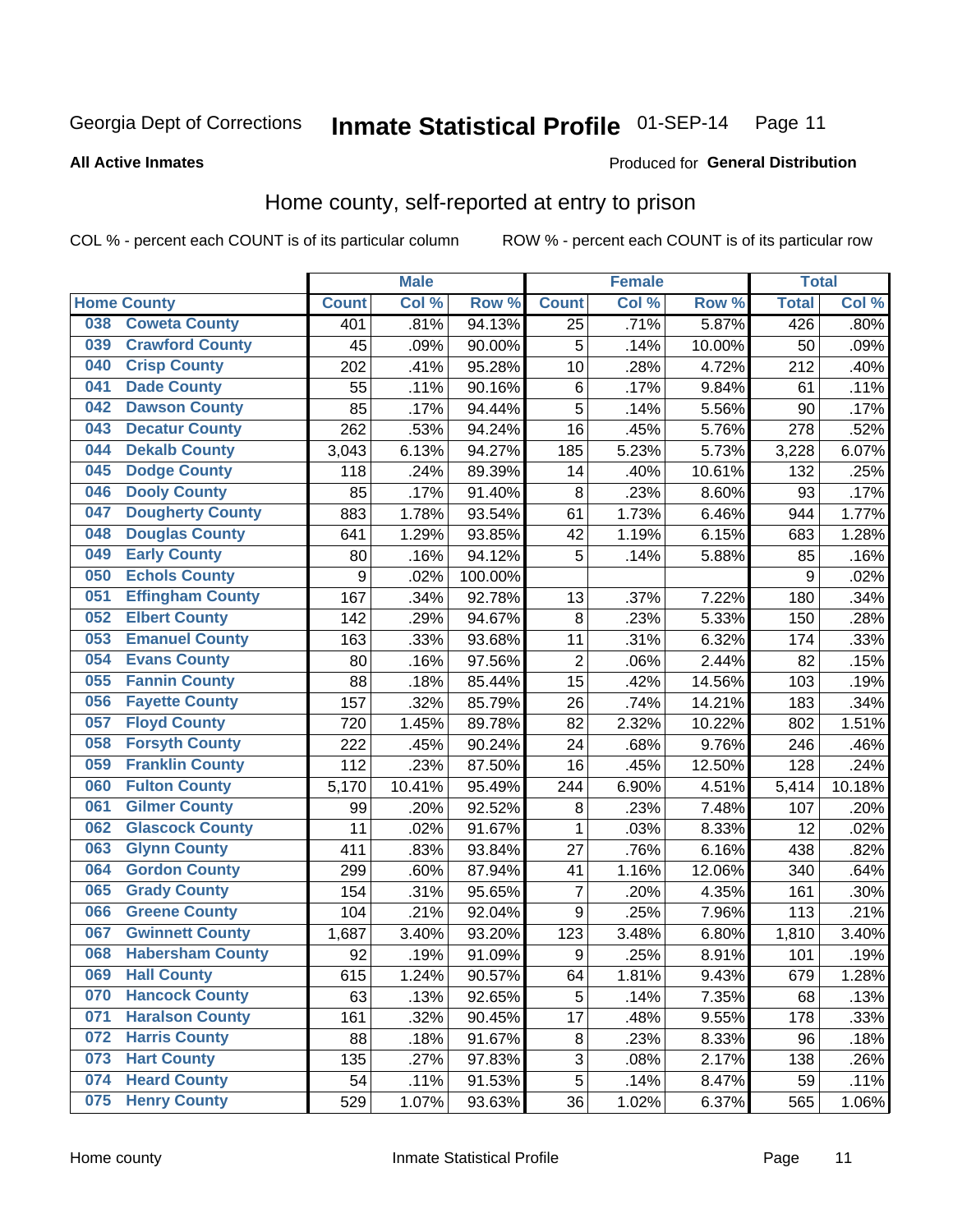Georgia Dept of Corrections **Inmate Statistical Profile** 01-SEP-14

**All Active Inmates**

Produced for **General Distribution**

## Home county, self-reported at entry to prison

COL % - percent each COUNT is of its particular column ROW % - percent each COUNT is of its particular row

| Home County | | Male | | | Female | | | Total | |
|---|---|---|---|---|---|---|---|---|---|
| | | Count | Col % | Row % | Count | Col % | Row % | Total | Col % |
| 038 | Coweta County | 401 | .81% | 94.13% | 25 | .71% | 5.87% | 426 | .80% |
| 039 | Crawford County | 45 | .09% | 90.00% | 5 | .14% | 10.00% | 50 | .09% |
| 040 | Crisp County | 202 | .41% | 95.28% | 10 | .28% | 4.72% | 212 | .40% |
| 041 | Dade County | 55 | .11% | 90.16% | 6 | .17% | 9.84% | 61 | .11% |
| 042 | Dawson County | 85 | .17% | 94.44% | 5 | .14% | 5.56% | 90 | .17% |
| 043 | Decatur County | 262 | .53% | 94.24% | 16 | .45% | 5.76% | 278 | .52% |
| 044 | Dekalb County | 3,043 | 6.13% | 94.27% | 185 | 5.23% | 5.73% | 3,228 | 6.07% |
| 045 | Dodge County | 118 | .24% | 89.39% | 14 | .40% | 10.61% | 132 | .25% |
| 046 | Dooly County | 85 | .17% | 91.40% | 8 | .23% | 8.60% | 93 | .17% |
| 047 | Dougherty County | 883 | 1.78% | 93.54% | 61 | 1.73% | 6.46% | 944 | 1.77% |
| 048 | Douglas County | 641 | 1.29% | 93.85% | 42 | 1.19% | 6.15% | 683 | 1.28% |
| 049 | Early County | 80 | .16% | 94.12% | 5 | .14% | 5.88% | 85 | .16% |
| 050 | Echols County | 9 | .02% | 100.00% | | | | 9 | .02% |
| 051 | Effingham County | 167 | .34% | 92.78% | 13 | .37% | 7.22% | 180 | .34% |
| 052 | Elbert County | 142 | .29% | 94.67% | 8 | .23% | 5.33% | 150 | .28% |
| 053 | Emanuel County | 163 | .33% | 93.68% | 11 | .31% | 6.32% | 174 | .33% |
| 054 | Evans County | 80 | .16% | 97.56% | 2 | .06% | 2.44% | 82 | .15% |
| 055 | Fannin County | 88 | .18% | 85.44% | 15 | .42% | 14.56% | 103 | .19% |
| 056 | Fayette County | 157 | .32% | 85.79% | 26 | .74% | 14.21% | 183 | .34% |
| 057 | Floyd County | 720 | 1.45% | 89.78% | 82 | 2.32% | 10.22% | 802 | 1.51% |
| 058 | Forsyth County | 222 | .45% | 90.24% | 24 | .68% | 9.76% | 246 | .46% |
| 059 | Franklin County | 112 | .23% | 87.50% | 16 | .45% | 12.50% | 128 | .24% |
| 060 | Fulton County | 5,170 | 10.41% | 95.49% | 244 | 6.90% | 4.51% | 5,414 | 10.18% |
| 061 | Gilmer County | 99 | .20% | 92.52% | 8 | .23% | 7.48% | 107 | .20% |
| 062 | Glascock County | 11 | .02% | 91.67% | 1 | .03% | 8.33% | 12 | .02% |
| 063 | Glynn County | 411 | .83% | 93.84% | 27 | .76% | 6.16% | 438 | .82% |
| 064 | Gordon County | 299 | .60% | 87.94% | 41 | 1.16% | 12.06% | 340 | .64% |
| 065 | Grady County | 154 | .31% | 95.65% | 7 | .20% | 4.35% | 161 | .30% |
| 066 | Greene County | 104 | .21% | 92.04% | 9 | .25% | 7.96% | 113 | .21% |
| 067 | Gwinnett County | 1,687 | 3.40% | 93.20% | 123 | 3.48% | 6.80% | 1,810 | 3.40% |
| 068 | Habersham County | 92 | .19% | 91.09% | 9 | .25% | 8.91% | 101 | .19% |
| 069 | Hall County | 615 | 1.24% | 90.57% | 64 | 1.81% | 9.43% | 679 | 1.28% |
| 070 | Hancock County | 63 | .13% | 92.65% | 5 | .14% | 7.35% | 68 | .13% |
| 071 | Haralson County | 161 | .32% | 90.45% | 17 | .48% | 9.55% | 178 | .33% |
| 072 | Harris County | 88 | .18% | 91.67% | 8 | .23% | 8.33% | 96 | .18% |
| 073 | Hart County | 135 | .27% | 97.83% | 3 | .08% | 2.17% | 138 | .26% |
| 074 | Heard County | 54 | .11% | 91.53% | 5 | .14% | 8.47% | 59 | .11% |
| 075 | Henry County | 529 | 1.07% | 93.63% | 36 | 1.02% | 6.37% | 565 | 1.06% |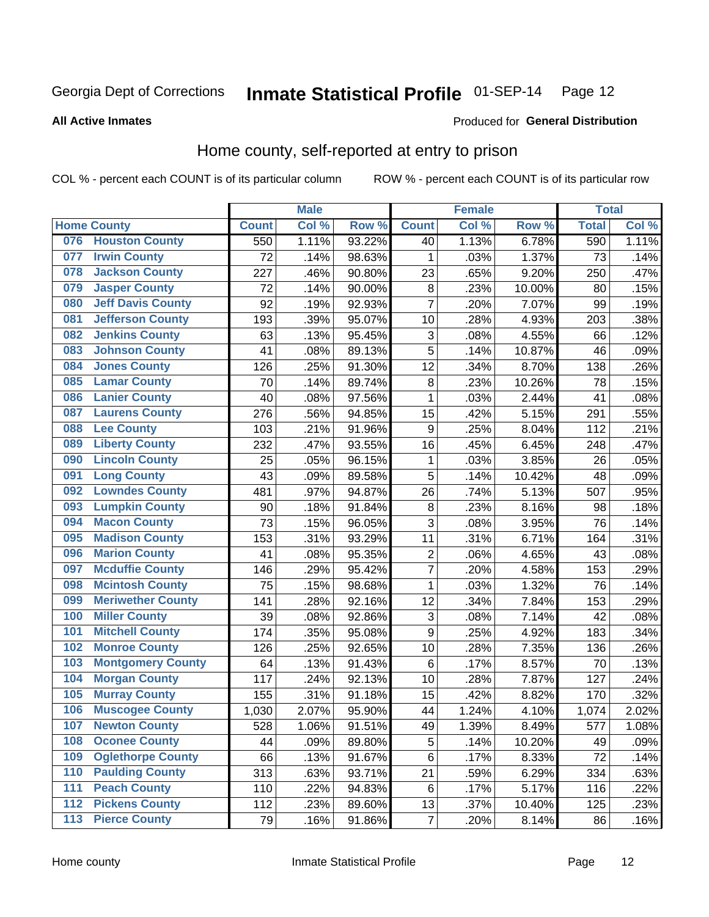Georgia Dept of Corrections **Inmate Statistical Profile** 01-SEP-14

**All Active Inmates**

Produced for **General Distribution**

## Home county, self-reported at entry to prison

COL % - percent each COUNT is of its particular column ROW % - percent each COUNT is of its particular row

| Home County | | Male | | | Female | | | Total | |
|---|---|---|---|---|---|---|---|---|---|
| | | Count | Col % | Row % | Count | Col % | Row % | Total | Col % |
| 076 | Houston County | 550 | 1.11% | 93.22% | 40 | 1.13% | 6.78% | 590 | 1.11% |
| 077 | Irwin County | 72 | .14% | 98.63% | 1 | .03% | 1.37% | 73 | .14% |
| 078 | Jackson County | 227 | .46% | 90.80% | 23 | .65% | 9.20% | 250 | .47% |
| 079 | Jasper County | 72 | .14% | 90.00% | 8 | .23% | 10.00% | 80 | .15% |
| 080 | Jeff Davis County | 92 | .19% | 92.93% | 7 | .20% | 7.07% | 99 | .19% |
| 081 | Jefferson County | 193 | .39% | 95.07% | 10 | .28% | 4.93% | 203 | .38% |
| 082 | Jenkins County | 63 | .13% | 95.45% | 3 | .08% | 4.55% | 66 | .12% |
| 083 | Johnson County | 41 | .08% | 89.13% | 5 | .14% | 10.87% | 46 | .09% |
| 084 | Jones County | 126 | .25% | 91.30% | 12 | .34% | 8.70% | 138 | .26% |
| 085 | Lamar County | 70 | .14% | 89.74% | 8 | .23% | 10.26% | 78 | .15% |
| 086 | Lanier County | 40 | .08% | 97.56% | 1 | .03% | 2.44% | 41 | .08% |
| 087 | Laurens County | 276 | .56% | 94.85% | 15 | .42% | 5.15% | 291 | .55% |
| 088 | Lee County | 103 | .21% | 91.96% | 9 | .25% | 8.04% | 112 | .21% |
| 089 | Liberty County | 232 | .47% | 93.55% | 16 | .45% | 6.45% | 248 | .47% |
| 090 | Lincoln County | 25 | .05% | 96.15% | 1 | .03% | 3.85% | 26 | .05% |
| 091 | Long County | 43 | .09% | 89.58% | 5 | .14% | 10.42% | 48 | .09% |
| 092 | Lowndes County | 481 | .97% | 94.87% | 26 | .74% | 5.13% | 507 | .95% |
| 093 | Lumpkin County | 90 | .18% | 91.84% | 8 | .23% | 8.16% | 98 | .18% |
| 094 | Macon County | 73 | .15% | 96.05% | 3 | .08% | 3.95% | 76 | .14% |
| 095 | Madison County | 153 | .31% | 93.29% | 11 | .31% | 6.71% | 164 | .31% |
| 096 | Marion County | 41 | .08% | 95.35% | 2 | .06% | 4.65% | 43 | .08% |
| 097 | Mcduffie County | 146 | .29% | 95.42% | 7 | .20% | 4.58% | 153 | .29% |
| 098 | Mcintosh County | 75 | .15% | 98.68% | 1 | .03% | 1.32% | 76 | .14% |
| 099 | Meriwether County | 141 | .28% | 92.16% | 12 | .34% | 7.84% | 153 | .29% |
| 100 | Miller County | 39 | .08% | 92.86% | 3 | .08% | 7.14% | 42 | .08% |
| 101 | Mitchell County | 174 | .35% | 95.08% | 9 | .25% | 4.92% | 183 | .34% |
| 102 | Monroe County | 126 | .25% | 92.65% | 10 | .28% | 7.35% | 136 | .26% |
| 103 | Montgomery County | 64 | .13% | 91.43% | 6 | .17% | 8.57% | 70 | .13% |
| 104 | Morgan County | 117 | .24% | 92.13% | 10 | .28% | 7.87% | 127 | .24% |
| 105 | Murray County | 155 | .31% | 91.18% | 15 | .42% | 8.82% | 170 | .32% |
| 106 | Muscogee County | 1,030 | 2.07% | 95.90% | 44 | 1.24% | 4.10% | 1,074 | 2.02% |
| 107 | Newton County | 528 | 1.06% | 91.51% | 49 | 1.39% | 8.49% | 577 | 1.08% |
| 108 | Oconee County | 44 | .09% | 89.80% | 5 | .14% | 10.20% | 49 | .09% |
| 109 | Oglethorpe County | 66 | .13% | 91.67% | 6 | .17% | 8.33% | 72 | .14% |
| 110 | Paulding County | 313 | .63% | 93.71% | 21 | .59% | 6.29% | 334 | .63% |
| 111 | Peach County | 110 | .22% | 94.83% | 6 | .17% | 5.17% | 116 | .22% |
| 112 | Pickens County | 112 | .23% | 89.60% | 13 | .37% | 10.40% | 125 | .23% |
| 113 | Pierce County | 79 | .16% | 91.86% | 7 | .20% | 8.14% | 86 | .16% |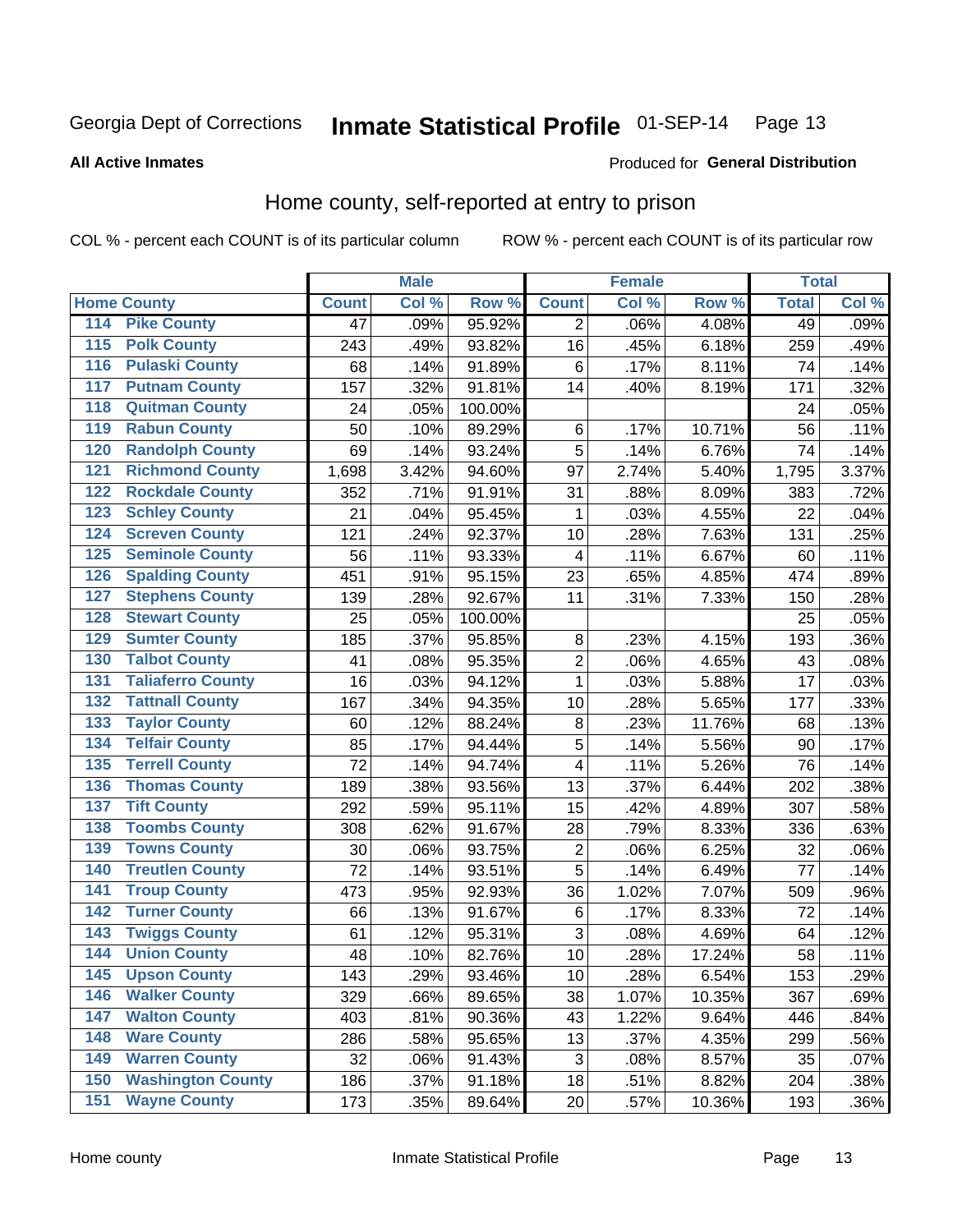Georgia Dept of Corrections **Inmate Statistical Profile** 01-SEP-14

**All Active Inmates**

Produced for **General Distribution**

## Home county, self-reported at entry to prison

COL % - percent each COUNT is of its particular column ROW % - percent each COUNT is of its particular row

| Home County | | Male | | | Female | | | Total | |
|---|---|---|---|---|---|---|---|---|---|
| | | Count | Col % | Row % | Count | Col % | Row % | Total | Col % |
| 114 | Pike County | 47 | .09% | 95.92% | 2 | .06% | 4.08% | 49 | .09% |
| 115 | Polk County | 243 | .49% | 93.82% | 16 | .45% | 6.18% | 259 | .49% |
| 116 | Pulaski County | 68 | .14% | 91.89% | 6 | .17% | 8.11% | 74 | .14% |
| 117 | Putnam County | 157 | .32% | 91.81% | 14 | .40% | 8.19% | 171 | .32% |
| 118 | Quitman County | 24 | .05% | 100.00% | | | | 24 | .05% |
| 119 | Rabun County | 50 | .10% | 89.29% | 6 | .17% | 10.71% | 56 | .11% |
| 120 | Randolph County | 69 | .14% | 93.24% | 5 | .14% | 6.76% | 74 | .14% |
| 121 | Richmond County | 1,698 | 3.42% | 94.60% | 97 | 2.74% | 5.40% | 1,795 | 3.37% |
| 122 | Rockdale County | 352 | .71% | 91.91% | 31 | .88% | 8.09% | 383 | .72% |
| 123 | Schley County | 21 | .04% | 95.45% | 1 | .03% | 4.55% | 22 | .04% |
| 124 | Screven County | 121 | .24% | 92.37% | 10 | .28% | 7.63% | 131 | .25% |
| 125 | Seminole County | 56 | .11% | 93.33% | 4 | .11% | 6.67% | 60 | .11% |
| 126 | Spalding County | 451 | .91% | 95.15% | 23 | .65% | 4.85% | 474 | .89% |
| 127 | Stephens County | 139 | .28% | 92.67% | 11 | .31% | 7.33% | 150 | .28% |
| 128 | Stewart County | 25 | .05% | 100.00% | | | | 25 | .05% |
| 129 | Sumter County | 185 | .37% | 95.85% | 8 | .23% | 4.15% | 193 | .36% |
| 130 | Talbot County | 41 | .08% | 95.35% | 2 | .06% | 4.65% | 43 | .08% |
| 131 | Taliaferro County | 16 | .03% | 94.12% | 1 | .03% | 5.88% | 17 | .03% |
| 132 | Tattnall County | 167 | .34% | 94.35% | 10 | .28% | 5.65% | 177 | .33% |
| 133 | Taylor County | 60 | .12% | 88.24% | 8 | .23% | 11.76% | 68 | .13% |
| 134 | Telfair County | 85 | .17% | 94.44% | 5 | .14% | 5.56% | 90 | .17% |
| 135 | Terrell County | 72 | .14% | 94.74% | 4 | .11% | 5.26% | 76 | .14% |
| 136 | Thomas County | 189 | .38% | 93.56% | 13 | .37% | 6.44% | 202 | .38% |
| 137 | Tift County | 292 | .59% | 95.11% | 15 | .42% | 4.89% | 307 | .58% |
| 138 | Toombs County | 308 | .62% | 91.67% | 28 | .79% | 8.33% | 336 | .63% |
| 139 | Towns County | 30 | .06% | 93.75% | 2 | .06% | 6.25% | 32 | .06% |
| 140 | Treutlen County | 72 | .14% | 93.51% | 5 | .14% | 6.49% | 77 | .14% |
| 141 | Troup County | 473 | .95% | 92.93% | 36 | 1.02% | 7.07% | 509 | .96% |
| 142 | Turner County | 66 | .13% | 91.67% | 6 | .17% | 8.33% | 72 | .14% |
| 143 | Twiggs County | 61 | .12% | 95.31% | 3 | .08% | 4.69% | 64 | .12% |
| 144 | Union County | 48 | .10% | 82.76% | 10 | .28% | 17.24% | 58 | .11% |
| 145 | Upson County | 143 | .29% | 93.46% | 10 | .28% | 6.54% | 153 | .29% |
| 146 | Walker County | 329 | .66% | 89.65% | 38 | 1.07% | 10.35% | 367 | .69% |
| 147 | Walton County | 403 | .81% | 90.36% | 43 | 1.22% | 9.64% | 446 | .84% |
| 148 | Ware County | 286 | .58% | 95.65% | 13 | .37% | 4.35% | 299 | .56% |
| 149 | Warren County | 32 | .06% | 91.43% | 3 | .08% | 8.57% | 35 | .07% |
| 150 | Washington County | 186 | .37% | 91.18% | 18 | .51% | 8.82% | 204 | .38% |
| 151 | Wayne County | 173 | .35% | 89.64% | 20 | .57% | 10.36% | 193 | .36% |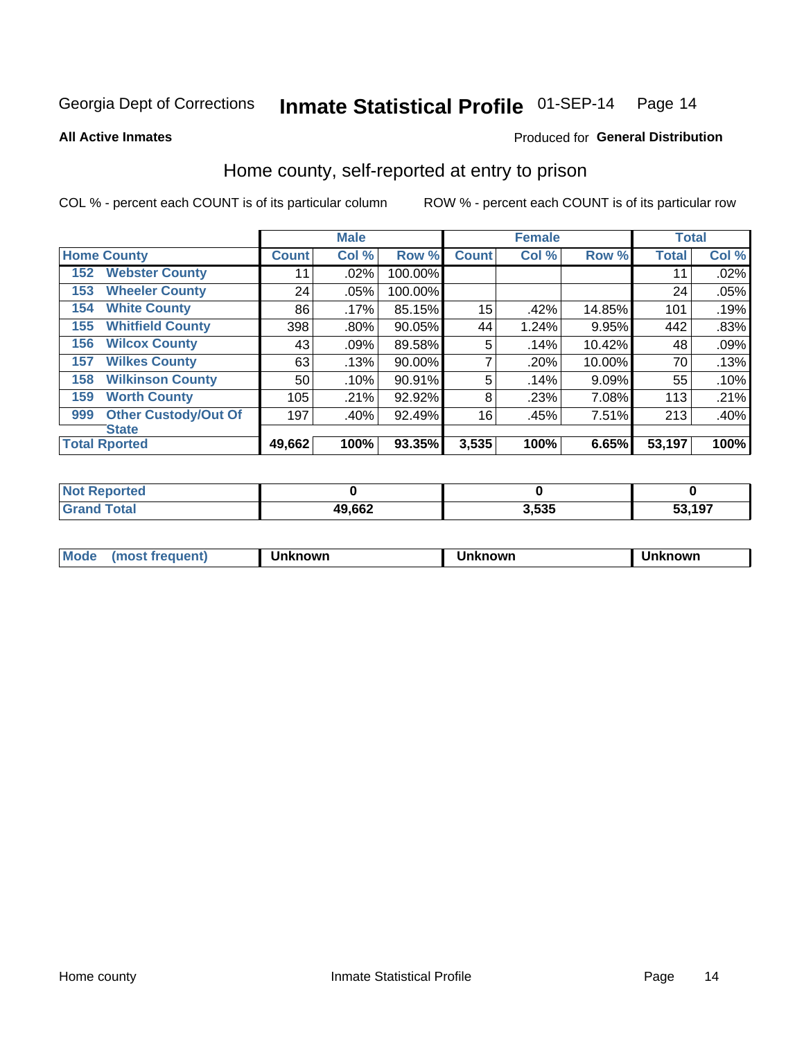Georgia Dept of Corrections **Inmate Statistical Profile** 01-SEP-14

**All Active Inmates**

Produced for **General Distribution**

## Home county, self-reported at entry to prison

COL % - percent each COUNT is of its particular column

ROW % - percent each COUNT is of its particular row

| Home County | | Male | | | Female | | | Total | |
|---|---|---|---|---|---|---|---|---|---|
| | | Count | Col % | Row % | Count | Col % | Row % | Total | Col % |
| 152 | Webster County | 11 | .02% | 100.00% | | | | 11 | .02% |
| 153 | Wheeler County | 24 | .05% | 100.00% | | | | 24 | .05% |
| 154 | White County | 86 | .17% | 85.15% | 15 | .42% | 14.85% | 101 | .19% |
| 155 | Whitfield County | 398 | .80% | 90.05% | 44 | 1.24% | 9.95% | 442 | .83% |
| 156 | Wilcox County | 43 | .09% | 89.58% | 5 | .14% | 10.42% | 48 | .09% |
| 157 | Wilkes County | 63 | .13% | 90.00% | 7 | .20% | 10.00% | 70 | .13% |
| 158 | Wilkinson County | 50 | .10% | 90.91% | 5 | .14% | 9.09% | 55 | .10% |
| 159 | Worth County | 105 | .21% | 92.92% | 8 | .23% | 7.08% | 113 | .21% |
| 999 | Other Custody/Out Of State | 197 | .40% | 92.49% | 16 | .45% | 7.51% | 213 | .40% |
| **Total Rported** | | **49,662** | **100%** | **93.35%** | **3,535** | **100%** | **6.65%** | **53,197** | **100%** |

| | Male | Female | Total |
|---|---|---|---|
| Not Reported | 0 | 0 | 0 |
| Grand Total | 49,662 | 3,535 | 53,197 |

| | Male | Female | Total |
|---|---|---|---|
| Mode (most frequent) | Unknown | Unknown | Unknown |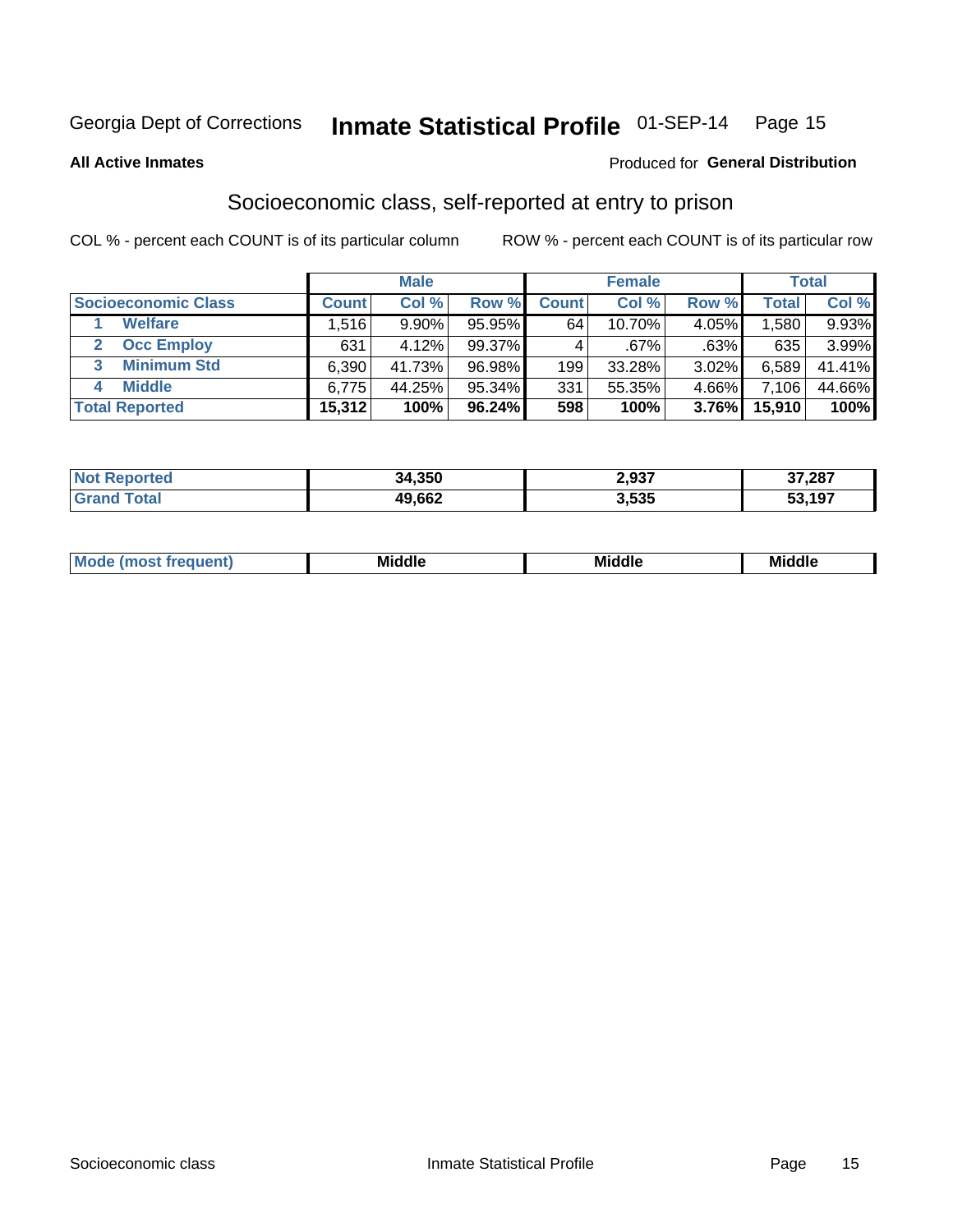Georgia Dept of Corrections **Inmate Statistical Profile** 01-SEP-14

**All Active Inmates**

Produced for **General Distribution**

## Socioeconomic class, self-reported at entry to prison

COL % - percent each COUNT is of its particular column

ROW % - percent each COUNT is of its particular row

| Socioeconomic Class | Male | | | Female | | | Total | |
|---|---|---|---|---|---|---|---|---|
| | Count | Col % | Row % | Count | Col % | Row % | Total | Col % |
| 1 Welfare | 1,516 | 9.90% | 95.95% | 64 | 10.70% | 4.05% | 1,580 | 9.93% |
| 2 Occ Employ | 631 | 4.12% | 99.37% | 4 | .67% | .63% | 635 | 3.99% |
| 3 Minimum Std | 6,390 | 41.73% | 96.98% | 199 | 33.28% | 3.02% | 6,589 | 41.41% |
| 4 Middle | 6,775 | 44.25% | 95.34% | 331 | 55.35% | 4.66% | 7,106 | 44.66% |
| **Total Reported** | **15,312** | **100%** | **96.24%** | **598** | **100%** | **3.76%** | **15,910** | **100%** |

| | Male | Female | Total |
|---|---|---|---|
| Not Reported | 34,350 | 2,937 | 37,287 |
| Grand Total | 49,662 | 3,535 | 53,197 |

| | Male | Female | Total |
|---|---|---|---|
| Mode (most frequent) | Middle | Middle | Middle |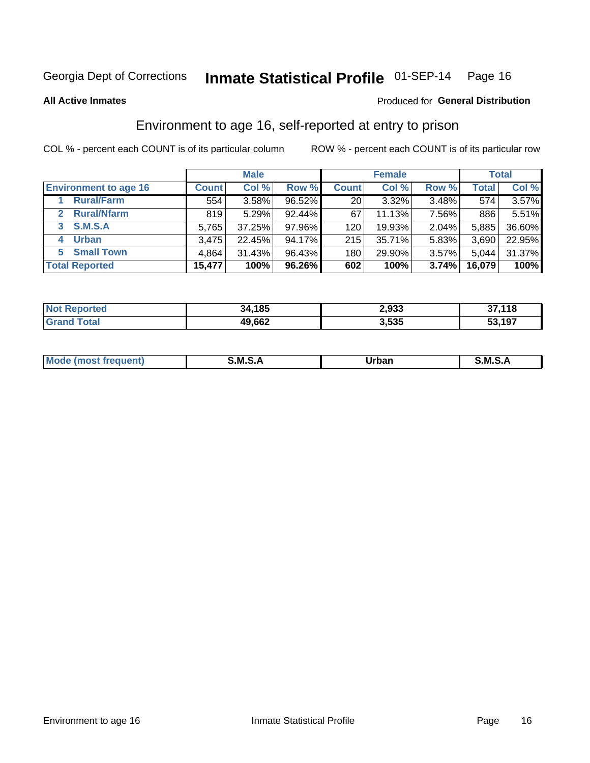Georgia Dept of Corrections **Inmate Statistical Profile** 01-SEP-14 Page 16

**All Active Inmates**

Produced for **General Distribution**

## Environment to age 16, self-reported at entry to prison

COL % - percent each COUNT is of its particular column ROW % - percent each COUNT is of its particular row

| | Male | | | Female | | | Total | |
|---|---|---|---|---|---|---|---|---|
| **Environment to age 16** | **Count** | **Col %** | **Row %** | **Count** | **Col %** | **Row %** | **Total** | **Col %** |
| 1 **Rural/Farm** | 554 | 3.58% | 96.52% | 20 | 3.32% | 3.48% | 574 | 3.57% |
| 2 **Rural/Nfarm** | 819 | 5.29% | 92.44% | 67 | 11.13% | 7.56% | 886 | 5.51% |
| 3 **S.M.S.A** | 5,765 | 37.25% | 97.96% | 120 | 19.93% | 2.04% | 5,885 | 36.60% |
| 4 **Urban** | 3,475 | 22.45% | 94.17% | 215 | 35.71% | 5.83% | 3,690 | 22.95% |
| 5 **Small Town** | 4,864 | 31.43% | 96.43% | 180 | 29.90% | 3.57% | 5,044 | 31.37% |
| **Total Reported** | **15,477** | **100%** | **96.26%** | **602** | **100%** | **3.74%** | **16,079** | **100%** |

| | Male | Female | Total |
|---|---|---|---|
| **Not Reported** | **34,185** | **2,933** | **37,118** |
| **Grand Total** | **49,662** | **3,535** | **53,197** |

| | Male | Female | Total |
|---|---|---|---|
| **Mode (most frequent)** | **S.M.S.A** | **Urban** | **S.M.S.A** |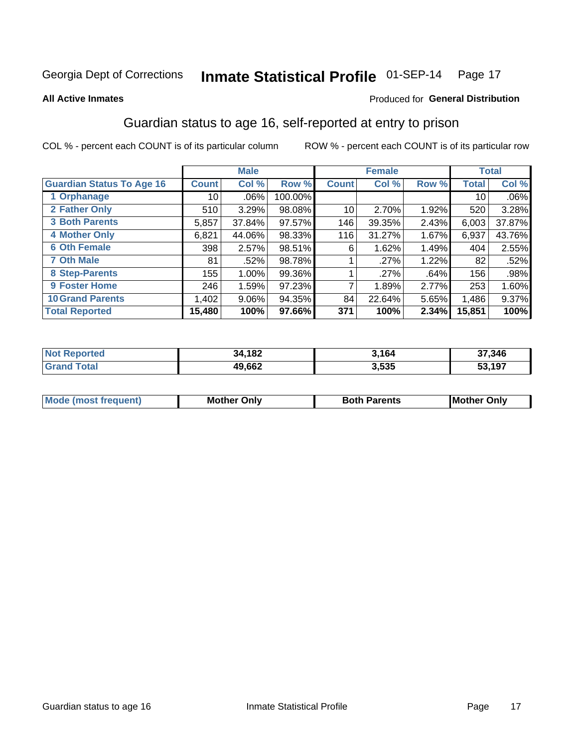Georgia Dept of Corrections **Inmate Statistical Profile** 01-SEP-14

**All Active Inmates**

Produced for **General Distribution**

## Guardian status to age 16, self-reported at entry to prison

COL % - percent each COUNT is of its particular column

ROW % - percent each COUNT is of its particular row

| | Male | | | Female | | | Total | |
|---|---|---|---|---|---|---|---|---|
| **Guardian Status To Age 16** | **Count** | **Col %** | **Row %** | **Count** | **Col %** | **Row %** | **Total** | **Col %** |
| **1 Orphanage** | 10 | .06% | 100.00% | | | | 10 | .06% |
| **2 Father Only** | 510 | 3.29% | 98.08% | 10 | 2.70% | 1.92% | 520 | 3.28% |
| **3 Both Parents** | 5,857 | 37.84% | 97.57% | 146 | 39.35% | 2.43% | 6,003 | 37.87% |
| **4 Mother Only** | 6,821 | 44.06% | 98.33% | 116 | 31.27% | 1.67% | 6,937 | 43.76% |
| **6 Oth Female** | 398 | 2.57% | 98.51% | 6 | 1.62% | 1.49% | 404 | 2.55% |
| **7 Oth Male** | 81 | .52% | 98.78% | 1 | .27% | 1.22% | 82 | .52% |
| **8 Step-Parents** | 155 | 1.00% | 99.36% | 1 | .27% | .64% | 156 | .98% |
| **9 Foster Home** | 246 | 1.59% | 97.23% | 7 | 1.89% | 2.77% | 253 | 1.60% |
| **10 Grand Parents** | 1,402 | 9.06% | 94.35% | 84 | 22.64% | 5.65% | 1,486 | 9.37% |
| **Total Reported** | **15,480** | **100%** | **97.66%** | **371** | **100%** | **2.34%** | **15,851** | **100%** |

| | Male | Female | Total |
|---|---|---|---|
| **Not Reported** | **34,182** | **3,164** | **37,346** |
| **Grand Total** | **49,662** | **3,535** | **53,197** |

| | Male | Female | Total |
|---|---|---|---|
| **Mode (most frequent)** | **Mother Only** | **Both Parents** | **Mother Only** |

Guardian status to age 16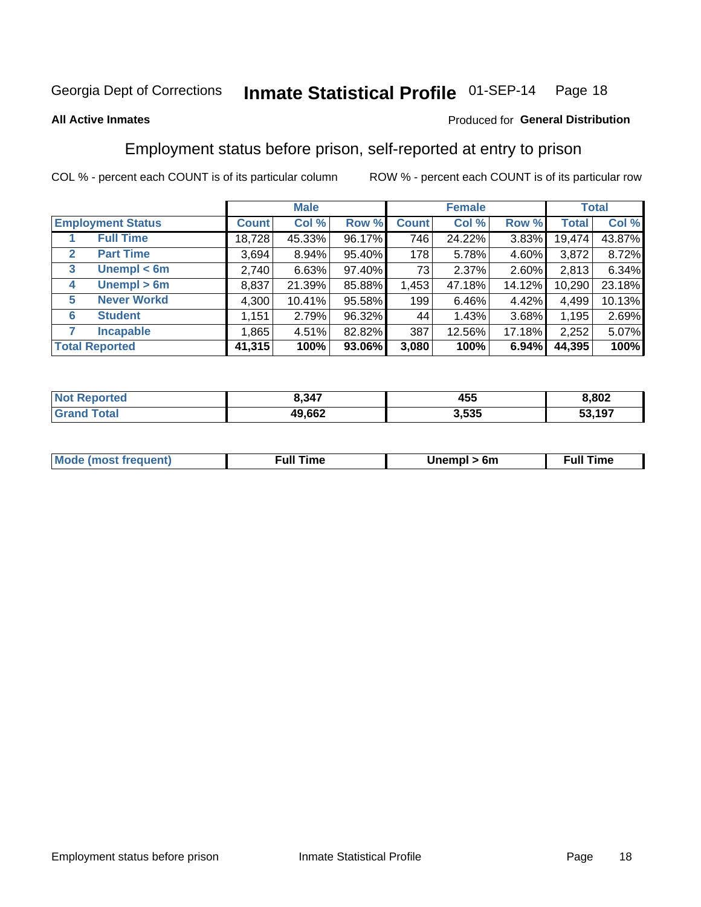Georgia Dept of Corrections **Inmate Statistical Profile** 01-SEP-14

**All Active Inmates**

Produced for **General Distribution**

## Employment status before prison, self-reported at entry to prison

COL % - percent each COUNT is of its particular column     ROW % - percent each COUNT is of its particular row

| Employment Status | | Male | | | Female | | | Total | |
|---|---|---|---|---|---|---|---|---|---|
| | | Count | Col % | Row % | Count | Col % | Row % | Total | Col % |
| 1 | Full Time | 18,728 | 45.33% | 96.17% | 746 | 24.22% | 3.83% | 19,474 | 43.87% |
| 2 | Part Time | 3,694 | 8.94% | 95.40% | 178 | 5.78% | 4.60% | 3,872 | 8.72% |
| 3 | Unempl < 6m | 2,740 | 6.63% | 97.40% | 73 | 2.37% | 2.60% | 2,813 | 6.34% |
| 4 | Unempl > 6m | 8,837 | 21.39% | 85.88% | 1,453 | 47.18% | 14.12% | 10,290 | 23.18% |
| 5 | Never Workd | 4,300 | 10.41% | 95.58% | 199 | 6.46% | 4.42% | 4,499 | 10.13% |
| 6 | Student | 1,151 | 2.79% | 96.32% | 44 | 1.43% | 3.68% | 1,195 | 2.69% |
| 7 | Incapable | 1,865 | 4.51% | 82.82% | 387 | 12.56% | 17.18% | 2,252 | 5.07% |
| **Total Reported** | | **41,315** | **100%** | **93.06%** | **3,080** | **100%** | **6.94%** | **44,395** | **100%** |

| | Male | Female | Total |
|---|---|---|---|
| Not Reported | 8,347 | 455 | 8,802 |
| Grand Total | 49,662 | 3,535 | 53,197 |

| | Male | Female | Total |
|---|---|---|---|
| Mode (most frequent) | Full Time | Unempl > 6m | Full Time |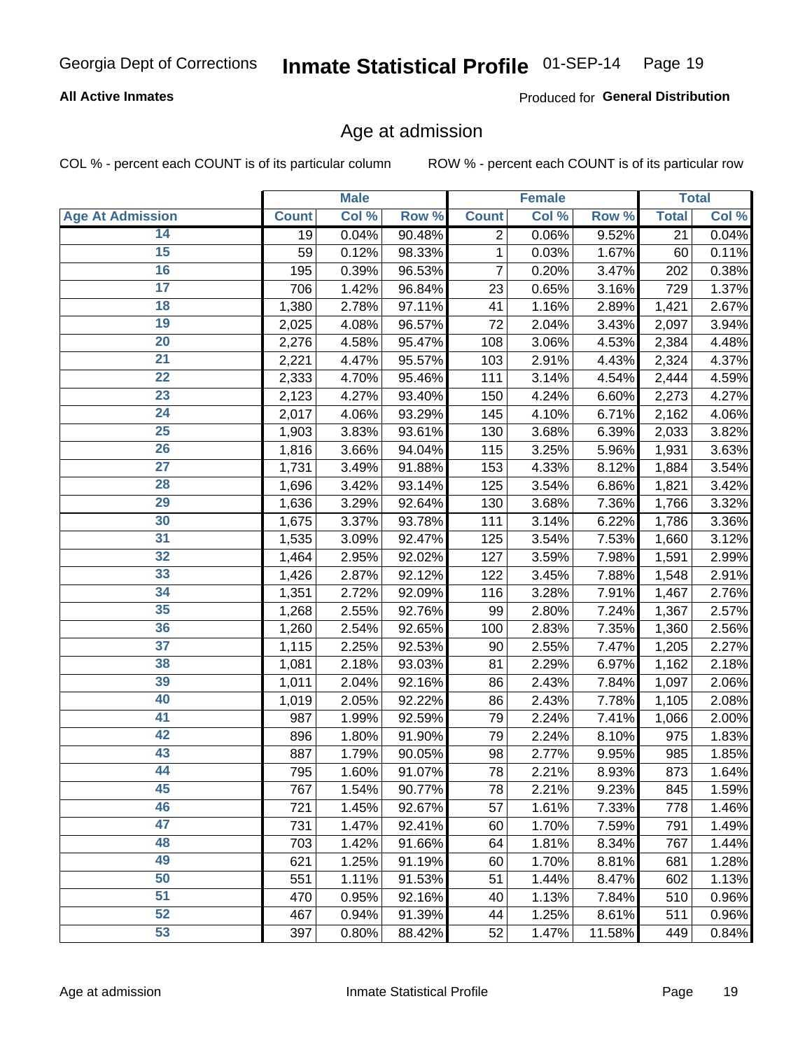Georgia Dept of Corrections **Inmate Statistical Profile** 01-SEP-14

**All Active Inmates**

Produced for **General Distribution**

## Age at admission

COL % - percent each COUNT is of its particular column    ROW % - percent each COUNT is of its particular row

| | Male | | | Female | | | Total | |
|---|---|---|---|---|---|---|---|---|
| **Age At Admission** | **Count** | **Col %** | **Row %** | **Count** | **Col %** | **Row %** | **Total** | **Col %** |
| 14 | 19 | 0.04% | 90.48% | 2 | 0.06% | 9.52% | 21 | 0.04% |
| 15 | 59 | 0.12% | 98.33% | 1 | 0.03% | 1.67% | 60 | 0.11% |
| 16 | 195 | 0.39% | 96.53% | 7 | 0.20% | 3.47% | 202 | 0.38% |
| 17 | 706 | 1.42% | 96.84% | 23 | 0.65% | 3.16% | 729 | 1.37% |
| 18 | 1,380 | 2.78% | 97.11% | 41 | 1.16% | 2.89% | 1,421 | 2.67% |
| 19 | 2,025 | 4.08% | 96.57% | 72 | 2.04% | 3.43% | 2,097 | 3.94% |
| 20 | 2,276 | 4.58% | 95.47% | 108 | 3.06% | 4.53% | 2,384 | 4.48% |
| 21 | 2,221 | 4.47% | 95.57% | 103 | 2.91% | 4.43% | 2,324 | 4.37% |
| 22 | 2,333 | 4.70% | 95.46% | 111 | 3.14% | 4.54% | 2,444 | 4.59% |
| 23 | 2,123 | 4.27% | 93.40% | 150 | 4.24% | 6.60% | 2,273 | 4.27% |
| 24 | 2,017 | 4.06% | 93.29% | 145 | 4.10% | 6.71% | 2,162 | 4.06% |
| 25 | 1,903 | 3.83% | 93.61% | 130 | 3.68% | 6.39% | 2,033 | 3.82% |
| 26 | 1,816 | 3.66% | 94.04% | 115 | 3.25% | 5.96% | 1,931 | 3.63% |
| 27 | 1,731 | 3.49% | 91.88% | 153 | 4.33% | 8.12% | 1,884 | 3.54% |
| 28 | 1,696 | 3.42% | 93.14% | 125 | 3.54% | 6.86% | 1,821 | 3.42% |
| 29 | 1,636 | 3.29% | 92.64% | 130 | 3.68% | 7.36% | 1,766 | 3.32% |
| 30 | 1,675 | 3.37% | 93.78% | 111 | 3.14% | 6.22% | 1,786 | 3.36% |
| 31 | 1,535 | 3.09% | 92.47% | 125 | 3.54% | 7.53% | 1,660 | 3.12% |
| 32 | 1,464 | 2.95% | 92.02% | 127 | 3.59% | 7.98% | 1,591 | 2.99% |
| 33 | 1,426 | 2.87% | 92.12% | 122 | 3.45% | 7.88% | 1,548 | 2.91% |
| 34 | 1,351 | 2.72% | 92.09% | 116 | 3.28% | 7.91% | 1,467 | 2.76% |
| 35 | 1,268 | 2.55% | 92.76% | 99 | 2.80% | 7.24% | 1,367 | 2.57% |
| 36 | 1,260 | 2.54% | 92.65% | 100 | 2.83% | 7.35% | 1,360 | 2.56% |
| 37 | 1,115 | 2.25% | 92.53% | 90 | 2.55% | 7.47% | 1,205 | 2.27% |
| 38 | 1,081 | 2.18% | 93.03% | 81 | 2.29% | 6.97% | 1,162 | 2.18% |
| 39 | 1,011 | 2.04% | 92.16% | 86 | 2.43% | 7.84% | 1,097 | 2.06% |
| 40 | 1,019 | 2.05% | 92.22% | 86 | 2.43% | 7.78% | 1,105 | 2.08% |
| 41 | 987 | 1.99% | 92.59% | 79 | 2.24% | 7.41% | 1,066 | 2.00% |
| 42 | 896 | 1.80% | 91.90% | 79 | 2.24% | 8.10% | 975 | 1.83% |
| 43 | 887 | 1.79% | 90.05% | 98 | 2.77% | 9.95% | 985 | 1.85% |
| 44 | 795 | 1.60% | 91.07% | 78 | 2.21% | 8.93% | 873 | 1.64% |
| 45 | 767 | 1.54% | 90.77% | 78 | 2.21% | 9.23% | 845 | 1.59% |
| 46 | 721 | 1.45% | 92.67% | 57 | 1.61% | 7.33% | 778 | 1.46% |
| 47 | 731 | 1.47% | 92.41% | 60 | 1.70% | 7.59% | 791 | 1.49% |
| 48 | 703 | 1.42% | 91.66% | 64 | 1.81% | 8.34% | 767 | 1.44% |
| 49 | 621 | 1.25% | 91.19% | 60 | 1.70% | 8.81% | 681 | 1.28% |
| 50 | 551 | 1.11% | 91.53% | 51 | 1.44% | 8.47% | 602 | 1.13% |
| 51 | 470 | 0.95% | 92.16% | 40 | 1.13% | 7.84% | 510 | 0.96% |
| 52 | 467 | 0.94% | 91.39% | 44 | 1.25% | 8.61% | 511 | 0.96% |
| 53 | 397 | 0.80% | 88.42% | 52 | 1.47% | 11.58% | 449 | 0.84% |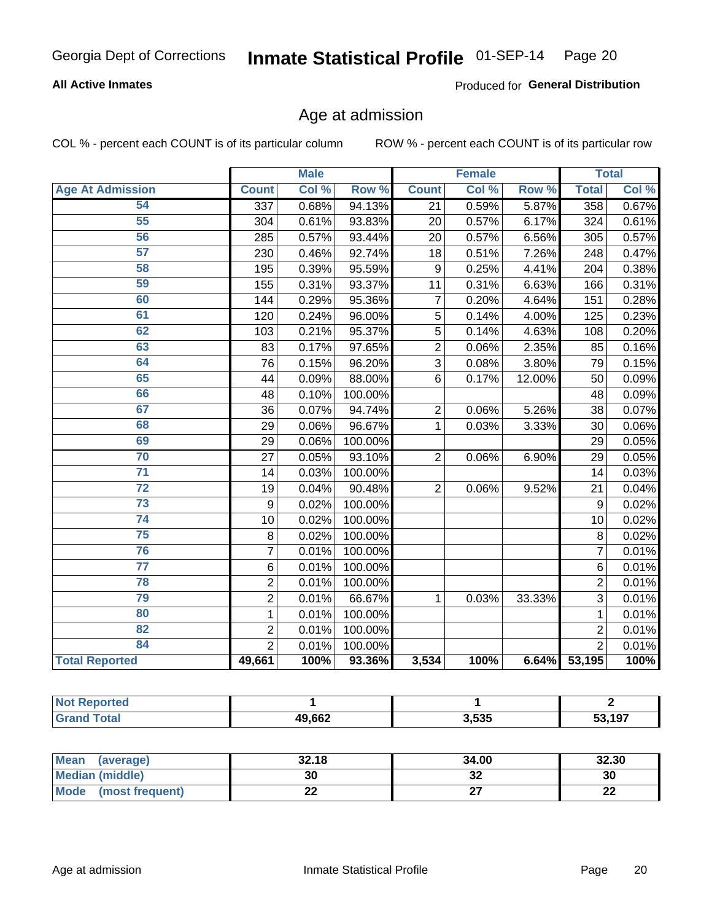Georgia Dept of Corrections **Inmate Statistical Profile** 01-SEP-14

**All Active Inmates**

Produced for **General Distribution**

## Age at admission

COL % - percent each COUNT is of its particular column

ROW % - percent each COUNT is of its particular row

| | Male | | | Female | | | Total | |
|---|---|---|---|---|---|---|---|---|
| **Age At Admission** | **Count** | **Col %** | **Row %** | **Count** | **Col %** | **Row %** | **Total** | **Col %** |
| 54 | 337 | 0.68% | 94.13% | 21 | 0.59% | 5.87% | 358 | 0.67% |
| 55 | 304 | 0.61% | 93.83% | 20 | 0.57% | 6.17% | 324 | 0.61% |
| 56 | 285 | 0.57% | 93.44% | 20 | 0.57% | 6.56% | 305 | 0.57% |
| 57 | 230 | 0.46% | 92.74% | 18 | 0.51% | 7.26% | 248 | 0.47% |
| 58 | 195 | 0.39% | 95.59% | 9 | 0.25% | 4.41% | 204 | 0.38% |
| 59 | 155 | 0.31% | 93.37% | 11 | 0.31% | 6.63% | 166 | 0.31% |
| 60 | 144 | 0.29% | 95.36% | 7 | 0.20% | 4.64% | 151 | 0.28% |
| 61 | 120 | 0.24% | 96.00% | 5 | 0.14% | 4.00% | 125 | 0.23% |
| 62 | 103 | 0.21% | 95.37% | 5 | 0.14% | 4.63% | 108 | 0.20% |
| 63 | 83 | 0.17% | 97.65% | 2 | 0.06% | 2.35% | 85 | 0.16% |
| 64 | 76 | 0.15% | 96.20% | 3 | 0.08% | 3.80% | 79 | 0.15% |
| 65 | 44 | 0.09% | 88.00% | 6 | 0.17% | 12.00% | 50 | 0.09% |
| 66 | 48 | 0.10% | 100.00% | | | | 48 | 0.09% |
| 67 | 36 | 0.07% | 94.74% | 2 | 0.06% | 5.26% | 38 | 0.07% |
| 68 | 29 | 0.06% | 96.67% | 1 | 0.03% | 3.33% | 30 | 0.06% |
| 69 | 29 | 0.06% | 100.00% | | | | 29 | 0.05% |
| 70 | 27 | 0.05% | 93.10% | 2 | 0.06% | 6.90% | 29 | 0.05% |
| 71 | 14 | 0.03% | 100.00% | | | | 14 | 0.03% |
| 72 | 19 | 0.04% | 90.48% | 2 | 0.06% | 9.52% | 21 | 0.04% |
| 73 | 9 | 0.02% | 100.00% | | | | 9 | 0.02% |
| 74 | 10 | 0.02% | 100.00% | | | | 10 | 0.02% |
| 75 | 8 | 0.02% | 100.00% | | | | 8 | 0.02% |
| 76 | 7 | 0.01% | 100.00% | | | | 7 | 0.01% |
| 77 | 6 | 0.01% | 100.00% | | | | 6 | 0.01% |
| 78 | 2 | 0.01% | 100.00% | | | | 2 | 0.01% |
| 79 | 2 | 0.01% | 66.67% | 1 | 0.03% | 33.33% | 3 | 0.01% |
| 80 | 1 | 0.01% | 100.00% | | | | 1 | 0.01% |
| 82 | 2 | 0.01% | 100.00% | | | | 2 | 0.01% |
| 84 | 2 | 0.01% | 100.00% | | | | 2 | 0.01% |
| **Total Reported** | **49,661** | **100%** | **93.36%** | **3,534** | **100%** | **6.64%** | **53,195** | **100%** |

| | Male | Female | Total |
|---|---|---|---|
| **Not Reported** | **1** | **1** | **2** |
| **Grand Total** | **49,662** | **3,535** | **53,197** |

| | Male | Female | Total |
|---|---|---|---|
| **Mean (average)** | **32.18** | **34.00** | **32.30** |
| **Median (middle)** | **30** | **32** | **30** |
| **Mode (most frequent)** | **22** | **27** | **22** |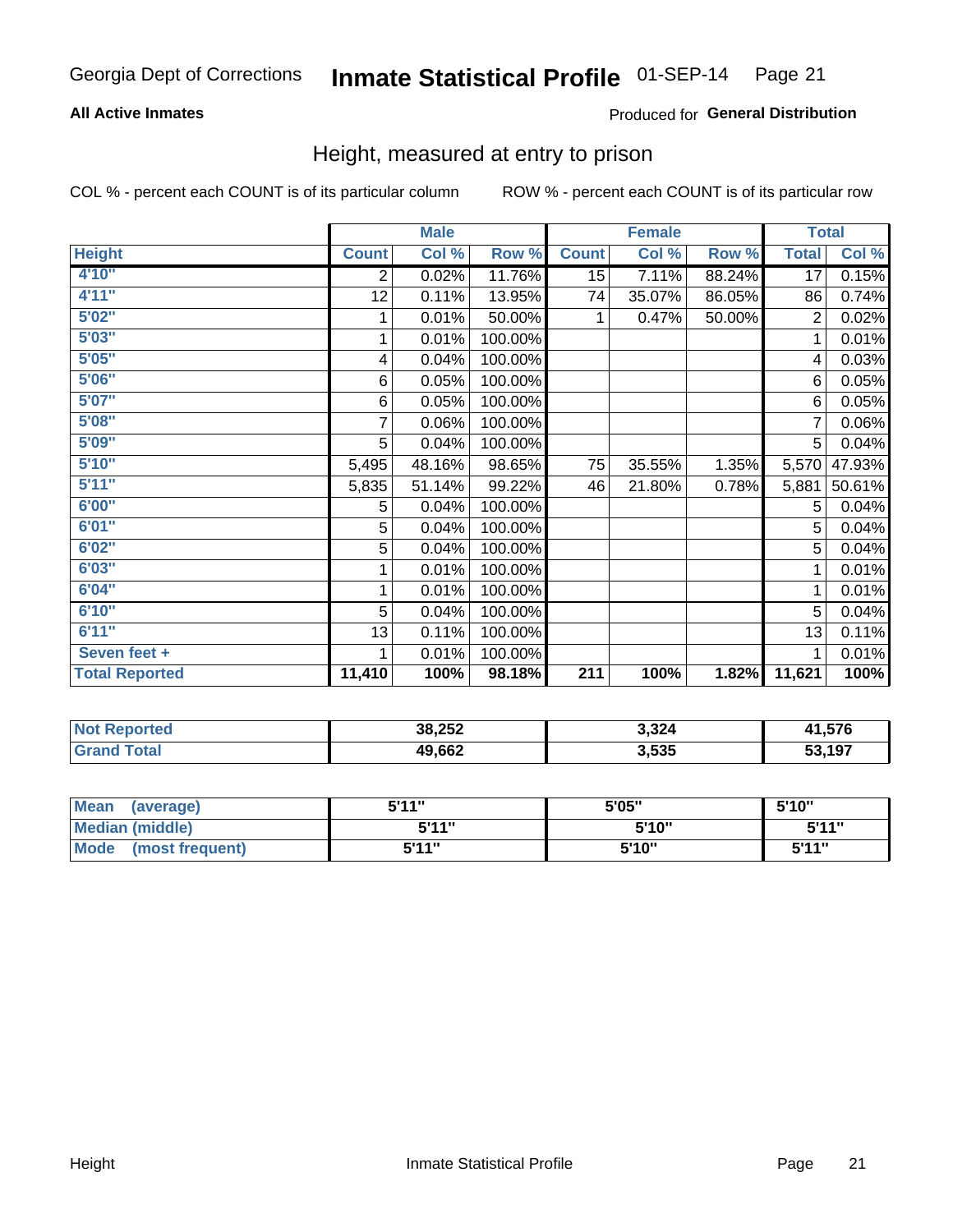Georgia Dept of Corrections **Inmate Statistical Profile** 01-SEP-14

**All Active Inmates**

Produced for **General Distribution**

## Height, measured at entry to prison

COL % - percent each COUNT is of its particular column

ROW % - percent each COUNT is of its particular row

| Height | Male | | | Female | | | Total | |
|---|---|---|---|---|---|---|---|---|
| | Count | Col % | Row % | Count | Col % | Row % | Total | Col % |
| 4'10" | 2 | 0.02% | 11.76% | 15 | 7.11% | 88.24% | 17 | 0.15% |
| 4'11" | 12 | 0.11% | 13.95% | 74 | 35.07% | 86.05% | 86 | 0.74% |
| 5'02" | 1 | 0.01% | 50.00% | 1 | 0.47% | 50.00% | 2 | 0.02% |
| 5'03" | 1 | 0.01% | 100.00% | | | | 1 | 0.01% |
| 5'05" | 4 | 0.04% | 100.00% | | | | 4 | 0.03% |
| 5'06" | 6 | 0.05% | 100.00% | | | | 6 | 0.05% |
| 5'07" | 6 | 0.05% | 100.00% | | | | 6 | 0.05% |
| 5'08" | 7 | 0.06% | 100.00% | | | | 7 | 0.06% |
| 5'09" | 5 | 0.04% | 100.00% | | | | 5 | 0.04% |
| 5'10" | 5,495 | 48.16% | 98.65% | 75 | 35.55% | 1.35% | 5,570 | 47.93% |
| 5'11" | 5,835 | 51.14% | 99.22% | 46 | 21.80% | 0.78% | 5,881 | 50.61% |
| 6'00" | 5 | 0.04% | 100.00% | | | | 5 | 0.04% |
| 6'01" | 5 | 0.04% | 100.00% | | | | 5 | 0.04% |
| 6'02" | 5 | 0.04% | 100.00% | | | | 5 | 0.04% |
| 6'03" | 1 | 0.01% | 100.00% | | | | 1 | 0.01% |
| 6'04" | 1 | 0.01% | 100.00% | | | | 1 | 0.01% |
| 6'10" | 5 | 0.04% | 100.00% | | | | 5 | 0.04% |
| 6'11" | 13 | 0.11% | 100.00% | | | | 13 | 0.11% |
| Seven feet + | 1 | 0.01% | 100.00% | | | | 1 | 0.01% |
| **Total Reported** | **11,410** | **100%** | **98.18%** | **211** | **100%** | **1.82%** | **11,621** | **100%** |

| | Male | Female | Total |
|---|---|---|---|
| Not Reported | 38,252 | 3,324 | 41,576 |
| Grand Total | 49,662 | 3,535 | 53,197 |

| | Male | Female | Total |
|---|---|---|---|
| Mean (average) | 5'11" | 5'05" | 5'10" |
| Median (middle) | 5'11" | 5'10" | 5'11" |
| Mode (most frequent) | 5'11" | 5'10" | 5'11" |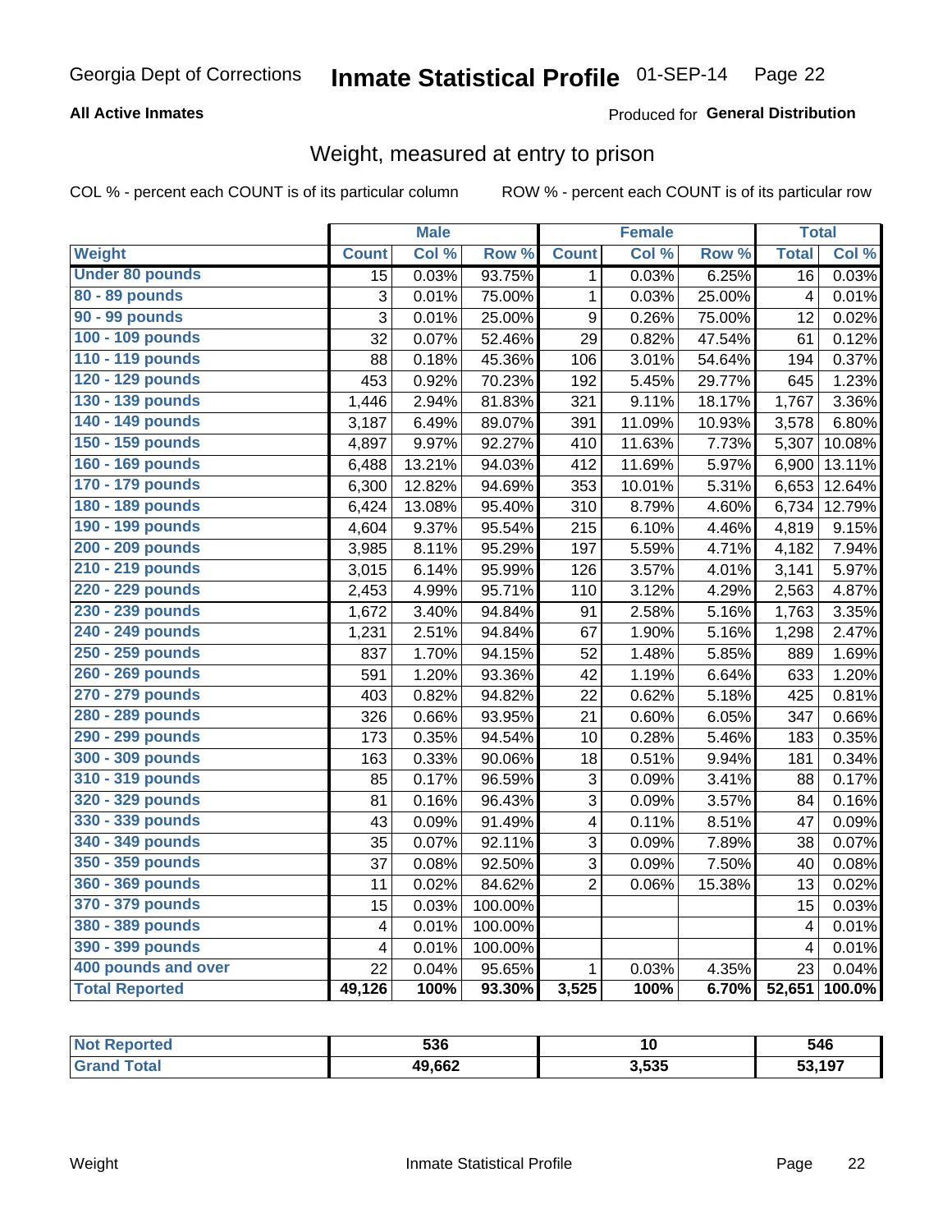Georgia Dept of Corrections **Inmate Statistical Profile** 01-SEP-14

**All Active Inmates**

Produced for **General Distribution**

## Weight, measured at entry to prison

COL % - percent each COUNT is of its particular column

ROW % - percent each COUNT is of its particular row

| | Male | | | Female | | | Total | |
|---|---|---|---|---|---|---|---|---|
| **Weight** | **Count** | **Col %** | **Row %** | **Count** | **Col %** | **Row %** | **Total** | **Col %** |
| Under 80 pounds | 15 | 0.03% | 93.75% | 1 | 0.03% | 6.25% | 16 | 0.03% |
| 80 - 89 pounds | 3 | 0.01% | 75.00% | 1 | 0.03% | 25.00% | 4 | 0.01% |
| 90 - 99 pounds | 3 | 0.01% | 25.00% | 9 | 0.26% | 75.00% | 12 | 0.02% |
| 100 - 109 pounds | 32 | 0.07% | 52.46% | 29 | 0.82% | 47.54% | 61 | 0.12% |
| 110 - 119 pounds | 88 | 0.18% | 45.36% | 106 | 3.01% | 54.64% | 194 | 0.37% |
| 120 - 129 pounds | 453 | 0.92% | 70.23% | 192 | 5.45% | 29.77% | 645 | 1.23% |
| 130 - 139 pounds | 1,446 | 2.94% | 81.83% | 321 | 9.11% | 18.17% | 1,767 | 3.36% |
| 140 - 149 pounds | 3,187 | 6.49% | 89.07% | 391 | 11.09% | 10.93% | 3,578 | 6.80% |
| 150 - 159 pounds | 4,897 | 9.97% | 92.27% | 410 | 11.63% | 7.73% | 5,307 | 10.08% |
| 160 - 169 pounds | 6,488 | 13.21% | 94.03% | 412 | 11.69% | 5.97% | 6,900 | 13.11% |
| 170 - 179 pounds | 6,300 | 12.82% | 94.69% | 353 | 10.01% | 5.31% | 6,653 | 12.64% |
| 180 - 189 pounds | 6,424 | 13.08% | 95.40% | 310 | 8.79% | 4.60% | 6,734 | 12.79% |
| 190 - 199 pounds | 4,604 | 9.37% | 95.54% | 215 | 6.10% | 4.46% | 4,819 | 9.15% |
| 200 - 209 pounds | 3,985 | 8.11% | 95.29% | 197 | 5.59% | 4.71% | 4,182 | 7.94% |
| 210 - 219 pounds | 3,015 | 6.14% | 95.99% | 126 | 3.57% | 4.01% | 3,141 | 5.97% |
| 220 - 229 pounds | 2,453 | 4.99% | 95.71% | 110 | 3.12% | 4.29% | 2,563 | 4.87% |
| 230 - 239 pounds | 1,672 | 3.40% | 94.84% | 91 | 2.58% | 5.16% | 1,763 | 3.35% |
| 240 - 249 pounds | 1,231 | 2.51% | 94.84% | 67 | 1.90% | 5.16% | 1,298 | 2.47% |
| 250 - 259 pounds | 837 | 1.70% | 94.15% | 52 | 1.48% | 5.85% | 889 | 1.69% |
| 260 - 269 pounds | 591 | 1.20% | 93.36% | 42 | 1.19% | 6.64% | 633 | 1.20% |
| 270 - 279 pounds | 403 | 0.82% | 94.82% | 22 | 0.62% | 5.18% | 425 | 0.81% |
| 280 - 289 pounds | 326 | 0.66% | 93.95% | 21 | 0.60% | 6.05% | 347 | 0.66% |
| 290 - 299 pounds | 173 | 0.35% | 94.54% | 10 | 0.28% | 5.46% | 183 | 0.35% |
| 300 - 309 pounds | 163 | 0.33% | 90.06% | 18 | 0.51% | 9.94% | 181 | 0.34% |
| 310 - 319 pounds | 85 | 0.17% | 96.59% | 3 | 0.09% | 3.41% | 88 | 0.17% |
| 320 - 329 pounds | 81 | 0.16% | 96.43% | 3 | 0.09% | 3.57% | 84 | 0.16% |
| 330 - 339 pounds | 43 | 0.09% | 91.49% | 4 | 0.11% | 8.51% | 47 | 0.09% |
| 340 - 349 pounds | 35 | 0.07% | 92.11% | 3 | 0.09% | 7.89% | 38 | 0.07% |
| 350 - 359 pounds | 37 | 0.08% | 92.50% | 3 | 0.09% | 7.50% | 40 | 0.08% |
| 360 - 369 pounds | 11 | 0.02% | 84.62% | 2 | 0.06% | 15.38% | 13 | 0.02% |
| 370 - 379 pounds | 15 | 0.03% | 100.00% | | | | 15 | 0.03% |
| 380 - 389 pounds | 4 | 0.01% | 100.00% | | | | 4 | 0.01% |
| 390 - 399 pounds | 4 | 0.01% | 100.00% | | | | 4 | 0.01% |
| 400 pounds and over | 22 | 0.04% | 95.65% | 1 | 0.03% | 4.35% | 23 | 0.04% |
| **Total Reported** | **49,126** | **100%** | **93.30%** | **3,525** | **100%** | **6.70%** | **52,651** | **100.0%** |

| | Male | Female | Total |
|---|---|---|---|
| Not Reported | 536 | 10 | 546 |
| Grand Total | 49,662 | 3,535 | 53,197 |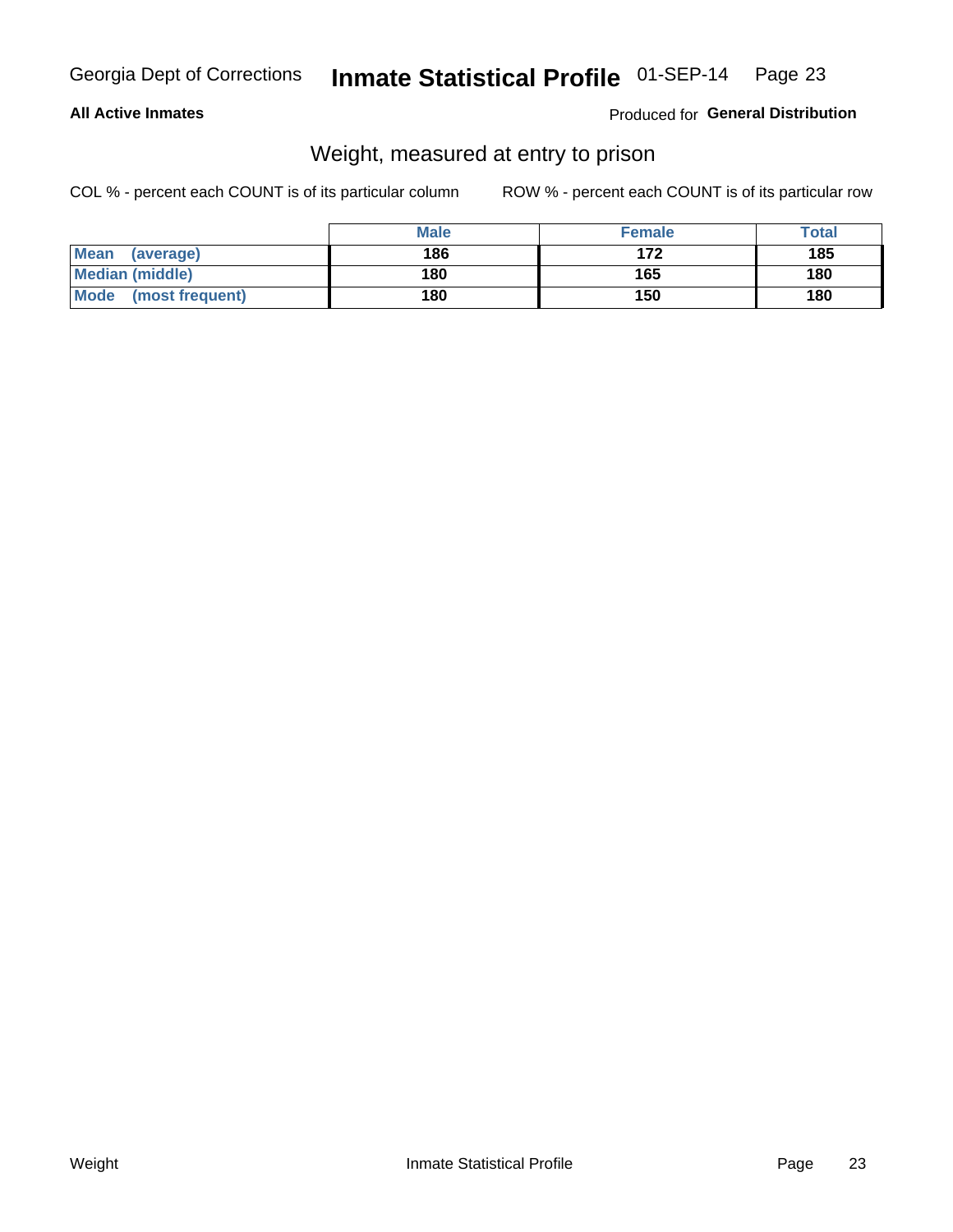Georgia Dept of Corrections **Inmate Statistical Profile** 01-SEP-14

**All Active Inmates** Produced for **General Distribution**

## Weight, measured at entry to prison

COL % - percent each COUNT is of its particular column ROW % - percent each COUNT is of its particular row

| | Male | Female | Total |
|---|---|---|---|
| **Mean (average)** | **186** | **172** | **185** |
| **Median (middle)** | **180** | **165** | **180** |
| **Mode (most frequent)** | **180** | **150** | **180** |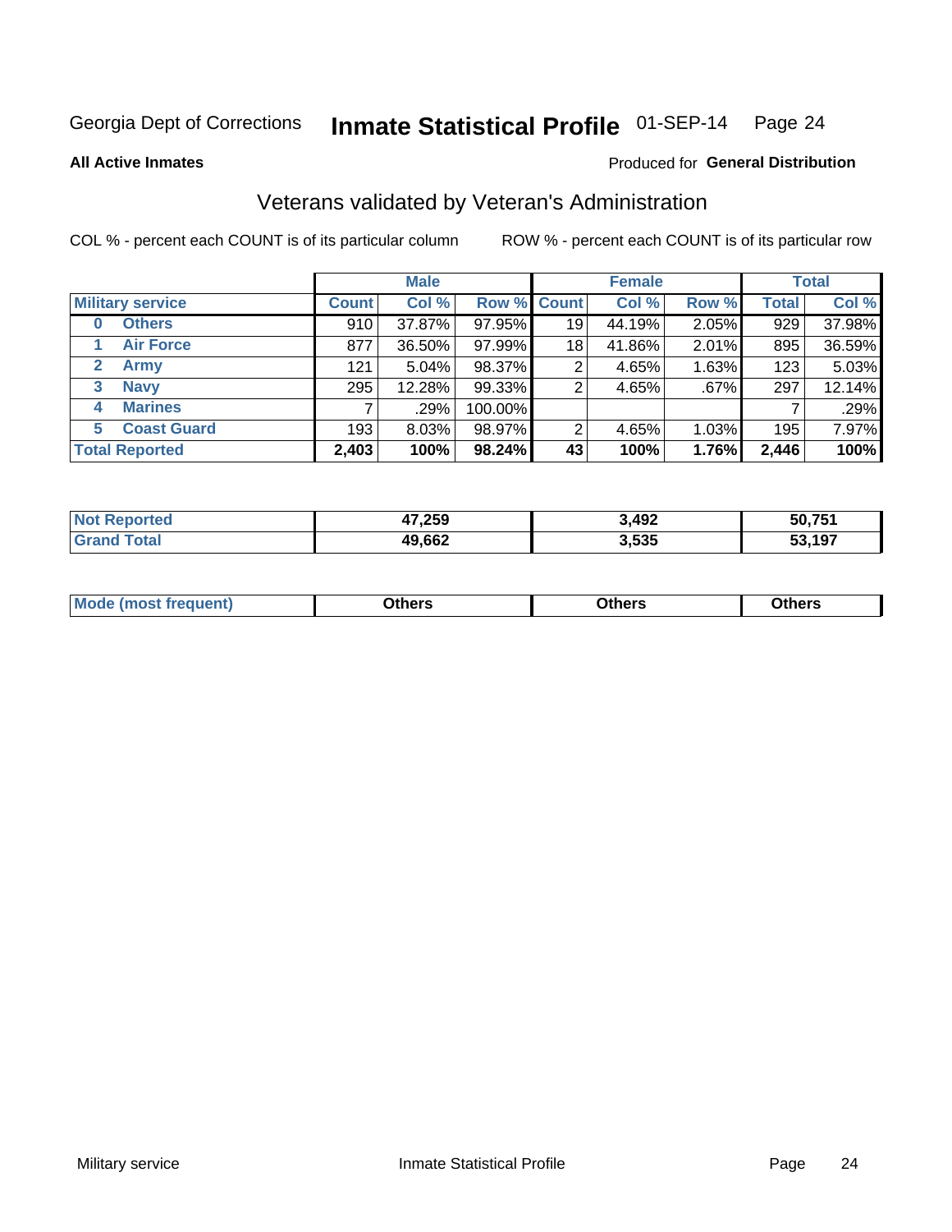Georgia Dept of Corrections **Inmate Statistical Profile** 01-SEP-14

**All Active Inmates**

Produced for **General Distribution**

## Veterans validated by Veteran's Administration

COL % - percent each COUNT is of its particular column

ROW % - percent each COUNT is of its particular row

| | | Male | | | Female | | | Total | |
|---|---|---|---|---|---|---|---|---|---|
| **Military service** | | **Count** | **Col %** | **Row %** | **Count** | **Col %** | **Row %** | **Total** | **Col %** |
| 0 | Others | 910 | 37.87% | 97.95% | 19 | 44.19% | 2.05% | 929 | 37.98% |
| 1 | Air Force | 877 | 36.50% | 97.99% | 18 | 41.86% | 2.01% | 895 | 36.59% |
| 2 | Army | 121 | 5.04% | 98.37% | 2 | 4.65% | 1.63% | 123 | 5.03% |
| 3 | Navy | 295 | 12.28% | 99.33% | 2 | 4.65% | .67% | 297 | 12.14% |
| 4 | Marines | 7 | .29% | 100.00% | | | | 7 | .29% |
| 5 | Coast Guard | 193 | 8.03% | 98.97% | 2 | 4.65% | 1.03% | 195 | 7.97% |
| **Total Reported** | | **2,403** | **100%** | **98.24%** | **43** | **100%** | **1.76%** | **2,446** | **100%** |

| | Male | Female | Total |
|---|---|---|---|
| Not Reported | 47,259 | 3,492 | 50,751 |
| Grand Total | 49,662 | 3,535 | 53,197 |

| | Male | Female | Total |
|---|---|---|---|
| Mode (most frequent) | Others | Others | Others |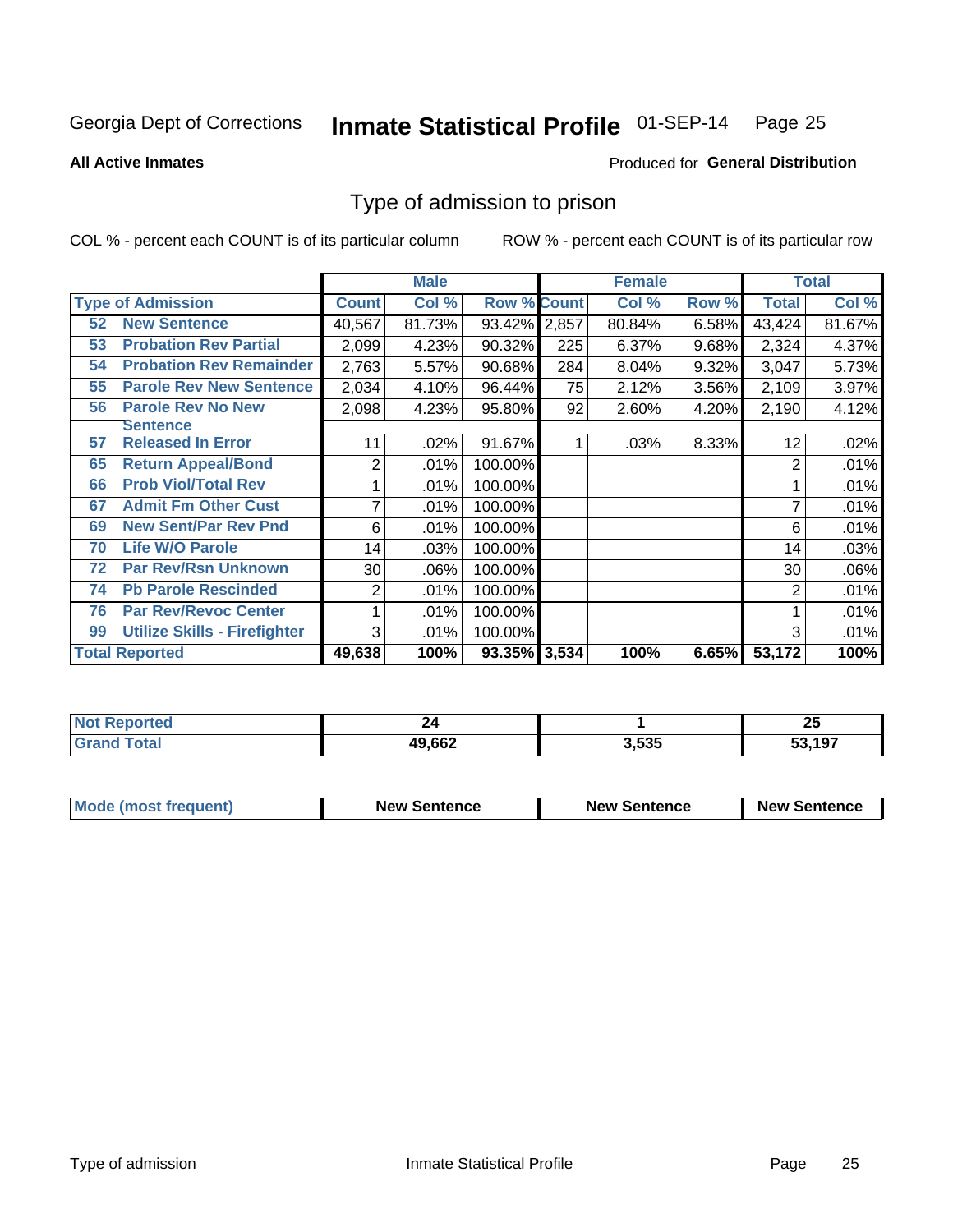Georgia Dept of Corrections **Inmate Statistical Profile** 01-SEP-14

**All Active Inmates**

Produced for **General Distribution**

# Type of admission to prison

COL % - percent each COUNT is of its particular column ROW % - percent each COUNT is of its particular row

| Type of Admission | | Male | | | Female | | | Total | |
|---|---|---|---|---|---|---|---|---|---|
| | | Count | Col % | Row % | Count | Col % | Row % | Total | Col % |
| 52 | New Sentence | 40,567 | 81.73% | 93.42% | 2,857 | 80.84% | 6.58% | 43,424 | 81.67% |
| 53 | Probation Rev Partial | 2,099 | 4.23% | 90.32% | 225 | 6.37% | 9.68% | 2,324 | 4.37% |
| 54 | Probation Rev Remainder | 2,763 | 5.57% | 90.68% | 284 | 8.04% | 9.32% | 3,047 | 5.73% |
| 55 | Parole Rev New Sentence | 2,034 | 4.10% | 96.44% | 75 | 2.12% | 3.56% | 2,109 | 3.97% |
| 56 | Parole Rev No New Sentence | 2,098 | 4.23% | 95.80% | 92 | 2.60% | 4.20% | 2,190 | 4.12% |
| 57 | Released In Error | 11 | .02% | 91.67% | 1 | .03% | 8.33% | 12 | .02% |
| 65 | Return Appeal/Bond | 2 | .01% | 100.00% | | | | 2 | .01% |
| 66 | Prob Viol/Total Rev | 1 | .01% | 100.00% | | | | 1 | .01% |
| 67 | Admit Fm Other Cust | 7 | .01% | 100.00% | | | | 7 | .01% |
| 69 | New Sent/Par Rev Pnd | 6 | .01% | 100.00% | | | | 6 | .01% |
| 70 | Life W/O Parole | 14 | .03% | 100.00% | | | | 14 | .03% |
| 72 | Par Rev/Rsn Unknown | 30 | .06% | 100.00% | | | | 30 | .06% |
| 74 | Pb Parole Rescinded | 2 | .01% | 100.00% | | | | 2 | .01% |
| 76 | Par Rev/Revoc Center | 1 | .01% | 100.00% | | | | 1 | .01% |
| 99 | Utilize Skills - Firefighter | 3 | .01% | 100.00% | | | | 3 | .01% |
| **Total Reported** | | **49,638** | **100%** | **93.35%** | **3,534** | **100%** | **6.65%** | **53,172** | **100%** |

| | Male | Female | Total |
|---|---|---|---|
| Not Reported | 24 | 1 | 25 |
| Grand Total | 49,662 | 3,535 | 53,197 |

| | Male | Female | Total |
|---|---|---|---|
| Mode (most frequent) | New Sentence | New Sentence | New Sentence |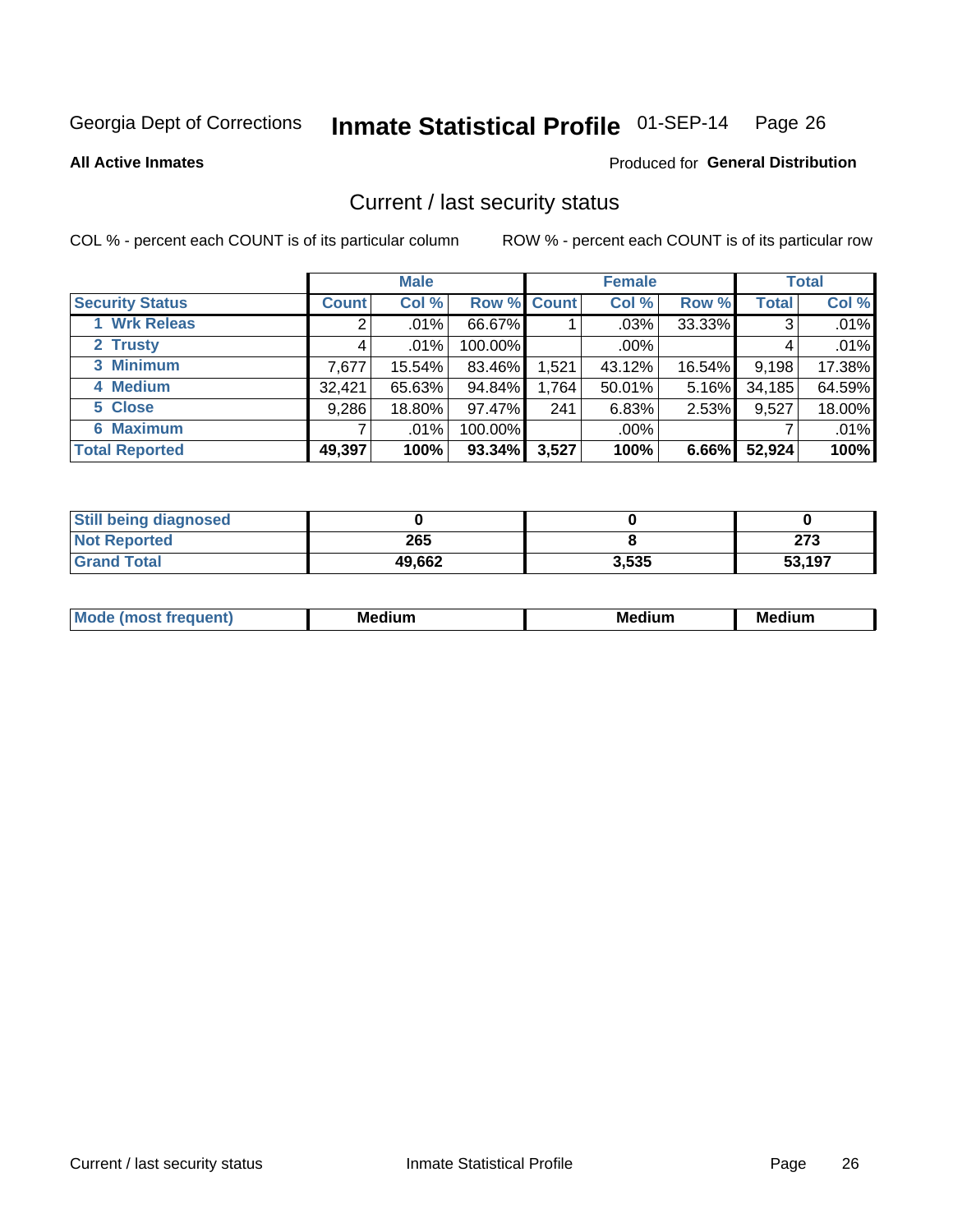Georgia Dept of Corrections **Inmate Statistical Profile** 01-SEP-14

**All Active Inmates**

Produced for **General Distribution**

## Current / last security status

COL % - percent each COUNT is of its particular column

ROW % - percent each COUNT is of its particular row

| | Male | | | Female | | | Total | |
|---|---|---|---|---|---|---|---|---|
| **Security Status** | **Count** | **Col %** | **Row %** | **Count** | **Col %** | **Row %** | **Total** | **Col %** |
| **1 Wrk Releas** | 2 | .01% | 66.67% | 1 | .03% | 33.33% | 3 | .01% |
| **2 Trusty** | 4 | .01% | 100.00% | | .00% | | 4 | .01% |
| **3 Minimum** | 7,677 | 15.54% | 83.46% | 1,521 | 43.12% | 16.54% | 9,198 | 17.38% |
| **4 Medium** | 32,421 | 65.63% | 94.84% | 1,764 | 50.01% | 5.16% | 34,185 | 64.59% |
| **5 Close** | 9,286 | 18.80% | 97.47% | 241 | 6.83% | 2.53% | 9,527 | 18.00% |
| **6 Maximum** | 7 | .01% | 100.00% | | .00% | | 7 | .01% |
| **Total Reported** | **49,397** | **100%** | **93.34%** | **3,527** | **100%** | **6.66%** | **52,924** | **100%** |

| | Male | Female | Total |
|---|---|---|---|
| **Still being diagnosed** | **0** | **0** | **0** |
| **Not Reported** | **265** | **8** | **273** |
| **Grand Total** | **49,662** | **3,535** | **53,197** |

| | Male | Female | Total |
|---|---|---|---|
| **Mode (most frequent)** | **Medium** | **Medium** | **Medium** |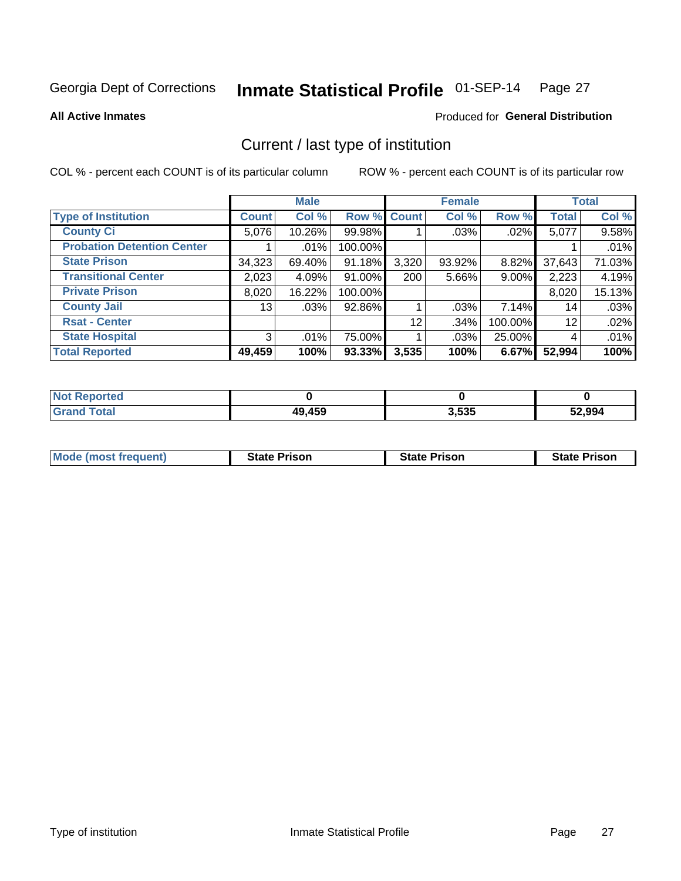Georgia Dept of Corrections **Inmate Statistical Profile** 01-SEP-14

**All Active Inmates**

Produced for **General Distribution**

## Current / last type of institution

COL % - percent each COUNT is of its particular column

ROW % - percent each COUNT is of its particular row

| | Male | | | Female | | | Total | |
|---|---|---|---|---|---|---|---|---|
| **Type of Institution** | **Count** | **Col %** | **Row %** | **Count** | **Col %** | **Row %** | **Total** | **Col %** |
| **County Ci** | 5,076 | 10.26% | 99.98% | 1 | .03% | .02% | 5,077 | 9.58% |
| **Probation Detention Center** | 1 | .01% | 100.00% | | | | 1 | .01% |
| **State Prison** | 34,323 | 69.40% | 91.18% | 3,320 | 93.92% | 8.82% | 37,643 | 71.03% |
| **Transitional Center** | 2,023 | 4.09% | 91.00% | 200 | 5.66% | 9.00% | 2,223 | 4.19% |
| **Private Prison** | 8,020 | 16.22% | 100.00% | | | | 8,020 | 15.13% |
| **County Jail** | 13 | .03% | 92.86% | 1 | .03% | 7.14% | 14 | .03% |
| **Rsat - Center** | | | | 12 | .34% | 100.00% | 12 | .02% |
| **State Hospital** | 3 | .01% | 75.00% | 1 | .03% | 25.00% | 4 | .01% |
| **Total Reported** | **49,459** | **100%** | **93.33%** | **3,535** | **100%** | **6.67%** | **52,994** | **100%** |

| | Male | Female | Total |
|---|---|---|---|
| **Not Reported** | **0** | **0** | **0** |
| **Grand Total** | **49,459** | **3,535** | **52,994** |

| | Male | Female | Total |
|---|---|---|---|
| **Mode (most frequent)** | **State Prison** | **State Prison** | **State Prison** |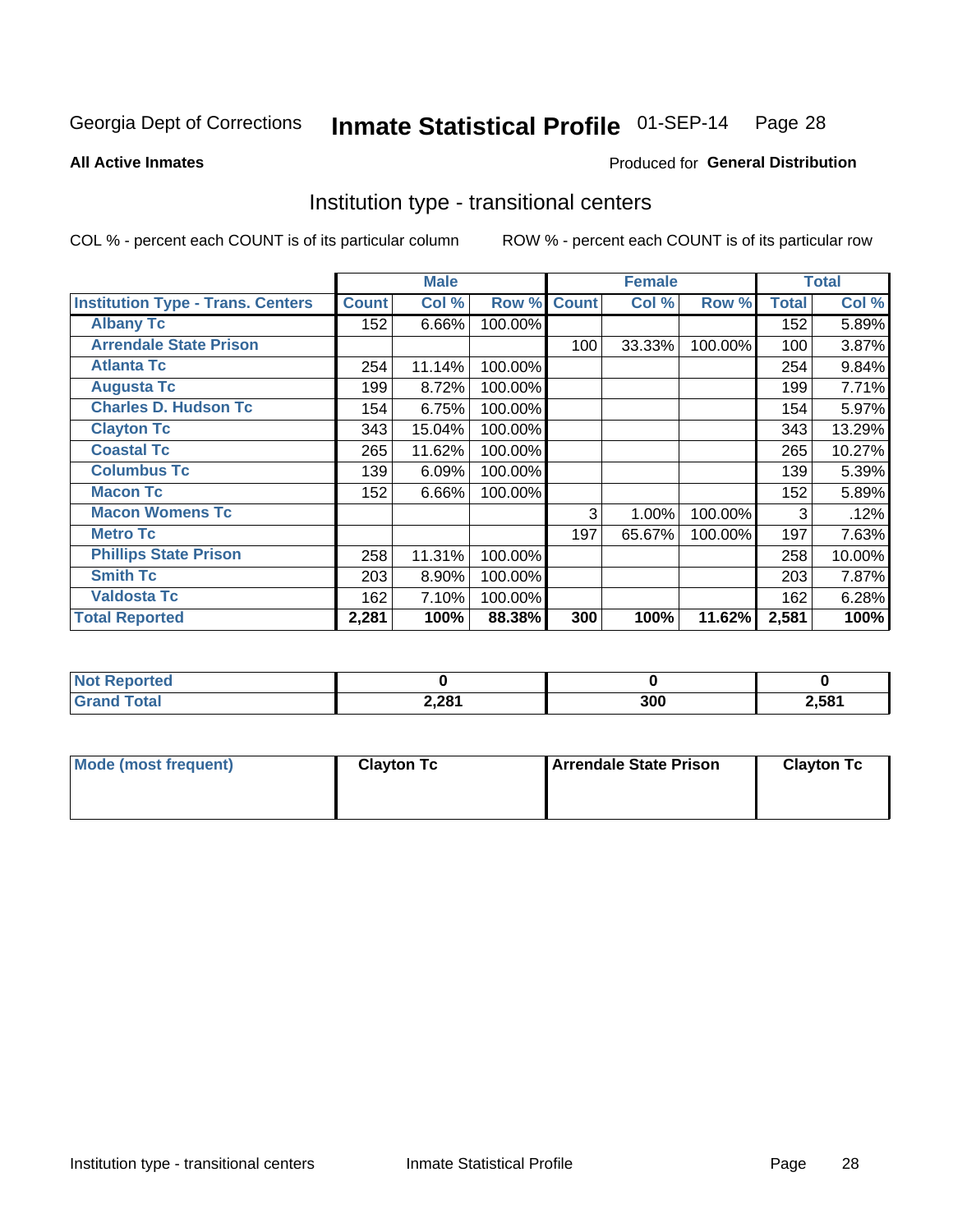Georgia Dept of Corrections **Inmate Statistical Profile** 01-SEP-14

**All Active Inmates**

Produced for **General Distribution**

## Institution type - transitional centers

COL % - percent each COUNT is of its particular column ROW % - percent each COUNT is of its particular row

| | Male | | | Female | | | Total | |
|---|---|---|---|---|---|---|---|---|
| **Institution Type - Trans. Centers** | **Count** | **Col %** | **Row %** | **Count** | **Col %** | **Row %** | **Total** | **Col %** |
| **Albany Tc** | 152 | 6.66% | 100.00% | | | | 152 | 5.89% |
| **Arrendale State Prison** | | | | 100 | 33.33% | 100.00% | 100 | 3.87% |
| **Atlanta Tc** | 254 | 11.14% | 100.00% | | | | 254 | 9.84% |
| **Augusta Tc** | 199 | 8.72% | 100.00% | | | | 199 | 7.71% |
| **Charles D. Hudson Tc** | 154 | 6.75% | 100.00% | | | | 154 | 5.97% |
| **Clayton Tc** | 343 | 15.04% | 100.00% | | | | 343 | 13.29% |
| **Coastal Tc** | 265 | 11.62% | 100.00% | | | | 265 | 10.27% |
| **Columbus Tc** | 139 | 6.09% | 100.00% | | | | 139 | 5.39% |
| **Macon Tc** | 152 | 6.66% | 100.00% | | | | 152 | 5.89% |
| **Macon Womens Tc** | | | | 3 | 1.00% | 100.00% | 3 | .12% |
| **Metro Tc** | | | | 197 | 65.67% | 100.00% | 197 | 7.63% |
| **Phillips State Prison** | 258 | 11.31% | 100.00% | | | | 258 | 10.00% |
| **Smith Tc** | 203 | 8.90% | 100.00% | | | | 203 | 7.87% |
| **Valdosta Tc** | 162 | 7.10% | 100.00% | | | | 162 | 6.28% |
| **Total Reported** | **2,281** | **100%** | **88.38%** | **300** | **100%** | **11.62%** | **2,581** | **100%** |

| | Male | Female | Total |
|---|---|---|---|
| **Not Reported** | **0** | **0** | **0** |
| **Grand Total** | **2,281** | **300** | **2,581** |

| | Male | Female | Total |
|---|---|---|---|
| **Mode (most frequent)** | **Clayton Tc** | **Arrendale State Prison** | **Clayton Tc** |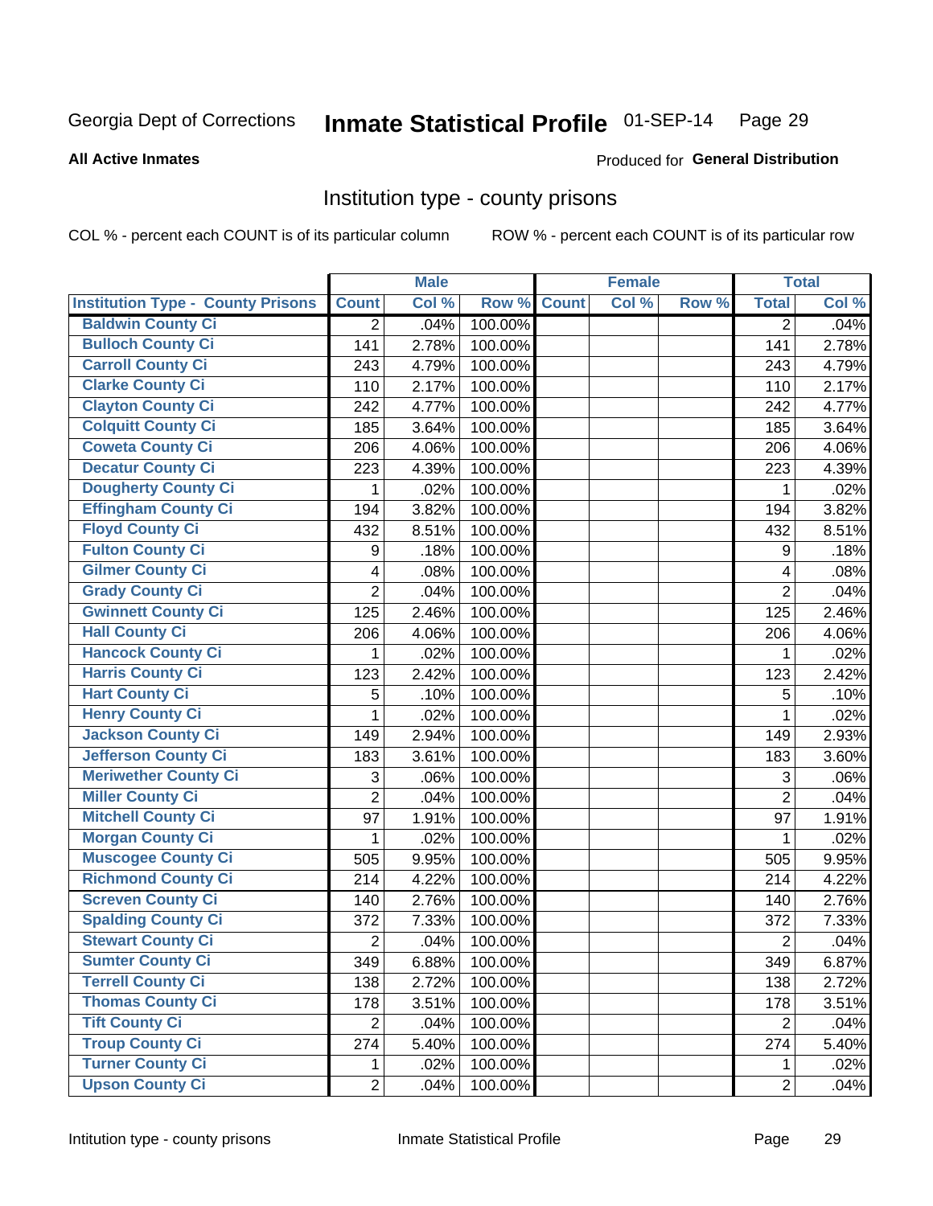Georgia Dept of Corrections **Inmate Statistical Profile** 01-SEP-14 Page 29

**All Active Inmates**

Produced for **General Distribution**

## Institution type - county prisons

COL % - percent each COUNT is of its particular column ROW % - percent each COUNT is of its particular row

| | Male | | | Female | | | Total | |
|---|---|---|---|---|---|---|---|---|
| **Institution Type - County Prisons** | **Count** | **Col %** | **Row %** | **Count** | **Col %** | **Row %** | **Total** | **Col %** |
| Baldwin County Ci | 2 | .04% | 100.00% | | | | 2 | .04% |
| Bulloch County Ci | 141 | 2.78% | 100.00% | | | | 141 | 2.78% |
| Carroll County Ci | 243 | 4.79% | 100.00% | | | | 243 | 4.79% |
| Clarke County Ci | 110 | 2.17% | 100.00% | | | | 110 | 2.17% |
| Clayton County Ci | 242 | 4.77% | 100.00% | | | | 242 | 4.77% |
| Colquitt County Ci | 185 | 3.64% | 100.00% | | | | 185 | 3.64% |
| Coweta County Ci | 206 | 4.06% | 100.00% | | | | 206 | 4.06% |
| Decatur County Ci | 223 | 4.39% | 100.00% | | | | 223 | 4.39% |
| Dougherty County Ci | 1 | .02% | 100.00% | | | | 1 | .02% |
| Effingham County Ci | 194 | 3.82% | 100.00% | | | | 194 | 3.82% |
| Floyd County Ci | 432 | 8.51% | 100.00% | | | | 432 | 8.51% |
| Fulton County Ci | 9 | .18% | 100.00% | | | | 9 | .18% |
| Gilmer County Ci | 4 | .08% | 100.00% | | | | 4 | .08% |
| Grady County Ci | 2 | .04% | 100.00% | | | | 2 | .04% |
| Gwinnett County Ci | 125 | 2.46% | 100.00% | | | | 125 | 2.46% |
| Hall County Ci | 206 | 4.06% | 100.00% | | | | 206 | 4.06% |
| Hancock County Ci | 1 | .02% | 100.00% | | | | 1 | .02% |
| Harris County Ci | 123 | 2.42% | 100.00% | | | | 123 | 2.42% |
| Hart County Ci | 5 | .10% | 100.00% | | | | 5 | .10% |
| Henry County Ci | 1 | .02% | 100.00% | | | | 1 | .02% |
| Jackson County Ci | 149 | 2.94% | 100.00% | | | | 149 | 2.93% |
| Jefferson County Ci | 183 | 3.61% | 100.00% | | | | 183 | 3.60% |
| Meriwether County Ci | 3 | .06% | 100.00% | | | | 3 | .06% |
| Miller County Ci | 2 | .04% | 100.00% | | | | 2 | .04% |
| Mitchell County Ci | 97 | 1.91% | 100.00% | | | | 97 | 1.91% |
| Morgan County Ci | 1 | .02% | 100.00% | | | | 1 | .02% |
| Muscogee County Ci | 505 | 9.95% | 100.00% | | | | 505 | 9.95% |
| Richmond County Ci | 214 | 4.22% | 100.00% | | | | 214 | 4.22% |
| Screven County Ci | 140 | 2.76% | 100.00% | | | | 140 | 2.76% |
| Spalding County Ci | 372 | 7.33% | 100.00% | | | | 372 | 7.33% |
| Stewart County Ci | 2 | .04% | 100.00% | | | | 2 | .04% |
| Sumter County Ci | 349 | 6.88% | 100.00% | | | | 349 | 6.87% |
| Terrell County Ci | 138 | 2.72% | 100.00% | | | | 138 | 2.72% |
| Thomas County Ci | 178 | 3.51% | 100.00% | | | | 178 | 3.51% |
| Tift County Ci | 2 | .04% | 100.00% | | | | 2 | .04% |
| Troup County Ci | 274 | 5.40% | 100.00% | | | | 274 | 5.40% |
| Turner County Ci | 1 | .02% | 100.00% | | | | 1 | .02% |
| Upson County Ci | 2 | .04% | 100.00% | | | | 2 | .04% |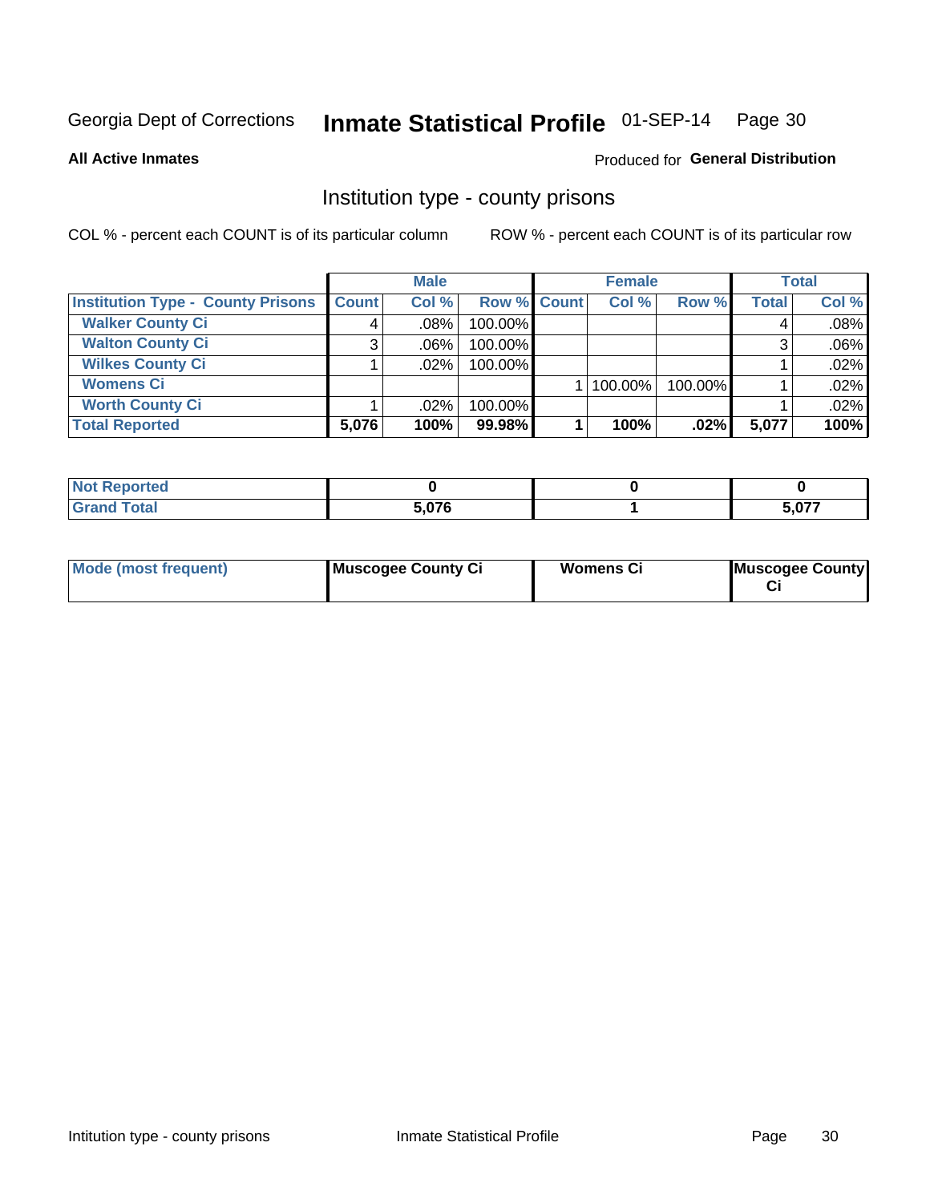Georgia Dept of Corrections **Inmate Statistical Profile** 01-SEP-14

**All Active Inmates**

Produced for **General Distribution**

## Institution type - county prisons

COL % - percent each COUNT is of its particular column

ROW % - percent each COUNT is of its particular row

| | Male | | | Female | | | Total | |
|---|---|---|---|---|---|---|---|---|
| **Institution Type - County Prisons** | **Count** | **Col %** | **Row %** | **Count** | **Col %** | **Row %** | **Total** | **Col %** |
| **Walker County Ci** | 4 | .08% | 100.00% | | | | 4 | .08% |
| **Walton County Ci** | 3 | .06% | 100.00% | | | | 3 | .06% |
| **Wilkes County Ci** | 1 | .02% | 100.00% | | | | 1 | .02% |
| **Womens Ci** | | | | 1 | 100.00% | 100.00% | 1 | .02% |
| **Worth County Ci** | 1 | .02% | 100.00% | | | | 1 | .02% |
| **Total Reported** | **5,076** | **100%** | **99.98%** | **1** | **100%** | **.02%** | **5,077** | **100%** |

| | Male | Female | Total |
|---|---|---|---|
| **Not Reported** | **0** | **0** | **0** |
| **Grand Total** | **5,076** | **1** | **5,077** |

| | Male | Female | Total |
|---|---|---|---|
| **Mode (most frequent)** | **Muscogee County Ci** | **Womens Ci** | **Muscogee County Ci** |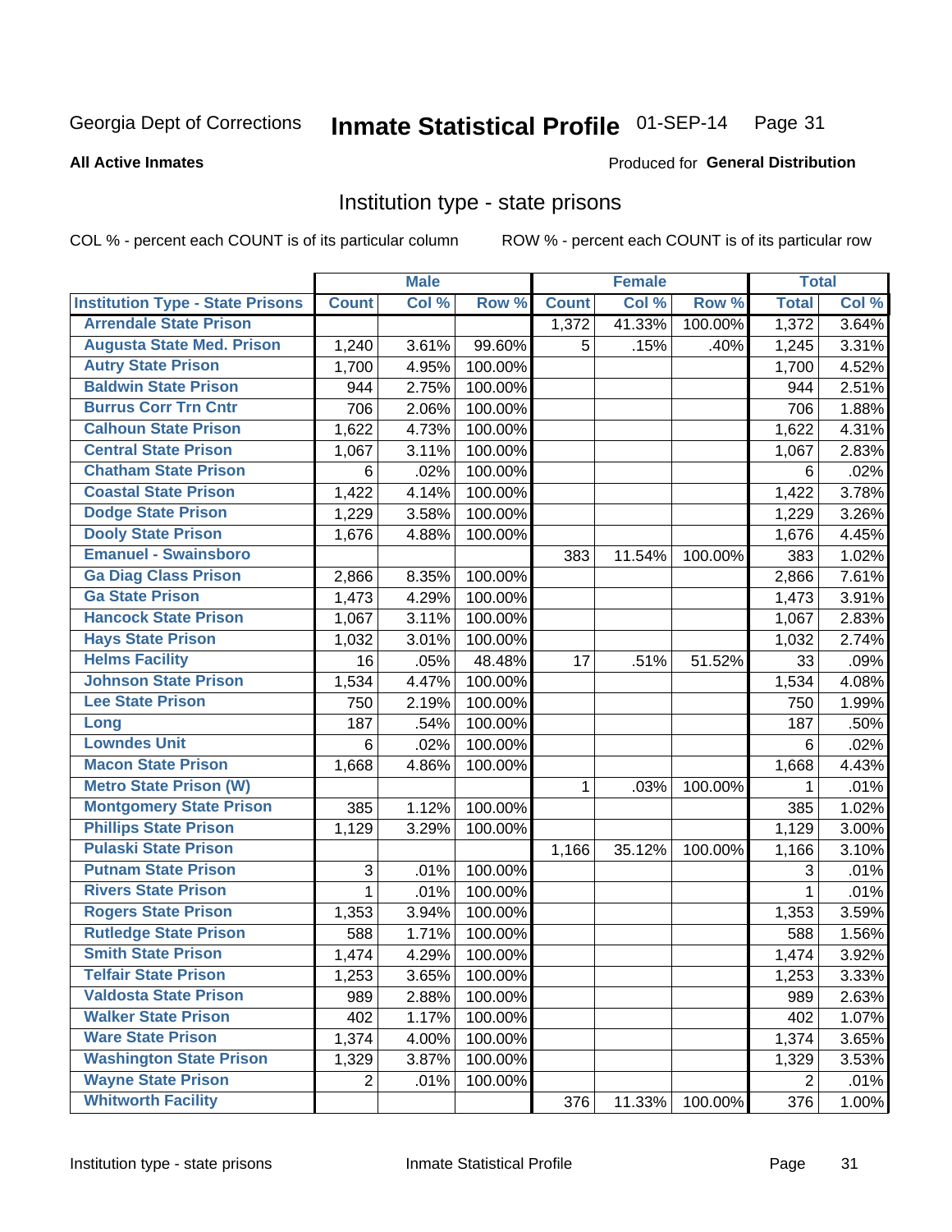Georgia Dept of Corrections **Inmate Statistical Profile** 01-SEP-14

**All Active Inmates**

Produced for **General Distribution**

## Institution type - state prisons

COL % - percent each COUNT is of its particular column    ROW % - percent each COUNT is of its particular row

| | Male | | | Female | | | Total | |
|---|---|---|---|---|---|---|---|---|
| **Institution Type - State Prisons** | **Count** | **Col %** | **Row %** | **Count** | **Col %** | **Row %** | **Total** | **Col %** |
| Arrendale State Prison | | | | 1,372 | 41.33% | 100.00% | 1,372 | 3.64% |
| Augusta State Med. Prison | 1,240 | 3.61% | 99.60% | 5 | .15% | .40% | 1,245 | 3.31% |
| Autry State Prison | 1,700 | 4.95% | 100.00% | | | | 1,700 | 4.52% |
| Baldwin State Prison | 944 | 2.75% | 100.00% | | | | 944 | 2.51% |
| Burrus Corr Trn Cntr | 706 | 2.06% | 100.00% | | | | 706 | 1.88% |
| Calhoun State Prison | 1,622 | 4.73% | 100.00% | | | | 1,622 | 4.31% |
| Central State Prison | 1,067 | 3.11% | 100.00% | | | | 1,067 | 2.83% |
| Chatham State Prison | 6 | .02% | 100.00% | | | | 6 | .02% |
| Coastal State Prison | 1,422 | 4.14% | 100.00% | | | | 1,422 | 3.78% |
| Dodge State Prison | 1,229 | 3.58% | 100.00% | | | | 1,229 | 3.26% |
| Dooly State Prison | 1,676 | 4.88% | 100.00% | | | | 1,676 | 4.45% |
| Emanuel - Swainsboro | | | | 383 | 11.54% | 100.00% | 383 | 1.02% |
| Ga Diag Class Prison | 2,866 | 8.35% | 100.00% | | | | 2,866 | 7.61% |
| Ga State Prison | 1,473 | 4.29% | 100.00% | | | | 1,473 | 3.91% |
| Hancock State Prison | 1,067 | 3.11% | 100.00% | | | | 1,067 | 2.83% |
| Hays State Prison | 1,032 | 3.01% | 100.00% | | | | 1,032 | 2.74% |
| Helms Facility | 16 | .05% | 48.48% | 17 | .51% | 51.52% | 33 | .09% |
| Johnson State Prison | 1,534 | 4.47% | 100.00% | | | | 1,534 | 4.08% |
| Lee State Prison | 750 | 2.19% | 100.00% | | | | 750 | 1.99% |
| Long | 187 | .54% | 100.00% | | | | 187 | .50% |
| Lowndes Unit | 6 | .02% | 100.00% | | | | 6 | .02% |
| Macon State Prison | 1,668 | 4.86% | 100.00% | | | | 1,668 | 4.43% |
| Metro State Prison (W) | | | | 1 | .03% | 100.00% | 1 | .01% |
| Montgomery State Prison | 385 | 1.12% | 100.00% | | | | 385 | 1.02% |
| Phillips State Prison | 1,129 | 3.29% | 100.00% | | | | 1,129 | 3.00% |
| Pulaski State Prison | | | | 1,166 | 35.12% | 100.00% | 1,166 | 3.10% |
| Putnam State Prison | 3 | .01% | 100.00% | | | | 3 | .01% |
| Rivers State Prison | 1 | .01% | 100.00% | | | | 1 | .01% |
| Rogers State Prison | 1,353 | 3.94% | 100.00% | | | | 1,353 | 3.59% |
| Rutledge State Prison | 588 | 1.71% | 100.00% | | | | 588 | 1.56% |
| Smith State Prison | 1,474 | 4.29% | 100.00% | | | | 1,474 | 3.92% |
| Telfair State Prison | 1,253 | 3.65% | 100.00% | | | | 1,253 | 3.33% |
| Valdosta State Prison | 989 | 2.88% | 100.00% | | | | 989 | 2.63% |
| Walker State Prison | 402 | 1.17% | 100.00% | | | | 402 | 1.07% |
| Ware State Prison | 1,374 | 4.00% | 100.00% | | | | 1,374 | 3.65% |
| Washington State Prison | 1,329 | 3.87% | 100.00% | | | | 1,329 | 3.53% |
| Wayne State Prison | 2 | .01% | 100.00% | | | | 2 | .01% |
| Whitworth Facility | | | | 376 | 11.33% | 100.00% | 376 | 1.00% |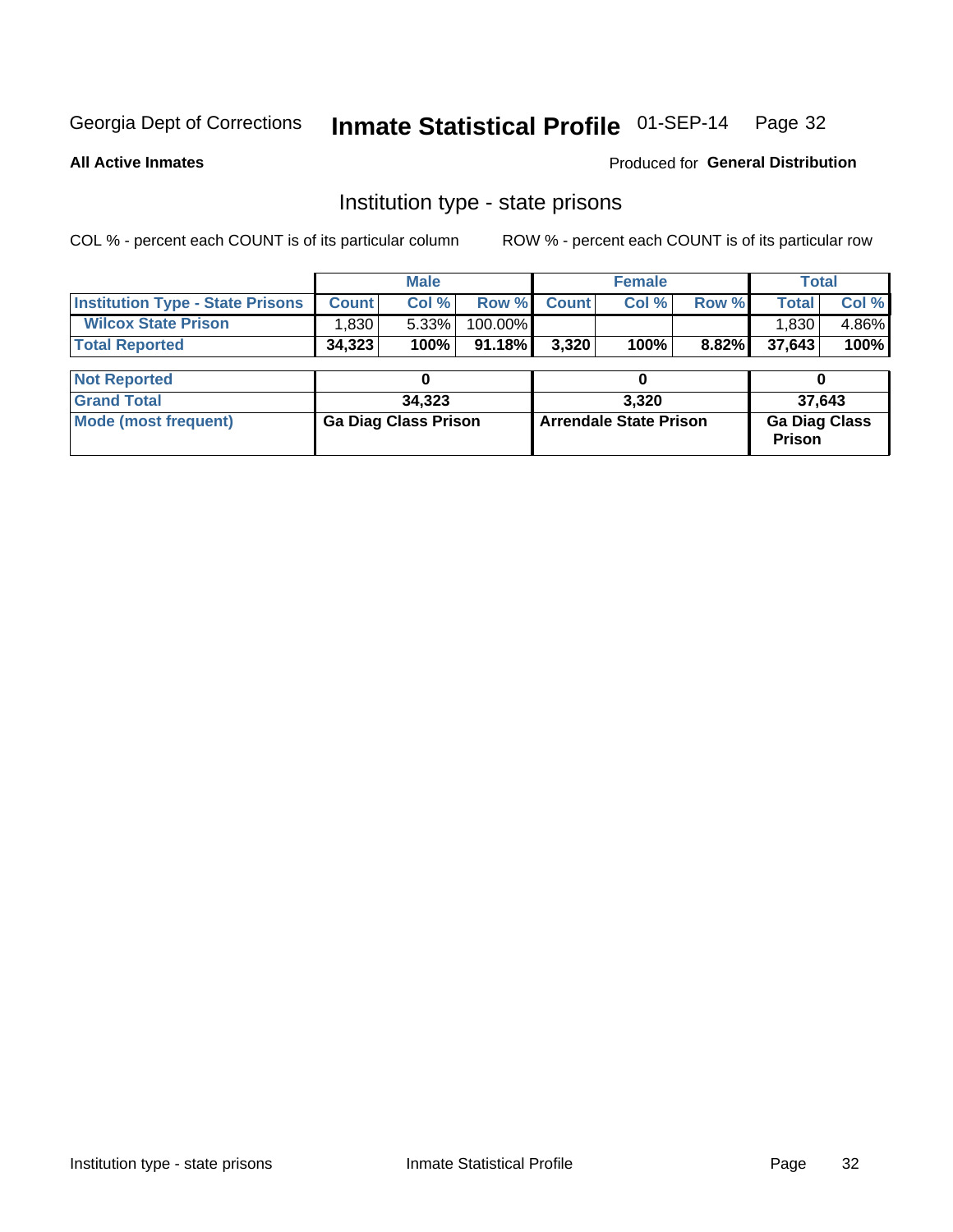Georgia Dept of Corrections **Inmate Statistical Profile** 01-SEP-14

**All Active Inmates**

Produced for **General Distribution**

## Institution type - state prisons

COL % - percent each COUNT is of its particular column     ROW % - percent each COUNT is of its particular row

| | Male | | | Female | | | Total | |
|---|---|---|---|---|---|---|---|---|
| **Institution Type - State Prisons** | **Count** | **Col %** | **Row %** | **Count** | **Col %** | **Row %** | **Total** | **Col %** |
| **Wilcox State Prison** | 1,830 | 5.33% | 100.00% | | | | 1,830 | 4.86% |
| **Total Reported** | **34,323** | **100%** | **91.18%** | **3,320** | **100%** | **8.82%** | **37,643** | **100%** |

| | Male | Female | Total |
|---|---|---|---|
| **Not Reported** | **0** | **0** | **0** |
| **Grand Total** | **34,323** | **3,320** | **37,643** |
| **Mode (most frequent)** | **Ga Diag Class Prison** | **Arrendale State Prison** | **Ga Diag Class Prison** |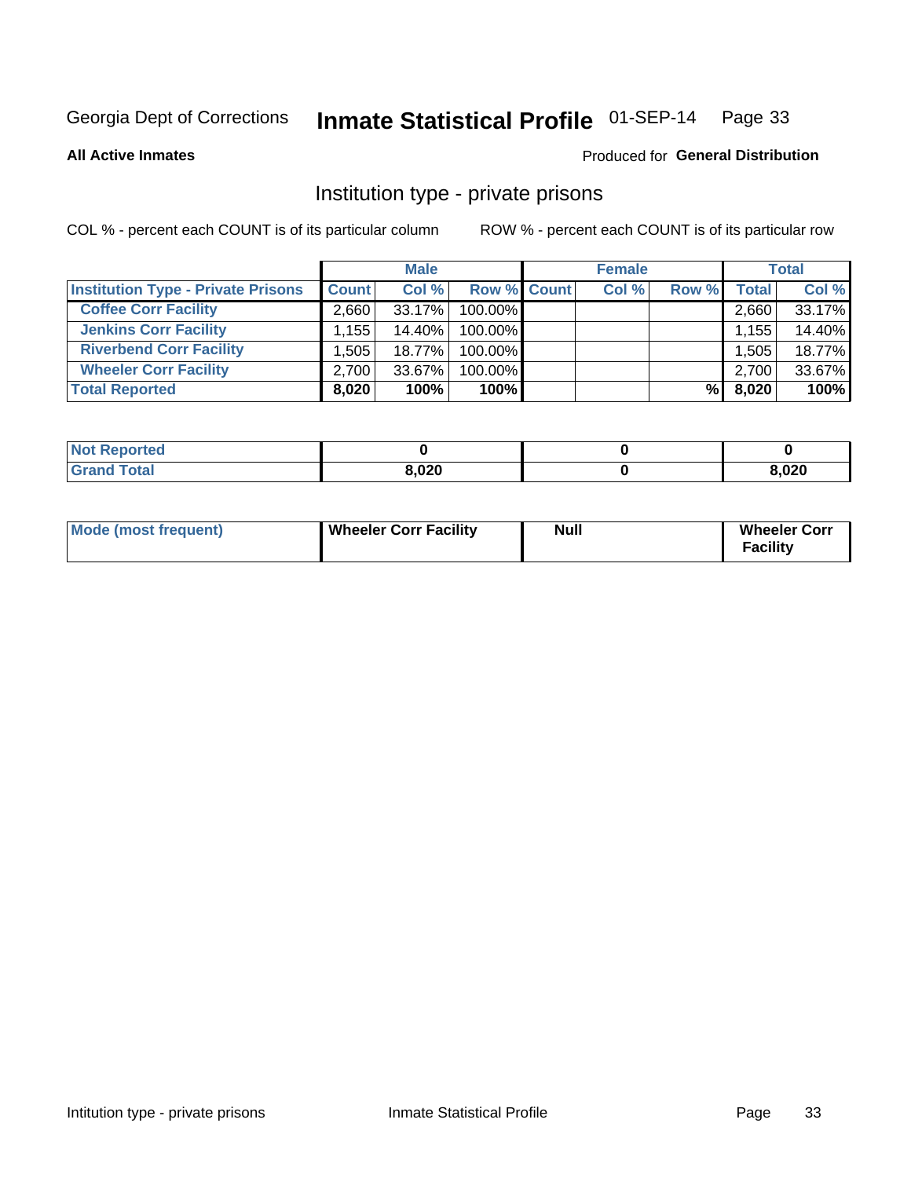Georgia Dept of Corrections **Inmate Statistical Profile** 01-SEP-14

**All Active Inmates**

Produced for **General Distribution**

## Institution type - private prisons

COL % - percent each COUNT is of its particular column

ROW % - percent each COUNT is of its particular row

| | Male | | | Female | | | Total | |
|---|---|---|---|---|---|---|---|---|
| **Institution Type - Private Prisons** | **Count** | **Col %** | **Row %** | **Count** | **Col %** | **Row %** | **Total** | **Col %** |
| **Coffee Corr Facility** | 2,660 | 33.17% | 100.00% | | | | 2,660 | 33.17% |
| **Jenkins Corr Facility** | 1,155 | 14.40% | 100.00% | | | | 1,155 | 14.40% |
| **Riverbend Corr Facility** | 1,505 | 18.77% | 100.00% | | | | 1,505 | 18.77% |
| **Wheeler Corr Facility** | 2,700 | 33.67% | 100.00% | | | | 2,700 | 33.67% |
| **Total Reported** | **8,020** | **100%** | **100%** | | | **%** | **8,020** | **100%** |

| | Male | Female | Total |
|---|---|---|---|
| **Not Reported** | **0** | **0** | **0** |
| **Grand Total** | **8,020** | **0** | **8,020** |

| | Male | Female | Total |
|---|---|---|---|
| **Mode (most frequent)** | **Wheeler Corr Facility** | **Null** | **Wheeler Corr Facility** |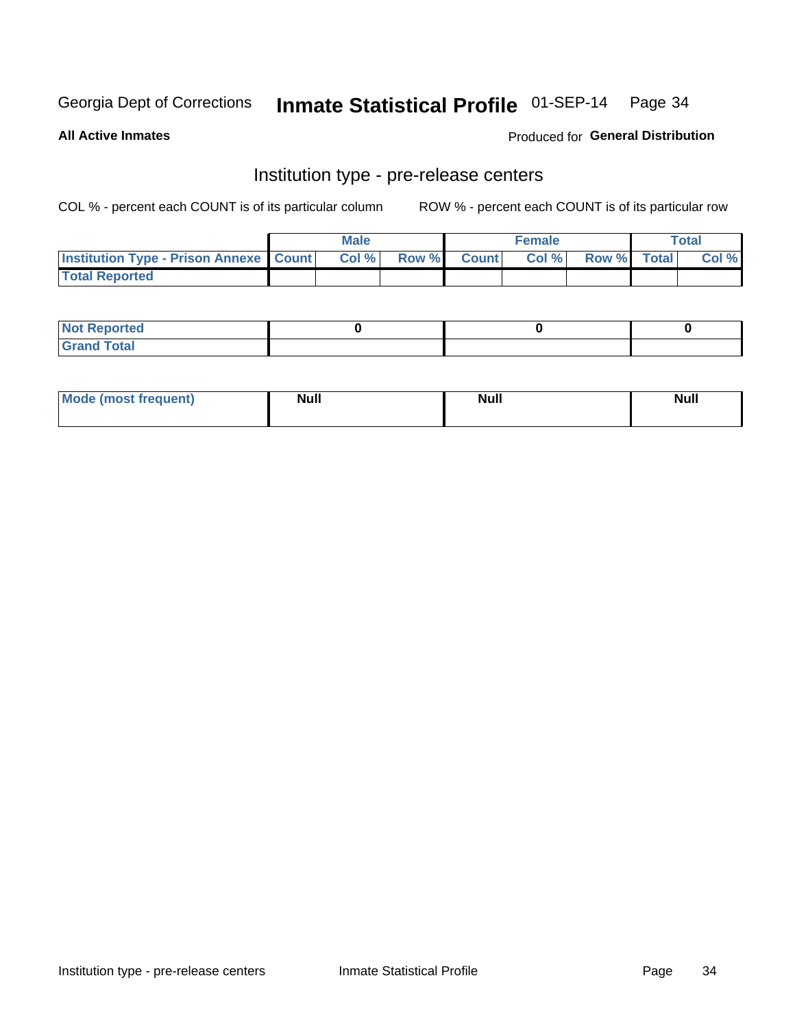Georgia Dept of Corrections **Inmate Statistical Profile** 01-SEP-14

**All Active Inmates**

Produced for **General Distribution**

## Institution type - pre-release centers

COL % - percent each COUNT is of its particular column ROW % - percent each COUNT is of its particular row

| | Male | | | Female | | | Total | |
|---|---|---|---|---|---|---|---|---|
| **Institution Type - Prison Annexe** | **Count** | **Col %** | **Row %** | **Count** | **Col %** | **Row %** | **Total** | **Col %** |
| **Total Reported** | | | | | | | | |

| | Male | Female | Total |
|---|---|---|---|
| **Not Reported** | **0** | **0** | **0** |
| **Grand Total** | | | |

| | Male | Female | Total |
|---|---|---|---|
| **Mode (most frequent)** | **Null** | **Null** | **Null** |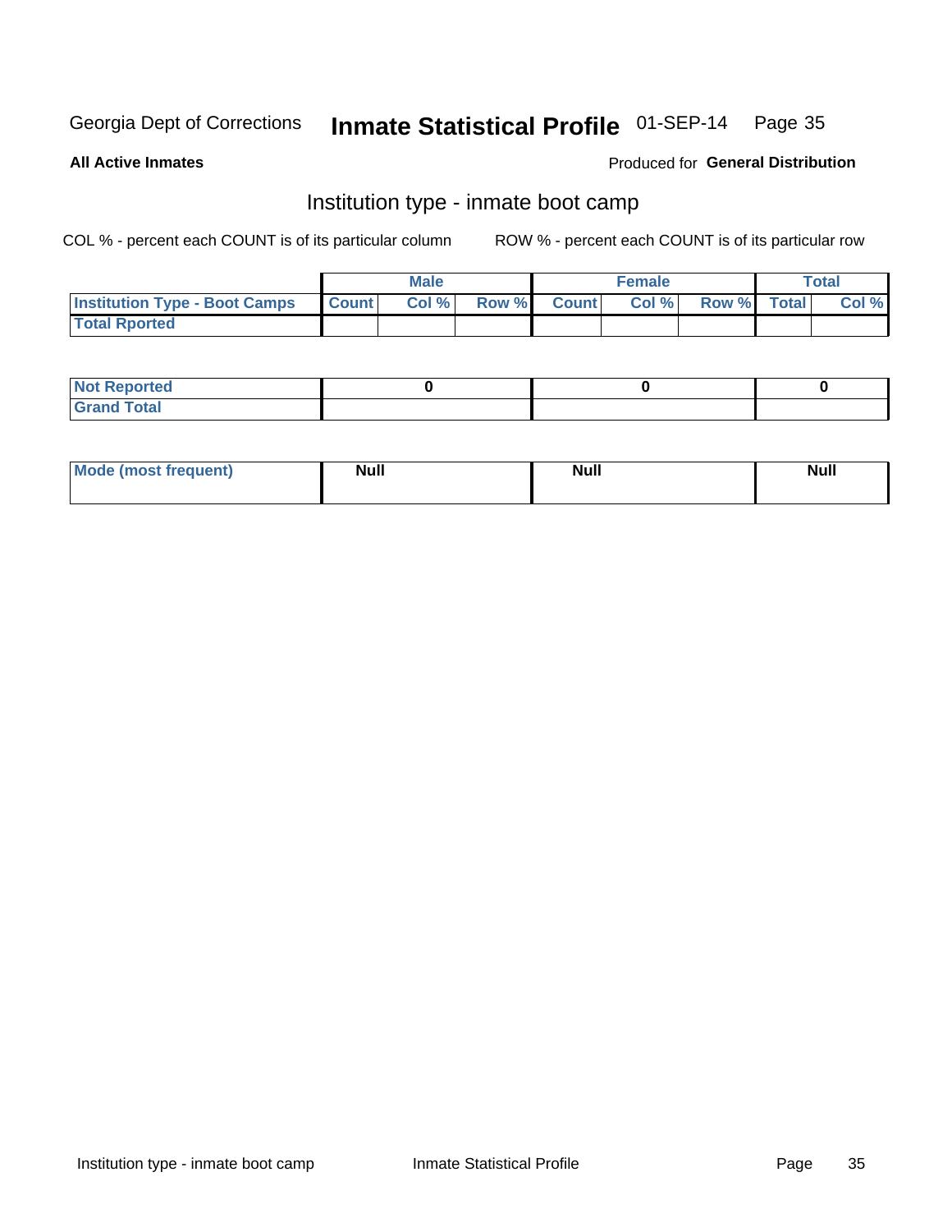Georgia Dept of Corrections **Inmate Statistical Profile** 01-SEP-14

**All Active Inmates**

Produced for **General Distribution**

## Institution type - inmate boot camp

COL % - percent each COUNT is of its particular column

ROW % - percent each COUNT is of its particular row

| | Male | | | Female | | | Total | |
|---|---|---|---|---|---|---|---|---|
| **Institution Type - Boot Camps** | **Count** | **Col %** | **Row %** | **Count** | **Col %** | **Row %** | **Total** | **Col %** |
| **Total Rported** | | | | | | | | |

| | Male | Female | Total |
|---|---|---|---|
| **Not Reported** | 0 | 0 | 0 |
| **Grand Total** | | | |

| | Male | Female | Total |
|---|---|---|---|
| **Mode (most frequent)** | Null | Null | Null |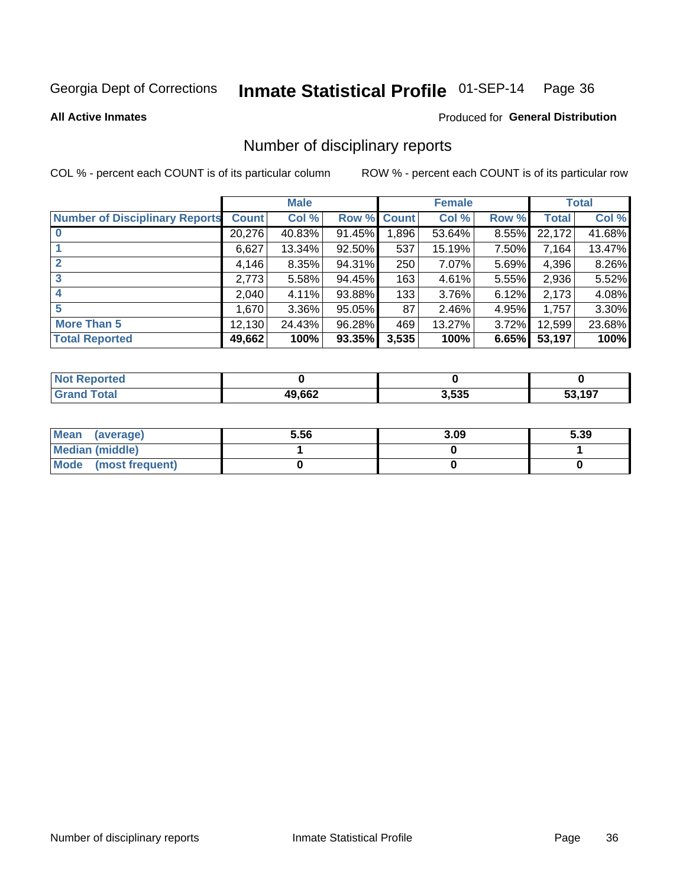Georgia Dept of Corrections **Inmate Statistical Profile** 01-SEP-14

**All Active Inmates**

Produced for **General Distribution**

## Number of disciplinary reports

COL % - percent each COUNT is of its particular column

ROW % - percent each COUNT is of its particular row

| | Male | | | Female | | | Total | |
|---|---|---|---|---|---|---|---|---|
| **Number of Disciplinary Reports** | **Count** | **Col %** | **Row %** | **Count** | **Col %** | **Row %** | **Total** | **Col %** |
| **0** | 20,276 | 40.83% | 91.45% | 1,896 | 53.64% | 8.55% | 22,172 | 41.68% |
| **1** | 6,627 | 13.34% | 92.50% | 537 | 15.19% | 7.50% | 7,164 | 13.47% |
| **2** | 4,146 | 8.35% | 94.31% | 250 | 7.07% | 5.69% | 4,396 | 8.26% |
| **3** | 2,773 | 5.58% | 94.45% | 163 | 4.61% | 5.55% | 2,936 | 5.52% |
| **4** | 2,040 | 4.11% | 93.88% | 133 | 3.76% | 6.12% | 2,173 | 4.08% |
| **5** | 1,670 | 3.36% | 95.05% | 87 | 2.46% | 4.95% | 1,757 | 3.30% |
| **More Than 5** | 12,130 | 24.43% | 96.28% | 469 | 13.27% | 3.72% | 12,599 | 23.68% |
| **Total Reported** | **49,662** | **100%** | **93.35%** | **3,535** | **100%** | **6.65%** | **53,197** | **100%** |

| | Male | Female | Total |
|---|---|---|---|
| **Not Reported** | **0** | **0** | **0** |
| **Grand Total** | **49,662** | **3,535** | **53,197** |

| | Male | Female | Total |
|---|---|---|---|
| **Mean (average)** | **5.56** | **3.09** | **5.39** |
| **Median (middle)** | **1** | **0** | **1** |
| **Mode (most frequent)** | **0** | **0** | **0** |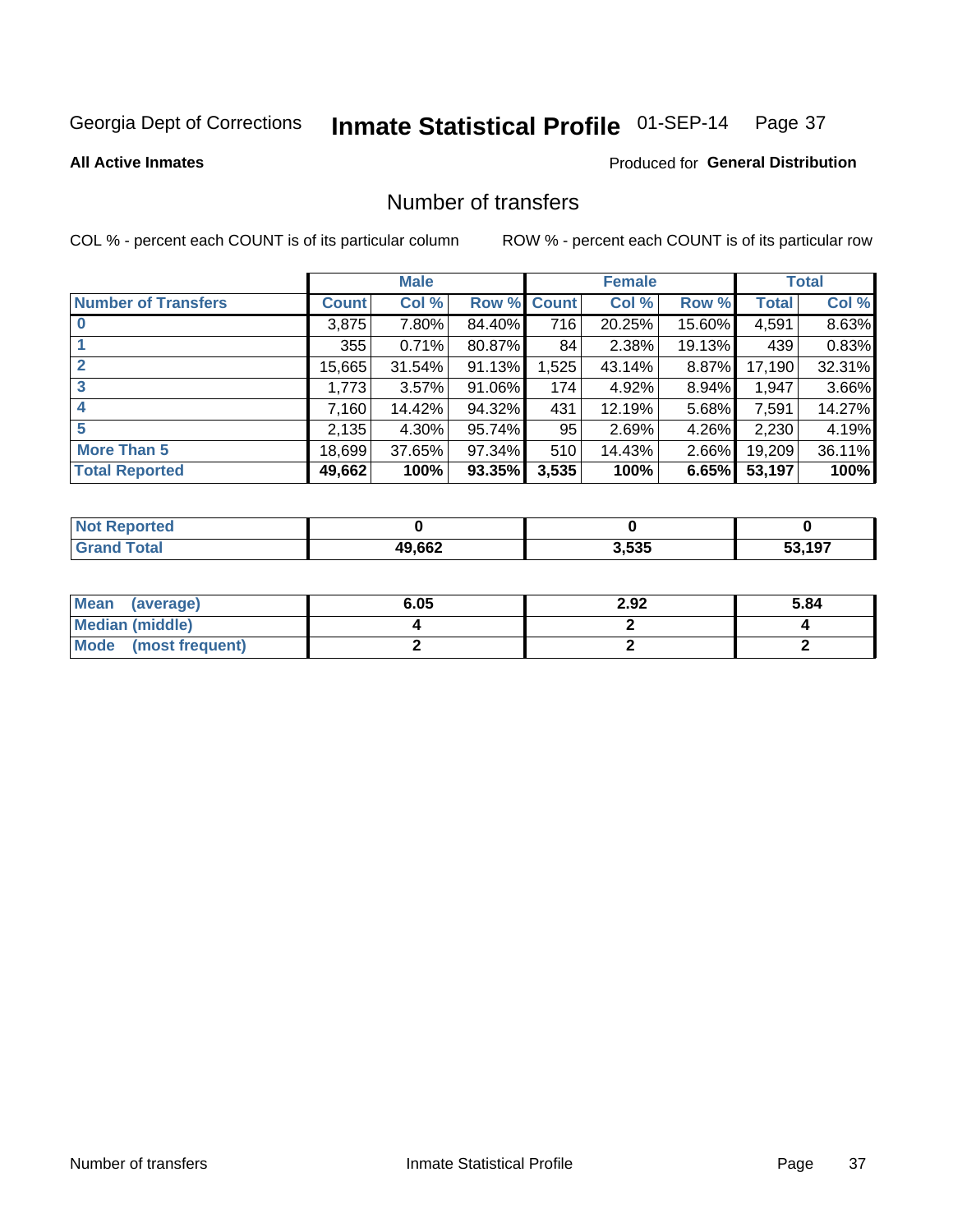Georgia Dept of Corrections **Inmate Statistical Profile** 01-SEP-14

**All Active Inmates**

Produced for **General Distribution**

## Number of transfers

COL % - percent each COUNT is of its particular column ROW % - percent each COUNT is of its particular row

| | Male | | | Female | | | Total | |
|---|---|---|---|---|---|---|---|---|
| **Number of Transfers** | **Count** | **Col %** | **Row %** | **Count** | **Col %** | **Row %** | **Total** | **Col %** |
| **0** | 3,875 | 7.80% | 84.40% | 716 | 20.25% | 15.60% | 4,591 | 8.63% |
| **1** | 355 | 0.71% | 80.87% | 84 | 2.38% | 19.13% | 439 | 0.83% |
| **2** | 15,665 | 31.54% | 91.13% | 1,525 | 43.14% | 8.87% | 17,190 | 32.31% |
| **3** | 1,773 | 3.57% | 91.06% | 174 | 4.92% | 8.94% | 1,947 | 3.66% |
| **4** | 7,160 | 14.42% | 94.32% | 431 | 12.19% | 5.68% | 7,591 | 14.27% |
| **5** | 2,135 | 4.30% | 95.74% | 95 | 2.69% | 4.26% | 2,230 | 4.19% |
| **More Than 5** | 18,699 | 37.65% | 97.34% | 510 | 14.43% | 2.66% | 19,209 | 36.11% |
| **Total Reported** | **49,662** | **100%** | **93.35%** | **3,535** | **100%** | **6.65%** | **53,197** | **100%** |

| | Male | Female | Total |
|---|---|---|---|
| **Not Reported** | **0** | **0** | **0** |
| **Grand Total** | **49,662** | **3,535** | **53,197** |

| | Male | Female | Total |
|---|---|---|---|
| **Mean (average)** | **6.05** | **2.92** | **5.84** |
| **Median (middle)** | **4** | **2** | **4** |
| **Mode (most frequent)** | **2** | **2** | **2** |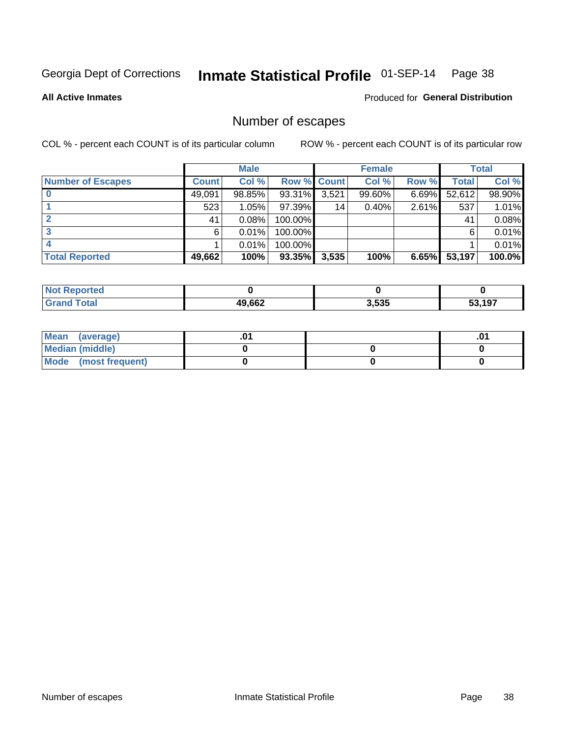Georgia Dept of Corrections **Inmate Statistical Profile** 01-SEP-14

**All Active Inmates**

Produced for **General Distribution**

## Number of escapes

COL % - percent each COUNT is of its particular column

ROW % - percent each COUNT is of its particular row

| | Male | | | Female | | | Total | |
|---|---|---|---|---|---|---|---|---|
| Number of Escapes | Count | Col % | Row % | Count | Col % | Row % | Total | Col % |
| 0 | 49,091 | 98.85% | 93.31% | 3,521 | 99.60% | 6.69% | 52,612 | 98.90% |
| 1 | 523 | 1.05% | 97.39% | 14 | 0.40% | 2.61% | 537 | 1.01% |
| 2 | 41 | 0.08% | 100.00% | | | | 41 | 0.08% |
| 3 | 6 | 0.01% | 100.00% | | | | 6 | 0.01% |
| 4 | 1 | 0.01% | 100.00% | | | | 1 | 0.01% |
| Total Reported | 49,662 | 100% | 93.35% | 3,535 | 100% | 6.65% | 53,197 | 100.0% |

| | Male | Female | Total |
|---|---|---|---|
| Not Reported | 0 | 0 | 0 |
| Grand Total | 49,662 | 3,535 | 53,197 |

| | Male | Female | Total |
|---|---|---|---|
| Mean (average) | .01 | | .01 |
| Median (middle) | 0 | 0 | 0 |
| Mode (most frequent) | 0 | 0 | 0 |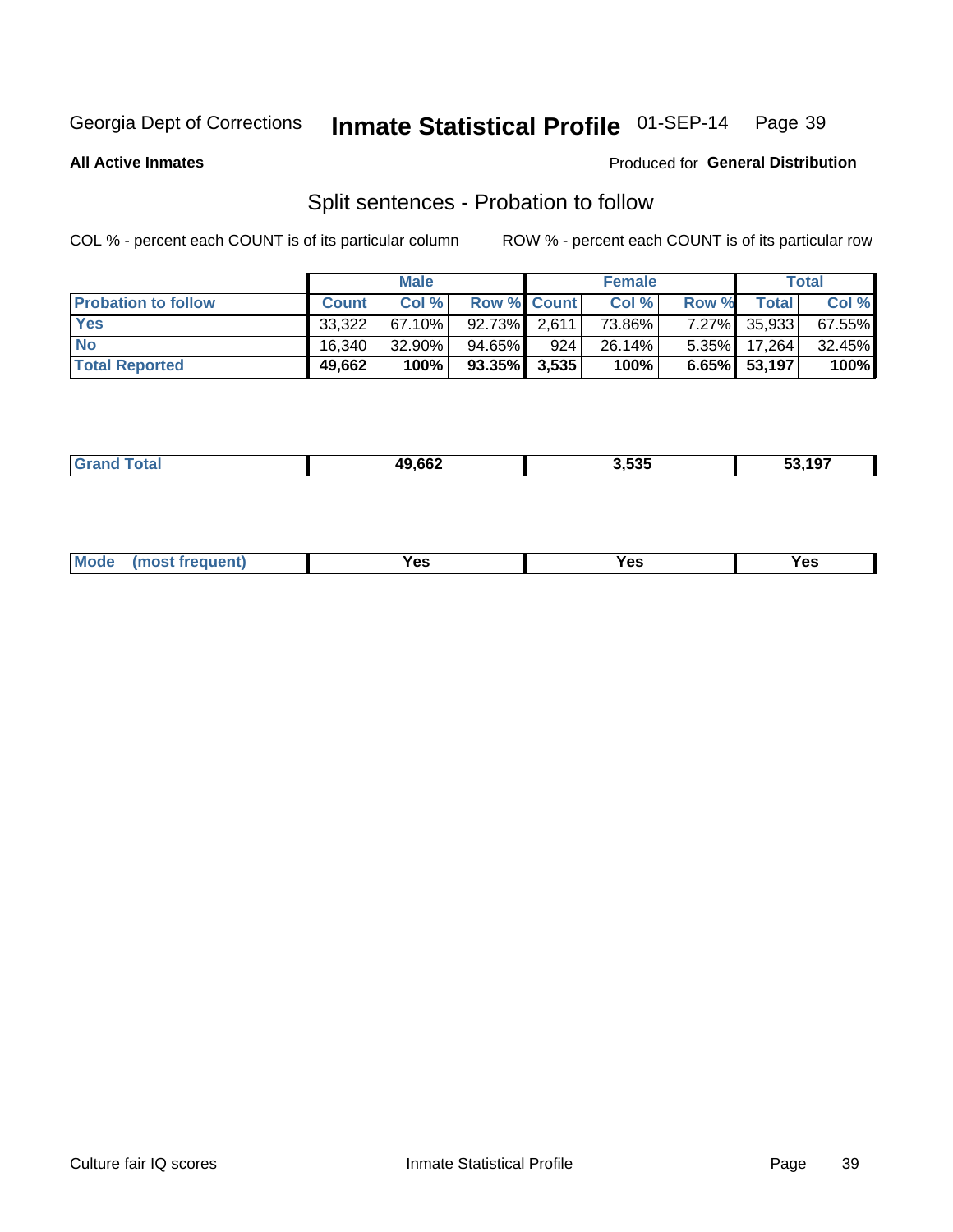Georgia Dept of Corrections **Inmate Statistical Profile** 01-SEP-14

**All Active Inmates**

Produced for **General Distribution**

## Split sentences - Probation to follow

COL % - percent each COUNT is of its particular column

ROW % - percent each COUNT is of its particular row

| | Male | | | Female | | | Total | |
|---|---|---|---|---|---|---|---|---|
| **Probation to follow** | **Count** | **Col %** | **Row %** | **Count** | **Col %** | **Row %** | **Total** | **Col %** |
| **Yes** | 33,322 | 67.10% | 92.73% | 2,611 | 73.86% | 7.27% | 35,933 | 67.55% |
| **No** | 16,340 | 32.90% | 94.65% | 924 | 26.14% | 5.35% | 17,264 | 32.45% |
| **Total Reported** | **49,662** | **100%** | **93.35%** | **3,535** | **100%** | **6.65%** | **53,197** | **100%** |

| | | | |
|---|---|---|---|
| **Grand Total** | **49,662** | **3,535** | **53,197** |

| | | | |
|---|---|---|---|
| **Mode (most frequent)** | **Yes** | **Yes** | **Yes** |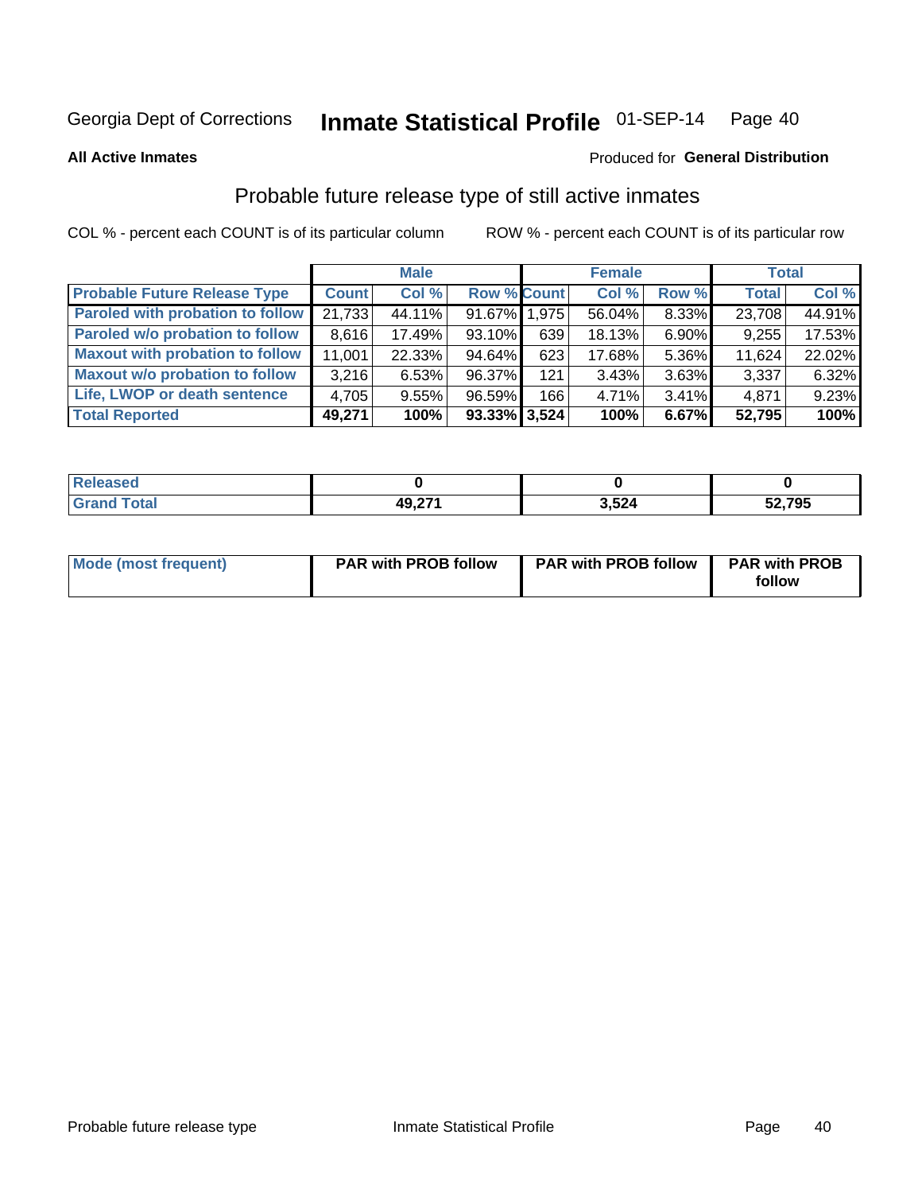Georgia Dept of Corrections **Inmate Statistical Profile** 01-SEP-14

**All Active Inmates**

Produced for **General Distribution**

## Probable future release type of still active inmates

COL % - percent each COUNT is of its particular column ROW % - percent each COUNT is of its particular row

| | Male | | | Female | | | Total | |
|---|---|---|---|---|---|---|---|---|
| **Probable Future Release Type** | **Count** | **Col %** | **Row %** | **Count** | **Col %** | **Row %** | **Total** | **Col %** |
| Paroled with probation to follow | 21,733 | 44.11% | 91.67% | 1,975 | 56.04% | 8.33% | 23,708 | 44.91% |
| Paroled w/o probation to follow | 8,616 | 17.49% | 93.10% | 639 | 18.13% | 6.90% | 9,255 | 17.53% |
| Maxout with probation to follow | 11,001 | 22.33% | 94.64% | 623 | 17.68% | 5.36% | 11,624 | 22.02% |
| Maxout w/o probation to follow | 3,216 | 6.53% | 96.37% | 121 | 3.43% | 3.63% | 3,337 | 6.32% |
| Life, LWOP or death sentence | 4,705 | 9.55% | 96.59% | 166 | 4.71% | 3.41% | 4,871 | 9.23% |
| **Total Reported** | **49,271** | **100%** | **93.33%** | **3,524** | **100%** | **6.67%** | **52,795** | **100%** |

| | Male | Female | Total |
|---|---|---|---|
| Released | **0** | **0** | **0** |
| Grand Total | **49,271** | **3,524** | **52,795** |

| | Male | Female | Total |
|---|---|---|---|
| Mode (most frequent) | **PAR with PROB follow** | **PAR with PROB follow** | **PAR with PROB follow** |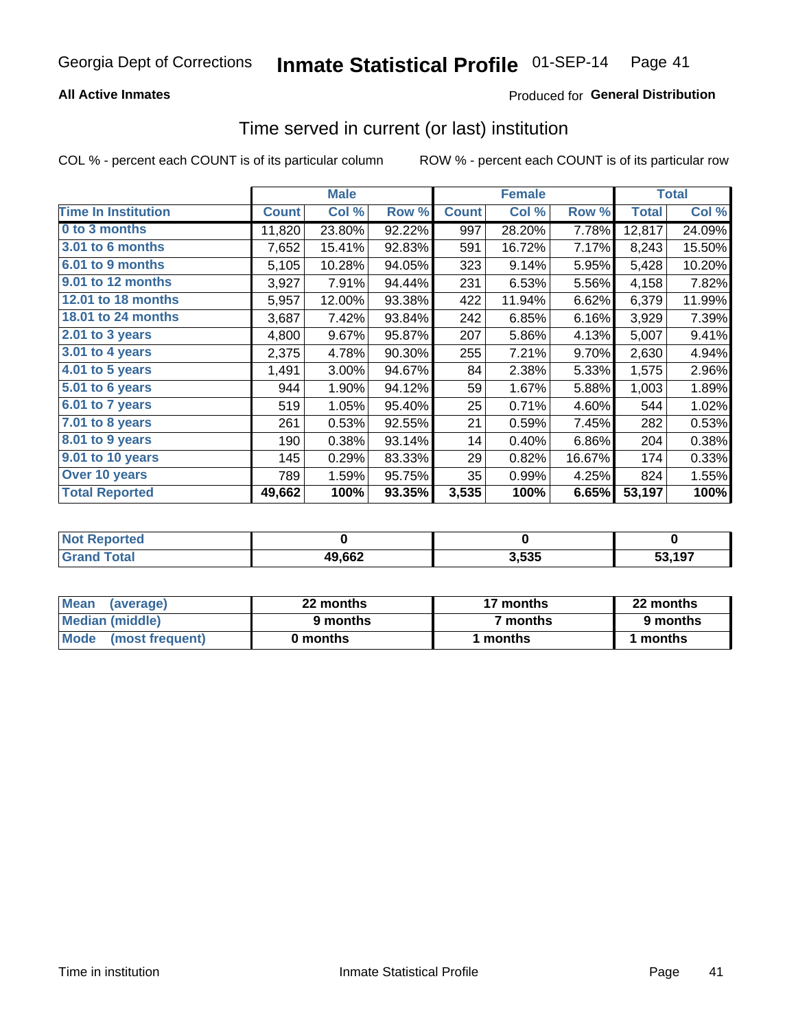Georgia Dept of Corrections **Inmate Statistical Profile** 01-SEP-14

**All Active Inmates**

Produced for **General Distribution**

## Time served in current (or last) institution

COL % - percent each COUNT is of its particular column    ROW % - percent each COUNT is of its particular row

| | Male | | | Female | | | Total | |
|---|---|---|---|---|---|---|---|---|
| **Time In Institution** | **Count** | **Col %** | **Row %** | **Count** | **Col %** | **Row %** | **Total** | **Col %** |
| 0 to 3 months | 11,820 | 23.80% | 92.22% | 997 | 28.20% | 7.78% | 12,817 | 24.09% |
| 3.01 to 6 months | 7,652 | 15.41% | 92.83% | 591 | 16.72% | 7.17% | 8,243 | 15.50% |
| 6.01 to 9 months | 5,105 | 10.28% | 94.05% | 323 | 9.14% | 5.95% | 5,428 | 10.20% |
| 9.01 to 12 months | 3,927 | 7.91% | 94.44% | 231 | 6.53% | 5.56% | 4,158 | 7.82% |
| 12.01 to 18 months | 5,957 | 12.00% | 93.38% | 422 | 11.94% | 6.62% | 6,379 | 11.99% |
| 18.01 to 24 months | 3,687 | 7.42% | 93.84% | 242 | 6.85% | 6.16% | 3,929 | 7.39% |
| 2.01 to 3 years | 4,800 | 9.67% | 95.87% | 207 | 5.86% | 4.13% | 5,007 | 9.41% |
| 3.01 to 4 years | 2,375 | 4.78% | 90.30% | 255 | 7.21% | 9.70% | 2,630 | 4.94% |
| 4.01 to 5 years | 1,491 | 3.00% | 94.67% | 84 | 2.38% | 5.33% | 1,575 | 2.96% |
| 5.01 to 6 years | 944 | 1.90% | 94.12% | 59 | 1.67% | 5.88% | 1,003 | 1.89% |
| 6.01 to 7 years | 519 | 1.05% | 95.40% | 25 | 0.71% | 4.60% | 544 | 1.02% |
| 7.01 to 8 years | 261 | 0.53% | 92.55% | 21 | 0.59% | 7.45% | 282 | 0.53% |
| 8.01 to 9 years | 190 | 0.38% | 93.14% | 14 | 0.40% | 6.86% | 204 | 0.38% |
| 9.01 to 10 years | 145 | 0.29% | 83.33% | 29 | 0.82% | 16.67% | 174 | 0.33% |
| Over 10 years | 789 | 1.59% | 95.75% | 35 | 0.99% | 4.25% | 824 | 1.55% |
| **Total Reported** | **49,662** | **100%** | **93.35%** | **3,535** | **100%** | **6.65%** | **53,197** | **100%** |

| | Male | Female | Total |
|---|---|---|---|
| Not Reported | **0** | **0** | **0** |
| Grand Total | **49,662** | **3,535** | **53,197** |

| | Male | Female | Total |
|---|---|---|---|
| Mean (average) | **22 months** | **17 months** | **22 months** |
| Median (middle) | **9 months** | **7 months** | **9 months** |
| Mode (most frequent) | **0 months** | **1 months** | **1 months** |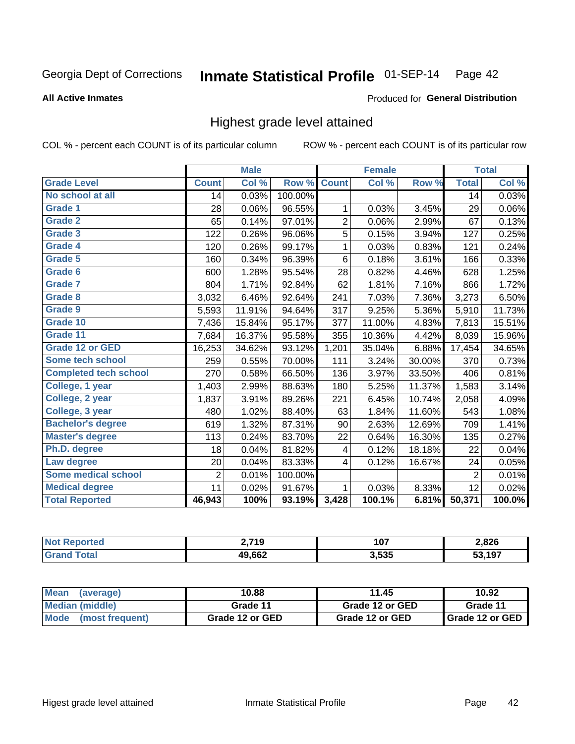Georgia Dept of Corrections **Inmate Statistical Profile** 01-SEP-14

**All Active Inmates**

Produced for **General Distribution**

## Highest grade level attained

COL % - percent each COUNT is of its particular column ROW % - percent each COUNT is of its particular row

| | Male | | | Female | | | Total | |
|---|---|---|---|---|---|---|---|---|
| **Grade Level** | **Count** | **Col %** | **Row %** | **Count** | **Col %** | **Row %** | **Total** | **Col %** |
| No school at all | 14 | 0.03% | 100.00% | | | | 14 | 0.03% |
| Grade 1 | 28 | 0.06% | 96.55% | 1 | 0.03% | 3.45% | 29 | 0.06% |
| Grade 2 | 65 | 0.14% | 97.01% | 2 | 0.06% | 2.99% | 67 | 0.13% |
| Grade 3 | 122 | 0.26% | 96.06% | 5 | 0.15% | 3.94% | 127 | 0.25% |
| Grade 4 | 120 | 0.26% | 99.17% | 1 | 0.03% | 0.83% | 121 | 0.24% |
| Grade 5 | 160 | 0.34% | 96.39% | 6 | 0.18% | 3.61% | 166 | 0.33% |
| Grade 6 | 600 | 1.28% | 95.54% | 28 | 0.82% | 4.46% | 628 | 1.25% |
| Grade 7 | 804 | 1.71% | 92.84% | 62 | 1.81% | 7.16% | 866 | 1.72% |
| Grade 8 | 3,032 | 6.46% | 92.64% | 241 | 7.03% | 7.36% | 3,273 | 6.50% |
| Grade 9 | 5,593 | 11.91% | 94.64% | 317 | 9.25% | 5.36% | 5,910 | 11.73% |
| Grade 10 | 7,436 | 15.84% | 95.17% | 377 | 11.00% | 4.83% | 7,813 | 15.51% |
| Grade 11 | 7,684 | 16.37% | 95.58% | 355 | 10.36% | 4.42% | 8,039 | 15.96% |
| Grade 12 or GED | 16,253 | 34.62% | 93.12% | 1,201 | 35.04% | 6.88% | 17,454 | 34.65% |
| Some tech school | 259 | 0.55% | 70.00% | 111 | 3.24% | 30.00% | 370 | 0.73% |
| Completed tech school | 270 | 0.58% | 66.50% | 136 | 3.97% | 33.50% | 406 | 0.81% |
| College, 1 year | 1,403 | 2.99% | 88.63% | 180 | 5.25% | 11.37% | 1,583 | 3.14% |
| College, 2 year | 1,837 | 3.91% | 89.26% | 221 | 6.45% | 10.74% | 2,058 | 4.09% |
| College, 3 year | 480 | 1.02% | 88.40% | 63 | 1.84% | 11.60% | 543 | 1.08% |
| Bachelor's degree | 619 | 1.32% | 87.31% | 90 | 2.63% | 12.69% | 709 | 1.41% |
| Master's degree | 113 | 0.24% | 83.70% | 22 | 0.64% | 16.30% | 135 | 0.27% |
| Ph.D. degree | 18 | 0.04% | 81.82% | 4 | 0.12% | 18.18% | 22 | 0.04% |
| Law degree | 20 | 0.04% | 83.33% | 4 | 0.12% | 16.67% | 24 | 0.05% |
| Some medical school | 2 | 0.01% | 100.00% | | | | 2 | 0.01% |
| Medical degree | 11 | 0.02% | 91.67% | 1 | 0.03% | 8.33% | 12 | 0.02% |
| **Total Reported** | **46,943** | **100%** | **93.19%** | **3,428** | **100.1%** | **6.81%** | **50,371** | **100.0%** |

| | Male | Female | Total |
|---|---|---|---|
| Not Reported | 2,719 | 107 | 2,826 |
| Grand Total | 49,662 | 3,535 | 53,197 |

| | Male | Female | Total |
|---|---|---|---|
| Mean (average) | 10.88 | 11.45 | 10.92 |
| Median (middle) | Grade 11 | Grade 12 or GED | Grade 11 |
| Mode (most frequent) | Grade 12 or GED | Grade 12 or GED | Grade 12 or GED |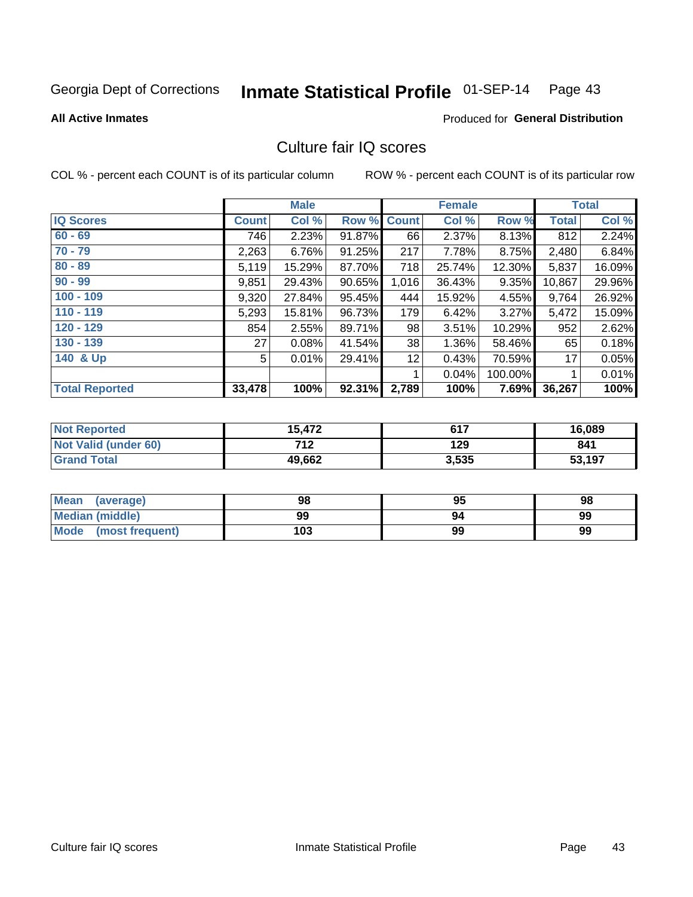Georgia Dept of Corrections **Inmate Statistical Profile** 01-SEP-14

**All Active Inmates**

Produced for **General Distribution**

## Culture fair IQ scores

COL % - percent each COUNT is of its particular column

ROW % - percent each COUNT is of its particular row

| | Male | | | Female | | | Total | |
|---|---|---|---|---|---|---|---|---|
| **IQ Scores** | **Count** | **Col %** | **Row %** | **Count** | **Col %** | **Row %** | **Total** | **Col %** |
| 60 - 69 | 746 | 2.23% | 91.87% | 66 | 2.37% | 8.13% | 812 | 2.24% |
| 70 - 79 | 2,263 | 6.76% | 91.25% | 217 | 7.78% | 8.75% | 2,480 | 6.84% |
| 80 - 89 | 5,119 | 15.29% | 87.70% | 718 | 25.74% | 12.30% | 5,837 | 16.09% |
| 90 - 99 | 9,851 | 29.43% | 90.65% | 1,016 | 36.43% | 9.35% | 10,867 | 29.96% |
| 100 - 109 | 9,320 | 27.84% | 95.45% | 444 | 15.92% | 4.55% | 9,764 | 26.92% |
| 110 - 119 | 5,293 | 15.81% | 96.73% | 179 | 6.42% | 3.27% | 5,472 | 15.09% |
| 120 - 129 | 854 | 2.55% | 89.71% | 98 | 3.51% | 10.29% | 952 | 2.62% |
| 130 - 139 | 27 | 0.08% | 41.54% | 38 | 1.36% | 58.46% | 65 | 0.18% |
| 140 & Up | 5 | 0.01% | 29.41% | 12 | 0.43% | 70.59% | 17 | 0.05% |
| | | | | 1 | 0.04% | 100.00% | 1 | 0.01% |
| **Total Reported** | **33,478** | **100%** | **92.31%** | **2,789** | **100%** | **7.69%** | **36,267** | **100%** |

| | Male | Female | Total |
|---|---|---|---|
| Not Reported | **15,472** | **617** | **16,089** |
| Not Valid (under 60) | **712** | **129** | **841** |
| Grand Total | **49,662** | **3,535** | **53,197** |

| | Male | Female | Total |
|---|---|---|---|
| Mean (average) | **98** | **95** | **98** |
| Median (middle) | **99** | **94** | **99** |
| Mode (most frequent) | **103** | **99** | **99** |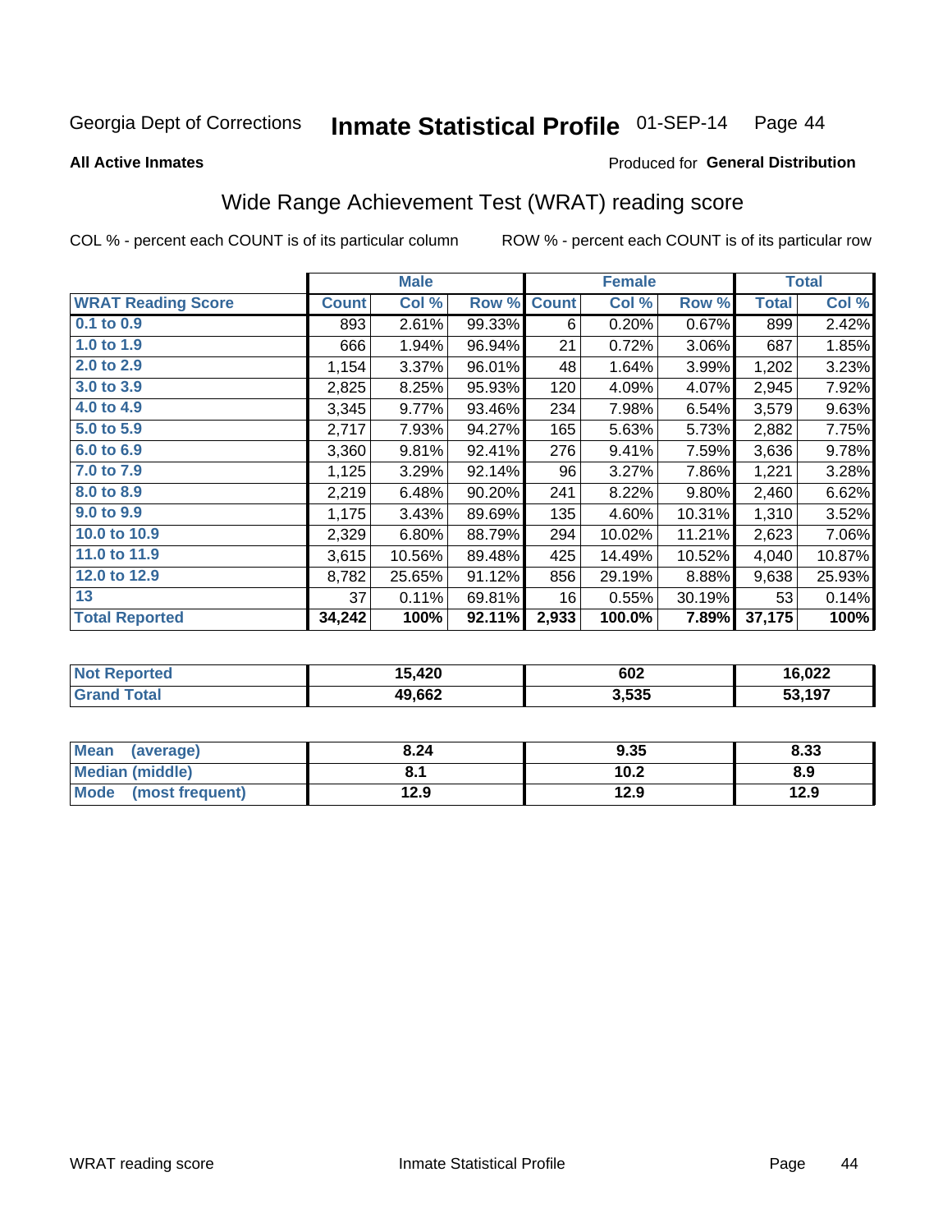Georgia Dept of Corrections **Inmate Statistical Profile** 01-SEP-14

**All Active Inmates**

Produced for **General Distribution**

## Wide Range Achievement Test (WRAT) reading score

COL % - percent each COUNT is of its particular column ROW % - percent each COUNT is of its particular row

| | Male | | | Female | | | Total | |
|---|---|---|---|---|---|---|---|---|
| **WRAT Reading Score** | **Count** | **Col %** | **Row %** | **Count** | **Col %** | **Row %** | **Total** | **Col %** |
| 0.1 to 0.9 | 893 | 2.61% | 99.33% | 6 | 0.20% | 0.67% | 899 | 2.42% |
| 1.0 to 1.9 | 666 | 1.94% | 96.94% | 21 | 0.72% | 3.06% | 687 | 1.85% |
| 2.0 to 2.9 | 1,154 | 3.37% | 96.01% | 48 | 1.64% | 3.99% | 1,202 | 3.23% |
| 3.0 to 3.9 | 2,825 | 8.25% | 95.93% | 120 | 4.09% | 4.07% | 2,945 | 7.92% |
| 4.0 to 4.9 | 3,345 | 9.77% | 93.46% | 234 | 7.98% | 6.54% | 3,579 | 9.63% |
| 5.0 to 5.9 | 2,717 | 7.93% | 94.27% | 165 | 5.63% | 5.73% | 2,882 | 7.75% |
| 6.0 to 6.9 | 3,360 | 9.81% | 92.41% | 276 | 9.41% | 7.59% | 3,636 | 9.78% |
| 7.0 to 7.9 | 1,125 | 3.29% | 92.14% | 96 | 3.27% | 7.86% | 1,221 | 3.28% |
| 8.0 to 8.9 | 2,219 | 6.48% | 90.20% | 241 | 8.22% | 9.80% | 2,460 | 6.62% |
| 9.0 to 9.9 | 1,175 | 3.43% | 89.69% | 135 | 4.60% | 10.31% | 1,310 | 3.52% |
| 10.0 to 10.9 | 2,329 | 6.80% | 88.79% | 294 | 10.02% | 11.21% | 2,623 | 7.06% |
| 11.0 to 11.9 | 3,615 | 10.56% | 89.48% | 425 | 14.49% | 10.52% | 4,040 | 10.87% |
| 12.0 to 12.9 | 8,782 | 25.65% | 91.12% | 856 | 29.19% | 8.88% | 9,638 | 25.93% |
| 13 | 37 | 0.11% | 69.81% | 16 | 0.55% | 30.19% | 53 | 0.14% |
| **Total Reported** | **34,242** | **100%** | **92.11%** | **2,933** | **100.0%** | **7.89%** | **37,175** | **100%** |

| | Male | Female | Total |
|---|---|---|---|
| **Not Reported** | **15,420** | **602** | **16,022** |
| **Grand Total** | **49,662** | **3,535** | **53,197** |

| | Male | Female | Total |
|---|---|---|---|
| **Mean (average)** | **8.24** | **9.35** | **8.33** |
| **Median (middle)** | **8.1** | **10.2** | **8.9** |
| **Mode (most frequent)** | **12.9** | **12.9** | **12.9** |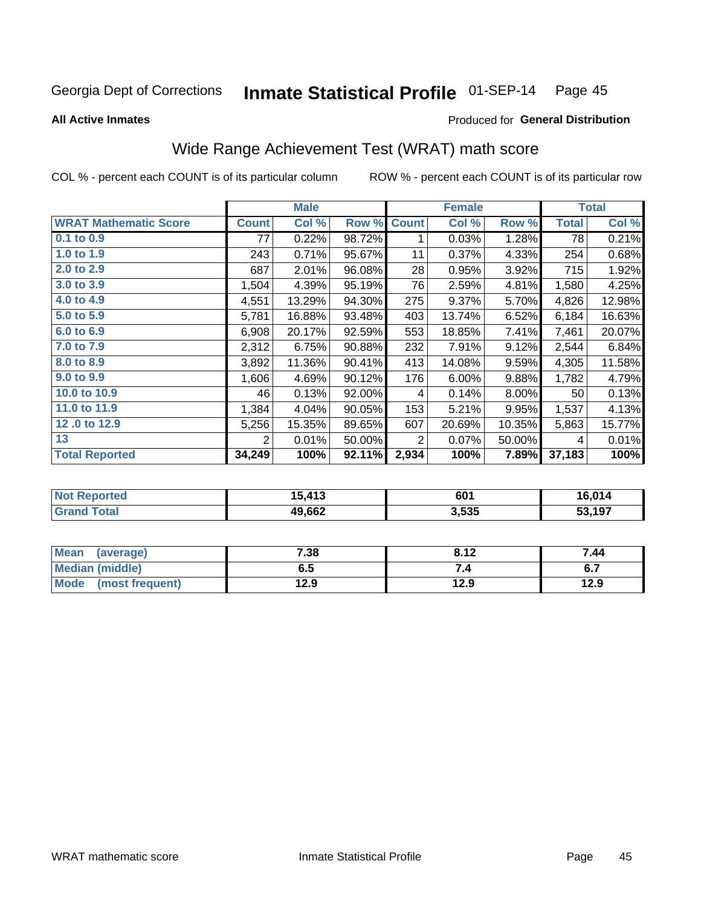Georgia Dept of Corrections **Inmate Statistical Profile** 01-SEP-14

**All Active Inmates**

Produced for **General Distribution**

## Wide Range Achievement Test (WRAT) math score

COL % - percent each COUNT is of its particular column

ROW % - percent each COUNT is of its particular row

| | Male | | | Female | | | Total | |
|---|---|---|---|---|---|---|---|---|
| **WRAT Mathematic Score** | **Count** | **Col %** | **Row %** | **Count** | **Col %** | **Row %** | **Total** | **Col %** |
| **0.1 to 0.9** | 77 | 0.22% | 98.72% | 1 | 0.03% | 1.28% | 78 | 0.21% |
| **1.0 to 1.9** | 243 | 0.71% | 95.67% | 11 | 0.37% | 4.33% | 254 | 0.68% |
| **2.0 to 2.9** | 687 | 2.01% | 96.08% | 28 | 0.95% | 3.92% | 715 | 1.92% |
| **3.0 to 3.9** | 1,504 | 4.39% | 95.19% | 76 | 2.59% | 4.81% | 1,580 | 4.25% |
| **4.0 to 4.9** | 4,551 | 13.29% | 94.30% | 275 | 9.37% | 5.70% | 4,826 | 12.98% |
| **5.0 to 5.9** | 5,781 | 16.88% | 93.48% | 403 | 13.74% | 6.52% | 6,184 | 16.63% |
| **6.0 to 6.9** | 6,908 | 20.17% | 92.59% | 553 | 18.85% | 7.41% | 7,461 | 20.07% |
| **7.0 to 7.9** | 2,312 | 6.75% | 90.88% | 232 | 7.91% | 9.12% | 2,544 | 6.84% |
| **8.0 to 8.9** | 3,892 | 11.36% | 90.41% | 413 | 14.08% | 9.59% | 4,305 | 11.58% |
| **9.0 to 9.9** | 1,606 | 4.69% | 90.12% | 176 | 6.00% | 9.88% | 1,782 | 4.79% |
| **10.0 to 10.9** | 46 | 0.13% | 92.00% | 4 | 0.14% | 8.00% | 50 | 0.13% |
| **11.0 to 11.9** | 1,384 | 4.04% | 90.05% | 153 | 5.21% | 9.95% | 1,537 | 4.13% |
| **12 .0 to 12.9** | 5,256 | 15.35% | 89.65% | 607 | 20.69% | 10.35% | 5,863 | 15.77% |
| **13** | 2 | 0.01% | 50.00% | 2 | 0.07% | 50.00% | 4 | 0.01% |
| **Total Reported** | **34,249** | **100%** | **92.11%** | **2,934** | **100%** | **7.89%** | **37,183** | **100%** |

| | Male | Female | Total |
|---|---|---|---|
| **Not Reported** | **15,413** | **601** | **16,014** |
| **Grand Total** | **49,662** | **3,535** | **53,197** |

| | Male | Female | Total |
|---|---|---|---|
| **Mean (average)** | **7.38** | **8.12** | **7.44** |
| **Median (middle)** | **6.5** | **7.4** | **6.7** |
| **Mode (most frequent)** | **12.9** | **12.9** | **12.9** |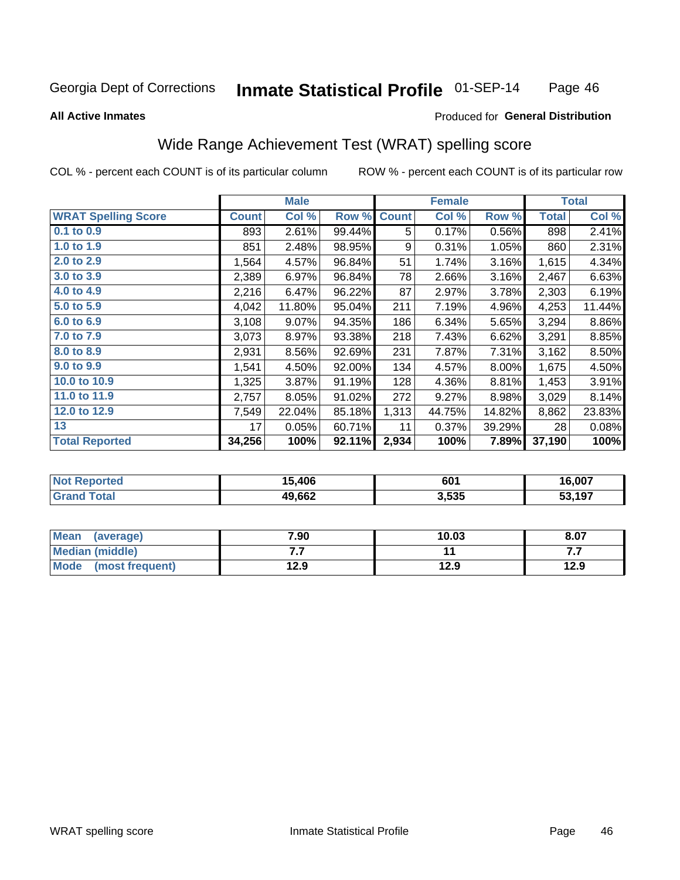Georgia Dept of Corrections **Inmate Statistical Profile** 01-SEP-14

**All Active Inmates**

Produced for **General Distribution**

## Wide Range Achievement Test (WRAT) spelling score

COL % - percent each COUNT is of its particular column ROW % - percent each COUNT is of its particular row

| | Male | | | Female | | | Total | |
|---|---|---|---|---|---|---|---|---|
| **WRAT Spelling Score** | **Count** | **Col %** | **Row %** | **Count** | **Col %** | **Row %** | **Total** | **Col %** |
| **0.1 to 0.9** | 893 | 2.61% | 99.44% | 5 | 0.17% | 0.56% | 898 | 2.41% |
| **1.0 to 1.9** | 851 | 2.48% | 98.95% | 9 | 0.31% | 1.05% | 860 | 2.31% |
| **2.0 to 2.9** | 1,564 | 4.57% | 96.84% | 51 | 1.74% | 3.16% | 1,615 | 4.34% |
| **3.0 to 3.9** | 2,389 | 6.97% | 96.84% | 78 | 2.66% | 3.16% | 2,467 | 6.63% |
| **4.0 to 4.9** | 2,216 | 6.47% | 96.22% | 87 | 2.97% | 3.78% | 2,303 | 6.19% |
| **5.0 to 5.9** | 4,042 | 11.80% | 95.04% | 211 | 7.19% | 4.96% | 4,253 | 11.44% |
| **6.0 to 6.9** | 3,108 | 9.07% | 94.35% | 186 | 6.34% | 5.65% | 3,294 | 8.86% |
| **7.0 to 7.9** | 3,073 | 8.97% | 93.38% | 218 | 7.43% | 6.62% | 3,291 | 8.85% |
| **8.0 to 8.9** | 2,931 | 8.56% | 92.69% | 231 | 7.87% | 7.31% | 3,162 | 8.50% |
| **9.0 to 9.9** | 1,541 | 4.50% | 92.00% | 134 | 4.57% | 8.00% | 1,675 | 4.50% |
| **10.0 to 10.9** | 1,325 | 3.87% | 91.19% | 128 | 4.36% | 8.81% | 1,453 | 3.91% |
| **11.0 to 11.9** | 2,757 | 8.05% | 91.02% | 272 | 9.27% | 8.98% | 3,029 | 8.14% |
| **12.0 to 12.9** | 7,549 | 22.04% | 85.18% | 1,313 | 44.75% | 14.82% | 8,862 | 23.83% |
| **13** | 17 | 0.05% | 60.71% | 11 | 0.37% | 39.29% | 28 | 0.08% |
| **Total Reported** | **34,256** | **100%** | **92.11%** | **2,934** | **100%** | **7.89%** | **37,190** | **100%** |

| | Male | Female | Total |
|---|---|---|---|
| **Not Reported** | **15,406** | **601** | **16,007** |
| **Grand Total** | **49,662** | **3,535** | **53,197** |

| | Male | Female | Total |
|---|---|---|---|
| **Mean (average)** | **7.90** | **10.03** | **8.07** |
| **Median (middle)** | **7.7** | **11** | **7.7** |
| **Mode (most frequent)** | **12.9** | **12.9** | **12.9** |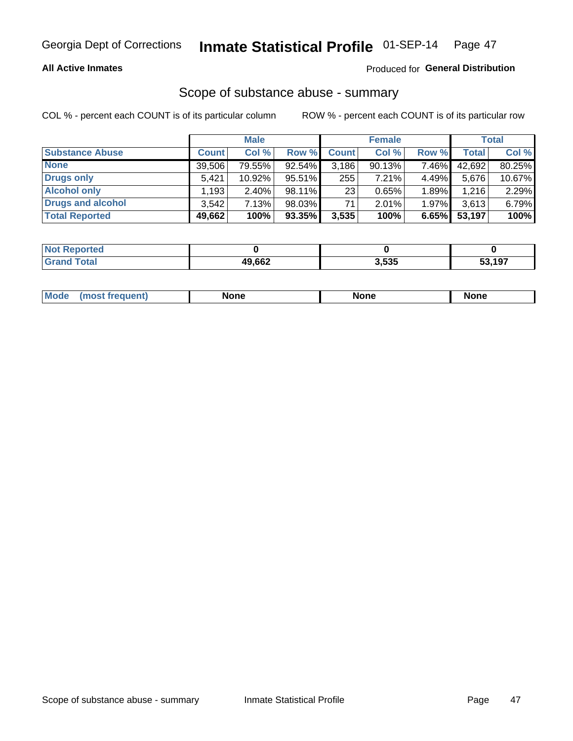**All Active Inmates** | Produced for **General Distribution**

## Scope of substance abuse - summary

COL % - percent each COUNT is of its particular column  ROW % - percent each COUNT is of its particular row

| | Male | | | Female | | | Total | |
|---|---|---|---|---|---|---|---|---|
| **Substance Abuse** | **Count** | **Col %** | **Row %** | **Count** | **Col %** | **Row %** | **Total** | **Col %** |
| **None** | 39,506 | 79.55% | 92.54% | 3,186 | 90.13% | 7.46% | 42,692 | 80.25% |
| **Drugs only** | 5,421 | 10.92% | 95.51% | 255 | 7.21% | 4.49% | 5,676 | 10.67% |
| **Alcohol only** | 1,193 | 2.40% | 98.11% | 23 | 0.65% | 1.89% | 1,216 | 2.29% |
| **Drugs and alcohol** | 3,542 | 7.13% | 98.03% | 71 | 2.01% | 1.97% | 3,613 | 6.79% |
| **Total Reported** | **49,662** | **100%** | **93.35%** | **3,535** | **100%** | **6.65%** | **53,197** | **100%** |

| | Male | Female | Total |
|---|---|---|---|
| **Not Reported** | **0** | **0** | **0** |
| **Grand Total** | **49,662** | **3,535** | **53,197** |

| | Male | Female | Total |
|---|---|---|---|
| **Mode (most frequent)** | **None** | **None** | **None** |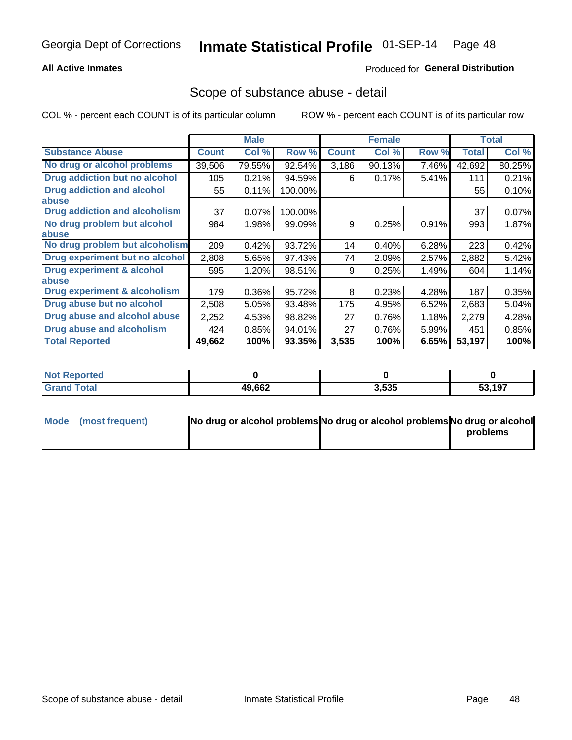Georgia Dept of Corrections **Inmate Statistical Profile** 01-SEP-14

**All Active Inmates**

Produced for **General Distribution**

## Scope of substance abuse - detail

COL % - percent each COUNT is of its particular column ROW % - percent each COUNT is of its particular row

| | Male | | | Female | | | Total | |
|---|---|---|---|---|---|---|---|---|
| **Substance Abuse** | **Count** | **Col %** | **Row %** | **Count** | **Col %** | **Row %** | **Total** | **Col %** |
| **No drug or alcohol problems** | 39,506 | 79.55% | 92.54% | 3,186 | 90.13% | 7.46% | 42,692 | 80.25% |
| **Drug addiction but no alcohol** | 105 | 0.21% | 94.59% | 6 | 0.17% | 5.41% | 111 | 0.21% |
| **Drug addiction and alcohol abuse** | 55 | 0.11% | 100.00% | | | | 55 | 0.10% |
| **Drug addiction and alcoholism** | 37 | 0.07% | 100.00% | | | | 37 | 0.07% |
| **No drug problem but alcohol abuse** | 984 | 1.98% | 99.09% | 9 | 0.25% | 0.91% | 993 | 1.87% |
| **No drug problem but alcoholism** | 209 | 0.42% | 93.72% | 14 | 0.40% | 6.28% | 223 | 0.42% |
| **Drug experiment but no alcohol** | 2,808 | 5.65% | 97.43% | 74 | 2.09% | 2.57% | 2,882 | 5.42% |
| **Drug experiment & alcohol abuse** | 595 | 1.20% | 98.51% | 9 | 0.25% | 1.49% | 604 | 1.14% |
| **Drug experiment & alcoholism** | 179 | 0.36% | 95.72% | 8 | 0.23% | 4.28% | 187 | 0.35% |
| **Drug abuse but no alcohol** | 2,508 | 5.05% | 93.48% | 175 | 4.95% | 6.52% | 2,683 | 5.04% |
| **Drug abuse and alcohol abuse** | 2,252 | 4.53% | 98.82% | 27 | 0.76% | 1.18% | 2,279 | 4.28% |
| **Drug abuse and alcoholism** | 424 | 0.85% | 94.01% | 27 | 0.76% | 5.99% | 451 | 0.85% |
| **Total Reported** | **49,662** | **100%** | **93.35%** | **3,535** | **100%** | **6.65%** | **53,197** | **100%** |

| | Male | Female | Total |
|---|---|---|---|
| **Not Reported** | **0** | **0** | **0** |
| **Grand Total** | **49,662** | **3,535** | **53,197** |

| | Male | Female | Total |
|---|---|---|---|
| **Mode (most frequent)** | **No drug or alcohol problems** | **No drug or alcohol problems** | **No drug or alcohol problems** |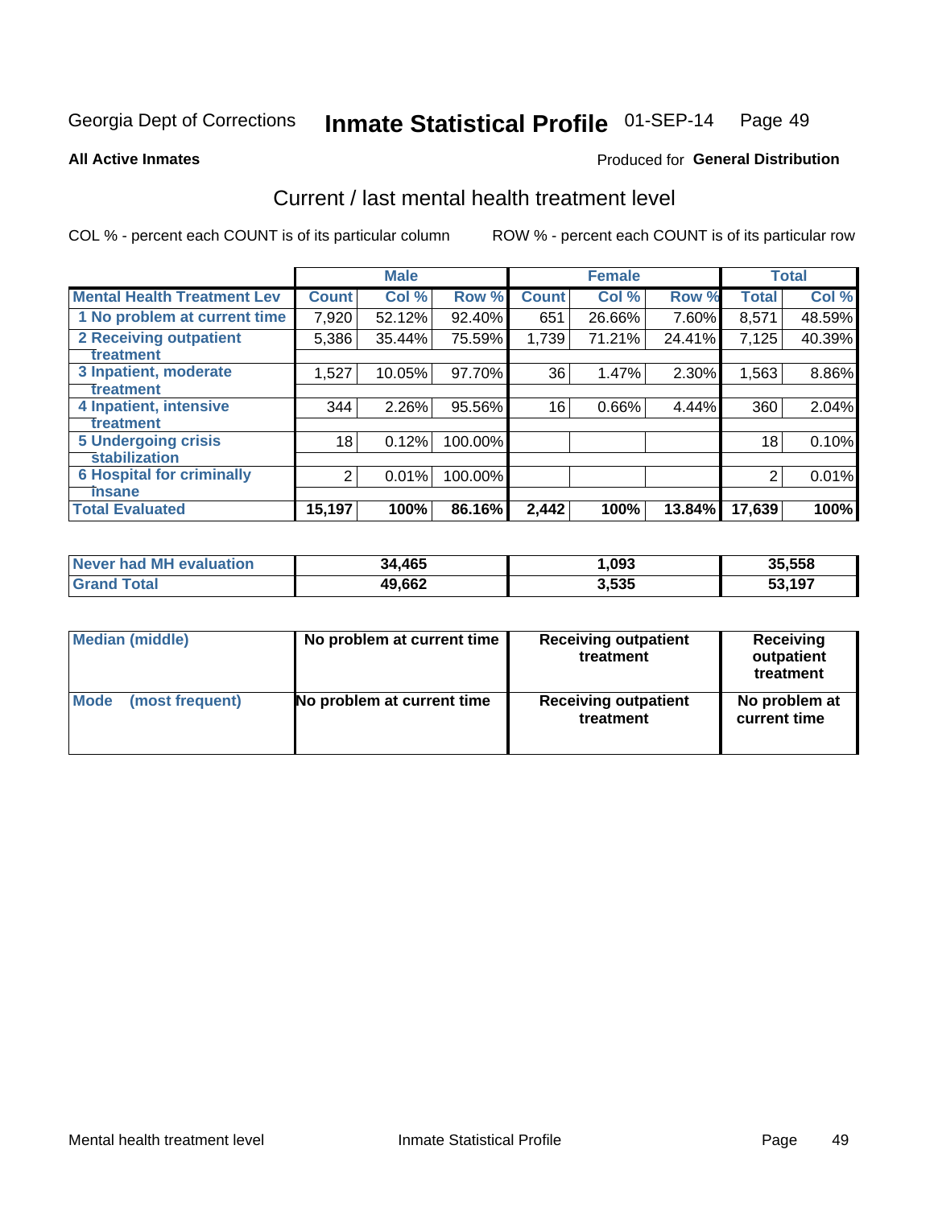Georgia Dept of Corrections **Inmate Statistical Profile** 01-SEP-14

**All Active Inmates**

Produced for **General Distribution**

## Current / last mental health treatment level

COL % - percent each COUNT is of its particular column ROW % - percent each COUNT is of its particular row

| | Male | | | Female | | | Total | |
|---|---|---|---|---|---|---|---|---|
| **Mental Health Treatment Lev** | **Count** | **Col %** | **Row %** | **Count** | **Col %** | **Row %** | **Total** | **Col %** |
| 1 No problem at current time | 7,920 | 52.12% | 92.40% | 651 | 26.66% | 7.60% | 8,571 | 48.59% |
| 2 Receiving outpatient treatment | 5,386 | 35.44% | 75.59% | 1,739 | 71.21% | 24.41% | 7,125 | 40.39% |
| 3 Inpatient, moderate treatment | 1,527 | 10.05% | 97.70% | 36 | 1.47% | 2.30% | 1,563 | 8.86% |
| 4 Inpatient, intensive treatment | 344 | 2.26% | 95.56% | 16 | 0.66% | 4.44% | 360 | 2.04% |
| 5 Undergoing crisis stabilization | 18 | 0.12% | 100.00% | | | | 18 | 0.10% |
| 6 Hospital for criminally insane | 2 | 0.01% | 100.00% | | | | 2 | 0.01% |
| **Total Evaluated** | **15,197** | **100%** | **86.16%** | **2,442** | **100%** | **13.84%** | **17,639** | **100%** |

| | Male | Female | Total |
|---|---|---|---|
| **Never had MH evaluation** | **34,465** | **1,093** | **35,558** |
| **Grand Total** | **49,662** | **3,535** | **53,197** |

| | Male | Female | Total |
|---|---|---|---|
| **Median (middle)** | **No problem at current time** | **Receiving outpatient treatment** | **Receiving outpatient treatment** |
| **Mode (most frequent)** | **No problem at current time** | **Receiving outpatient treatment** | **No problem at current time** |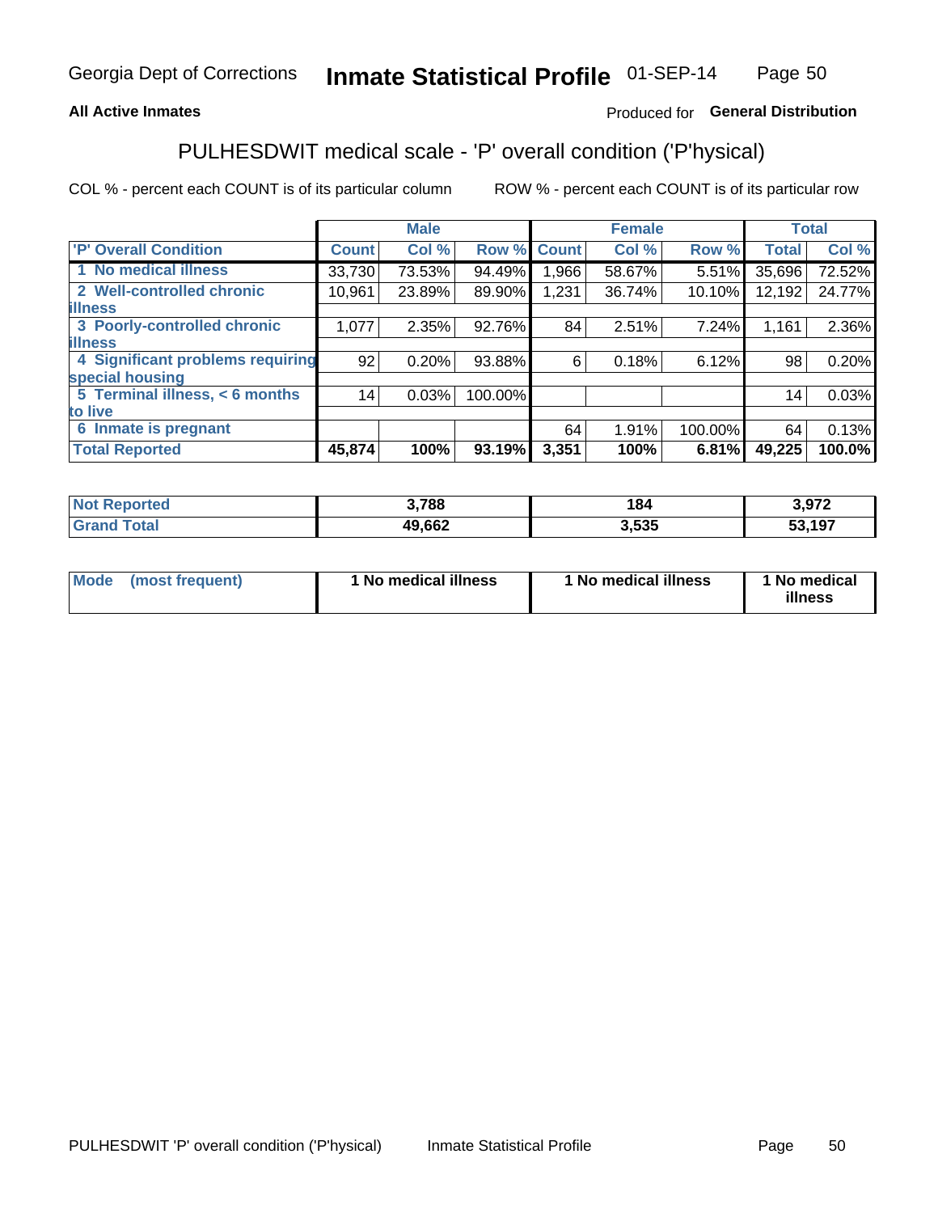Georgia Dept of Corrections **Inmate Statistical Profile** 01-SEP-14

**All Active Inmates**

Produced for **General Distribution**

## PULHESDWIT medical scale - 'P' overall condition ('P'hysical)

COL % - percent each COUNT is of its particular column

ROW % - percent each COUNT is of its particular row

| | Male | | | Female | | | Total | |
|---|---|---|---|---|---|---|---|---|
| 'P' Overall Condition | Count | Col % | Row % | Count | Col % | Row % | Total | Col % |
| 1 No medical illness | 33,730 | 73.53% | 94.49% | 1,966 | 58.67% | 5.51% | 35,696 | 72.52% |
| 2 Well-controlled chronic illness | 10,961 | 23.89% | 89.90% | 1,231 | 36.74% | 10.10% | 12,192 | 24.77% |
| 3 Poorly-controlled chronic illness | 1,077 | 2.35% | 92.76% | 84 | 2.51% | 7.24% | 1,161 | 2.36% |
| 4 Significant problems requiring special housing | 92 | 0.20% | 93.88% | 6 | 0.18% | 6.12% | 98 | 0.20% |
| 5 Terminal illness, < 6 months to live | 14 | 0.03% | 100.00% | | | | 14 | 0.03% |
| 6 Inmate is pregnant | | | | 64 | 1.91% | 100.00% | 64 | 0.13% |
| **Total Reported** | **45,874** | **100%** | **93.19%** | **3,351** | **100%** | **6.81%** | **49,225** | **100.0%** |

| | Male | Female | Total |
|---|---|---|---|
| Not Reported | 3,788 | 184 | 3,972 |
| Grand Total | 49,662 | 3,535 | 53,197 |

| | Male | Female | Total |
|---|---|---|---|
| Mode (most frequent) | 1 No medical illness | 1 No medical illness | 1 No medical illness |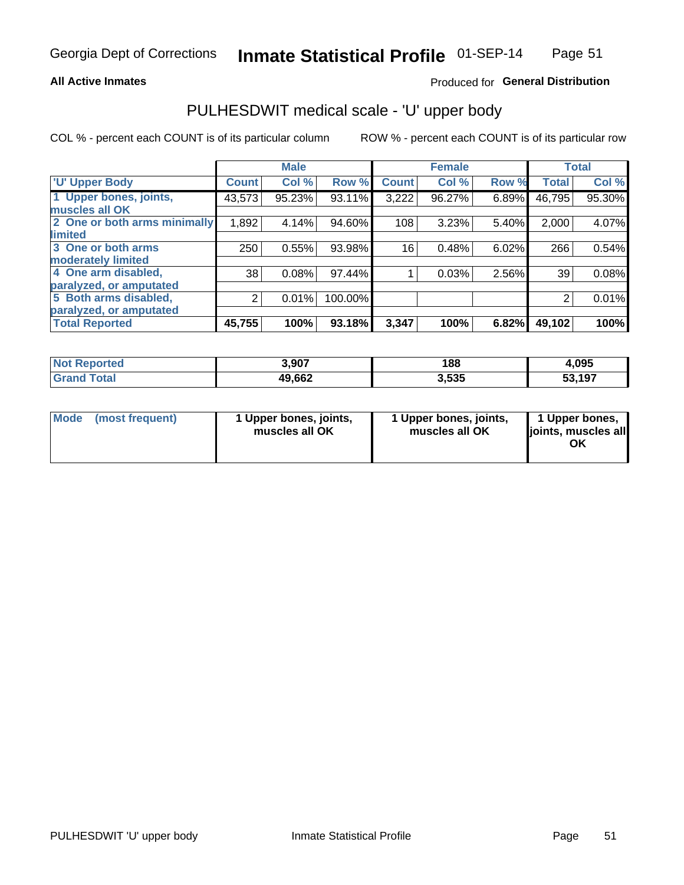Georgia Dept of Corrections **Inmate Statistical Profile** 01-SEP-14

**All Active Inmates** Produced for **General Distribution**

## PULHESDWIT medical scale - 'U' upper body

COL % - percent each COUNT is of its particular column ROW % - percent each COUNT is of its particular row

| | Male | | | Female | | | Total | |
|---|---|---|---|---|---|---|---|---|
| 'U' Upper Body | Count | Col % | Row % | Count | Col % | Row % | Total | Col % |
| 1 Upper bones, joints, muscles all OK | 43,573 | 95.23% | 93.11% | 3,222 | 96.27% | 6.89% | 46,795 | 95.30% |
| 2 One or both arms minimally limited | 1,892 | 4.14% | 94.60% | 108 | 3.23% | 5.40% | 2,000 | 4.07% |
| 3 One or both arms moderately limited | 250 | 0.55% | 93.98% | 16 | 0.48% | 6.02% | 266 | 0.54% |
| 4 One arm disabled, paralyzed, or amputated | 38 | 0.08% | 97.44% | 1 | 0.03% | 2.56% | 39 | 0.08% |
| 5 Both arms disabled, paralyzed, or amputated | 2 | 0.01% | 100.00% | | | | 2 | 0.01% |
| **Total Reported** | **45,755** | **100%** | **93.18%** | **3,347** | **100%** | **6.82%** | **49,102** | **100%** |

| | Male | Female | Total |
|---|---|---|---|
| Not Reported | 3,907 | 188 | 4,095 |
| Grand Total | 49,662 | 3,535 | 53,197 |

| | Male | Female | Total |
|---|---|---|---|
| Mode (most frequent) | 1 Upper bones, joints, muscles all OK | 1 Upper bones, joints, muscles all OK | 1 Upper bones, joints, muscles all OK |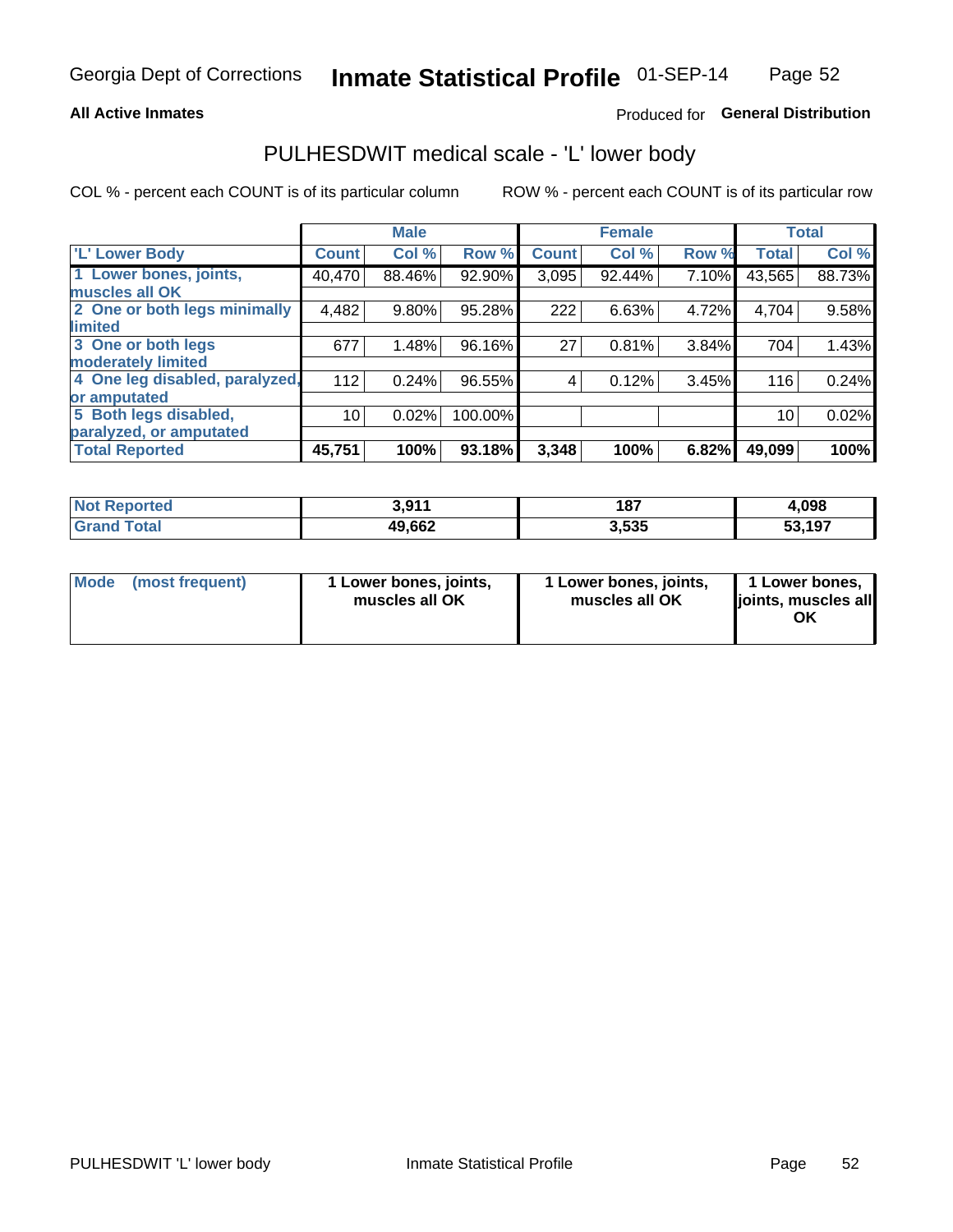Georgia Dept of Corrections **Inmate Statistical Profile** 01-SEP-14

**All Active Inmates**

Produced for **General Distribution**

## PULHESDWIT medical scale - 'L' lower body

COL % - percent each COUNT is of its particular column

ROW % - percent each COUNT is of its particular row

| | Male | | | Female | | | Total | |
|---|---|---|---|---|---|---|---|---|
| 'L' Lower Body | Count | Col % | Row % | Count | Col % | Row % | Total | Col % |
| 1 Lower bones, joints, muscles all OK | 40,470 | 88.46% | 92.90% | 3,095 | 92.44% | 7.10% | 43,565 | 88.73% |
| 2 One or both legs minimally limited | 4,482 | 9.80% | 95.28% | 222 | 6.63% | 4.72% | 4,704 | 9.58% |
| 3 One or both legs moderately limited | 677 | 1.48% | 96.16% | 27 | 0.81% | 3.84% | 704 | 1.43% |
| 4 One leg disabled, paralyzed, or amputated | 112 | 0.24% | 96.55% | 4 | 0.12% | 3.45% | 116 | 0.24% |
| 5 Both legs disabled, paralyzed, or amputated | 10 | 0.02% | 100.00% | | | | 10 | 0.02% |
| **Total Reported** | **45,751** | **100%** | **93.18%** | **3,348** | **100%** | **6.82%** | **49,099** | **100%** |

| | Male | Female | Total |
|---|---|---|---|
| Not Reported | 3,911 | 187 | 4,098 |
| Grand Total | 49,662 | 3,535 | 53,197 |

| | Male | Female | Total |
|---|---|---|---|
| Mode (most frequent) | 1 Lower bones, joints, muscles all OK | 1 Lower bones, joints, muscles all OK | 1 Lower bones, joints, muscles all OK |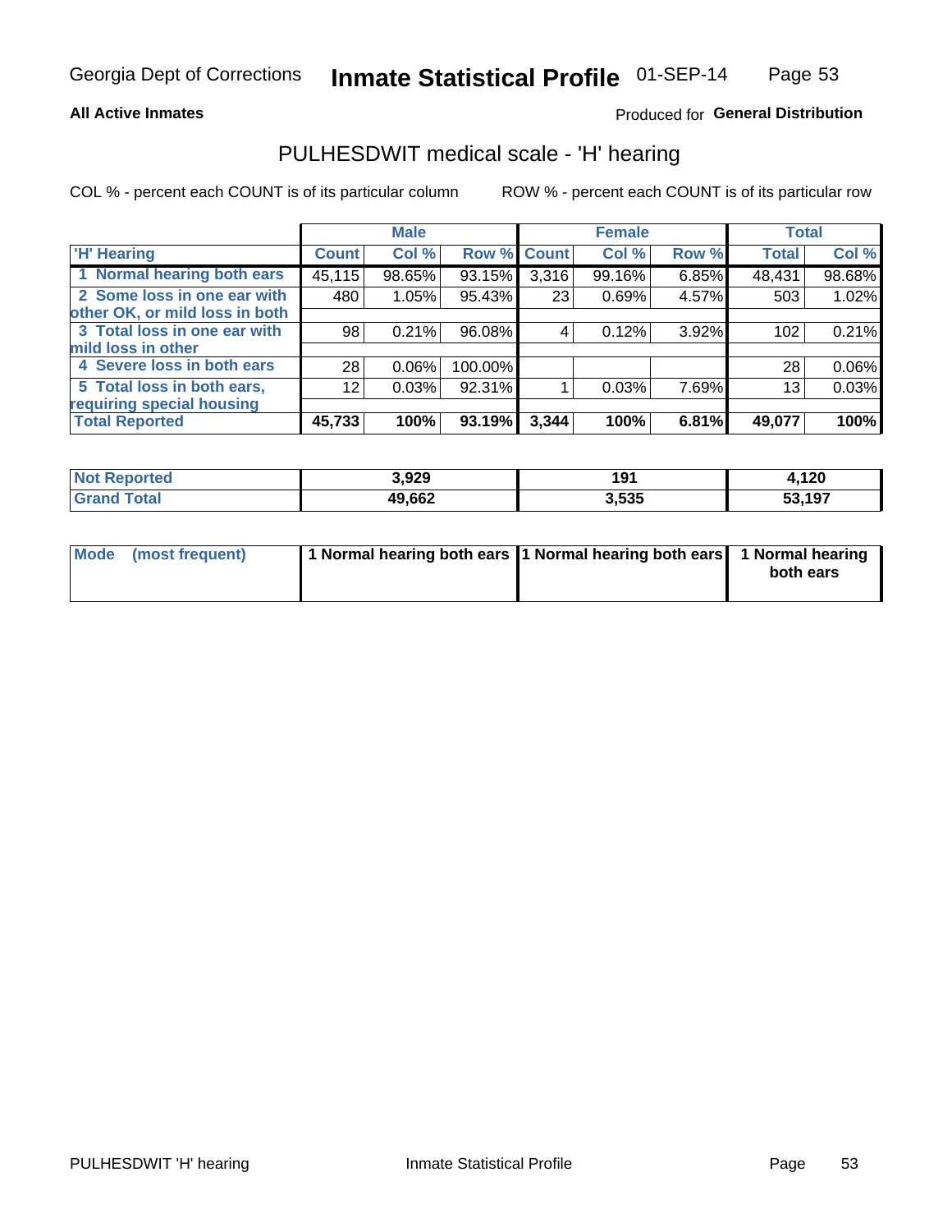Georgia Dept of Corrections **Inmate Statistical Profile** 01-SEP-14

**All Active Inmates**

Produced for **General Distribution**

## PULHESDWIT medical scale - 'H' hearing

COL % - percent each COUNT is of its particular column    ROW % - percent each COUNT is of its particular row

| | Male | | | Female | | | Total | |
|---|---|---|---|---|---|---|---|---|
| 'H' Hearing | Count | Col % | Row % | Count | Col % | Row % | Total | Col % |
| 1 Normal hearing both ears | 45,115 | 98.65% | 93.15% | 3,316 | 99.16% | 6.85% | 48,431 | 98.68% |
| 2 Some loss in one ear with other OK, or mild loss in both | 480 | 1.05% | 95.43% | 23 | 0.69% | 4.57% | 503 | 1.02% |
| 3 Total loss in one ear with mild loss in other | 98 | 0.21% | 96.08% | 4 | 0.12% | 3.92% | 102 | 0.21% |
| 4 Severe loss in both ears | 28 | 0.06% | 100.00% | | | | 28 | 0.06% |
| 5 Total loss in both ears, requiring special housing | 12 | 0.03% | 92.31% | 1 | 0.03% | 7.69% | 13 | 0.03% |
| **Total Reported** | **45,733** | **100%** | **93.19%** | **3,344** | **100%** | **6.81%** | **49,077** | **100%** |

| | Male | Female | Total |
|---|---|---|---|
| Not Reported | 3,929 | 191 | 4,120 |
| Grand Total | 49,662 | 3,535 | 53,197 |

| | Male | Female | Total |
|---|---|---|---|
| Mode (most frequent) | 1 Normal hearing both ears | 1 Normal hearing both ears | 1 Normal hearing both ears |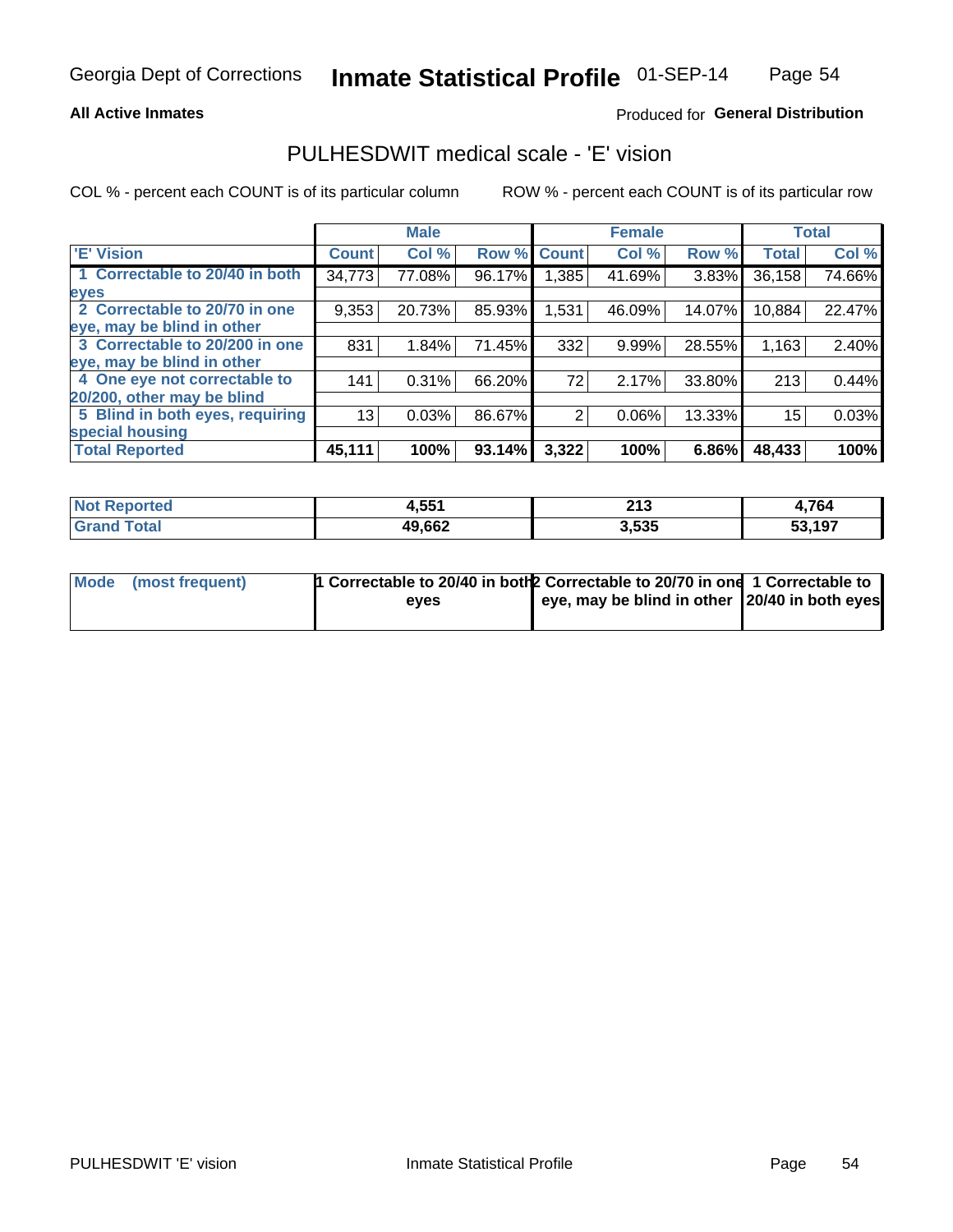Georgia Dept of Corrections **Inmate Statistical Profile** 01-SEP-14

**All Active Inmates**

Produced for **General Distribution**

## PULHESDWIT medical scale - 'E' vision

COL % - percent each COUNT is of its particular column

ROW % - percent each COUNT is of its particular row

| | Male | | | Female | | | Total | |
|---|---|---|---|---|---|---|---|---|
| 'E' Vision | Count | Col % | Row % | Count | Col % | Row % | Total | Col % |
| 1 Correctable to 20/40 in both eyes | 34,773 | 77.08% | 96.17% | 1,385 | 41.69% | 3.83% | 36,158 | 74.66% |
| 2 Correctable to 20/70 in one eye, may be blind in other | 9,353 | 20.73% | 85.93% | 1,531 | 46.09% | 14.07% | 10,884 | 22.47% |
| 3 Correctable to 20/200 in one eye, may be blind in other | 831 | 1.84% | 71.45% | 332 | 9.99% | 28.55% | 1,163 | 2.40% |
| 4 One eye not correctable to 20/200, other may be blind | 141 | 0.31% | 66.20% | 72 | 2.17% | 33.80% | 213 | 0.44% |
| 5 Blind in both eyes, requiring special housing | 13 | 0.03% | 86.67% | 2 | 0.06% | 13.33% | 15 | 0.03% |
| **Total Reported** | **45,111** | **100%** | **93.14%** | **3,322** | **100%** | **6.86%** | **48,433** | **100%** |

| | Male | Female | Total |
|---|---|---|---|
| **Not Reported** | **4,551** | **213** | **4,764** |
| **Grand Total** | **49,662** | **3,535** | **53,197** |

| | Male | Female | Total |
|---|---|---|---|
| **Mode (most frequent)** | **1 Correctable to 20/40 in both eyes** | **2 Correctable to 20/70 in one eye, may be blind in other** | **1 Correctable to 20/40 in both eyes** |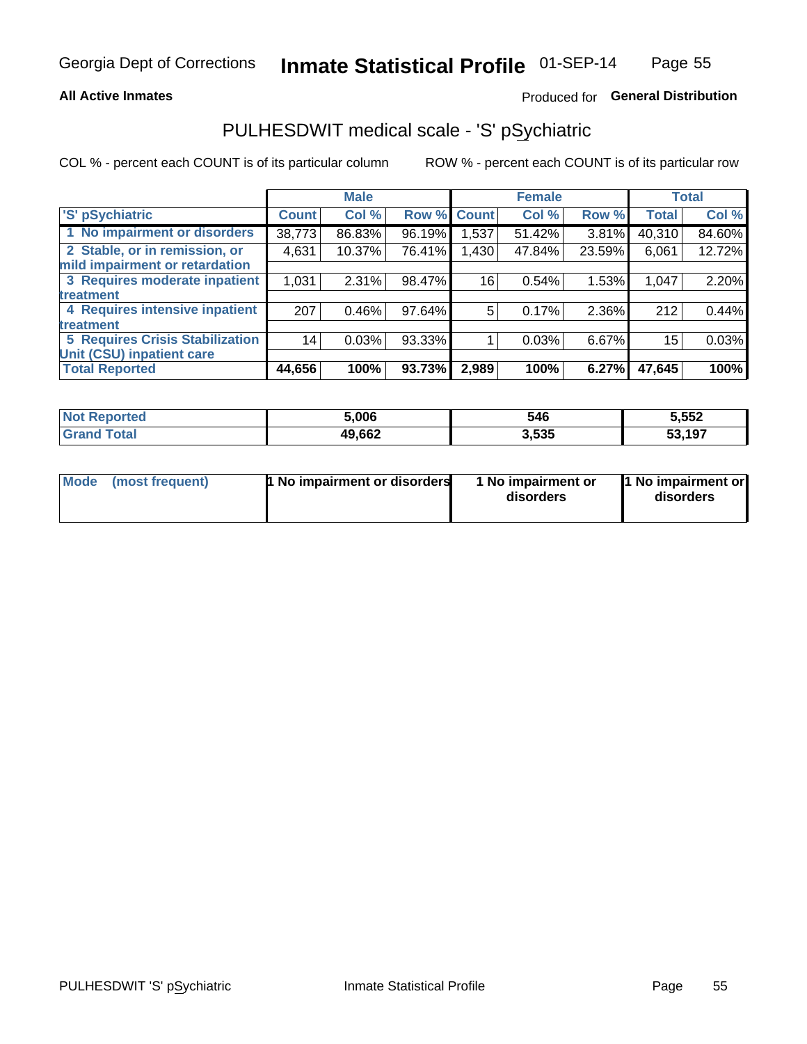Georgia Dept of Corrections **Inmate Statistical Profile** 01-SEP-14

**All Active Inmates**

Produced for **General Distribution**

## PULHESDWIT medical scale - 'S' pSychiatric

COL % - percent each COUNT is of its particular column

ROW % - percent each COUNT is of its particular row

| | Male | | | Female | | | Total | |
|---|---|---|---|---|---|---|---|---|
| 'S' pSychiatric | Count | Col % | Row % | Count | Col % | Row % | Total | Col % |
| 1 No impairment or disorders | 38,773 | 86.83% | 96.19% | 1,537 | 51.42% | 3.81% | 40,310 | 84.60% |
| 2 Stable, or in remission, or mild impairment or retardation | 4,631 | 10.37% | 76.41% | 1,430 | 47.84% | 23.59% | 6,061 | 12.72% |
| 3 Requires moderate inpatient treatment | 1,031 | 2.31% | 98.47% | 16 | 0.54% | 1.53% | 1,047 | 2.20% |
| 4 Requires intensive inpatient treatment | 207 | 0.46% | 97.64% | 5 | 0.17% | 2.36% | 212 | 0.44% |
| 5 Requires Crisis Stabilization Unit (CSU) inpatient care | 14 | 0.03% | 93.33% | 1 | 0.03% | 6.67% | 15 | 0.03% |
| **Total Reported** | **44,656** | **100%** | **93.73%** | **2,989** | **100%** | **6.27%** | **47,645** | **100%** |

| | Male | Female | Total |
|---|---|---|---|
| Not Reported | 5,006 | 546 | 5,552 |
| Grand Total | 49,662 | 3,535 | 53,197 |

| | Male | Female | Total |
|---|---|---|---|
| Mode (most frequent) | 1 No impairment or disorders | 1 No impairment or disorders | 1 No impairment or disorders |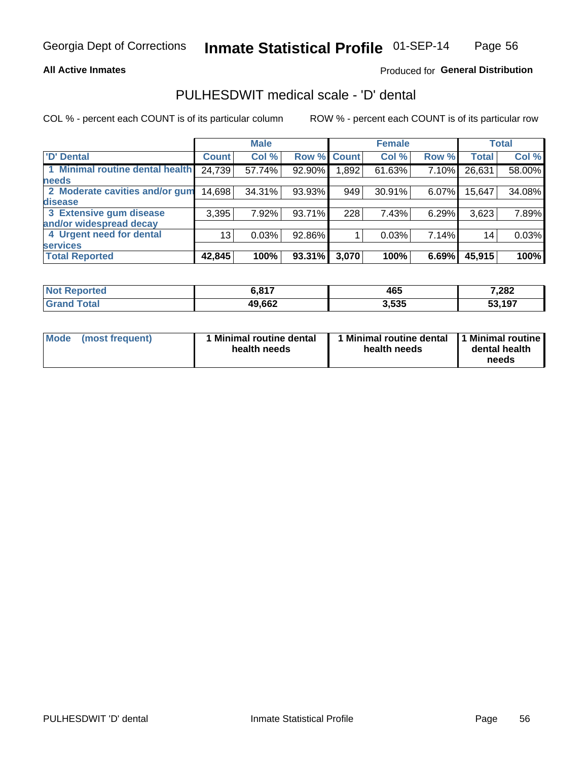Georgia Dept of Corrections **Inmate Statistical Profile** 01-SEP-14

**All Active Inmates**

Produced for **General Distribution**

## PULHESDWIT medical scale - 'D' dental

COL % - percent each COUNT is of its particular column ROW % - percent each COUNT is of its particular row

| | Male | | | Female | | | Total | |
|---|---|---|---|---|---|---|---|---|
| 'D' Dental | Count | Col % | Row % | Count | Col % | Row % | Total | Col % |
| 1 Minimal routine dental health needs | 24,739 | 57.74% | 92.90% | 1,892 | 61.63% | 7.10% | 26,631 | 58.00% |
| 2 Moderate cavities and/or gum disease | 14,698 | 34.31% | 93.93% | 949 | 30.91% | 6.07% | 15,647 | 34.08% |
| 3 Extensive gum disease and/or widespread decay | 3,395 | 7.92% | 93.71% | 228 | 7.43% | 6.29% | 3,623 | 7.89% |
| 4 Urgent need for dental services | 13 | 0.03% | 92.86% | 1 | 0.03% | 7.14% | 14 | 0.03% |
| **Total Reported** | **42,845** | **100%** | **93.31%** | **3,070** | **100%** | **6.69%** | **45,915** | **100%** |

| | Male | Female | Total |
|---|---|---|---|
| Not Reported | 6,817 | 465 | 7,282 |
| Grand Total | 49,662 | 3,535 | 53,197 |

| | Male | Female | Total |
|---|---|---|---|
| Mode (most frequent) | 1 Minimal routine dental health needs | 1 Minimal routine dental health needs | 1 Minimal routine dental health needs |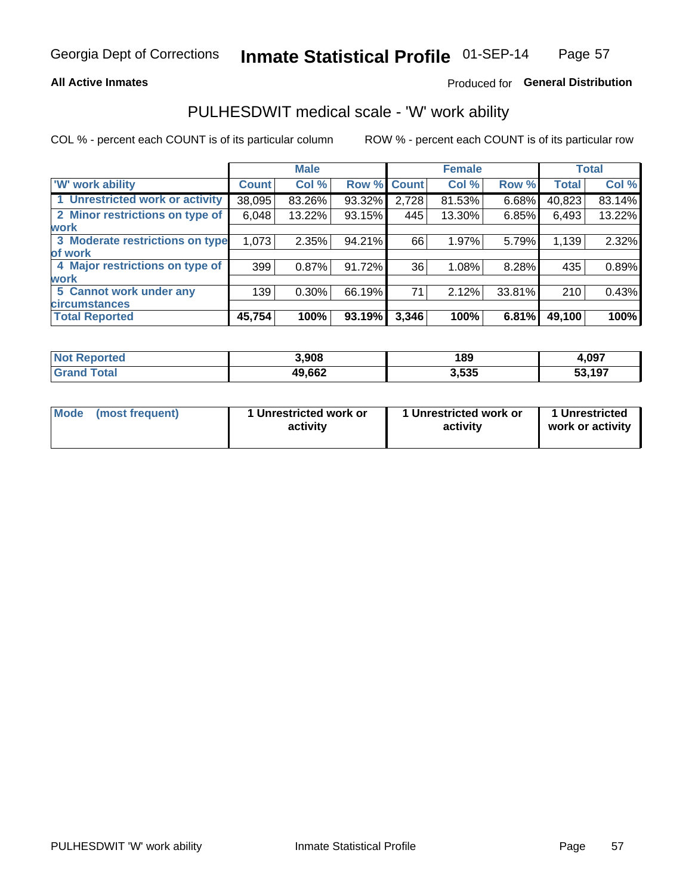Georgia Dept of Corrections **Inmate Statistical Profile** 01-SEP-14

**All Active Inmates**

Produced for **General Distribution**

## PULHESDWIT medical scale - 'W' work ability

COL % - percent each COUNT is of its particular column

ROW % - percent each COUNT is of its particular row

| | Male | | | Female | | | Total | |
|---|---|---|---|---|---|---|---|---|
| 'W' work ability | Count | Col % | Row % | Count | Col % | Row % | Total | Col % |
| 1 Unrestricted work or activity | 38,095 | 83.26% | 93.32% | 2,728 | 81.53% | 6.68% | 40,823 | 83.14% |
| 2 Minor restrictions on type of work | 6,048 | 13.22% | 93.15% | 445 | 13.30% | 6.85% | 6,493 | 13.22% |
| 3 Moderate restrictions on type of work | 1,073 | 2.35% | 94.21% | 66 | 1.97% | 5.79% | 1,139 | 2.32% |
| 4 Major restrictions on type of work | 399 | 0.87% | 91.72% | 36 | 1.08% | 8.28% | 435 | 0.89% |
| 5 Cannot work under any circumstances | 139 | 0.30% | 66.19% | 71 | 2.12% | 33.81% | 210 | 0.43% |
| **Total Reported** | **45,754** | **100%** | **93.19%** | **3,346** | **100%** | **6.81%** | **49,100** | **100%** |

| | Male | Female | Total |
|---|---|---|---|
| Not Reported | 3,908 | 189 | 4,097 |
| Grand Total | 49,662 | 3,535 | 53,197 |

| | Male | Female | Total |
|---|---|---|---|
| Mode (most frequent) | 1 Unrestricted work or activity | 1 Unrestricted work or activity | 1 Unrestricted work or activity |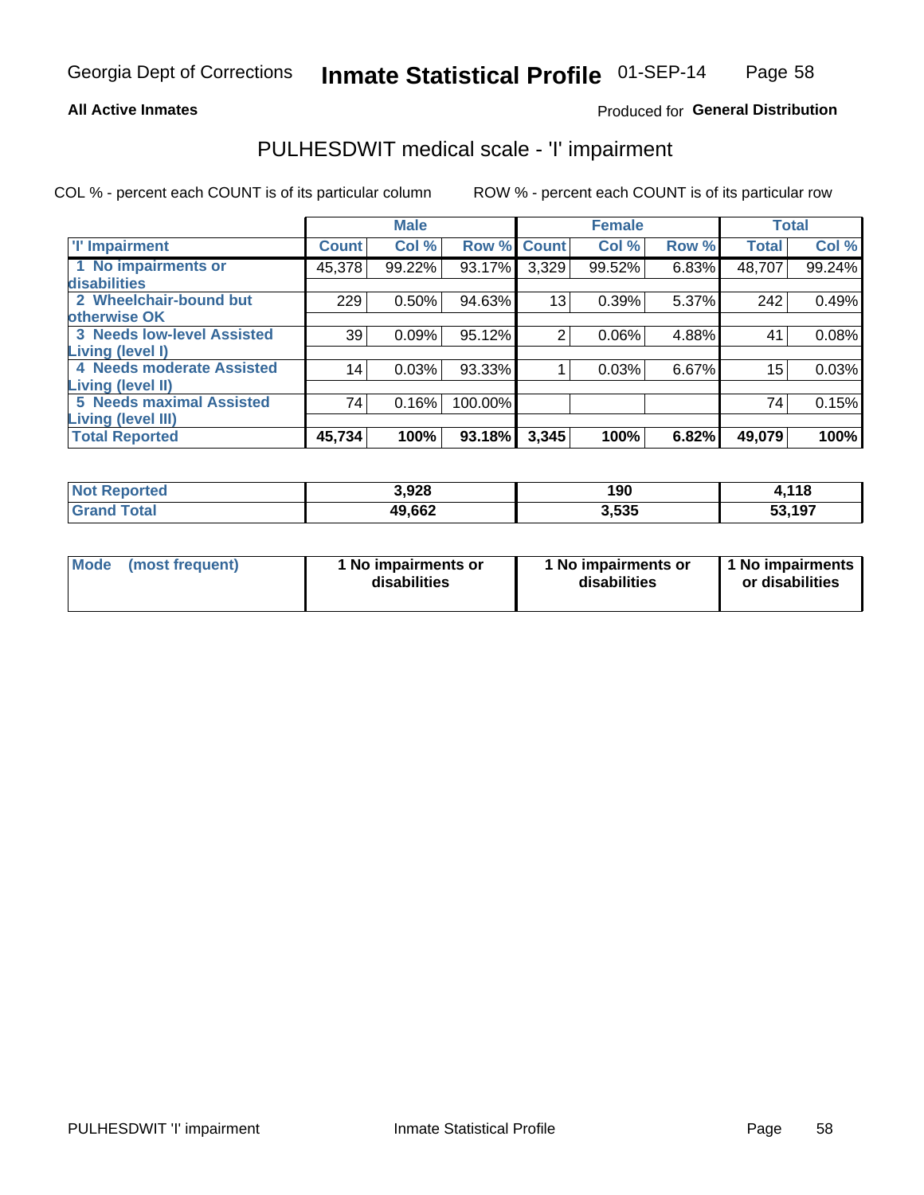**All Active Inmates**

Produced for **General Distribution**

# PULHESDWIT medical scale - 'I' impairment

COL % - percent each COUNT is of its particular column    ROW % - percent each COUNT is of its particular row

| | Male | | | Female | | | Total | |
|---|---|---|---|---|---|---|---|---|
| 'I' Impairment | Count | Col % | Row % | Count | Col % | Row % | Total | Col % |
| 1 No impairments or disabilities | 45,378 | 99.22% | 93.17% | 3,329 | 99.52% | 6.83% | 48,707 | 99.24% |
| 2 Wheelchair-bound but otherwise OK | 229 | 0.50% | 94.63% | 13 | 0.39% | 5.37% | 242 | 0.49% |
| 3 Needs low-level Assisted Living (level I) | 39 | 0.09% | 95.12% | 2 | 0.06% | 4.88% | 41 | 0.08% |
| 4 Needs moderate Assisted Living (level II) | 14 | 0.03% | 93.33% | 1 | 0.03% | 6.67% | 15 | 0.03% |
| 5 Needs maximal Assisted Living (level III) | 74 | 0.16% | 100.00% | | | | 74 | 0.15% |
| **Total Reported** | **45,734** | **100%** | **93.18%** | **3,345** | **100%** | **6.82%** | **49,079** | **100%** |

| | Male | Female | Total |
|---|---|---|---|
| Not Reported | 3,928 | 190 | 4,118 |
| Grand Total | 49,662 | 3,535 | 53,197 |

| | Male | Female | Total |
|---|---|---|---|
| Mode (most frequent) | 1 No impairments or disabilities | 1 No impairments or disabilities | 1 No impairments or disabilities |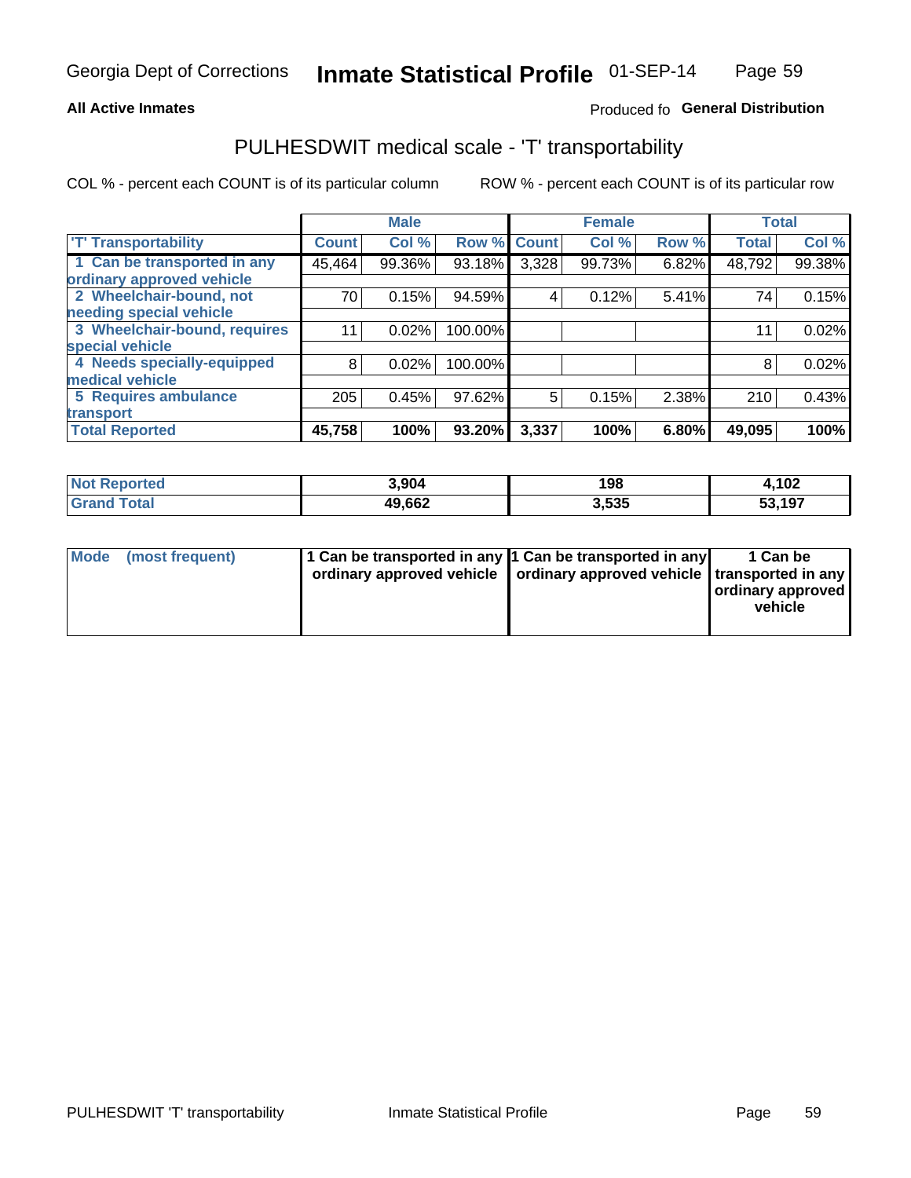**All Active Inmates**

Produced fo **General Distribution**

## PULHESDWIT medical scale - 'T' transportability

COL % - percent each COUNT is of its particular column

ROW % - percent each COUNT is of its particular row

| | Male | | | Female | | | Total | |
|---|---|---|---|---|---|---|---|---|
| 'T' Transportability | Count | Col % | Row % | Count | Col % | Row % | Total | Col % |
| 1 Can be transported in any ordinary approved vehicle | 45,464 | 99.36% | 93.18% | 3,328 | 99.73% | 6.82% | 48,792 | 99.38% |
| 2 Wheelchair-bound, not needing special vehicle | 70 | 0.15% | 94.59% | 4 | 0.12% | 5.41% | 74 | 0.15% |
| 3 Wheelchair-bound, requires special vehicle | 11 | 0.02% | 100.00% | | | | 11 | 0.02% |
| 4 Needs specially-equipped medical vehicle | 8 | 0.02% | 100.00% | | | | 8 | 0.02% |
| 5 Requires ambulance transport | 205 | 0.45% | 97.62% | 5 | 0.15% | 2.38% | 210 | 0.43% |
| **Total Reported** | **45,758** | **100%** | **93.20%** | **3,337** | **100%** | **6.80%** | **49,095** | **100%** |

| | Male | Female | Total |
|---|---|---|---|
| **Not Reported** | **3,904** | **198** | **4,102** |
| **Grand Total** | **49,662** | **3,535** | **53,197** |

| | Male | Female | Total |
|---|---|---|---|
| **Mode (most frequent)** | **1 Can be transported in any ordinary approved vehicle** | **1 Can be transported in any ordinary approved vehicle** | **1 Can be transported in any ordinary approved vehicle** |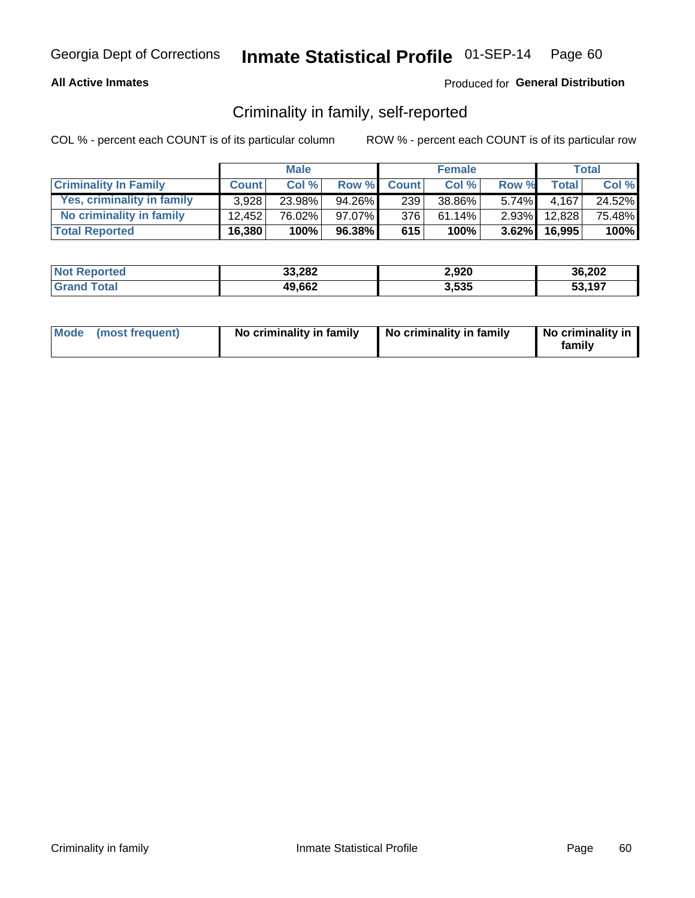Georgia Dept of Corrections **Inmate Statistical Profile** 01-SEP-14

**All Active Inmates**

Produced for **General Distribution**

## Criminality in family, self-reported

COL % - percent each COUNT is of its particular column ROW % - percent each COUNT is of its particular row

| | Male | | | Female | | | Total | |
|---|---|---|---|---|---|---|---|---|
| **Criminality In Family** | **Count** | **Col %** | **Row %** | **Count** | **Col %** | **Row %** | **Total** | **Col %** |
| Yes, criminality in family | 3,928 | 23.98% | 94.26% | 239 | 38.86% | 5.74% | 4,167 | 24.52% |
| No criminality in family | 12,452 | 76.02% | 97.07% | 376 | 61.14% | 2.93% | 12,828 | 75.48% |
| **Total Reported** | **16,380** | **100%** | **96.38%** | **615** | **100%** | **3.62%** | **16,995** | **100%** |

| | Male | Female | Total |
|---|---|---|---|
| **Not Reported** | **33,282** | **2,920** | **36,202** |
| **Grand Total** | **49,662** | **3,535** | **53,197** |

| | Male | Female | Total |
|---|---|---|---|
| **Mode (most frequent)** | **No criminality in family** | **No criminality in family** | **No criminality in family** |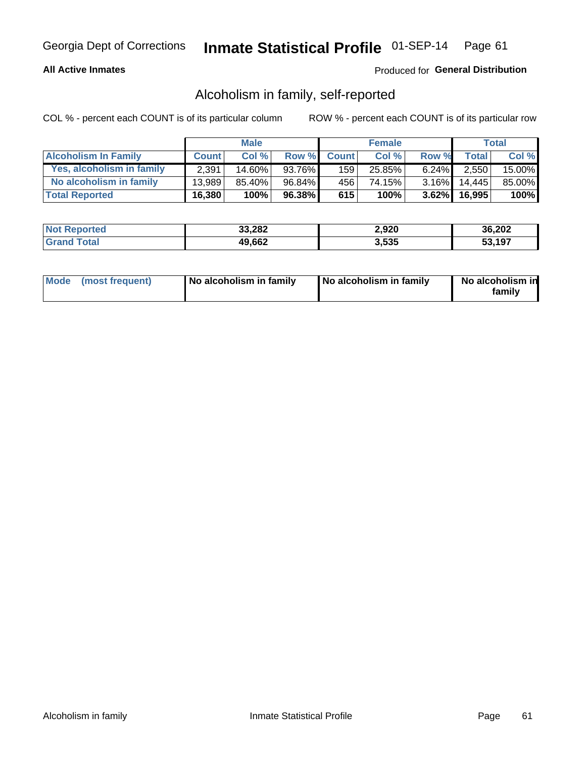# Inmate Statistical Profile

Georgia Dept of Corrections — 01-SEP-14

**All Active Inmates**

Produced for **General Distribution**

## Alcoholism in family, self-reported

COL % - percent each COUNT is of its particular column

ROW % - percent each COUNT is of its particular row

| | Male | | | Female | | | Total | |
|---|---|---|---|---|---|---|---|---|
| **Alcoholism In Family** | **Count** | **Col %** | **Row %** | **Count** | **Col %** | **Row %** | **Total** | **Col %** |
| **Yes, alcoholism in family** | 2,391 | 14.60% | 93.76% | 159 | 25.85% | 6.24% | 2,550 | 15.00% |
| **No alcoholism in family** | 13,989 | 85.40% | 96.84% | 456 | 74.15% | 3.16% | 14,445 | 85.00% |
| **Total Reported** | **16,380** | **100%** | **96.38%** | **615** | **100%** | **3.62%** | **16,995** | **100%** |

| | Male | Female | Total |
|---|---|---|---|
| **Not Reported** | **33,282** | **2,920** | **36,202** |
| **Grand Total** | **49,662** | **3,535** | **53,197** |

| | Male | Female | Total |
|---|---|---|---|
| **Mode (most frequent)** | **No alcoholism in family** | **No alcoholism in family** | **No alcoholism in family** |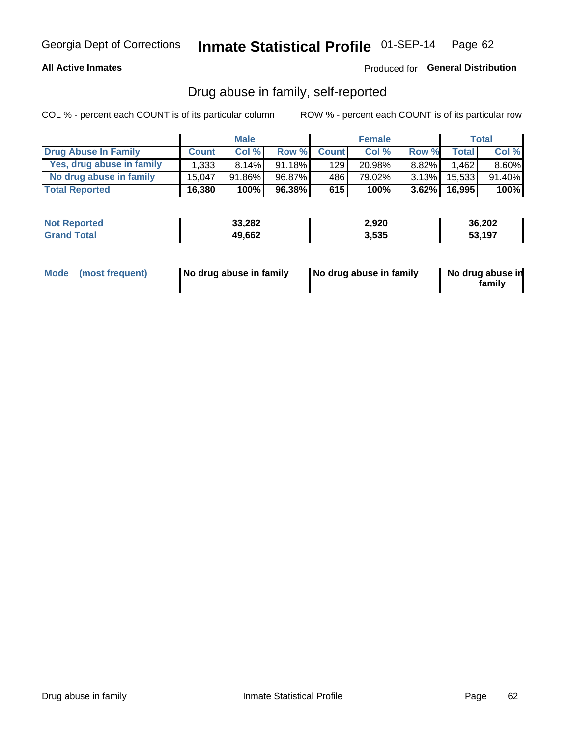Georgia Dept of Corrections **Inmate Statistical Profile** 01-SEP-14

**All Active Inmates**

Produced for **General Distribution**

## Drug abuse in family, self-reported

COL % - percent each COUNT is of its particular column

ROW % - percent each COUNT is of its particular row

| | Male | | | Female | | | Total | |
|---|---|---|---|---|---|---|---|---|
| **Drug Abuse In Family** | **Count** | **Col %** | **Row %** | **Count** | **Col %** | **Row %** | **Total** | **Col %** |
| **Yes, drug abuse in family** | 1,333 | 8.14% | 91.18% | 129 | 20.98% | 8.82% | 1,462 | 8.60% |
| **No drug abuse in family** | 15,047 | 91.86% | 96.87% | 486 | 79.02% | 3.13% | 15,533 | 91.40% |
| **Total Reported** | **16,380** | **100%** | **96.38%** | **615** | **100%** | **3.62%** | **16,995** | **100%** |

| | Male | Female | Total |
|---|---|---|---|
| **Not Reported** | **33,282** | **2,920** | **36,202** |
| **Grand Total** | **49,662** | **3,535** | **53,197** |

| | Male | Female | Total |
|---|---|---|---|
| **Mode (most frequent)** | **No drug abuse in family** | **No drug abuse in family** | **No drug abuse in family** |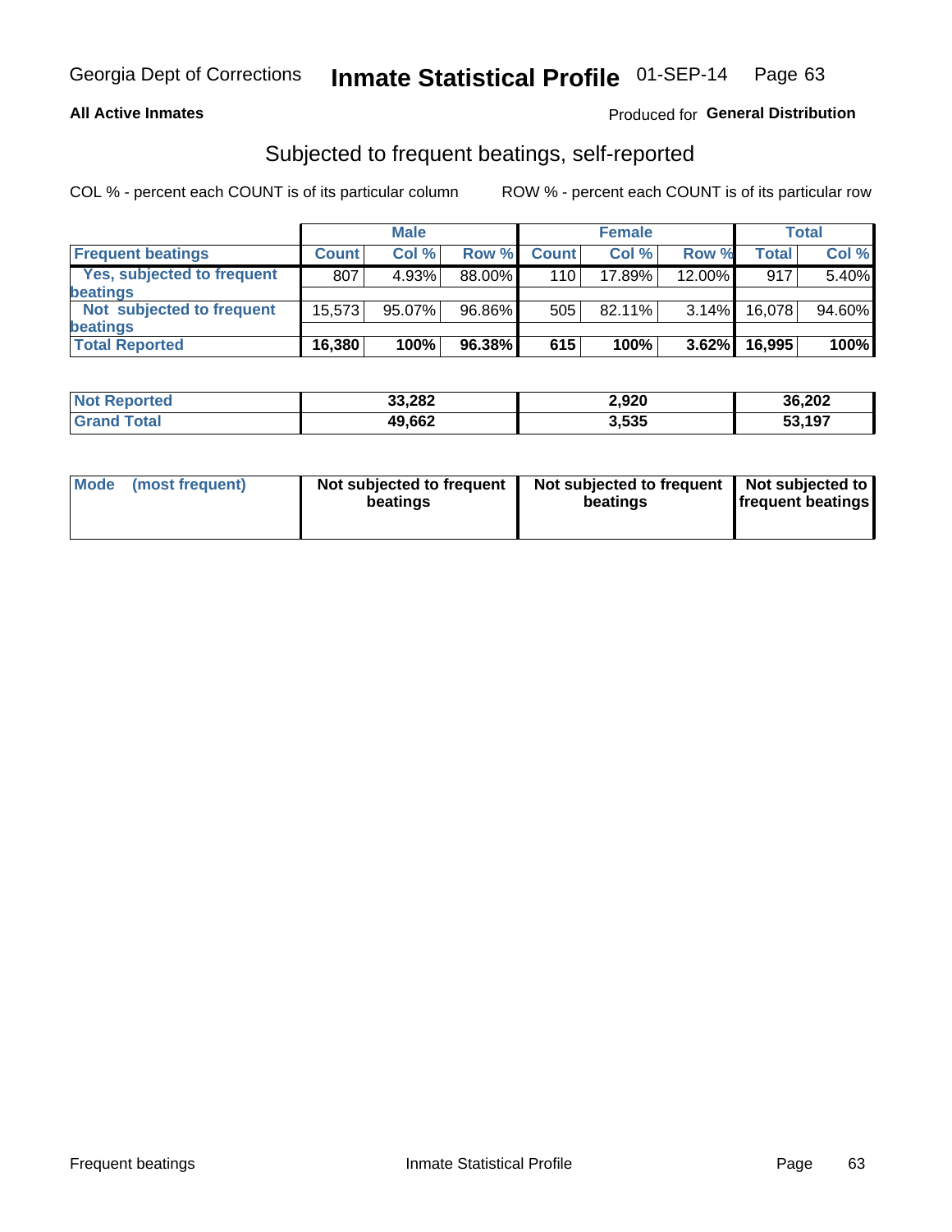Georgia Dept of Corrections **Inmate Statistical Profile** 01-SEP-14

**All Active Inmates**

Produced for **General Distribution**

## Subjected to frequent beatings, self-reported

COL % - percent each COUNT is of its particular column

ROW % - percent each COUNT is of its particular row

| | Male | | | Female | | | Total | |
|---|---|---|---|---|---|---|---|---|
| **Frequent beatings** | **Count** | **Col %** | **Row %** | **Count** | **Col %** | **Row %** | **Total** | **Col %** |
| **Yes, subjected to frequent beatings** | 807 | 4.93% | 88.00% | 110 | 17.89% | 12.00% | 917 | 5.40% |
| **Not subjected to frequent beatings** | 15,573 | 95.07% | 96.86% | 505 | 82.11% | 3.14% | 16,078 | 94.60% |
| **Total Reported** | **16,380** | **100%** | **96.38%** | **615** | **100%** | **3.62%** | **16,995** | **100%** |

| | Male | Female | Total |
|---|---|---|---|
| **Not Reported** | **33,282** | **2,920** | **36,202** |
| **Grand Total** | **49,662** | **3,535** | **53,197** |

| | Male | Female | Total |
|---|---|---|---|
| **Mode (most frequent)** | **Not subjected to frequent beatings** | **Not subjected to frequent beatings** | **Not subjected to frequent beatings** |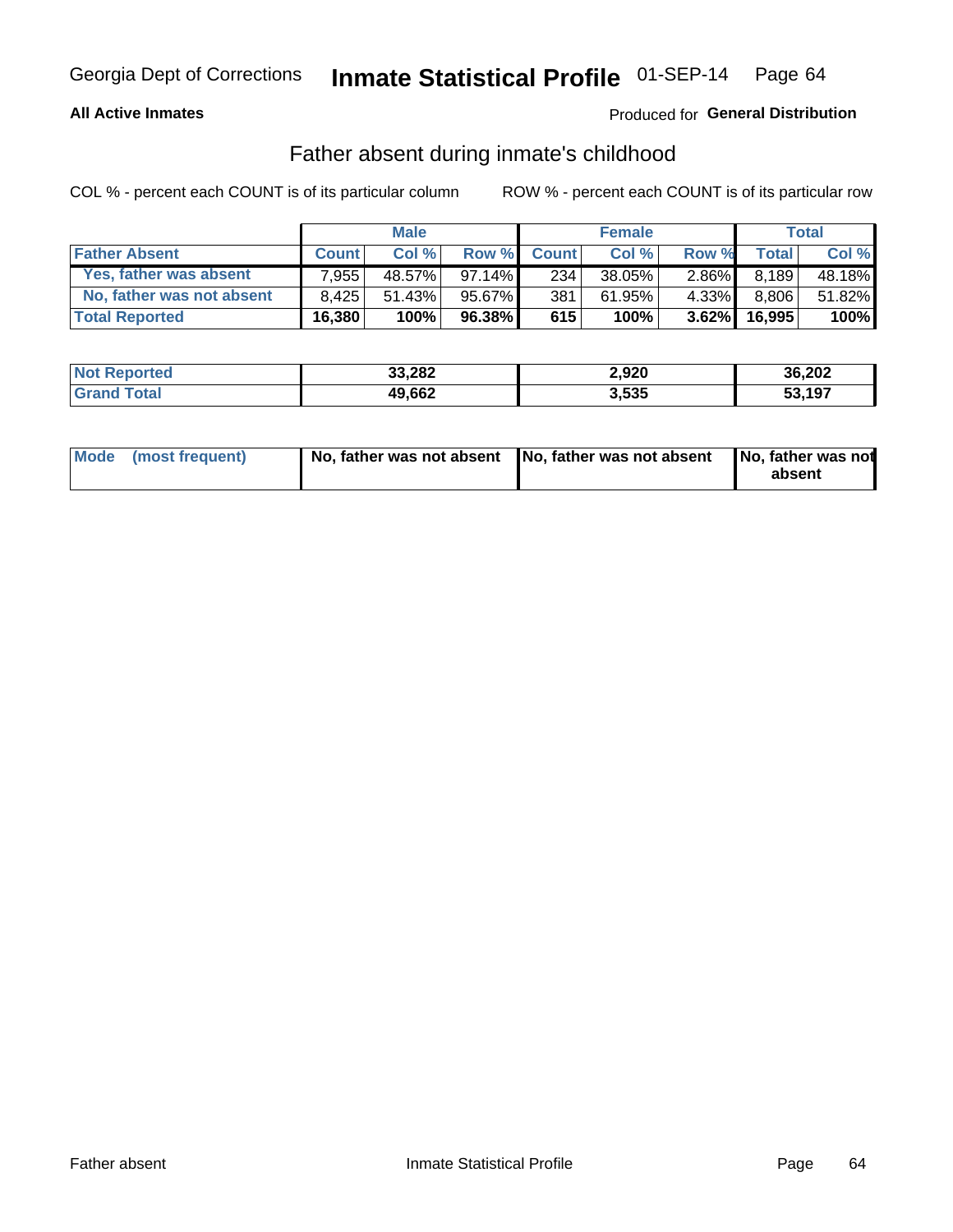Georgia Dept of Corrections **Inmate Statistical Profile** 01-SEP-14

**All Active Inmates**

Produced for **General Distribution**

## Father absent during inmate's childhood

COL % - percent each COUNT is of its particular column

ROW % - percent each COUNT is of its particular row

| | Male | | | Female | | | Total | |
|---|---|---|---|---|---|---|---|---|
| **Father Absent** | **Count** | **Col %** | **Row %** | **Count** | **Col %** | **Row %** | **Total** | **Col %** |
| **Yes, father was absent** | 7,955 | 48.57% | 97.14% | 234 | 38.05% | 2.86% | 8,189 | 48.18% |
| **No, father was not absent** | 8,425 | 51.43% | 95.67% | 381 | 61.95% | 4.33% | 8,806 | 51.82% |
| **Total Reported** | **16,380** | **100%** | **96.38%** | **615** | **100%** | **3.62%** | **16,995** | **100%** |

| | Male | Female | Total |
|---|---|---|---|
| **Not Reported** | **33,282** | **2,920** | **36,202** |
| **Grand Total** | **49,662** | **3,535** | **53,197** |

| | Male | Female | Total |
|---|---|---|---|
| **Mode (most frequent)** | **No, father was not absent** | **No, father was not absent** | **No, father was not absent** |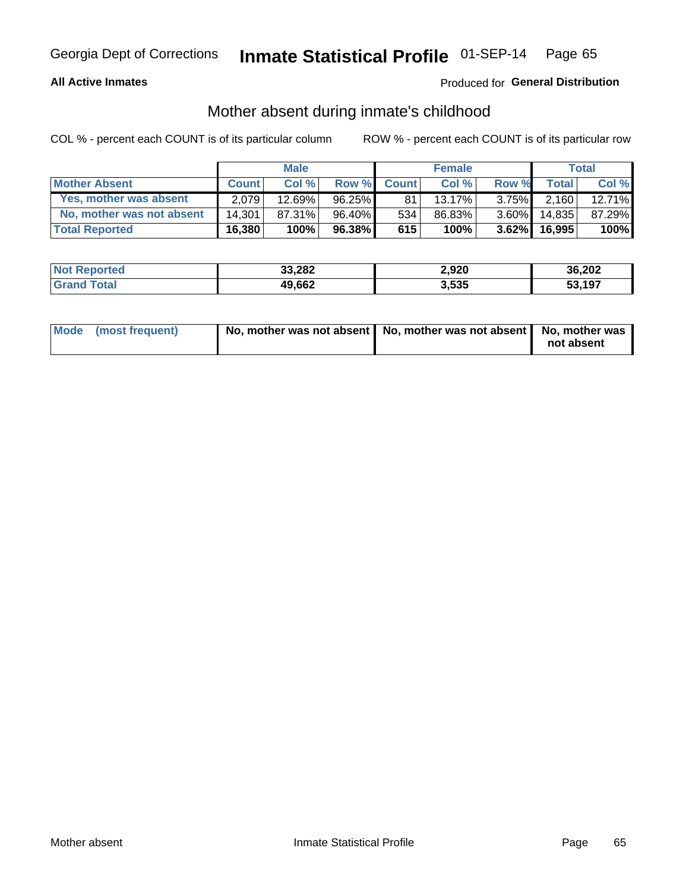Georgia Dept of Corrections **Inmate Statistical Profile** 01-SEP-14

**All Active Inmates**

Produced for **General Distribution**

## Mother absent during inmate's childhood

COL % - percent each COUNT is of its particular column

ROW % - percent each COUNT is of its particular row

| | Male | | | Female | | | Total | |
|---|---|---|---|---|---|---|---|---|
| **Mother Absent** | **Count** | **Col %** | **Row %** | **Count** | **Col %** | **Row %** | **Total** | **Col %** |
| **Yes, mother was absent** | 2,079 | 12.69% | 96.25% | 81 | 13.17% | 3.75% | 2,160 | 12.71% |
| **No, mother was not absent** | 14,301 | 87.31% | 96.40% | 534 | 86.83% | 3.60% | 14,835 | 87.29% |
| **Total Reported** | **16,380** | **100%** | **96.38%** | **615** | **100%** | **3.62%** | **16,995** | **100%** |

| | Male | Female | Total |
|---|---|---|---|
| **Not Reported** | **33,282** | **2,920** | **36,202** |
| **Grand Total** | **49,662** | **3,535** | **53,197** |

| | Male | Female | Total |
|---|---|---|---|
| **Mode (most frequent)** | **No, mother was not absent** | **No, mother was not absent** | **No, mother was not absent** |

Mother absent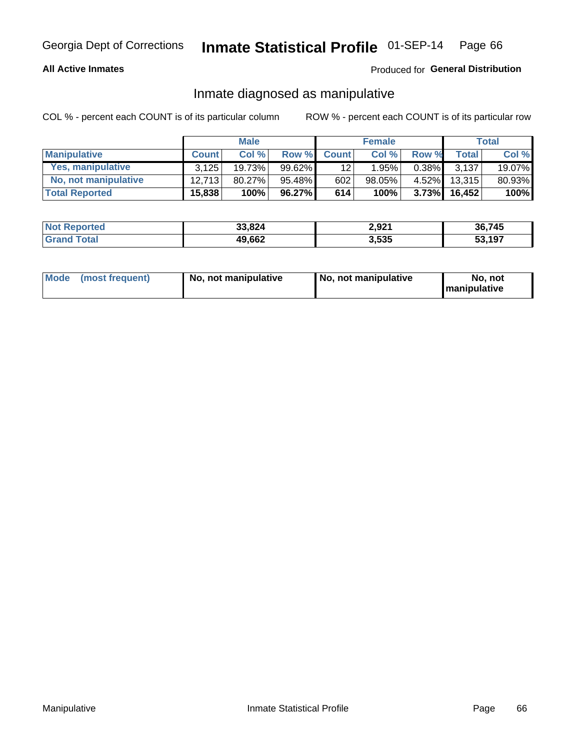Georgia Dept of Corrections **Inmate Statistical Profile** 01-SEP-14

**All Active Inmates**

Produced for **General Distribution**

## Inmate diagnosed as manipulative

COL % - percent each COUNT is of its particular column

ROW % - percent each COUNT is of its particular row

| | Male | | | Female | | | Total | |
|---|---|---|---|---|---|---|---|---|
| **Manipulative** | **Count** | **Col %** | **Row %** | **Count** | **Col %** | **Row %** | **Total** | **Col %** |
| **Yes, manipulative** | 3,125 | 19.73% | 99.62% | 12 | 1.95% | 0.38% | 3,137 | 19.07% |
| **No, not manipulative** | 12,713 | 80.27% | 95.48% | 602 | 98.05% | 4.52% | 13,315 | 80.93% |
| **Total Reported** | **15,838** | **100%** | **96.27%** | **614** | **100%** | **3.73%** | **16,452** | **100%** |

| | Male | Female | Total |
|---|---|---|---|
| **Not Reported** | **33,824** | **2,921** | **36,745** |
| **Grand Total** | **49,662** | **3,535** | **53,197** |

| | Male | Female | Total |
|---|---|---|---|
| **Mode (most frequent)** | **No, not manipulative** | **No, not manipulative** | **No, not manipulative** |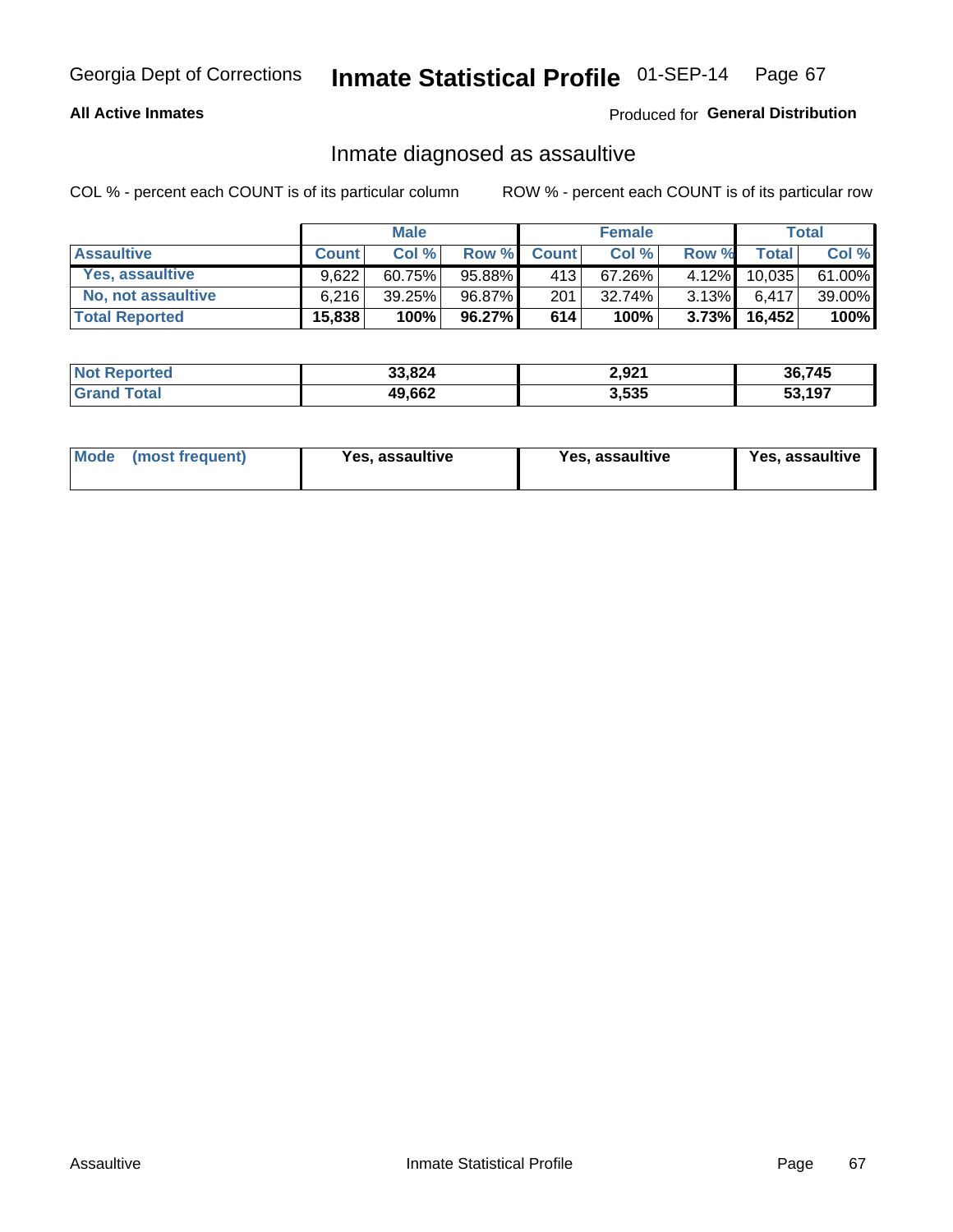Georgia Dept of Corrections **Inmate Statistical Profile** 01-SEP-14

**All Active Inmates**

Produced for **General Distribution**

## Inmate diagnosed as assaultive

COL % - percent each COUNT is of its particular column

ROW % - percent each COUNT is of its particular row

| | Male | | | Female | | | Total | |
|---|---|---|---|---|---|---|---|---|
| **Assaultive** | **Count** | **Col %** | **Row %** | **Count** | **Col %** | **Row %** | **Total** | **Col %** |
| **Yes, assaultive** | 9,622 | 60.75% | 95.88% | 413 | 67.26% | 4.12% | 10,035 | 61.00% |
| **No, not assaultive** | 6,216 | 39.25% | 96.87% | 201 | 32.74% | 3.13% | 6,417 | 39.00% |
| **Total Reported** | **15,838** | **100%** | **96.27%** | **614** | **100%** | **3.73%** | **16,452** | **100%** |

| | Male | Female | Total |
|---|---|---|---|
| **Not Reported** | **33,824** | **2,921** | **36,745** |
| **Grand Total** | **49,662** | **3,535** | **53,197** |

| | Male | Female | Total |
|---|---|---|---|
| **Mode (most frequent)** | **Yes, assaultive** | **Yes, assaultive** | **Yes, assaultive** |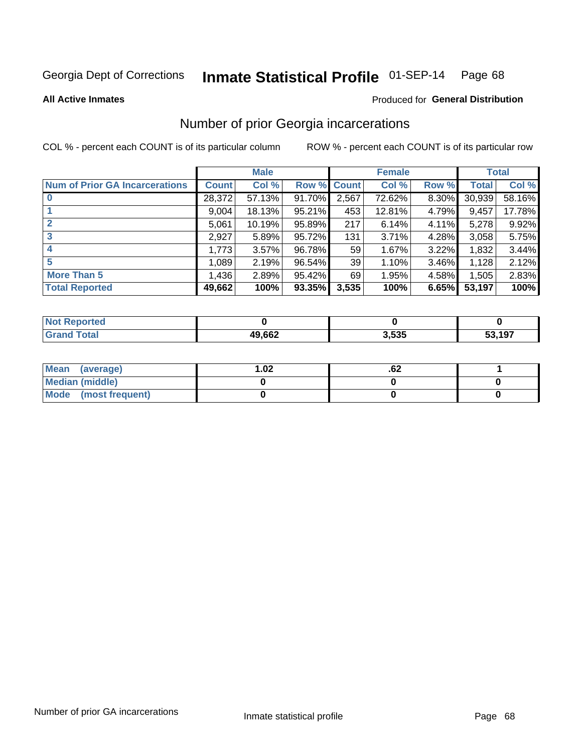Georgia Dept of Corrections **Inmate Statistical Profile** 01-SEP-14

**All Active Inmates**

Produced for **General Distribution**

## Number of prior Georgia incarcerations

COL % - percent each COUNT is of its particular column

ROW % - percent each COUNT is of its particular row

| | Male | | | Female | | | Total | |
|---|---|---|---|---|---|---|---|---|
| **Num of Prior GA Incarcerations** | **Count** | **Col %** | **Row %** | **Count** | **Col %** | **Row %** | **Total** | **Col %** |
| **0** | 28,372 | 57.13% | 91.70% | 2,567 | 72.62% | 8.30% | 30,939 | 58.16% |
| **1** | 9,004 | 18.13% | 95.21% | 453 | 12.81% | 4.79% | 9,457 | 17.78% |
| **2** | 5,061 | 10.19% | 95.89% | 217 | 6.14% | 4.11% | 5,278 | 9.92% |
| **3** | 2,927 | 5.89% | 95.72% | 131 | 3.71% | 4.28% | 3,058 | 5.75% |
| **4** | 1,773 | 3.57% | 96.78% | 59 | 1.67% | 3.22% | 1,832 | 3.44% |
| **5** | 1,089 | 2.19% | 96.54% | 39 | 1.10% | 3.46% | 1,128 | 2.12% |
| **More Than 5** | 1,436 | 2.89% | 95.42% | 69 | 1.95% | 4.58% | 1,505 | 2.83% |
| **Total Reported** | **49,662** | **100%** | **93.35%** | **3,535** | **100%** | **6.65%** | **53,197** | **100%** |

| | Male | Female | Total |
|---|---|---|---|
| **Not Reported** | **0** | **0** | **0** |
| **Grand Total** | **49,662** | **3,535** | **53,197** |

| | Male | Female | Total |
|---|---|---|---|
| **Mean (average)** | **1.02** | **.62** | **1** |
| **Median (middle)** | **0** | **0** | **0** |
| **Mode (most frequent)** | **0** | **0** | **0** |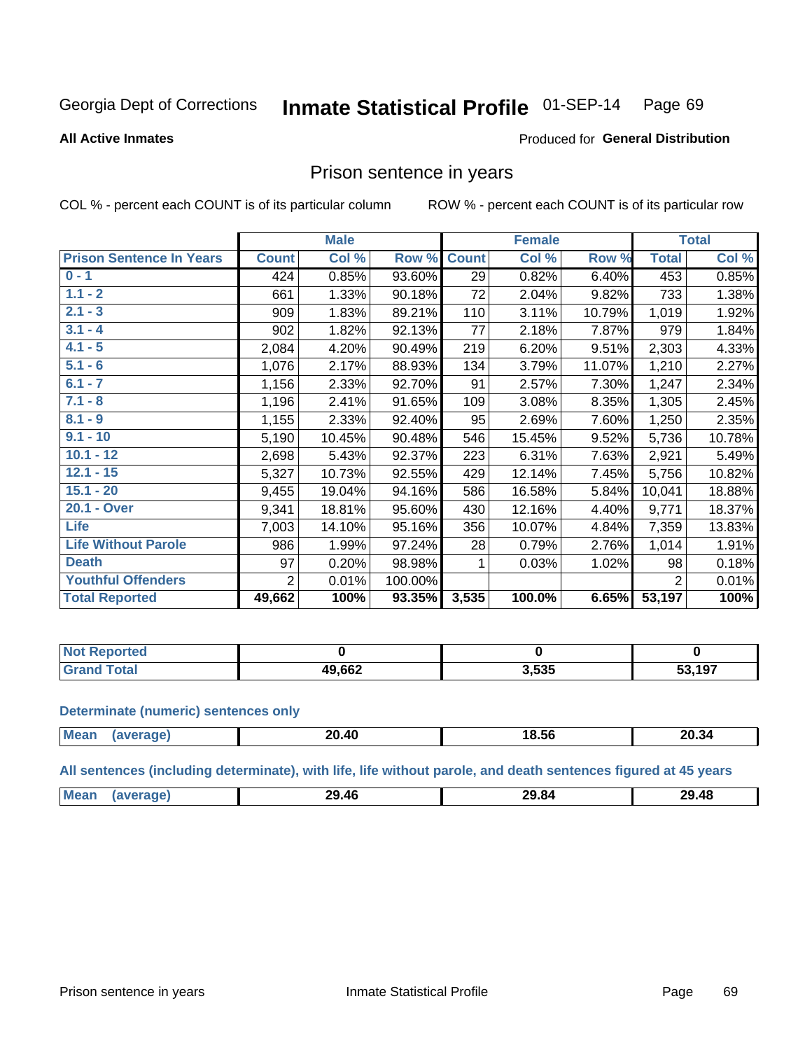Georgia Dept of Corrections **Inmate Statistical Profile** 01-SEP-14

**All Active Inmates**

Produced for **General Distribution**

## Prison sentence in years

COL % - percent each COUNT is of its particular column ROW % - percent each COUNT is of its particular row

| | Male | | | Female | | | Total | |
|---|---|---|---|---|---|---|---|---|
| **Prison Sentence In Years** | **Count** | **Col %** | **Row %** | **Count** | **Col %** | **Row %** | **Total** | **Col %** |
| **0 - 1** | 424 | 0.85% | 93.60% | 29 | 0.82% | 6.40% | 453 | 0.85% |
| **1.1 - 2** | 661 | 1.33% | 90.18% | 72 | 2.04% | 9.82% | 733 | 1.38% |
| **2.1 - 3** | 909 | 1.83% | 89.21% | 110 | 3.11% | 10.79% | 1,019 | 1.92% |
| **3.1 - 4** | 902 | 1.82% | 92.13% | 77 | 2.18% | 7.87% | 979 | 1.84% |
| **4.1 - 5** | 2,084 | 4.20% | 90.49% | 219 | 6.20% | 9.51% | 2,303 | 4.33% |
| **5.1 - 6** | 1,076 | 2.17% | 88.93% | 134 | 3.79% | 11.07% | 1,210 | 2.27% |
| **6.1 - 7** | 1,156 | 2.33% | 92.70% | 91 | 2.57% | 7.30% | 1,247 | 2.34% |
| **7.1 - 8** | 1,196 | 2.41% | 91.65% | 109 | 3.08% | 8.35% | 1,305 | 2.45% |
| **8.1 - 9** | 1,155 | 2.33% | 92.40% | 95 | 2.69% | 7.60% | 1,250 | 2.35% |
| **9.1 - 10** | 5,190 | 10.45% | 90.48% | 546 | 15.45% | 9.52% | 5,736 | 10.78% |
| **10.1 - 12** | 2,698 | 5.43% | 92.37% | 223 | 6.31% | 7.63% | 2,921 | 5.49% |
| **12.1 - 15** | 5,327 | 10.73% | 92.55% | 429 | 12.14% | 7.45% | 5,756 | 10.82% |
| **15.1 - 20** | 9,455 | 19.04% | 94.16% | 586 | 16.58% | 5.84% | 10,041 | 18.88% |
| **20.1 - Over** | 9,341 | 18.81% | 95.60% | 430 | 12.16% | 4.40% | 9,771 | 18.37% |
| **Life** | 7,003 | 14.10% | 95.16% | 356 | 10.07% | 4.84% | 7,359 | 13.83% |
| **Life Without Parole** | 986 | 1.99% | 97.24% | 28 | 0.79% | 2.76% | 1,014 | 1.91% |
| **Death** | 97 | 0.20% | 98.98% | 1 | 0.03% | 1.02% | 98 | 0.18% |
| **Youthful Offenders** | 2 | 0.01% | 100.00% | | | | 2 | 0.01% |
| **Total Reported** | **49,662** | **100%** | **93.35%** | **3,535** | **100.0%** | **6.65%** | **53,197** | **100%** |

| | Male | Female | Total |
|---|---|---|---|
| **Not Reported** | **0** | **0** | **0** |
| **Grand Total** | **49,662** | **3,535** | **53,197** |

**Determinate (numeric) sentences only**

| | Male | Female | Total |
|---|---|---|---|
| **Mean (average)** | **20.40** | **18.56** | **20.34** |

**All sentences (including determinate), with life, life without parole, and death sentences figured at 45 years**

| | Male | Female | Total |
|---|---|---|---|
| **Mean (average)** | **29.46** | **29.84** | **29.48** |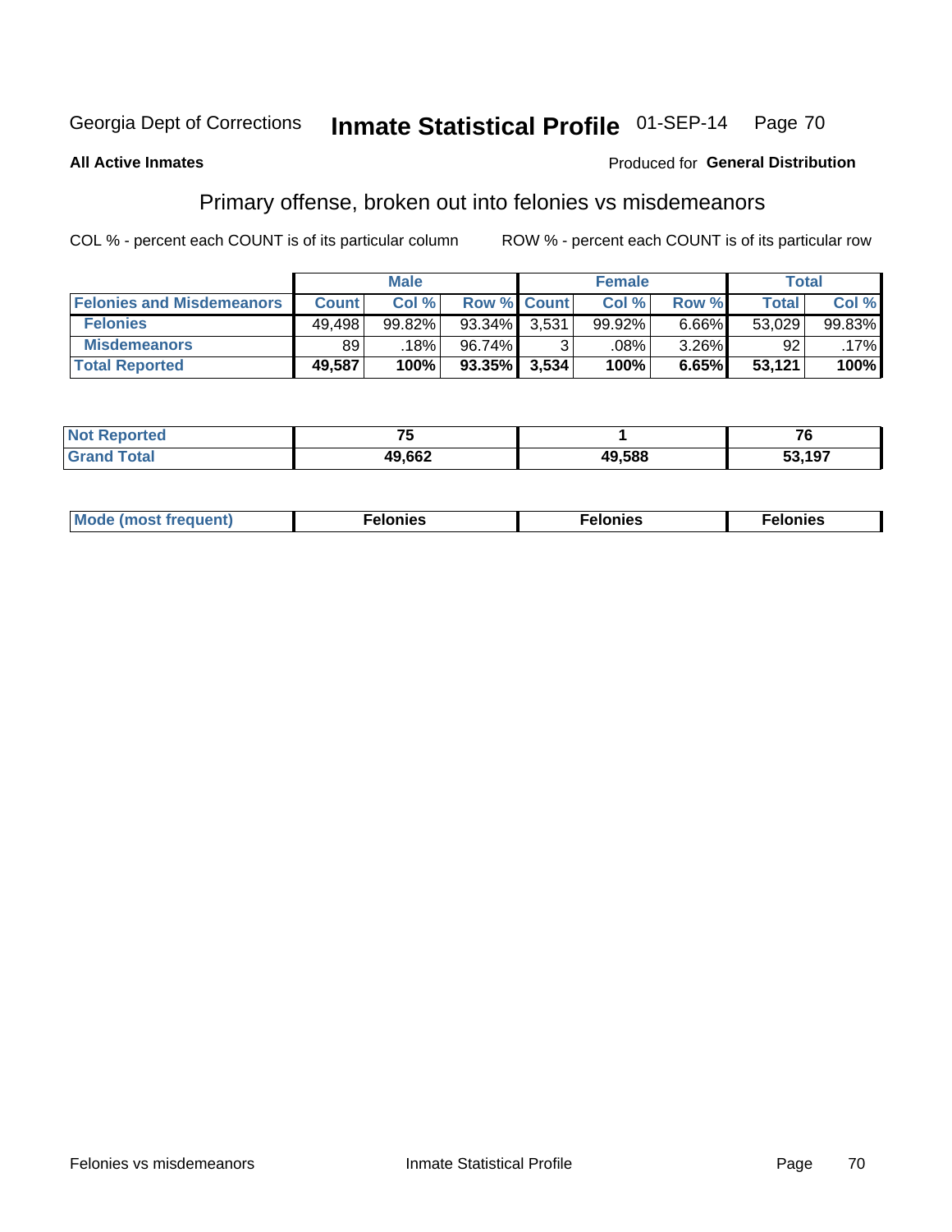Georgia Dept of Corrections **Inmate Statistical Profile** 01-SEP-14

**All Active Inmates** Produced for **General Distribution**

## Primary offense, broken out into felonies vs misdemeanors

COL % - percent each COUNT is of its particular column ROW % - percent each COUNT is of its particular row

| | Male | | | Female | | | Total | |
|---|---|---|---|---|---|---|---|---|
| Felonies and Misdemeanors | Count | Col % | Row % | Count | Col % | Row % | Total | Col % |
| Felonies | 49,498 | 99.82% | 93.34% | 3,531 | 99.92% | 6.66% | 53,029 | 99.83% |
| Misdemeanors | 89 | .18% | 96.74% | 3 | .08% | 3.26% | 92 | .17% |
| **Total Reported** | **49,587** | **100%** | **93.35%** | **3,534** | **100%** | **6.65%** | **53,121** | **100%** |

| | Male | Female | Total |
|---|---|---|---|
| Not Reported | 75 | 1 | 76 |
| Grand Total | 49,662 | 49,588 | 53,197 |

| | Male | Female | Total |
|---|---|---|---|
| Mode (most frequent) | Felonies | Felonies | Felonies |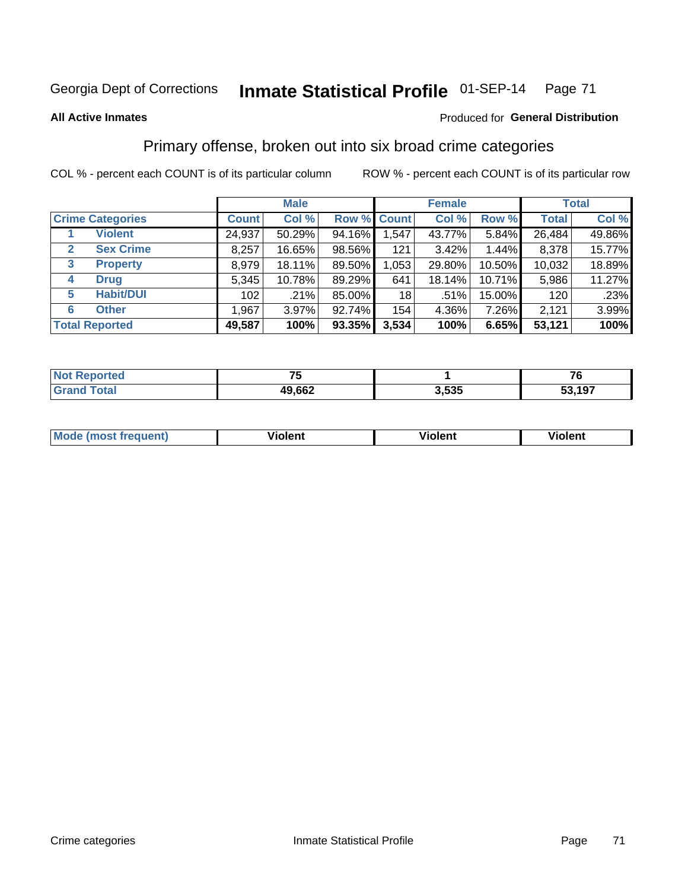Georgia Dept of Corrections **Inmate Statistical Profile** 01-SEP-14 Page 71

**All Active Inmates**

Produced for **General Distribution**

## Primary offense, broken out into six broad crime categories

COL % - percent each COUNT is of its particular column

ROW % - percent each COUNT is of its particular row

| | | Male | | | Female | | | Total | |
|---|---|---|---|---|---|---|---|---|---|
| **Crime Categories** | | **Count** | **Col %** | **Row %** | **Count** | **Col %** | **Row %** | **Total** | **Col %** |
| 1 | **Violent** | 24,937 | 50.29% | 94.16% | 1,547 | 43.77% | 5.84% | 26,484 | 49.86% |
| 2 | **Sex Crime** | 8,257 | 16.65% | 98.56% | 121 | 3.42% | 1.44% | 8,378 | 15.77% |
| 3 | **Property** | 8,979 | 18.11% | 89.50% | 1,053 | 29.80% | 10.50% | 10,032 | 18.89% |
| 4 | **Drug** | 5,345 | 10.78% | 89.29% | 641 | 18.14% | 10.71% | 5,986 | 11.27% |
| 5 | **Habit/DUI** | 102 | .21% | 85.00% | 18 | .51% | 15.00% | 120 | .23% |
| 6 | **Other** | 1,967 | 3.97% | 92.74% | 154 | 4.36% | 7.26% | 2,121 | 3.99% |
| **Total Reported** | | **49,587** | **100%** | **93.35%** | **3,534** | **100%** | **6.65%** | **53,121** | **100%** |

| | Male | Female | Total |
|---|---|---|---|
| **Not Reported** | **75** | **1** | **76** |
| **Grand Total** | **49,662** | **3,535** | **53,197** |

| | Male | Female | Total |
|---|---|---|---|
| **Mode (most frequent)** | **Violent** | **Violent** | **Violent** |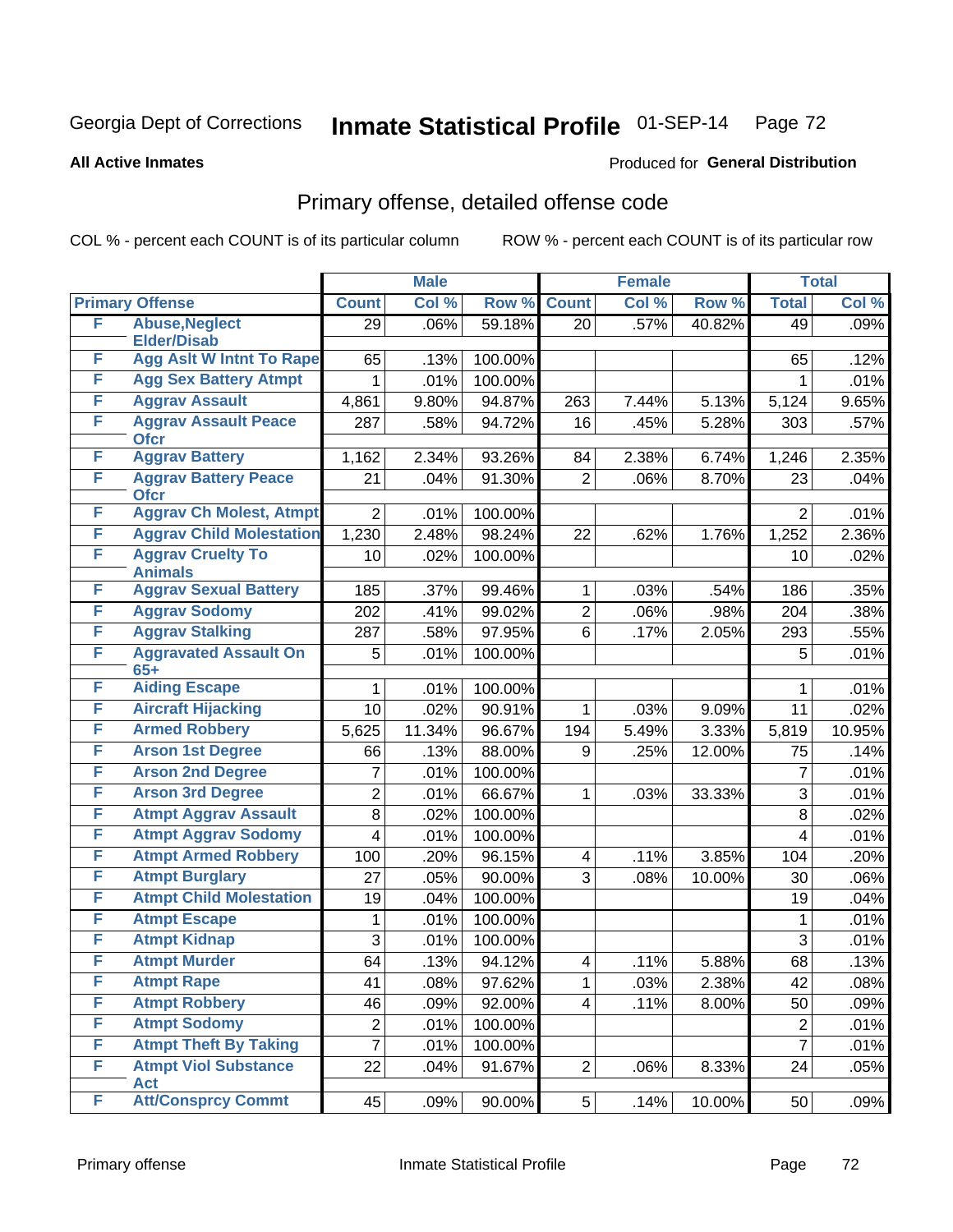Georgia Dept of Corrections **Inmate Statistical Profile** 01-SEP-14 Page 72

**All Active Inmates**

Produced for **General Distribution**

## Primary offense, detailed offense code

COL % - percent each COUNT is of its particular column    ROW % - percent each COUNT is of its particular row

| Primary Offense | | Male | | | Female | | | Total | |
|---|---|---|---|---|---|---|---|---|---|
| | | Count | Col % | Row % | Count | Col % | Row % | Total | Col % |
| F | Abuse,Neglect Elder/Disab | 29 | .06% | 59.18% | 20 | .57% | 40.82% | 49 | .09% |
| F | Agg Aslt W Intnt To Rape | 65 | .13% | 100.00% | | | | 65 | .12% |
| F | Agg Sex Battery Atmpt | 1 | .01% | 100.00% | | | | 1 | .01% |
| F | Aggrav Assault | 4,861 | 9.80% | 94.87% | 263 | 7.44% | 5.13% | 5,124 | 9.65% |
| F | Aggrav Assault Peace Ofcr | 287 | .58% | 94.72% | 16 | .45% | 5.28% | 303 | .57% |
| F | Aggrav Battery | 1,162 | 2.34% | 93.26% | 84 | 2.38% | 6.74% | 1,246 | 2.35% |
| F | Aggrav Battery Peace Ofcr | 21 | .04% | 91.30% | 2 | .06% | 8.70% | 23 | .04% |
| F | Aggrav Ch Molest, Atmpt | 2 | .01% | 100.00% | | | | 2 | .01% |
| F | Aggrav Child Molestation | 1,230 | 2.48% | 98.24% | 22 | .62% | 1.76% | 1,252 | 2.36% |
| F | Aggrav Cruelty To Animals | 10 | .02% | 100.00% | | | | 10 | .02% |
| F | Aggrav Sexual Battery | 185 | .37% | 99.46% | 1 | .03% | .54% | 186 | .35% |
| F | Aggrav Sodomy | 202 | .41% | 99.02% | 2 | .06% | .98% | 204 | .38% |
| F | Aggrav Stalking | 287 | .58% | 97.95% | 6 | .17% | 2.05% | 293 | .55% |
| F | Aggravated Assault On 65+ | 5 | .01% | 100.00% | | | | 5 | .01% |
| F | Aiding Escape | 1 | .01% | 100.00% | | | | 1 | .01% |
| F | Aircraft Hijacking | 10 | .02% | 90.91% | 1 | .03% | 9.09% | 11 | .02% |
| F | Armed Robbery | 5,625 | 11.34% | 96.67% | 194 | 5.49% | 3.33% | 5,819 | 10.95% |
| F | Arson 1st Degree | 66 | .13% | 88.00% | 9 | .25% | 12.00% | 75 | .14% |
| F | Arson 2nd Degree | 7 | .01% | 100.00% | | | | 7 | .01% |
| F | Arson 3rd Degree | 2 | .01% | 66.67% | 1 | .03% | 33.33% | 3 | .01% |
| F | Atmpt Aggrav Assault | 8 | .02% | 100.00% | | | | 8 | .02% |
| F | Atmpt Aggrav Sodomy | 4 | .01% | 100.00% | | | | 4 | .01% |
| F | Atmpt Armed Robbery | 100 | .20% | 96.15% | 4 | .11% | 3.85% | 104 | .20% |
| F | Atmpt Burglary | 27 | .05% | 90.00% | 3 | .08% | 10.00% | 30 | .06% |
| F | Atmpt Child Molestation | 19 | .04% | 100.00% | | | | 19 | .04% |
| F | Atmpt Escape | 1 | .01% | 100.00% | | | | 1 | .01% |
| F | Atmpt Kidnap | 3 | .01% | 100.00% | | | | 3 | .01% |
| F | Atmpt Murder | 64 | .13% | 94.12% | 4 | .11% | 5.88% | 68 | .13% |
| F | Atmpt Rape | 41 | .08% | 97.62% | 1 | .03% | 2.38% | 42 | .08% |
| F | Atmpt Robbery | 46 | .09% | 92.00% | 4 | .11% | 8.00% | 50 | .09% |
| F | Atmpt Sodomy | 2 | .01% | 100.00% | | | | 2 | .01% |
| F | Atmpt Theft By Taking | 7 | .01% | 100.00% | | | | 7 | .01% |
| F | Atmpt Viol Substance Act | 22 | .04% | 91.67% | 2 | .06% | 8.33% | 24 | .05% |
| F | Att/Consprcy Commt | 45 | .09% | 90.00% | 5 | .14% | 10.00% | 50 | .09% |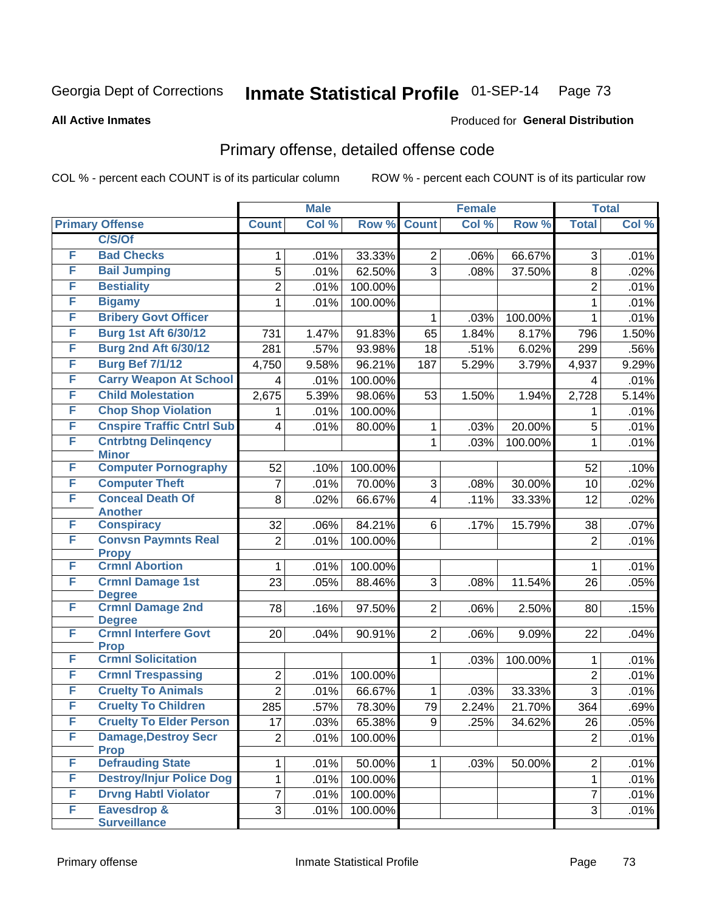Georgia Dept of Corrections **Inmate Statistical Profile** 01-SEP-14

**All Active Inmates** Produced for **General Distribution**

## Primary offense, detailed offense code

COL % - percent each COUNT is of its particular column ROW % - percent each COUNT is of its particular row

| Primary Offense | | Male | | | Female | | | Total | |
|---|---|---|---|---|---|---|---|---|---|
| | | Count | Col % | Row % | Count | Col % | Row % | Total | Col % |
| | C/S/Of | | | | | | | | |
| F | Bad Checks | 1 | .01% | 33.33% | 2 | .06% | 66.67% | 3 | .01% |
| F | Bail Jumping | 5 | .01% | 62.50% | 3 | .08% | 37.50% | 8 | .02% |
| F | Bestiality | 2 | .01% | 100.00% | | | | 2 | .01% |
| F | Bigamy | 1 | .01% | 100.00% | | | | 1 | .01% |
| F | Bribery Govt Officer | | | | 1 | .03% | 100.00% | 1 | .01% |
| F | Burg 1st Aft 6/30/12 | 731 | 1.47% | 91.83% | 65 | 1.84% | 8.17% | 796 | 1.50% |
| F | Burg 2nd Aft 6/30/12 | 281 | .57% | 93.98% | 18 | .51% | 6.02% | 299 | .56% |
| F | Burg Bef 7/1/12 | 4,750 | 9.58% | 96.21% | 187 | 5.29% | 3.79% | 4,937 | 9.29% |
| F | Carry Weapon At School | 4 | .01% | 100.00% | | | | 4 | .01% |
| F | Child Molestation | 2,675 | 5.39% | 98.06% | 53 | 1.50% | 1.94% | 2,728 | 5.14% |
| F | Chop Shop Violation | 1 | .01% | 100.00% | | | | 1 | .01% |
| F | Cnspire Traffic Cntrl Sub | 4 | .01% | 80.00% | 1 | .03% | 20.00% | 5 | .01% |
| F | Cntrbtng Delinqency Minor | | | | 1 | .03% | 100.00% | 1 | .01% |
| F | Computer Pornography | 52 | .10% | 100.00% | | | | 52 | .10% |
| F | Computer Theft | 7 | .01% | 70.00% | 3 | .08% | 30.00% | 10 | .02% |
| F | Conceal Death Of Another | 8 | .02% | 66.67% | 4 | .11% | 33.33% | 12 | .02% |
| F | Conspiracy | 32 | .06% | 84.21% | 6 | .17% | 15.79% | 38 | .07% |
| F | Convsn Paymnts Real Propy | 2 | .01% | 100.00% | | | | 2 | .01% |
| F | Crmnl Abortion | 1 | .01% | 100.00% | | | | 1 | .01% |
| F | Crmnl Damage 1st Degree | 23 | .05% | 88.46% | 3 | .08% | 11.54% | 26 | .05% |
| F | Crmnl Damage 2nd Degree | 78 | .16% | 97.50% | 2 | .06% | 2.50% | 80 | .15% |
| F | Crmnl Interfere Govt Prop | 20 | .04% | 90.91% | 2 | .06% | 9.09% | 22 | .04% |
| F | Crmnl Solicitation | | | | 1 | .03% | 100.00% | 1 | .01% |
| F | Crmnl Trespassing | 2 | .01% | 100.00% | | | | 2 | .01% |
| F | Cruelty To Animals | 2 | .01% | 66.67% | 1 | .03% | 33.33% | 3 | .01% |
| F | Cruelty To Children | 285 | .57% | 78.30% | 79 | 2.24% | 21.70% | 364 | .69% |
| F | Cruelty To Elder Person | 17 | .03% | 65.38% | 9 | .25% | 34.62% | 26 | .05% |
| F | Damage,Destroy Secr Prop | 2 | .01% | 100.00% | | | | 2 | .01% |
| F | Defrauding State | 1 | .01% | 50.00% | 1 | .03% | 50.00% | 2 | .01% |
| F | Destroy/Injur Police Dog | 1 | .01% | 100.00% | | | | 1 | .01% |
| F | Drvng Habtl Violator | 7 | .01% | 100.00% | | | | 7 | .01% |
| F | Eavesdrop & Surveillance | 3 | .01% | 100.00% | | | | 3 | .01% |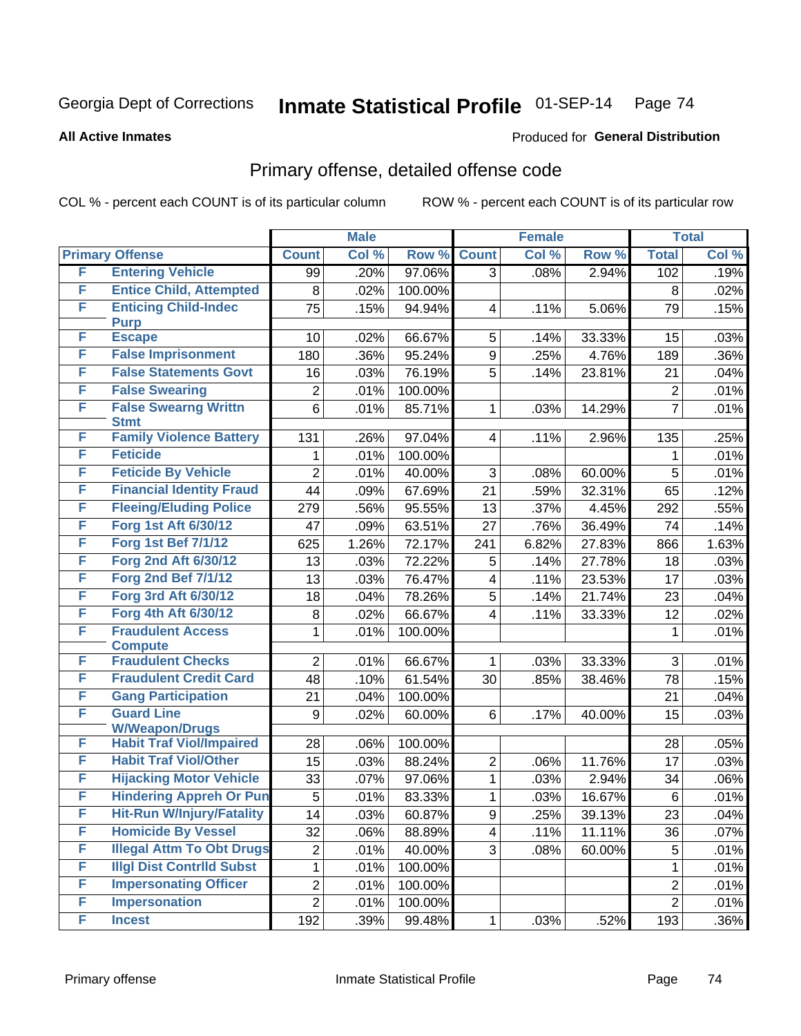Georgia Dept of Corrections **Inmate Statistical Profile** 01-SEP-14

**All Active Inmates**

Produced for **General Distribution**

## Primary offense, detailed offense code

COL % - percent each COUNT is of its particular column

ROW % - percent each COUNT is of its particular row

| Primary Offense | | Male | | | Female | | | Total | |
|---|---|---|---|---|---|---|---|---|---|
| | | Count | Col % | Row % | Count | Col % | Row % | Total | Col % |
| F | Entering Vehicle | 99 | .20% | 97.06% | 3 | .08% | 2.94% | 102 | .19% |
| F | Entice Child, Attempted | 8 | .02% | 100.00% | | | | 8 | .02% |
| F | Enticing Child-Indec Purp | 75 | .15% | 94.94% | 4 | .11% | 5.06% | 79 | .15% |
| F | Escape | 10 | .02% | 66.67% | 5 | .14% | 33.33% | 15 | .03% |
| F | False Imprisonment | 180 | .36% | 95.24% | 9 | .25% | 4.76% | 189 | .36% |
| F | False Statements Govt | 16 | .03% | 76.19% | 5 | .14% | 23.81% | 21 | .04% |
| F | False Swearing | 2 | .01% | 100.00% | | | | 2 | .01% |
| F | False Swearng Writtn Stmt | 6 | .01% | 85.71% | 1 | .03% | 14.29% | 7 | .01% |
| F | Family Violence Battery | 131 | .26% | 97.04% | 4 | .11% | 2.96% | 135 | .25% |
| F | Feticide | 1 | .01% | 100.00% | | | | 1 | .01% |
| F | Feticide By Vehicle | 2 | .01% | 40.00% | 3 | .08% | 60.00% | 5 | .01% |
| F | Financial Identity Fraud | 44 | .09% | 67.69% | 21 | .59% | 32.31% | 65 | .12% |
| F | Fleeing/Eluding Police | 279 | .56% | 95.55% | 13 | .37% | 4.45% | 292 | .55% |
| F | Forg 1st Aft 6/30/12 | 47 | .09% | 63.51% | 27 | .76% | 36.49% | 74 | .14% |
| F | Forg 1st Bef 7/1/12 | 625 | 1.26% | 72.17% | 241 | 6.82% | 27.83% | 866 | 1.63% |
| F | Forg 2nd Aft 6/30/12 | 13 | .03% | 72.22% | 5 | .14% | 27.78% | 18 | .03% |
| F | Forg 2nd Bef 7/1/12 | 13 | .03% | 76.47% | 4 | .11% | 23.53% | 17 | .03% |
| F | Forg 3rd Aft 6/30/12 | 18 | .04% | 78.26% | 5 | .14% | 21.74% | 23 | .04% |
| F | Forg 4th Aft 6/30/12 | 8 | .02% | 66.67% | 4 | .11% | 33.33% | 12 | .02% |
| F | Fraudulent Access Compute | 1 | .01% | 100.00% | | | | 1 | .01% |
| F | Fraudulent Checks | 2 | .01% | 66.67% | 1 | .03% | 33.33% | 3 | .01% |
| F | Fraudulent Credit Card | 48 | .10% | 61.54% | 30 | .85% | 38.46% | 78 | .15% |
| F | Gang Participation | 21 | .04% | 100.00% | | | | 21 | .04% |
| F | Guard Line W/Weapon/Drugs | 9 | .02% | 60.00% | 6 | .17% | 40.00% | 15 | .03% |
| F | Habit Traf Viol/Impaired | 28 | .06% | 100.00% | | | | 28 | .05% |
| F | Habit Traf Viol/Other | 15 | .03% | 88.24% | 2 | .06% | 11.76% | 17 | .03% |
| F | Hijacking Motor Vehicle | 33 | .07% | 97.06% | 1 | .03% | 2.94% | 34 | .06% |
| F | Hindering Appreh Or Pun | 5 | .01% | 83.33% | 1 | .03% | 16.67% | 6 | .01% |
| F | Hit-Run W/Injury/Fatality | 14 | .03% | 60.87% | 9 | .25% | 39.13% | 23 | .04% |
| F | Homicide By Vessel | 32 | .06% | 88.89% | 4 | .11% | 11.11% | 36 | .07% |
| F | Illegal Attm To Obt Drugs | 2 | .01% | 40.00% | 3 | .08% | 60.00% | 5 | .01% |
| F | Illgl Dist Contrlld Subst | 1 | .01% | 100.00% | | | | 1 | .01% |
| F | Impersonating Officer | 2 | .01% | 100.00% | | | | 2 | .01% |
| F | Impersonation | 2 | .01% | 100.00% | | | | 2 | .01% |
| F | Incest | 192 | .39% | 99.48% | 1 | .03% | .52% | 193 | .36% |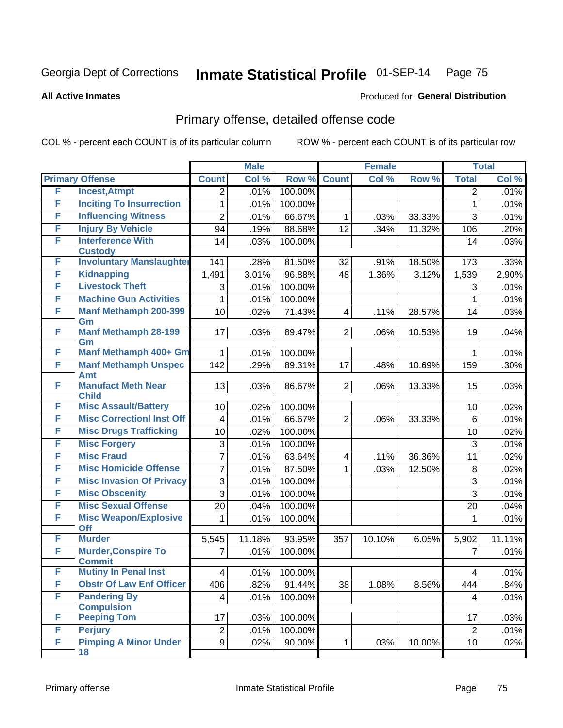Georgia Dept of Corrections **Inmate Statistical Profile** 01-SEP-14

**All Active Inmates**

Produced for **General Distribution**

## Primary offense, detailed offense code

COL % - percent each COUNT is of its particular column ROW % - percent each COUNT is of its particular row

| Primary Offense | | Male | | | Female | | | Total | |
|---|---|---|---|---|---|---|---|---|---|
| | | Count | Col % | Row % | Count | Col % | Row % | Total | Col % |
| F | Incest,Atmpt | 2 | .01% | 100.00% | | | | 2 | .01% |
| F | Inciting To Insurrection | 1 | .01% | 100.00% | | | | 1 | .01% |
| F | Influencing Witness | 2 | .01% | 66.67% | 1 | .03% | 33.33% | 3 | .01% |
| F | Injury By Vehicle | 94 | .19% | 88.68% | 12 | .34% | 11.32% | 106 | .20% |
| F | Interference With Custody | 14 | .03% | 100.00% | | | | 14 | .03% |
| F | Involuntary Manslaughter | 141 | .28% | 81.50% | 32 | .91% | 18.50% | 173 | .33% |
| F | Kidnapping | 1,491 | 3.01% | 96.88% | 48 | 1.36% | 3.12% | 1,539 | 2.90% |
| F | Livestock Theft | 3 | .01% | 100.00% | | | | 3 | .01% |
| F | Machine Gun Activities | 1 | .01% | 100.00% | | | | 1 | .01% |
| F | Manf Methamph 200-399 Gm | 10 | .02% | 71.43% | 4 | .11% | 28.57% | 14 | .03% |
| F | Manf Methamph 28-199 Gm | 17 | .03% | 89.47% | 2 | .06% | 10.53% | 19 | .04% |
| F | Manf Methamph 400+ Gm | 1 | .01% | 100.00% | | | | 1 | .01% |
| F | Manf Methamph Unspec Amt | 142 | .29% | 89.31% | 17 | .48% | 10.69% | 159 | .30% |
| F | Manufact Meth Near Child | 13 | .03% | 86.67% | 2 | .06% | 13.33% | 15 | .03% |
| F | Misc Assault/Battery | 10 | .02% | 100.00% | | | | 10 | .02% |
| F | Misc Correctionl Inst Off | 4 | .01% | 66.67% | 2 | .06% | 33.33% | 6 | .01% |
| F | Misc Drugs Trafficking | 10 | .02% | 100.00% | | | | 10 | .02% |
| F | Misc Forgery | 3 | .01% | 100.00% | | | | 3 | .01% |
| F | Misc Fraud | 7 | .01% | 63.64% | 4 | .11% | 36.36% | 11 | .02% |
| F | Misc Homicide Offense | 7 | .01% | 87.50% | 1 | .03% | 12.50% | 8 | .02% |
| F | Misc Invasion Of Privacy | 3 | .01% | 100.00% | | | | 3 | .01% |
| F | Misc Obscenity | 3 | .01% | 100.00% | | | | 3 | .01% |
| F | Misc Sexual Offense | 20 | .04% | 100.00% | | | | 20 | .04% |
| F | Misc Weapon/Explosive Off | 1 | .01% | 100.00% | | | | 1 | .01% |
| F | Murder | 5,545 | 11.18% | 93.95% | 357 | 10.10% | 6.05% | 5,902 | 11.11% |
| F | Murder,Conspire To Commit | 7 | .01% | 100.00% | | | | 7 | .01% |
| F | Mutiny In Penal Inst | 4 | .01% | 100.00% | | | | 4 | .01% |
| F | Obstr Of Law Enf Officer | 406 | .82% | 91.44% | 38 | 1.08% | 8.56% | 444 | .84% |
| F | Pandering By Compulsion | 4 | .01% | 100.00% | | | | 4 | .01% |
| F | Peeping Tom | 17 | .03% | 100.00% | | | | 17 | .03% |
| F | Perjury | 2 | .01% | 100.00% | | | | 2 | .01% |
| F | Pimping A Minor Under 18 | 9 | .02% | 90.00% | 1 | .03% | 10.00% | 10 | .02% |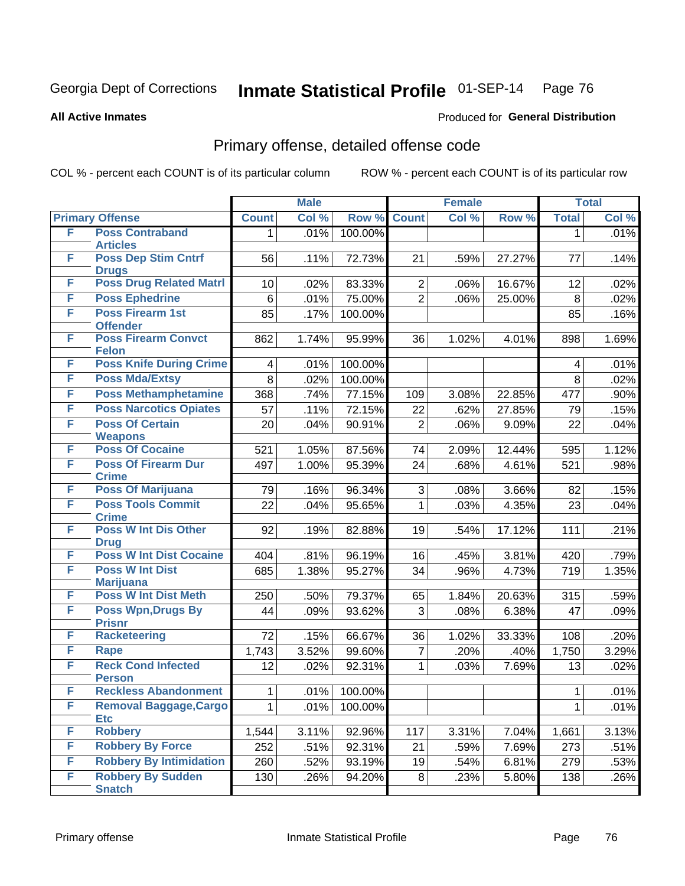Georgia Dept of Corrections **Inmate Statistical Profile** 01-SEP-14

**All Active Inmates**

Produced for **General Distribution**

## Primary offense, detailed offense code

COL % - percent each COUNT is of its particular column ROW % - percent each COUNT is of its particular row

| Primary Offense | | Male | | | Female | | | Total | |
|---|---|---|---|---|---|---|---|---|---|
| | | Count | Col % | Row % | Count | Col % | Row % | Total | Col % |
| F | Poss Contraband Articles | 1 | .01% | 100.00% | | | | 1 | .01% |
| F | Poss Dep Stim Cntrf Drugs | 56 | .11% | 72.73% | 21 | .59% | 27.27% | 77 | .14% |
| F | Poss Drug Related Matrl | 10 | .02% | 83.33% | 2 | .06% | 16.67% | 12 | .02% |
| F | Poss Ephedrine | 6 | .01% | 75.00% | 2 | .06% | 25.00% | 8 | .02% |
| F | Poss Firearm 1st Offender | 85 | .17% | 100.00% | | | | 85 | .16% |
| F | Poss Firearm Convct Felon | 862 | 1.74% | 95.99% | 36 | 1.02% | 4.01% | 898 | 1.69% |
| F | Poss Knife During Crime | 4 | .01% | 100.00% | | | | 4 | .01% |
| F | Poss Mda/Extsy | 8 | .02% | 100.00% | | | | 8 | .02% |
| F | Poss Methamphetamine | 368 | .74% | 77.15% | 109 | 3.08% | 22.85% | 477 | .90% |
| F | Poss Narcotics Opiates | 57 | .11% | 72.15% | 22 | .62% | 27.85% | 79 | .15% |
| F | Poss Of Certain Weapons | 20 | .04% | 90.91% | 2 | .06% | 9.09% | 22 | .04% |
| F | Poss Of Cocaine | 521 | 1.05% | 87.56% | 74 | 2.09% | 12.44% | 595 | 1.12% |
| F | Poss Of Firearm Dur Crime | 497 | 1.00% | 95.39% | 24 | .68% | 4.61% | 521 | .98% |
| F | Poss Of Marijuana | 79 | .16% | 96.34% | 3 | .08% | 3.66% | 82 | .15% |
| F | Poss Tools Commit Crime | 22 | .04% | 95.65% | 1 | .03% | 4.35% | 23 | .04% |
| F | Poss W Int Dis Other Drug | 92 | .19% | 82.88% | 19 | .54% | 17.12% | 111 | .21% |
| F | Poss W Int Dist Cocaine | 404 | .81% | 96.19% | 16 | .45% | 3.81% | 420 | .79% |
| F | Poss W Int Dist Marijuana | 685 | 1.38% | 95.27% | 34 | .96% | 4.73% | 719 | 1.35% |
| F | Poss W Int Dist Meth | 250 | .50% | 79.37% | 65 | 1.84% | 20.63% | 315 | .59% |
| F | Poss Wpn,Drugs By Prisnr | 44 | .09% | 93.62% | 3 | .08% | 6.38% | 47 | .09% |
| F | Racketeering | 72 | .15% | 66.67% | 36 | 1.02% | 33.33% | 108 | .20% |
| F | Rape | 1,743 | 3.52% | 99.60% | 7 | .20% | .40% | 1,750 | 3.29% |
| F | Reck Cond Infected Person | 12 | .02% | 92.31% | 1 | .03% | 7.69% | 13 | .02% |
| F | Reckless Abandonment | 1 | .01% | 100.00% | | | | 1 | .01% |
| F | Removal Baggage,Cargo Etc | 1 | .01% | 100.00% | | | | 1 | .01% |
| F | Robbery | 1,544 | 3.11% | 92.96% | 117 | 3.31% | 7.04% | 1,661 | 3.13% |
| F | Robbery By Force | 252 | .51% | 92.31% | 21 | .59% | 7.69% | 273 | .51% |
| F | Robbery By Intimidation | 260 | .52% | 93.19% | 19 | .54% | 6.81% | 279 | .53% |
| F | Robbery By Sudden Snatch | 130 | .26% | 94.20% | 8 | .23% | 5.80% | 138 | .26% |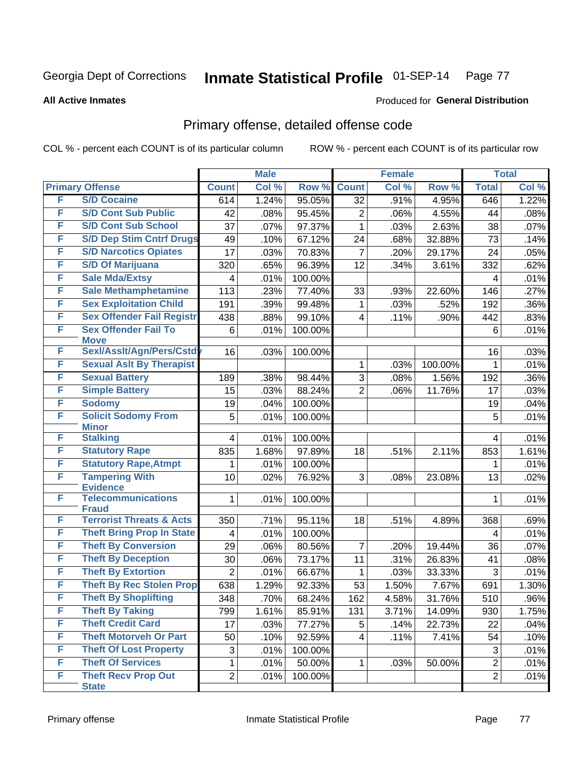Georgia Dept of Corrections **Inmate Statistical Profile** 01-SEP-14

**All Active Inmates**

Produced for **General Distribution**

## Primary offense, detailed offense code

COL % - percent each COUNT is of its particular column

ROW % - percent each COUNT is of its particular row

| Primary Offense | | Male | | | Female | | | Total | |
|---|---|---|---|---|---|---|---|---|---|
| | | Count | Col % | Row % | Count | Col % | Row % | Total | Col % |
| F | S/D Cocaine | 614 | 1.24% | 95.05% | 32 | .91% | 4.95% | 646 | 1.22% |
| F | S/D Cont Sub Public | 42 | .08% | 95.45% | 2 | .06% | 4.55% | 44 | .08% |
| F | S/D Cont Sub School | 37 | .07% | 97.37% | 1 | .03% | 2.63% | 38 | .07% |
| F | S/D Dep Stim Cntrf Drugs | 49 | .10% | 67.12% | 24 | .68% | 32.88% | 73 | .14% |
| F | S/D Narcotics Opiates | 17 | .03% | 70.83% | 7 | .20% | 29.17% | 24 | .05% |
| F | S/D Of Marijuana | 320 | .65% | 96.39% | 12 | .34% | 3.61% | 332 | .62% |
| F | Sale Mda/Extsy | 4 | .01% | 100.00% | | | | 4 | .01% |
| F | Sale Methamphetamine | 113 | .23% | 77.40% | 33 | .93% | 22.60% | 146 | .27% |
| F | Sex Exploitation Child | 191 | .39% | 99.48% | 1 | .03% | .52% | 192 | .36% |
| F | Sex Offender Fail Registr | 438 | .88% | 99.10% | 4 | .11% | .90% | 442 | .83% |
| F | Sex Offender Fail To Move | 6 | .01% | 100.00% | | | | 6 | .01% |
| F | Sexl/Asslt/Agn/Pers/Cstdy | 16 | .03% | 100.00% | | | | 16 | .03% |
| F | Sexual Aslt By Therapist | | | | 1 | .03% | 100.00% | 1 | .01% |
| F | Sexual Battery | 189 | .38% | 98.44% | 3 | .08% | 1.56% | 192 | .36% |
| F | Simple Battery | 15 | .03% | 88.24% | 2 | .06% | 11.76% | 17 | .03% |
| F | Sodomy | 19 | .04% | 100.00% | | | | 19 | .04% |
| F | Solicit Sodomy From Minor | 5 | .01% | 100.00% | | | | 5 | .01% |
| F | Stalking | 4 | .01% | 100.00% | | | | 4 | .01% |
| F | Statutory Rape | 835 | 1.68% | 97.89% | 18 | .51% | 2.11% | 853 | 1.61% |
| F | Statutory Rape,Atmpt | 1 | .01% | 100.00% | | | | 1 | .01% |
| F | Tampering With Evidence | 10 | .02% | 76.92% | 3 | .08% | 23.08% | 13 | .02% |
| F | Telecommunications Fraud | 1 | .01% | 100.00% | | | | 1 | .01% |
| F | Terrorist Threats & Acts | 350 | .71% | 95.11% | 18 | .51% | 4.89% | 368 | .69% |
| F | Theft Bring Prop In State | 4 | .01% | 100.00% | | | | 4 | .01% |
| F | Theft By Conversion | 29 | .06% | 80.56% | 7 | .20% | 19.44% | 36 | .07% |
| F | Theft By Deception | 30 | .06% | 73.17% | 11 | .31% | 26.83% | 41 | .08% |
| F | Theft By Extortion | 2 | .01% | 66.67% | 1 | .03% | 33.33% | 3 | .01% |
| F | Theft By Rec Stolen Prop | 638 | 1.29% | 92.33% | 53 | 1.50% | 7.67% | 691 | 1.30% |
| F | Theft By Shoplifting | 348 | .70% | 68.24% | 162 | 4.58% | 31.76% | 510 | .96% |
| F | Theft By Taking | 799 | 1.61% | 85.91% | 131 | 3.71% | 14.09% | 930 | 1.75% |
| F | Theft Credit Card | 17 | .03% | 77.27% | 5 | .14% | 22.73% | 22 | .04% |
| F | Theft Motorveh Or Part | 50 | .10% | 92.59% | 4 | .11% | 7.41% | 54 | .10% |
| F | Theft Of Lost Property | 3 | .01% | 100.00% | | | | 3 | .01% |
| F | Theft Of Services | 1 | .01% | 50.00% | 1 | .03% | 50.00% | 2 | .01% |
| F | Theft Recv Prop Out State | 2 | .01% | 100.00% | | | | 2 | .01% |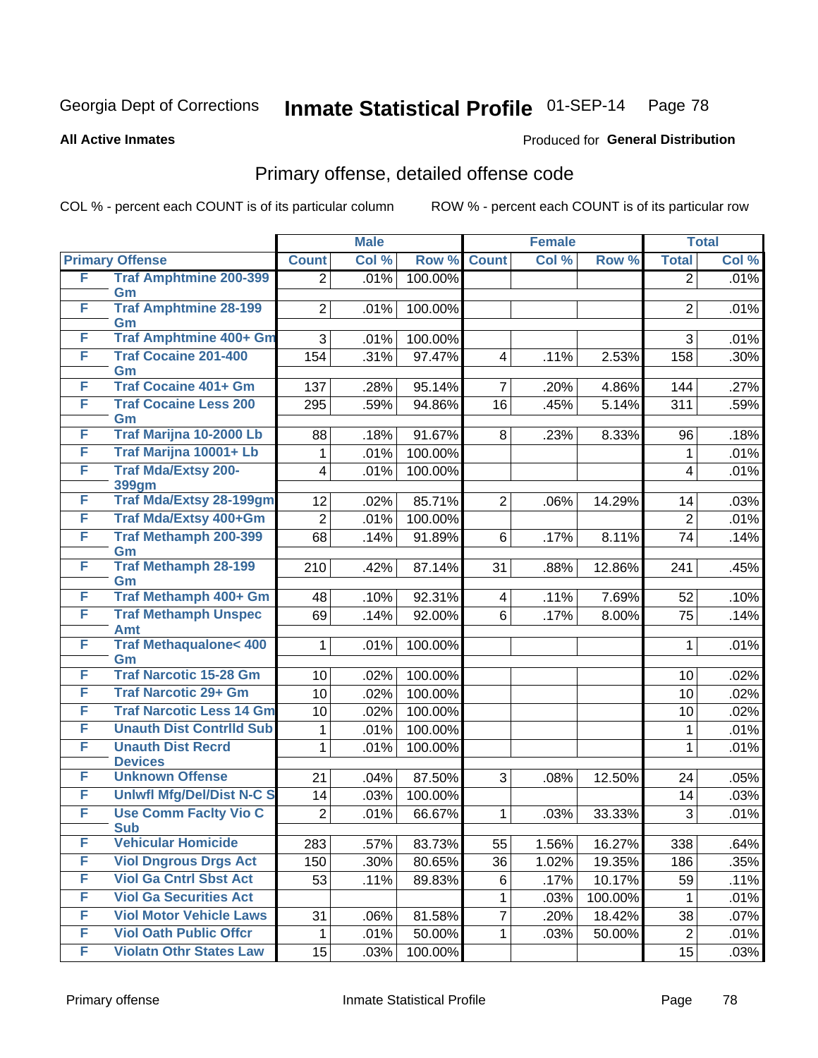Georgia Dept of Corrections **Inmate Statistical Profile** 01-SEP-14

**All Active Inmates**

Produced for **General Distribution**

## Primary offense, detailed offense code

COL % - percent each COUNT is of its particular column

ROW % - percent each COUNT is of its particular row

| Primary Offense | | Male | | | Female | | | Total | |
|---|---|---|---|---|---|---|---|---|---|
| | | Count | Col % | Row % | Count | Col % | Row % | Total | Col % |
| F | Traf Amphtmine 200-399 Gm | 2 | .01% | 100.00% | | | | 2 | .01% |
| F | Traf Amphtmine 28-199 Gm | 2 | .01% | 100.00% | | | | 2 | .01% |
| F | Traf Amphtmine 400+ Gm | 3 | .01% | 100.00% | | | | 3 | .01% |
| F | Traf Cocaine 201-400 Gm | 154 | .31% | 97.47% | 4 | .11% | 2.53% | 158 | .30% |
| F | Traf Cocaine 401+ Gm | 137 | .28% | 95.14% | 7 | .20% | 4.86% | 144 | .27% |
| F | Traf Cocaine Less 200 Gm | 295 | .59% | 94.86% | 16 | .45% | 5.14% | 311 | .59% |
| F | Traf Marijna 10-2000 Lb | 88 | .18% | 91.67% | 8 | .23% | 8.33% | 96 | .18% |
| F | Traf Marijna 10001+ Lb | 1 | .01% | 100.00% | | | | 1 | .01% |
| F | Traf Mda/Extsy 200-399gm | 4 | .01% | 100.00% | | | | 4 | .01% |
| F | Traf Mda/Extsy 28-199gm | 12 | .02% | 85.71% | 2 | .06% | 14.29% | 14 | .03% |
| F | Traf Mda/Extsy 400+Gm | 2 | .01% | 100.00% | | | | 2 | .01% |
| F | Traf Methamph 200-399 Gm | 68 | .14% | 91.89% | 6 | .17% | 8.11% | 74 | .14% |
| F | Traf Methamph 28-199 Gm | 210 | .42% | 87.14% | 31 | .88% | 12.86% | 241 | .45% |
| F | Traf Methamph 400+ Gm | 48 | .10% | 92.31% | 4 | .11% | 7.69% | 52 | .10% |
| F | Traf Methamph Unspec Amt | 69 | .14% | 92.00% | 6 | .17% | 8.00% | 75 | .14% |
| F | Traf Methaqualone< 400 Gm | 1 | .01% | 100.00% | | | | 1 | .01% |
| F | Traf Narcotic 15-28 Gm | 10 | .02% | 100.00% | | | | 10 | .02% |
| F | Traf Narcotic 29+ Gm | 10 | .02% | 100.00% | | | | 10 | .02% |
| F | Traf Narcotic Less 14 Gm | 10 | .02% | 100.00% | | | | 10 | .02% |
| F | Unauth Dist Contrlld Sub | 1 | .01% | 100.00% | | | | 1 | .01% |
| F | Unauth Dist Recrd Devices | 1 | .01% | 100.00% | | | | 1 | .01% |
| F | Unknown Offense | 21 | .04% | 87.50% | 3 | .08% | 12.50% | 24 | .05% |
| F | Unlwfl Mfg/Del/Dist N-C S | 14 | .03% | 100.00% | | | | 14 | .03% |
| F | Use Comm Faclty Vio C Sub | 2 | .01% | 66.67% | 1 | .03% | 33.33% | 3 | .01% |
| F | Vehicular Homicide | 283 | .57% | 83.73% | 55 | 1.56% | 16.27% | 338 | .64% |
| F | Viol Dngrous Drgs Act | 150 | .30% | 80.65% | 36 | 1.02% | 19.35% | 186 | .35% |
| F | Viol Ga Cntrl Sbst Act | 53 | .11% | 89.83% | 6 | .17% | 10.17% | 59 | .11% |
| F | Viol Ga Securities Act | | | | 1 | .03% | 100.00% | 1 | .01% |
| F | Viol Motor Vehicle Laws | 31 | .06% | 81.58% | 7 | .20% | 18.42% | 38 | .07% |
| F | Viol Oath Public Offcr | 1 | .01% | 50.00% | 1 | .03% | 50.00% | 2 | .01% |
| F | Violatn Othr States Law | 15 | .03% | 100.00% | | | | 15 | .03% |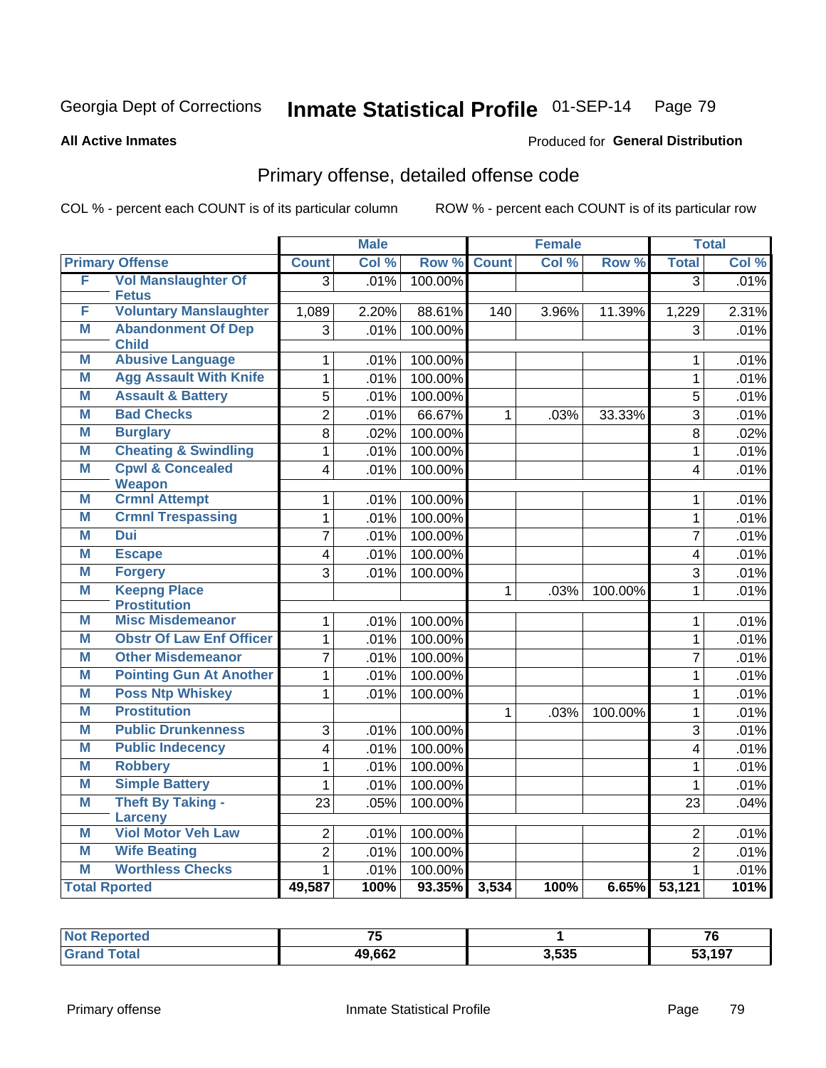Georgia Dept of Corrections **Inmate Statistical Profile** 01-SEP-14

**All Active Inmates**

Produced for **General Distribution**

## Primary offense, detailed offense code

COL % - percent each COUNT is of its particular column

ROW % - percent each COUNT is of its particular row

| Primary Offense | | Male | | | Female | | | Total | |
|---|---|---|---|---|---|---|---|---|---|
| | | Count | Col % | Row % | Count | Col % | Row % | Total | Col % |
| F | Vol Manslaughter Of Fetus | 3 | .01% | 100.00% | | | | 3 | .01% |
| F | Voluntary Manslaughter | 1,089 | 2.20% | 88.61% | 140 | 3.96% | 11.39% | 1,229 | 2.31% |
| M | Abandonment Of Dep Child | 3 | .01% | 100.00% | | | | 3 | .01% |
| M | Abusive Language | 1 | .01% | 100.00% | | | | 1 | .01% |
| M | Agg Assault With Knife | 1 | .01% | 100.00% | | | | 1 | .01% |
| M | Assault & Battery | 5 | .01% | 100.00% | | | | 5 | .01% |
| M | Bad Checks | 2 | .01% | 66.67% | 1 | .03% | 33.33% | 3 | .01% |
| M | Burglary | 8 | .02% | 100.00% | | | | 8 | .02% |
| M | Cheating & Swindling | 1 | .01% | 100.00% | | | | 1 | .01% |
| M | Cpwl & Concealed Weapon | 4 | .01% | 100.00% | | | | 4 | .01% |
| M | Crmnl Attempt | 1 | .01% | 100.00% | | | | 1 | .01% |
| M | Crmnl Trespassing | 1 | .01% | 100.00% | | | | 1 | .01% |
| M | Dui | 7 | .01% | 100.00% | | | | 7 | .01% |
| M | Escape | 4 | .01% | 100.00% | | | | 4 | .01% |
| M | Forgery | 3 | .01% | 100.00% | | | | 3 | .01% |
| M | Keepng Place Prostitution | | | | 1 | .03% | 100.00% | 1 | .01% |
| M | Misc Misdemeanor | 1 | .01% | 100.00% | | | | 1 | .01% |
| M | Obstr Of Law Enf Officer | 1 | .01% | 100.00% | | | | 1 | .01% |
| M | Other Misdemeanor | 7 | .01% | 100.00% | | | | 7 | .01% |
| M | Pointing Gun At Another | 1 | .01% | 100.00% | | | | 1 | .01% |
| M | Poss Ntp Whiskey | 1 | .01% | 100.00% | | | | 1 | .01% |
| M | Prostitution | | | | 1 | .03% | 100.00% | 1 | .01% |
| M | Public Drunkenness | 3 | .01% | 100.00% | | | | 3 | .01% |
| M | Public Indecency | 4 | .01% | 100.00% | | | | 4 | .01% |
| M | Robbery | 1 | .01% | 100.00% | | | | 1 | .01% |
| M | Simple Battery | 1 | .01% | 100.00% | | | | 1 | .01% |
| M | Theft By Taking - Larceny | 23 | .05% | 100.00% | | | | 23 | .04% |
| M | Viol Motor Veh Law | 2 | .01% | 100.00% | | | | 2 | .01% |
| M | Wife Beating | 2 | .01% | 100.00% | | | | 2 | .01% |
| M | Worthless Checks | 1 | .01% | 100.00% | | | | 1 | .01% |
| **Total Rported** | | **49,587** | **100%** | **93.35%** | **3,534** | **100%** | **6.65%** | **53,121** | **101%** |

| | Male | Female | Total |
|---|---|---|---|
| **Not Reported** | **75** | **1** | **76** |
| **Grand Total** | **49,662** | **3,535** | **53,197** |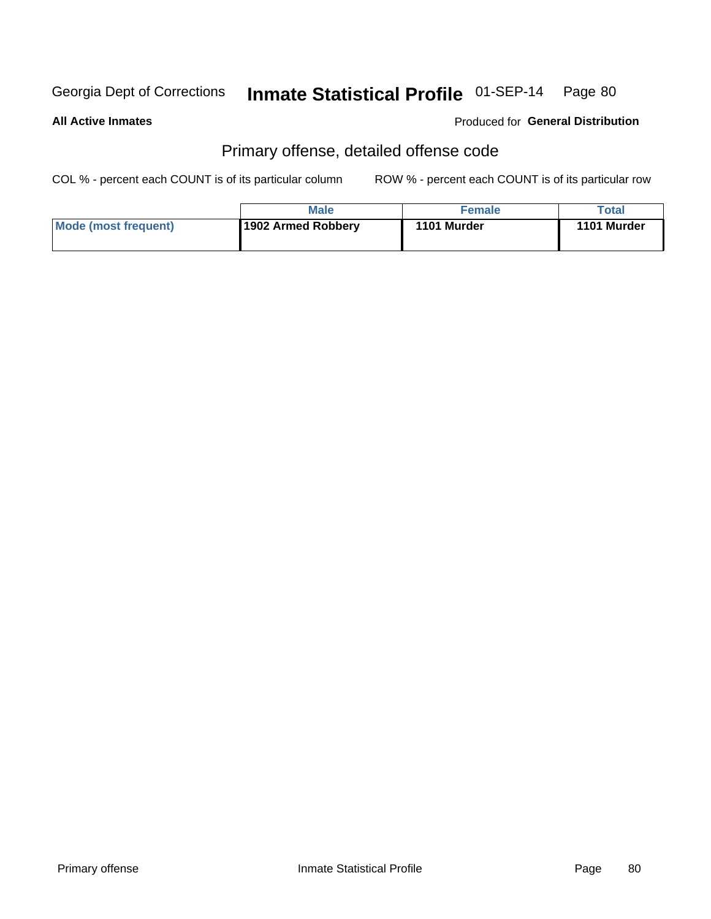Georgia Dept of Corrections **Inmate Statistical Profile** 01-SEP-14

**All Active Inmates**

Produced for **General Distribution**

## Primary offense, detailed offense code

COL % - percent each COUNT is of its particular column    ROW % - percent each COUNT is of its particular row

| | Male | Female | Total |
|---|---|---|---|
| **Mode (most frequent)** | **1902 Armed Robbery** | **1101 Murder** | **1101 Murder** |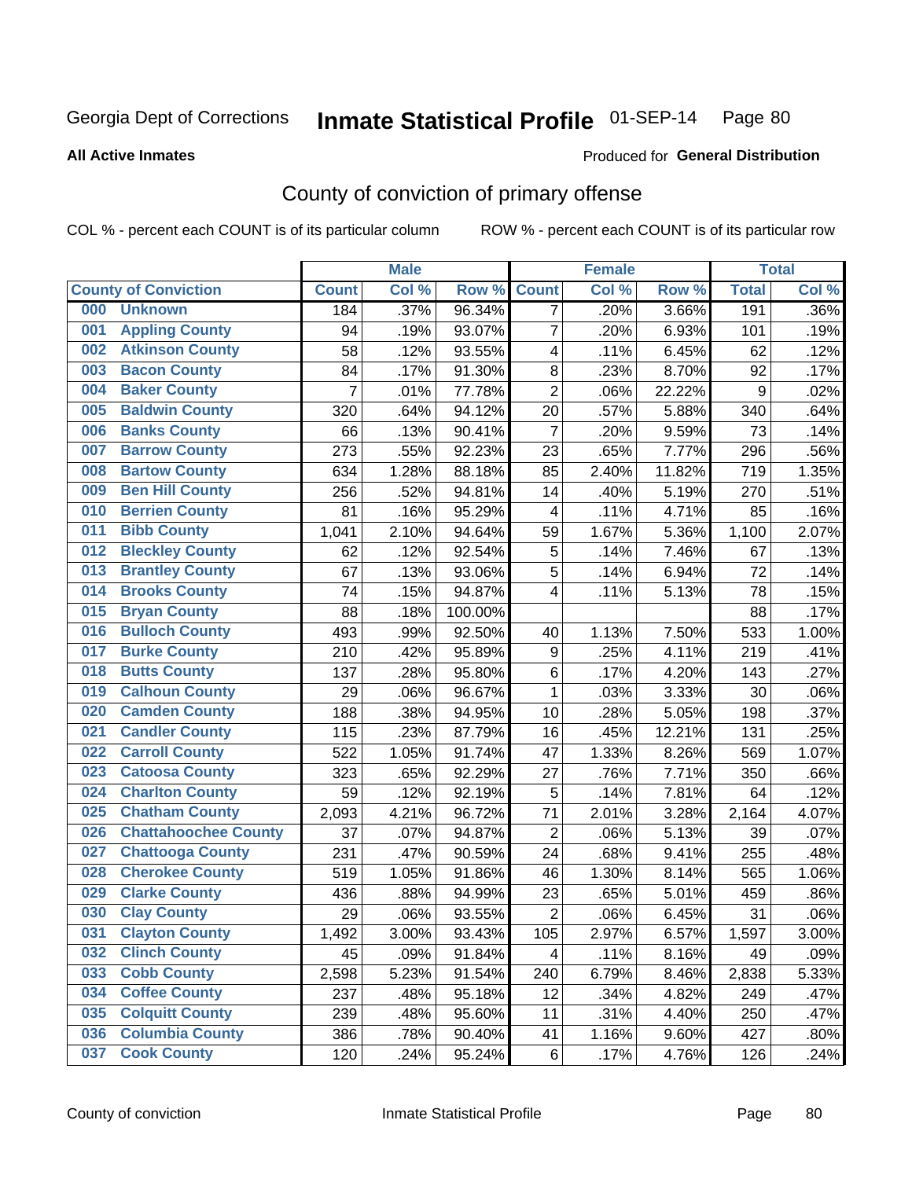Georgia Dept of Corrections **Inmate Statistical Profile** 01-SEP-14

**All Active Inmates**

Produced for **General Distribution**

## County of conviction of primary offense

COL % - percent each COUNT is of its particular column ROW % - percent each COUNT is of its particular row

| County of Conviction | Male | | | Female | | | Total | |
|---|---|---|---|---|---|---|---|---|
| | Count | Col % | Row % | Count | Col % | Row % | Total | Col % |
| 000 Unknown | 184 | .37% | 96.34% | 7 | .20% | 3.66% | 191 | .36% |
| 001 Appling County | 94 | .19% | 93.07% | 7 | .20% | 6.93% | 101 | .19% |
| 002 Atkinson County | 58 | .12% | 93.55% | 4 | .11% | 6.45% | 62 | .12% |
| 003 Bacon County | 84 | .17% | 91.30% | 8 | .23% | 8.70% | 92 | .17% |
| 004 Baker County | 7 | .01% | 77.78% | 2 | .06% | 22.22% | 9 | .02% |
| 005 Baldwin County | 320 | .64% | 94.12% | 20 | .57% | 5.88% | 340 | .64% |
| 006 Banks County | 66 | .13% | 90.41% | 7 | .20% | 9.59% | 73 | .14% |
| 007 Barrow County | 273 | .55% | 92.23% | 23 | .65% | 7.77% | 296 | .56% |
| 008 Bartow County | 634 | 1.28% | 88.18% | 85 | 2.40% | 11.82% | 719 | 1.35% |
| 009 Ben Hill County | 256 | .52% | 94.81% | 14 | .40% | 5.19% | 270 | .51% |
| 010 Berrien County | 81 | .16% | 95.29% | 4 | .11% | 4.71% | 85 | .16% |
| 011 Bibb County | 1,041 | 2.10% | 94.64% | 59 | 1.67% | 5.36% | 1,100 | 2.07% |
| 012 Bleckley County | 62 | .12% | 92.54% | 5 | .14% | 7.46% | 67 | .13% |
| 013 Brantley County | 67 | .13% | 93.06% | 5 | .14% | 6.94% | 72 | .14% |
| 014 Brooks County | 74 | .15% | 94.87% | 4 | .11% | 5.13% | 78 | .15% |
| 015 Bryan County | 88 | .18% | 100.00% | | | | 88 | .17% |
| 016 Bulloch County | 493 | .99% | 92.50% | 40 | 1.13% | 7.50% | 533 | 1.00% |
| 017 Burke County | 210 | .42% | 95.89% | 9 | .25% | 4.11% | 219 | .41% |
| 018 Butts County | 137 | .28% | 95.80% | 6 | .17% | 4.20% | 143 | .27% |
| 019 Calhoun County | 29 | .06% | 96.67% | 1 | .03% | 3.33% | 30 | .06% |
| 020 Camden County | 188 | .38% | 94.95% | 10 | .28% | 5.05% | 198 | .37% |
| 021 Candler County | 115 | .23% | 87.79% | 16 | .45% | 12.21% | 131 | .25% |
| 022 Carroll County | 522 | 1.05% | 91.74% | 47 | 1.33% | 8.26% | 569 | 1.07% |
| 023 Catoosa County | 323 | .65% | 92.29% | 27 | .76% | 7.71% | 350 | .66% |
| 024 Charlton County | 59 | .12% | 92.19% | 5 | .14% | 7.81% | 64 | .12% |
| 025 Chatham County | 2,093 | 4.21% | 96.72% | 71 | 2.01% | 3.28% | 2,164 | 4.07% |
| 026 Chattahoochee County | 37 | .07% | 94.87% | 2 | .06% | 5.13% | 39 | .07% |
| 027 Chattooga County | 231 | .47% | 90.59% | 24 | .68% | 9.41% | 255 | .48% |
| 028 Cherokee County | 519 | 1.05% | 91.86% | 46 | 1.30% | 8.14% | 565 | 1.06% |
| 029 Clarke County | 436 | .88% | 94.99% | 23 | .65% | 5.01% | 459 | .86% |
| 030 Clay County | 29 | .06% | 93.55% | 2 | .06% | 6.45% | 31 | .06% |
| 031 Clayton County | 1,492 | 3.00% | 93.43% | 105 | 2.97% | 6.57% | 1,597 | 3.00% |
| 032 Clinch County | 45 | .09% | 91.84% | 4 | .11% | 8.16% | 49 | .09% |
| 033 Cobb County | 2,598 | 5.23% | 91.54% | 240 | 6.79% | 8.46% | 2,838 | 5.33% |
| 034 Coffee County | 237 | .48% | 95.18% | 12 | .34% | 4.82% | 249 | .47% |
| 035 Colquitt County | 239 | .48% | 95.60% | 11 | .31% | 4.40% | 250 | .47% |
| 036 Columbia County | 386 | .78% | 90.40% | 41 | 1.16% | 9.60% | 427 | .80% |
| 037 Cook County | 120 | .24% | 95.24% | 6 | .17% | 4.76% | 126 | .24% |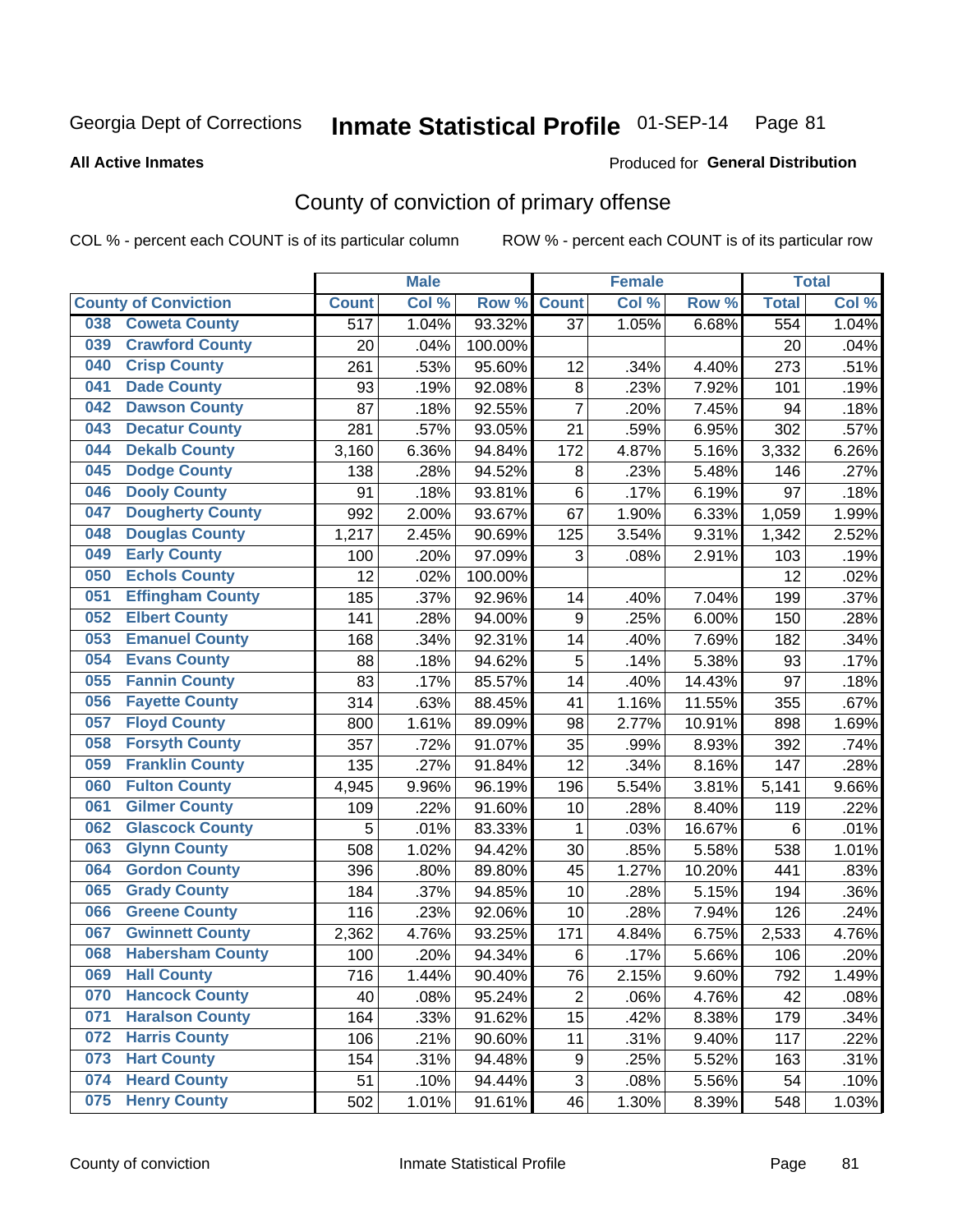Georgia Dept of Corrections **Inmate Statistical Profile** 01-SEP-14 Page 81

**All Active Inmates**

Produced for **General Distribution**

## County of conviction of primary offense

COL % - percent each COUNT is of its particular column ROW % - percent each COUNT is of its particular row

| | Male | | | Female | | | Total | |
|---|---|---|---|---|---|---|---|---|
| County of Conviction | Count | Col % | Row % | Count | Col % | Row % | Total | Col % |
| 038 Coweta County | 517 | 1.04% | 93.32% | 37 | 1.05% | 6.68% | 554 | 1.04% |
| 039 Crawford County | 20 | .04% | 100.00% | | | | 20 | .04% |
| 040 Crisp County | 261 | .53% | 95.60% | 12 | .34% | 4.40% | 273 | .51% |
| 041 Dade County | 93 | .19% | 92.08% | 8 | .23% | 7.92% | 101 | .19% |
| 042 Dawson County | 87 | .18% | 92.55% | 7 | .20% | 7.45% | 94 | .18% |
| 043 Decatur County | 281 | .57% | 93.05% | 21 | .59% | 6.95% | 302 | .57% |
| 044 Dekalb County | 3,160 | 6.36% | 94.84% | 172 | 4.87% | 5.16% | 3,332 | 6.26% |
| 045 Dodge County | 138 | .28% | 94.52% | 8 | .23% | 5.48% | 146 | .27% |
| 046 Dooly County | 91 | .18% | 93.81% | 6 | .17% | 6.19% | 97 | .18% |
| 047 Dougherty County | 992 | 2.00% | 93.67% | 67 | 1.90% | 6.33% | 1,059 | 1.99% |
| 048 Douglas County | 1,217 | 2.45% | 90.69% | 125 | 3.54% | 9.31% | 1,342 | 2.52% |
| 049 Early County | 100 | .20% | 97.09% | 3 | .08% | 2.91% | 103 | .19% |
| 050 Echols County | 12 | .02% | 100.00% | | | | 12 | .02% |
| 051 Effingham County | 185 | .37% | 92.96% | 14 | .40% | 7.04% | 199 | .37% |
| 052 Elbert County | 141 | .28% | 94.00% | 9 | .25% | 6.00% | 150 | .28% |
| 053 Emanuel County | 168 | .34% | 92.31% | 14 | .40% | 7.69% | 182 | .34% |
| 054 Evans County | 88 | .18% | 94.62% | 5 | .14% | 5.38% | 93 | .17% |
| 055 Fannin County | 83 | .17% | 85.57% | 14 | .40% | 14.43% | 97 | .18% |
| 056 Fayette County | 314 | .63% | 88.45% | 41 | 1.16% | 11.55% | 355 | .67% |
| 057 Floyd County | 800 | 1.61% | 89.09% | 98 | 2.77% | 10.91% | 898 | 1.69% |
| 058 Forsyth County | 357 | .72% | 91.07% | 35 | .99% | 8.93% | 392 | .74% |
| 059 Franklin County | 135 | .27% | 91.84% | 12 | .34% | 8.16% | 147 | .28% |
| 060 Fulton County | 4,945 | 9.96% | 96.19% | 196 | 5.54% | 3.81% | 5,141 | 9.66% |
| 061 Gilmer County | 109 | .22% | 91.60% | 10 | .28% | 8.40% | 119 | .22% |
| 062 Glascock County | 5 | .01% | 83.33% | 1 | .03% | 16.67% | 6 | .01% |
| 063 Glynn County | 508 | 1.02% | 94.42% | 30 | .85% | 5.58% | 538 | 1.01% |
| 064 Gordon County | 396 | .80% | 89.80% | 45 | 1.27% | 10.20% | 441 | .83% |
| 065 Grady County | 184 | .37% | 94.85% | 10 | .28% | 5.15% | 194 | .36% |
| 066 Greene County | 116 | .23% | 92.06% | 10 | .28% | 7.94% | 126 | .24% |
| 067 Gwinnett County | 2,362 | 4.76% | 93.25% | 171 | 4.84% | 6.75% | 2,533 | 4.76% |
| 068 Habersham County | 100 | .20% | 94.34% | 6 | .17% | 5.66% | 106 | .20% |
| 069 Hall County | 716 | 1.44% | 90.40% | 76 | 2.15% | 9.60% | 792 | 1.49% |
| 070 Hancock County | 40 | .08% | 95.24% | 2 | .06% | 4.76% | 42 | .08% |
| 071 Haralson County | 164 | .33% | 91.62% | 15 | .42% | 8.38% | 179 | .34% |
| 072 Harris County | 106 | .21% | 90.60% | 11 | .31% | 9.40% | 117 | .22% |
| 073 Hart County | 154 | .31% | 94.48% | 9 | .25% | 5.52% | 163 | .31% |
| 074 Heard County | 51 | .10% | 94.44% | 3 | .08% | 5.56% | 54 | .10% |
| 075 Henry County | 502 | 1.01% | 91.61% | 46 | 1.30% | 8.39% | 548 | 1.03% |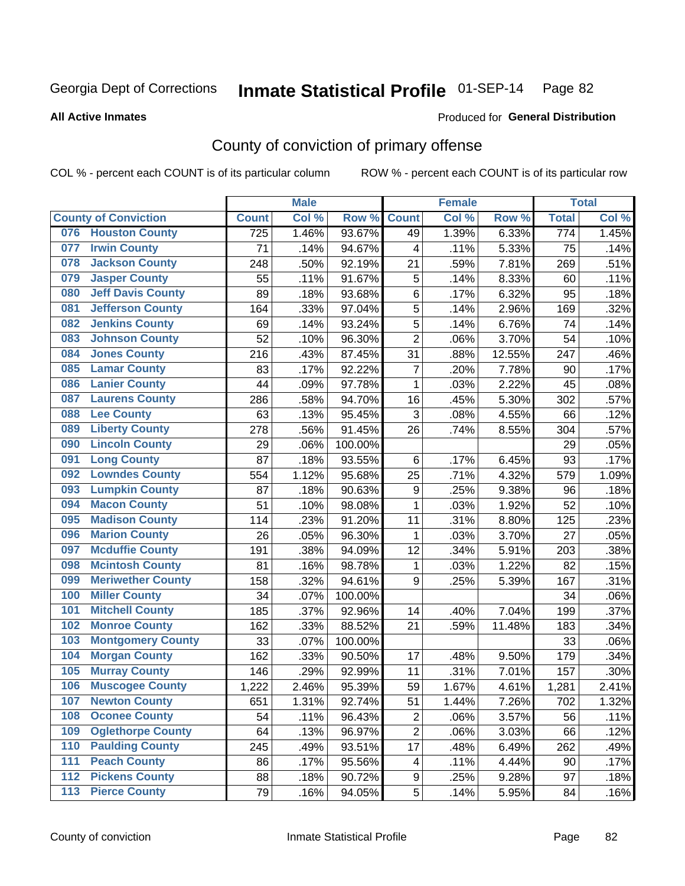Georgia Dept of Corrections **Inmate Statistical Profile** 01-SEP-14 Page 82

**All Active Inmates**

Produced for **General Distribution**

# County of conviction of primary offense

COL % - percent each COUNT is of its particular column ROW % - percent each COUNT is of its particular row

| | Male | | | Female | | | Total | |
|---|---|---|---|---|---|---|---|---|
| **County of Conviction** | **Count** | **Col %** | **Row %** | **Count** | **Col %** | **Row %** | **Total** | **Col %** |
| 076 **Houston County** | 725 | 1.46% | 93.67% | 49 | 1.39% | 6.33% | 774 | 1.45% |
| 077 **Irwin County** | 71 | .14% | 94.67% | 4 | .11% | 5.33% | 75 | .14% |
| 078 **Jackson County** | 248 | .50% | 92.19% | 21 | .59% | 7.81% | 269 | .51% |
| 079 **Jasper County** | 55 | .11% | 91.67% | 5 | .14% | 8.33% | 60 | .11% |
| 080 **Jeff Davis County** | 89 | .18% | 93.68% | 6 | .17% | 6.32% | 95 | .18% |
| 081 **Jefferson County** | 164 | .33% | 97.04% | 5 | .14% | 2.96% | 169 | .32% |
| 082 **Jenkins County** | 69 | .14% | 93.24% | 5 | .14% | 6.76% | 74 | .14% |
| 083 **Johnson County** | 52 | .10% | 96.30% | 2 | .06% | 3.70% | 54 | .10% |
| 084 **Jones County** | 216 | .43% | 87.45% | 31 | .88% | 12.55% | 247 | .46% |
| 085 **Lamar County** | 83 | .17% | 92.22% | 7 | .20% | 7.78% | 90 | .17% |
| 086 **Lanier County** | 44 | .09% | 97.78% | 1 | .03% | 2.22% | 45 | .08% |
| 087 **Laurens County** | 286 | .58% | 94.70% | 16 | .45% | 5.30% | 302 | .57% |
| 088 **Lee County** | 63 | .13% | 95.45% | 3 | .08% | 4.55% | 66 | .12% |
| 089 **Liberty County** | 278 | .56% | 91.45% | 26 | .74% | 8.55% | 304 | .57% |
| 090 **Lincoln County** | 29 | .06% | 100.00% | | | | 29 | .05% |
| 091 **Long County** | 87 | .18% | 93.55% | 6 | .17% | 6.45% | 93 | .17% |
| 092 **Lowndes County** | 554 | 1.12% | 95.68% | 25 | .71% | 4.32% | 579 | 1.09% |
| 093 **Lumpkin County** | 87 | .18% | 90.63% | 9 | .25% | 9.38% | 96 | .18% |
| 094 **Macon County** | 51 | .10% | 98.08% | 1 | .03% | 1.92% | 52 | .10% |
| 095 **Madison County** | 114 | .23% | 91.20% | 11 | .31% | 8.80% | 125 | .23% |
| 096 **Marion County** | 26 | .05% | 96.30% | 1 | .03% | 3.70% | 27 | .05% |
| 097 **Mcduffie County** | 191 | .38% | 94.09% | 12 | .34% | 5.91% | 203 | .38% |
| 098 **Mcintosh County** | 81 | .16% | 98.78% | 1 | .03% | 1.22% | 82 | .15% |
| 099 **Meriwether County** | 158 | .32% | 94.61% | 9 | .25% | 5.39% | 167 | .31% |
| 100 **Miller County** | 34 | .07% | 100.00% | | | | 34 | .06% |
| 101 **Mitchell County** | 185 | .37% | 92.96% | 14 | .40% | 7.04% | 199 | .37% |
| 102 **Monroe County** | 162 | .33% | 88.52% | 21 | .59% | 11.48% | 183 | .34% |
| 103 **Montgomery County** | 33 | .07% | 100.00% | | | | 33 | .06% |
| 104 **Morgan County** | 162 | .33% | 90.50% | 17 | .48% | 9.50% | 179 | .34% |
| 105 **Murray County** | 146 | .29% | 92.99% | 11 | .31% | 7.01% | 157 | .30% |
| 106 **Muscogee County** | 1,222 | 2.46% | 95.39% | 59 | 1.67% | 4.61% | 1,281 | 2.41% |
| 107 **Newton County** | 651 | 1.31% | 92.74% | 51 | 1.44% | 7.26% | 702 | 1.32% |
| 108 **Oconee County** | 54 | .11% | 96.43% | 2 | .06% | 3.57% | 56 | .11% |
| 109 **Oglethorpe County** | 64 | .13% | 96.97% | 2 | .06% | 3.03% | 66 | .12% |
| 110 **Paulding County** | 245 | .49% | 93.51% | 17 | .48% | 6.49% | 262 | .49% |
| 111 **Peach County** | 86 | .17% | 95.56% | 4 | .11% | 4.44% | 90 | .17% |
| 112 **Pickens County** | 88 | .18% | 90.72% | 9 | .25% | 9.28% | 97 | .18% |
| 113 **Pierce County** | 79 | .16% | 94.05% | 5 | .14% | 5.95% | 84 | .16% |

County of conviction Inmate Statistical Profile Page 82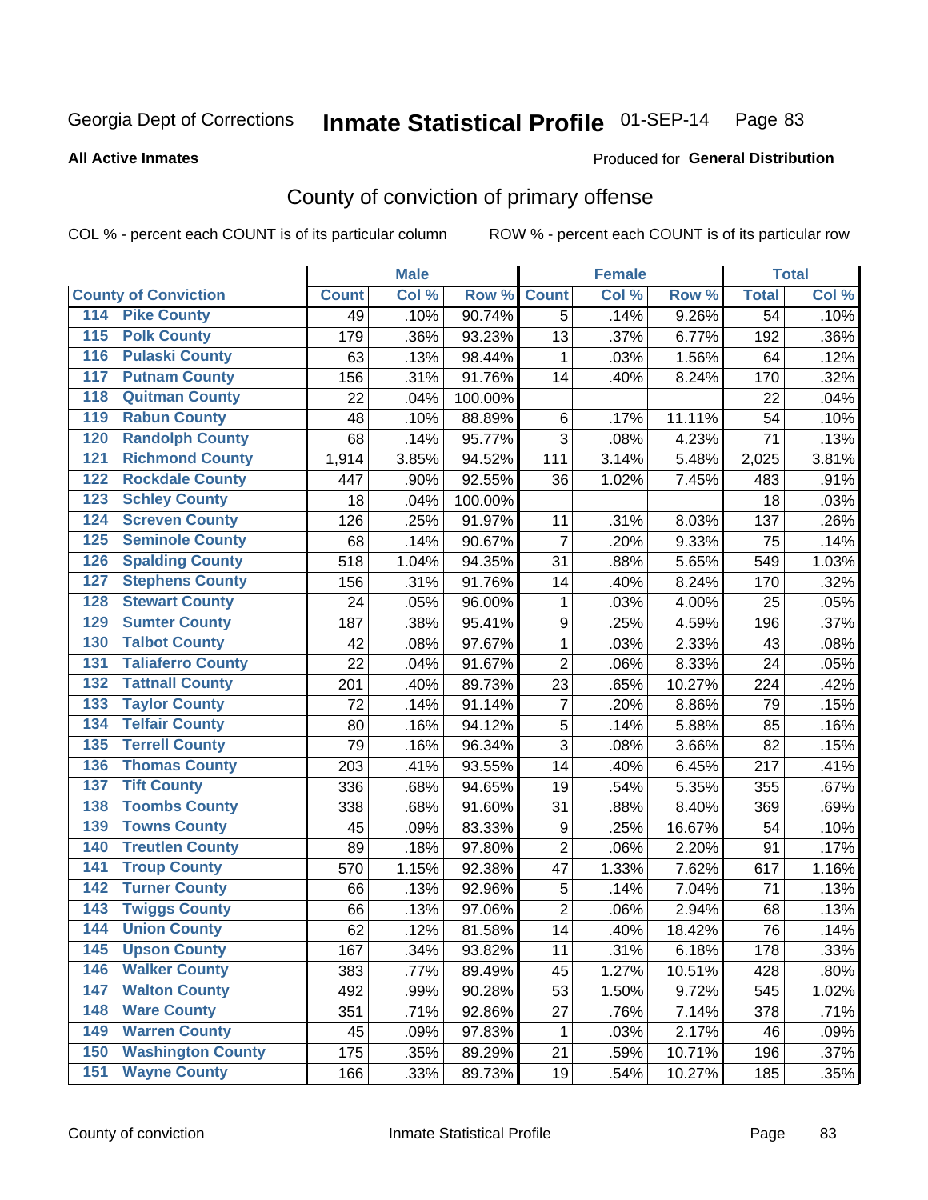Georgia Dept of Corrections **Inmate Statistical Profile** 01-SEP-14

**All Active Inmates**

Produced for **General Distribution**

## County of conviction of primary offense

COL % - percent each COUNT is of its particular column

ROW % - percent each COUNT is of its particular row

| County of Conviction | Male | | | Female | | | Total | |
|---|---|---|---|---|---|---|---|---|
| | Count | Col % | Row % | Count | Col % | Row % | Total | Col % |
| 114 Pike County | 49 | .10% | 90.74% | 5 | .14% | 9.26% | 54 | .10% |
| 115 Polk County | 179 | .36% | 93.23% | 13 | .37% | 6.77% | 192 | .36% |
| 116 Pulaski County | 63 | .13% | 98.44% | 1 | .03% | 1.56% | 64 | .12% |
| 117 Putnam County | 156 | .31% | 91.76% | 14 | .40% | 8.24% | 170 | .32% |
| 118 Quitman County | 22 | .04% | 100.00% | | | | 22 | .04% |
| 119 Rabun County | 48 | .10% | 88.89% | 6 | .17% | 11.11% | 54 | .10% |
| 120 Randolph County | 68 | .14% | 95.77% | 3 | .08% | 4.23% | 71 | .13% |
| 121 Richmond County | 1,914 | 3.85% | 94.52% | 111 | 3.14% | 5.48% | 2,025 | 3.81% |
| 122 Rockdale County | 447 | .90% | 92.55% | 36 | 1.02% | 7.45% | 483 | .91% |
| 123 Schley County | 18 | .04% | 100.00% | | | | 18 | .03% |
| 124 Screven County | 126 | .25% | 91.97% | 11 | .31% | 8.03% | 137 | .26% |
| 125 Seminole County | 68 | .14% | 90.67% | 7 | .20% | 9.33% | 75 | .14% |
| 126 Spalding County | 518 | 1.04% | 94.35% | 31 | .88% | 5.65% | 549 | 1.03% |
| 127 Stephens County | 156 | .31% | 91.76% | 14 | .40% | 8.24% | 170 | .32% |
| 128 Stewart County | 24 | .05% | 96.00% | 1 | .03% | 4.00% | 25 | .05% |
| 129 Sumter County | 187 | .38% | 95.41% | 9 | .25% | 4.59% | 196 | .37% |
| 130 Talbot County | 42 | .08% | 97.67% | 1 | .03% | 2.33% | 43 | .08% |
| 131 Taliaferro County | 22 | .04% | 91.67% | 2 | .06% | 8.33% | 24 | .05% |
| 132 Tattnall County | 201 | .40% | 89.73% | 23 | .65% | 10.27% | 224 | .42% |
| 133 Taylor County | 72 | .14% | 91.14% | 7 | .20% | 8.86% | 79 | .15% |
| 134 Telfair County | 80 | .16% | 94.12% | 5 | .14% | 5.88% | 85 | .16% |
| 135 Terrell County | 79 | .16% | 96.34% | 3 | .08% | 3.66% | 82 | .15% |
| 136 Thomas County | 203 | .41% | 93.55% | 14 | .40% | 6.45% | 217 | .41% |
| 137 Tift County | 336 | .68% | 94.65% | 19 | .54% | 5.35% | 355 | .67% |
| 138 Toombs County | 338 | .68% | 91.60% | 31 | .88% | 8.40% | 369 | .69% |
| 139 Towns County | 45 | .09% | 83.33% | 9 | .25% | 16.67% | 54 | .10% |
| 140 Treutlen County | 89 | .18% | 97.80% | 2 | .06% | 2.20% | 91 | .17% |
| 141 Troup County | 570 | 1.15% | 92.38% | 47 | 1.33% | 7.62% | 617 | 1.16% |
| 142 Turner County | 66 | .13% | 92.96% | 5 | .14% | 7.04% | 71 | .13% |
| 143 Twiggs County | 66 | .13% | 97.06% | 2 | .06% | 2.94% | 68 | .13% |
| 144 Union County | 62 | .12% | 81.58% | 14 | .40% | 18.42% | 76 | .14% |
| 145 Upson County | 167 | .34% | 93.82% | 11 | .31% | 6.18% | 178 | .33% |
| 146 Walker County | 383 | .77% | 89.49% | 45 | 1.27% | 10.51% | 428 | .80% |
| 147 Walton County | 492 | .99% | 90.28% | 53 | 1.50% | 9.72% | 545 | 1.02% |
| 148 Ware County | 351 | .71% | 92.86% | 27 | .76% | 7.14% | 378 | .71% |
| 149 Warren County | 45 | .09% | 97.83% | 1 | .03% | 2.17% | 46 | .09% |
| 150 Washington County | 175 | .35% | 89.29% | 21 | .59% | 10.71% | 196 | .37% |
| 151 Wayne County | 166 | .33% | 89.73% | 19 | .54% | 10.27% | 185 | .35% |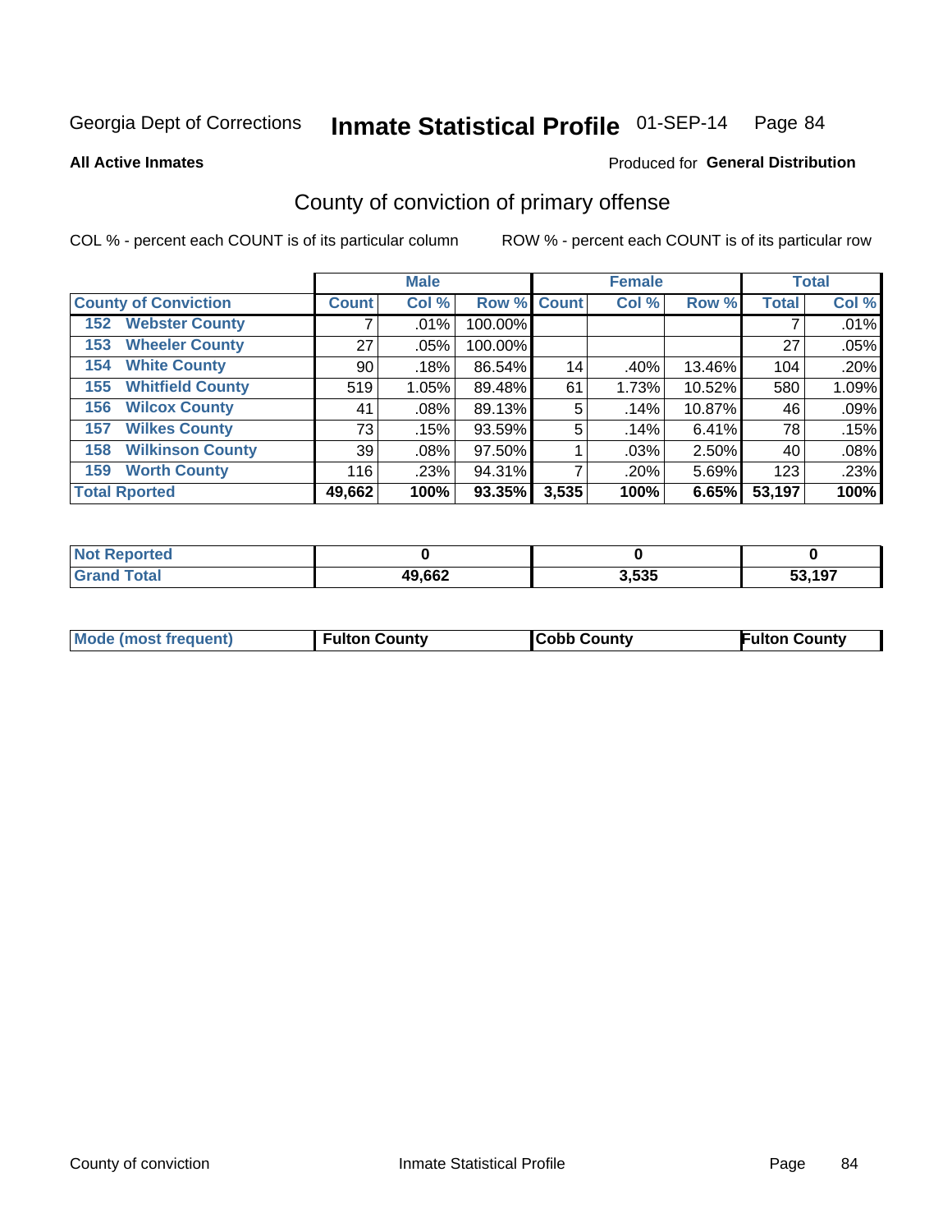Georgia Dept of Corrections **Inmate Statistical Profile** 01-SEP-14

**All Active Inmates**

Produced for **General Distribution**

## County of conviction of primary offense

COL % - percent each COUNT is of its particular column ROW % - percent each COUNT is of its particular row

| | Male | | | Female | | | Total | |
|---|---|---|---|---|---|---|---|---|
| **County of Conviction** | **Count** | **Col %** | **Row %** | **Count** | **Col %** | **Row %** | **Total** | **Col %** |
| 152 Webster County | 7 | .01% | 100.00% | | | | 7 | .01% |
| 153 Wheeler County | 27 | .05% | 100.00% | | | | 27 | .05% |
| 154 White County | 90 | .18% | 86.54% | 14 | .40% | 13.46% | 104 | .20% |
| 155 Whitfield County | 519 | 1.05% | 89.48% | 61 | 1.73% | 10.52% | 580 | 1.09% |
| 156 Wilcox County | 41 | .08% | 89.13% | 5 | .14% | 10.87% | 46 | .09% |
| 157 Wilkes County | 73 | .15% | 93.59% | 5 | .14% | 6.41% | 78 | .15% |
| 158 Wilkinson County | 39 | .08% | 97.50% | 1 | .03% | 2.50% | 40 | .08% |
| 159 Worth County | 116 | .23% | 94.31% | 7 | .20% | 5.69% | 123 | .23% |
| **Total Rported** | **49,662** | **100%** | **93.35%** | **3,535** | **100%** | **6.65%** | **53,197** | **100%** |

| | Male | Female | Total |
|---|---|---|---|
| Not Reported | 0 | 0 | 0 |
| Grand Total | 49,662 | 3,535 | 53,197 |

| | Male | Female | Total |
|---|---|---|---|
| Mode (most frequent) | Fulton County | Cobb County | Fulton County |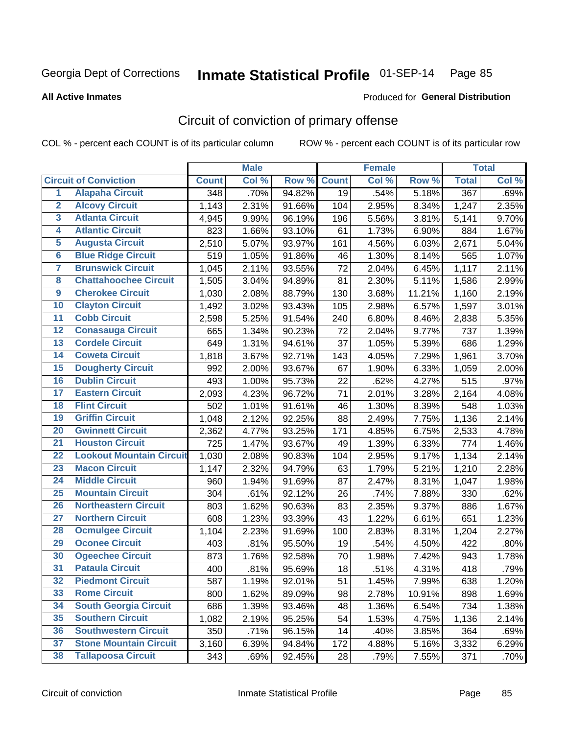Georgia Dept of Corrections **Inmate Statistical Profile** 01-SEP-14

**All Active Inmates**

Produced for **General Distribution**

## Circuit of conviction of primary offense

COL % - percent each COUNT is of its particular column ROW % - percent each COUNT is of its particular row

| | | Male | | | Female | | | Total | |
|---|---|---|---|---|---|---|---|---|---|
| Circuit of Conviction | | Count | Col % | Row % | Count | Col % | Row % | Total | Col % |
| 1 | Alapaha Circuit | 348 | .70% | 94.82% | 19 | .54% | 5.18% | 367 | .69% |
| 2 | Alcovy Circuit | 1,143 | 2.31% | 91.66% | 104 | 2.95% | 8.34% | 1,247 | 2.35% |
| 3 | Atlanta Circuit | 4,945 | 9.99% | 96.19% | 196 | 5.56% | 3.81% | 5,141 | 9.70% |
| 4 | Atlantic Circuit | 823 | 1.66% | 93.10% | 61 | 1.73% | 6.90% | 884 | 1.67% |
| 5 | Augusta Circuit | 2,510 | 5.07% | 93.97% | 161 | 4.56% | 6.03% | 2,671 | 5.04% |
| 6 | Blue Ridge Circuit | 519 | 1.05% | 91.86% | 46 | 1.30% | 8.14% | 565 | 1.07% |
| 7 | Brunswick Circuit | 1,045 | 2.11% | 93.55% | 72 | 2.04% | 6.45% | 1,117 | 2.11% |
| 8 | Chattahoochee Circuit | 1,505 | 3.04% | 94.89% | 81 | 2.30% | 5.11% | 1,586 | 2.99% |
| 9 | Cherokee Circuit | 1,030 | 2.08% | 88.79% | 130 | 3.68% | 11.21% | 1,160 | 2.19% |
| 10 | Clayton Circuit | 1,492 | 3.02% | 93.43% | 105 | 2.98% | 6.57% | 1,597 | 3.01% |
| 11 | Cobb Circuit | 2,598 | 5.25% | 91.54% | 240 | 6.80% | 8.46% | 2,838 | 5.35% |
| 12 | Conasauga Circuit | 665 | 1.34% | 90.23% | 72 | 2.04% | 9.77% | 737 | 1.39% |
| 13 | Cordele Circuit | 649 | 1.31% | 94.61% | 37 | 1.05% | 5.39% | 686 | 1.29% |
| 14 | Coweta Circuit | 1,818 | 3.67% | 92.71% | 143 | 4.05% | 7.29% | 1,961 | 3.70% |
| 15 | Dougherty Circuit | 992 | 2.00% | 93.67% | 67 | 1.90% | 6.33% | 1,059 | 2.00% |
| 16 | Dublin Circuit | 493 | 1.00% | 95.73% | 22 | .62% | 4.27% | 515 | .97% |
| 17 | Eastern Circuit | 2,093 | 4.23% | 96.72% | 71 | 2.01% | 3.28% | 2,164 | 4.08% |
| 18 | Flint Circuit | 502 | 1.01% | 91.61% | 46 | 1.30% | 8.39% | 548 | 1.03% |
| 19 | Griffin Circuit | 1,048 | 2.12% | 92.25% | 88 | 2.49% | 7.75% | 1,136 | 2.14% |
| 20 | Gwinnett Circuit | 2,362 | 4.77% | 93.25% | 171 | 4.85% | 6.75% | 2,533 | 4.78% |
| 21 | Houston Circuit | 725 | 1.47% | 93.67% | 49 | 1.39% | 6.33% | 774 | 1.46% |
| 22 | Lookout Mountain Circuit | 1,030 | 2.08% | 90.83% | 104 | 2.95% | 9.17% | 1,134 | 2.14% |
| 23 | Macon Circuit | 1,147 | 2.32% | 94.79% | 63 | 1.79% | 5.21% | 1,210 | 2.28% |
| 24 | Middle Circuit | 960 | 1.94% | 91.69% | 87 | 2.47% | 8.31% | 1,047 | 1.98% |
| 25 | Mountain Circuit | 304 | .61% | 92.12% | 26 | .74% | 7.88% | 330 | .62% |
| 26 | Northeastern Circuit | 803 | 1.62% | 90.63% | 83 | 2.35% | 9.37% | 886 | 1.67% |
| 27 | Northern Circuit | 608 | 1.23% | 93.39% | 43 | 1.22% | 6.61% | 651 | 1.23% |
| 28 | Ocmulgee Circuit | 1,104 | 2.23% | 91.69% | 100 | 2.83% | 8.31% | 1,204 | 2.27% |
| 29 | Oconee Circuit | 403 | .81% | 95.50% | 19 | .54% | 4.50% | 422 | .80% |
| 30 | Ogeechee Circuit | 873 | 1.76% | 92.58% | 70 | 1.98% | 7.42% | 943 | 1.78% |
| 31 | Pataula Circuit | 400 | .81% | 95.69% | 18 | .51% | 4.31% | 418 | .79% |
| 32 | Piedmont Circuit | 587 | 1.19% | 92.01% | 51 | 1.45% | 7.99% | 638 | 1.20% |
| 33 | Rome Circuit | 800 | 1.62% | 89.09% | 98 | 2.78% | 10.91% | 898 | 1.69% |
| 34 | South Georgia Circuit | 686 | 1.39% | 93.46% | 48 | 1.36% | 6.54% | 734 | 1.38% |
| 35 | Southern Circuit | 1,082 | 2.19% | 95.25% | 54 | 1.53% | 4.75% | 1,136 | 2.14% |
| 36 | Southwestern Circuit | 350 | .71% | 96.15% | 14 | .40% | 3.85% | 364 | .69% |
| 37 | Stone Mountain Circuit | 3,160 | 6.39% | 94.84% | 172 | 4.88% | 5.16% | 3,332 | 6.29% |
| 38 | Tallapoosa Circuit | 343 | .69% | 92.45% | 28 | .79% | 7.55% | 371 | .70% |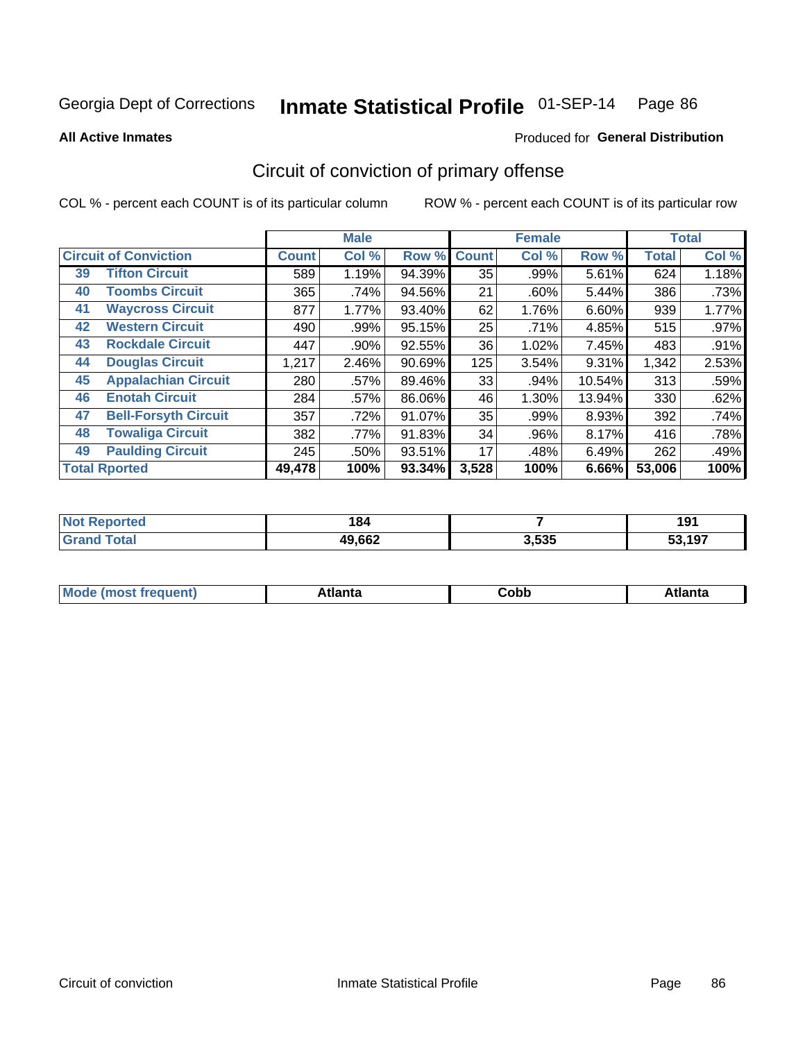Georgia Dept of Corrections **Inmate Statistical Profile** 01-SEP-14

**All Active Inmates**

Produced for **General Distribution**

## Circuit of conviction of primary offense

COL % - percent each COUNT is of its particular column ROW % - percent each COUNT is of its particular row

| Circuit of Conviction | | Male | | | Female | | | Total | |
|---|---|---|---|---|---|---|---|---|---|
| | | Count | Col % | Row % | Count | Col % | Row % | Total | Col % |
| 39 | Tifton Circuit | 589 | 1.19% | 94.39% | 35 | .99% | 5.61% | 624 | 1.18% |
| 40 | Toombs Circuit | 365 | .74% | 94.56% | 21 | .60% | 5.44% | 386 | .73% |
| 41 | Waycross Circuit | 877 | 1.77% | 93.40% | 62 | 1.76% | 6.60% | 939 | 1.77% |
| 42 | Western Circuit | 490 | .99% | 95.15% | 25 | .71% | 4.85% | 515 | .97% |
| 43 | Rockdale Circuit | 447 | .90% | 92.55% | 36 | 1.02% | 7.45% | 483 | .91% |
| 44 | Douglas Circuit | 1,217 | 2.46% | 90.69% | 125 | 3.54% | 9.31% | 1,342 | 2.53% |
| 45 | Appalachian Circuit | 280 | .57% | 89.46% | 33 | .94% | 10.54% | 313 | .59% |
| 46 | Enotah Circuit | 284 | .57% | 86.06% | 46 | 1.30% | 13.94% | 330 | .62% |
| 47 | Bell-Forsyth Circuit | 357 | .72% | 91.07% | 35 | .99% | 8.93% | 392 | .74% |
| 48 | Towaliga Circuit | 382 | .77% | 91.83% | 34 | .96% | 8.17% | 416 | .78% |
| 49 | Paulding Circuit | 245 | .50% | 93.51% | 17 | .48% | 6.49% | 262 | .49% |
| **Total Rported** | | **49,478** | **100%** | **93.34%** | **3,528** | **100%** | **6.66%** | **53,006** | **100%** |

| | Male | Female | Total |
|---|---|---|---|
| Not Reported | **184** | **7** | **191** |
| Grand Total | **49,662** | **3,535** | **53,197** |

| | Male | Female | Total |
|---|---|---|---|
| Mode (most frequent) | **Atlanta** | **Cobb** | **Atlanta** |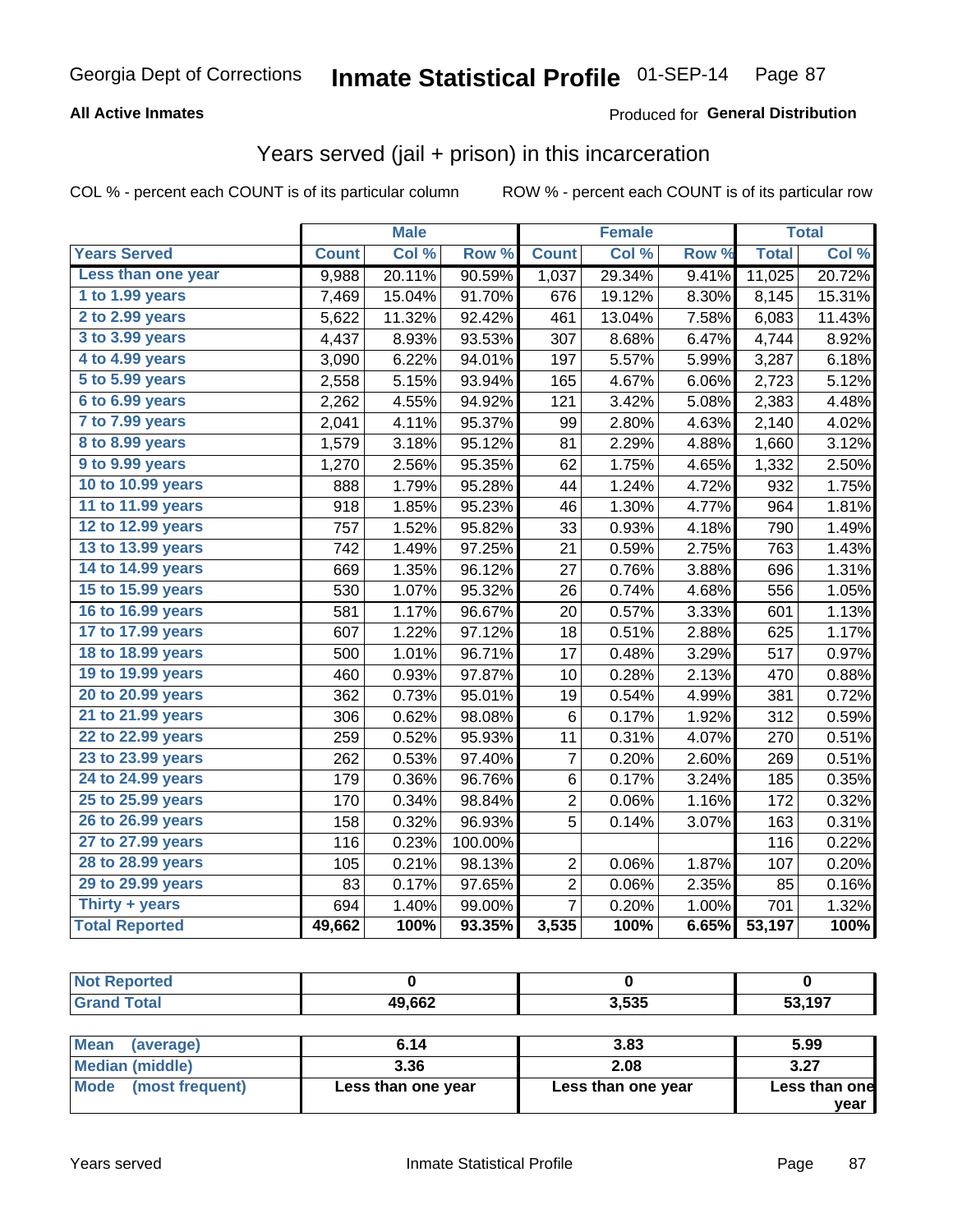Georgia Dept of Corrections **Inmate Statistical Profile** 01-SEP-14

**All Active Inmates**

Produced for **General Distribution**

## Years served (jail + prison) in this incarceration

COL % - percent each COUNT is of its particular column

ROW % - percent each COUNT is of its particular row

| Years Served | Male | | | Female | | | Total | |
|---|---|---|---|---|---|---|---|---|
| | Count | Col % | Row % | Count | Col % | Row % | Total | Col % |
| Less than one year | 9,988 | 20.11% | 90.59% | 1,037 | 29.34% | 9.41% | 11,025 | 20.72% |
| 1 to 1.99 years | 7,469 | 15.04% | 91.70% | 676 | 19.12% | 8.30% | 8,145 | 15.31% |
| 2 to 2.99 years | 5,622 | 11.32% | 92.42% | 461 | 13.04% | 7.58% | 6,083 | 11.43% |
| 3 to 3.99 years | 4,437 | 8.93% | 93.53% | 307 | 8.68% | 6.47% | 4,744 | 8.92% |
| 4 to 4.99 years | 3,090 | 6.22% | 94.01% | 197 | 5.57% | 5.99% | 3,287 | 6.18% |
| 5 to 5.99 years | 2,558 | 5.15% | 93.94% | 165 | 4.67% | 6.06% | 2,723 | 5.12% |
| 6 to 6.99 years | 2,262 | 4.55% | 94.92% | 121 | 3.42% | 5.08% | 2,383 | 4.48% |
| 7 to 7.99 years | 2,041 | 4.11% | 95.37% | 99 | 2.80% | 4.63% | 2,140 | 4.02% |
| 8 to 8.99 years | 1,579 | 3.18% | 95.12% | 81 | 2.29% | 4.88% | 1,660 | 3.12% |
| 9 to 9.99 years | 1,270 | 2.56% | 95.35% | 62 | 1.75% | 4.65% | 1,332 | 2.50% |
| 10 to 10.99 years | 888 | 1.79% | 95.28% | 44 | 1.24% | 4.72% | 932 | 1.75% |
| 11 to 11.99 years | 918 | 1.85% | 95.23% | 46 | 1.30% | 4.77% | 964 | 1.81% |
| 12 to 12.99 years | 757 | 1.52% | 95.82% | 33 | 0.93% | 4.18% | 790 | 1.49% |
| 13 to 13.99 years | 742 | 1.49% | 97.25% | 21 | 0.59% | 2.75% | 763 | 1.43% |
| 14 to 14.99 years | 669 | 1.35% | 96.12% | 27 | 0.76% | 3.88% | 696 | 1.31% |
| 15 to 15.99 years | 530 | 1.07% | 95.32% | 26 | 0.74% | 4.68% | 556 | 1.05% |
| 16 to 16.99 years | 581 | 1.17% | 96.67% | 20 | 0.57% | 3.33% | 601 | 1.13% |
| 17 to 17.99 years | 607 | 1.22% | 97.12% | 18 | 0.51% | 2.88% | 625 | 1.17% |
| 18 to 18.99 years | 500 | 1.01% | 96.71% | 17 | 0.48% | 3.29% | 517 | 0.97% |
| 19 to 19.99 years | 460 | 0.93% | 97.87% | 10 | 0.28% | 2.13% | 470 | 0.88% |
| 20 to 20.99 years | 362 | 0.73% | 95.01% | 19 | 0.54% | 4.99% | 381 | 0.72% |
| 21 to 21.99 years | 306 | 0.62% | 98.08% | 6 | 0.17% | 1.92% | 312 | 0.59% |
| 22 to 22.99 years | 259 | 0.52% | 95.93% | 11 | 0.31% | 4.07% | 270 | 0.51% |
| 23 to 23.99 years | 262 | 0.53% | 97.40% | 7 | 0.20% | 2.60% | 269 | 0.51% |
| 24 to 24.99 years | 179 | 0.36% | 96.76% | 6 | 0.17% | 3.24% | 185 | 0.35% |
| 25 to 25.99 years | 170 | 0.34% | 98.84% | 2 | 0.06% | 1.16% | 172 | 0.32% |
| 26 to 26.99 years | 158 | 0.32% | 96.93% | 5 | 0.14% | 3.07% | 163 | 0.31% |
| 27 to 27.99 years | 116 | 0.23% | 100.00% | | | | 116 | 0.22% |
| 28 to 28.99 years | 105 | 0.21% | 98.13% | 2 | 0.06% | 1.87% | 107 | 0.20% |
| 29 to 29.99 years | 83 | 0.17% | 97.65% | 2 | 0.06% | 2.35% | 85 | 0.16% |
| Thirty + years | 694 | 1.40% | 99.00% | 7 | 0.20% | 1.00% | 701 | 1.32% |
| **Total Reported** | **49,662** | **100%** | **93.35%** | **3,535** | **100%** | **6.65%** | **53,197** | **100%** |

| | Male | Female | Total |
|---|---|---|---|
| Not Reported | **0** | **0** | **0** |
| Grand Total | **49,662** | **3,535** | **53,197** |

| | Male | Female | Total |
|---|---|---|---|
| Mean (average) | **6.14** | **3.83** | **5.99** |
| Median (middle) | **3.36** | **2.08** | **3.27** |
| Mode (most frequent) | **Less than one year** | **Less than one year** | **Less than one year** |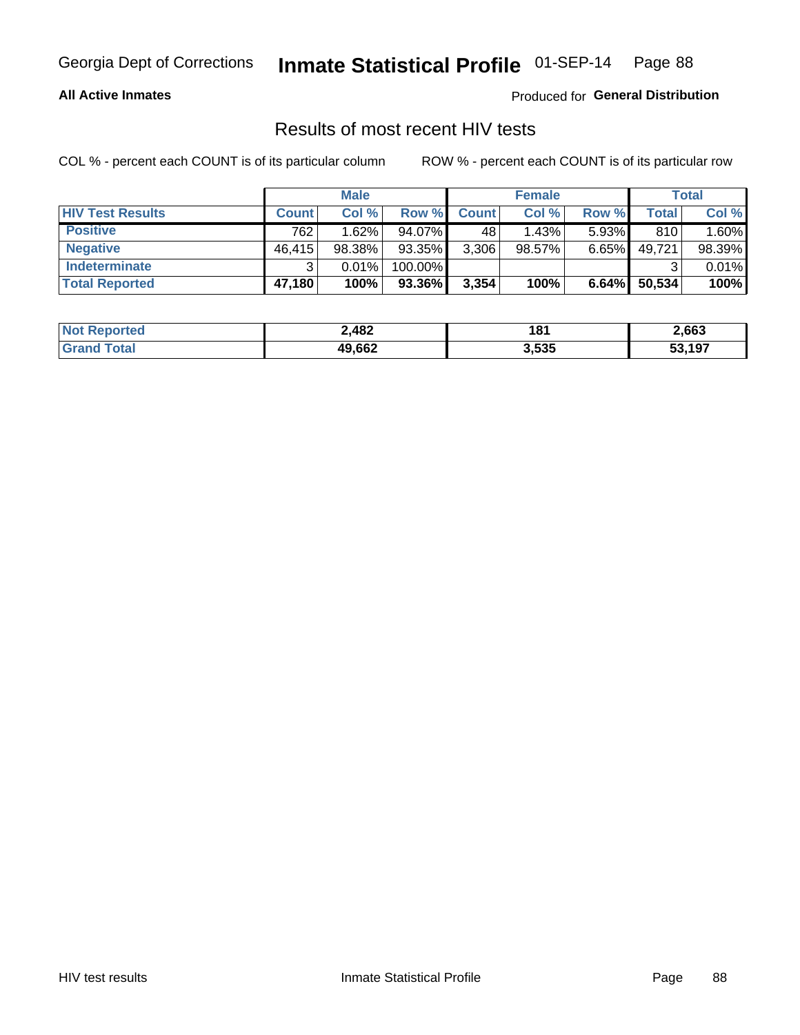Georgia Dept of Corrections **Inmate Statistical Profile** 01-SEP-14

**All Active Inmates**

Produced for **General Distribution**

## Results of most recent HIV tests

COL % - percent each COUNT is of its particular column

ROW % - percent each COUNT is of its particular row

| | Male | | | Female | | | Total | |
|---|---|---|---|---|---|---|---|---|
| **HIV Test Results** | **Count** | **Col %** | **Row %** | **Count** | **Col %** | **Row %** | **Total** | **Col %** |
| **Positive** | 762 | 1.62% | 94.07% | 48 | 1.43% | 5.93% | 810 | 1.60% |
| **Negative** | 46,415 | 98.38% | 93.35% | 3,306 | 98.57% | 6.65% | 49,721 | 98.39% |
| **Indeterminate** | 3 | 0.01% | 100.00% | | | | 3 | 0.01% |
| **Total Reported** | **47,180** | **100%** | **93.36%** | **3,354** | **100%** | **6.64%** | **50,534** | **100%** |

| | Male | Female | Total |
|---|---|---|---|
| **Not Reported** | **2,482** | **181** | **2,663** |
| **Grand Total** | **49,662** | **3,535** | **53,197** |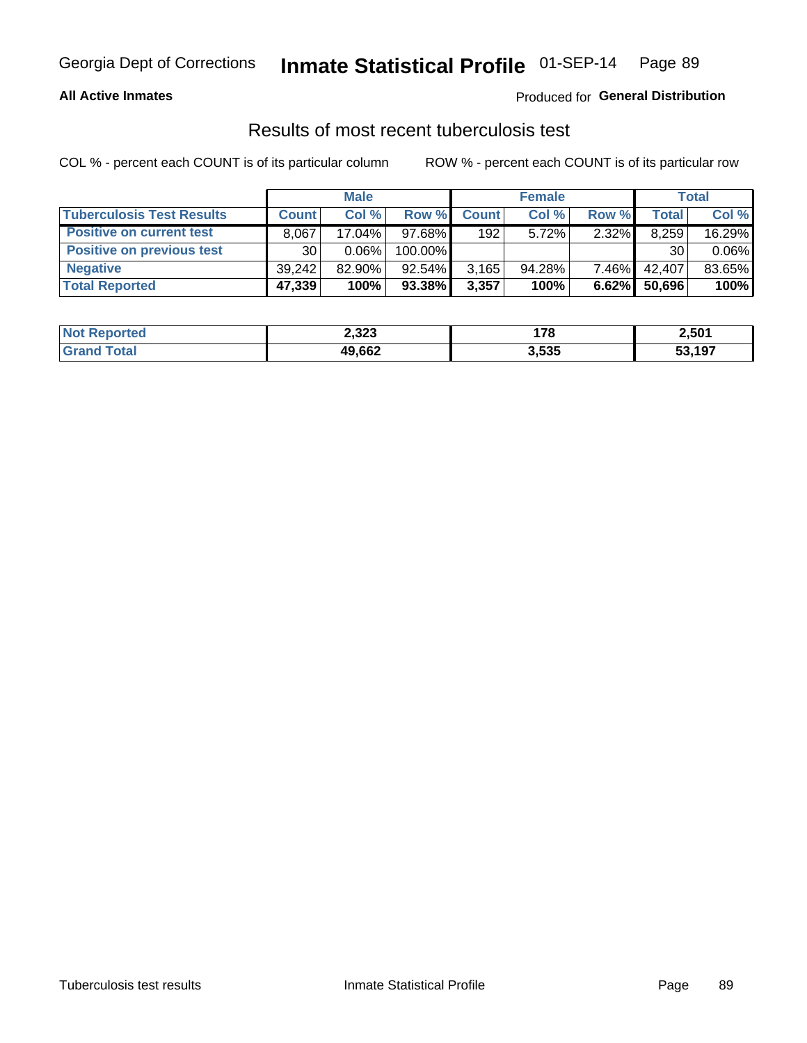## Results of most recent tuberculosis test

COL % - percent each COUNT is of its particular column

ROW % - percent each COUNT is of its particular row

| | Male | | | Female | | | Total | |
|---|---|---|---|---|---|---|---|---|
| **Tuberculosis Test Results** | **Count** | **Col %** | **Row %** | **Count** | **Col %** | **Row %** | **Total** | **Col %** |
| **Positive on current test** | 8,067 | 17.04% | 97.68% | 192 | 5.72% | 2.32% | 8,259 | 16.29% |
| **Positive on previous test** | 30 | 0.06% | 100.00% | | | | 30 | 0.06% |
| **Negative** | 39,242 | 82.90% | 92.54% | 3,165 | 94.28% | 7.46% | 42,407 | 83.65% |
| **Total Reported** | **47,339** | **100%** | **93.38%** | **3,357** | **100%** | **6.62%** | **50,696** | **100%** |

| | Male | Female | Total |
|---|---|---|---|
| **Not Reported** | **2,323** | **178** | **2,501** |
| **Grand Total** | **49,662** | **3,535** | **53,197** |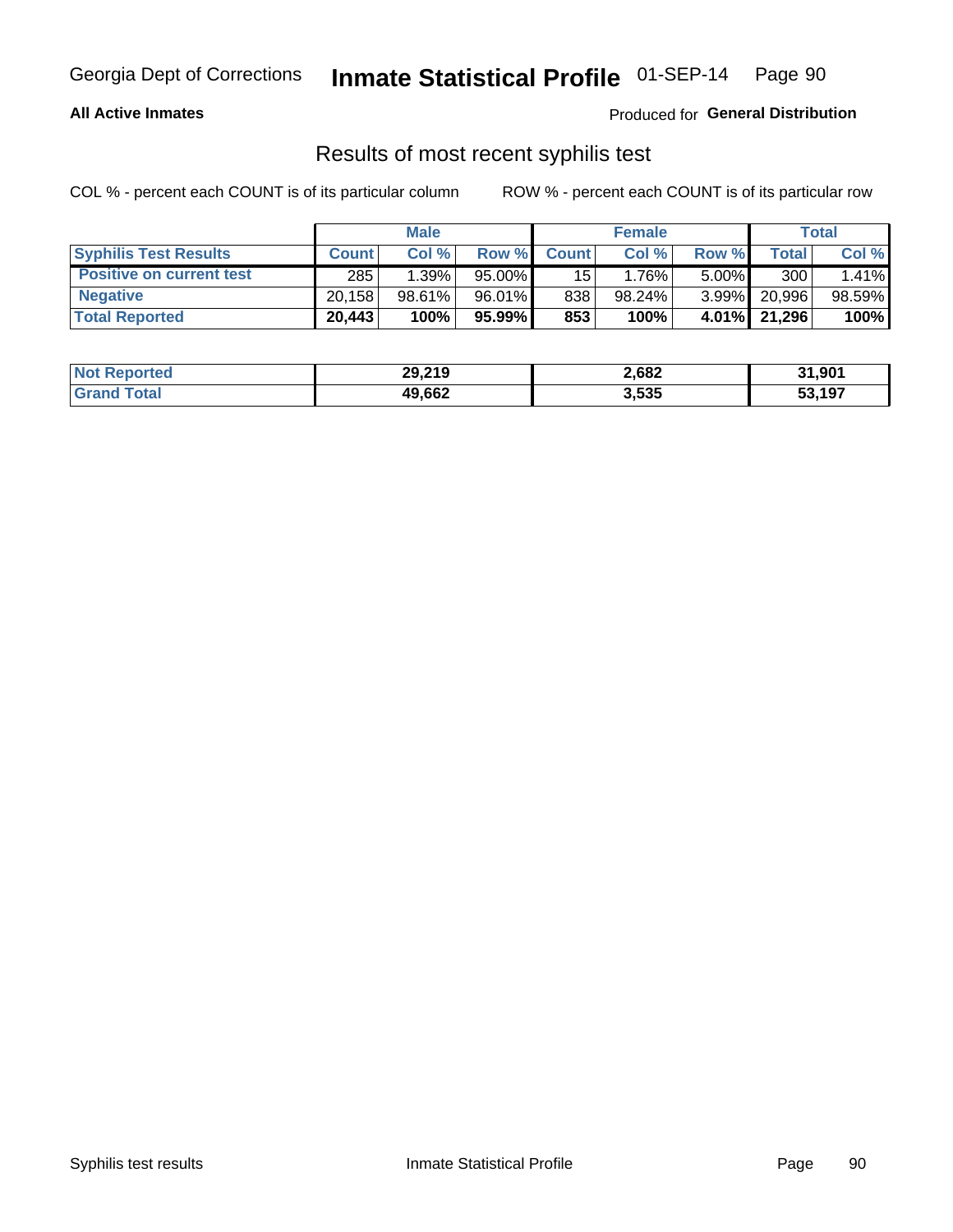## All Active Inmates

Produced for **General Distribution**

### Results of most recent syphilis test

COL % - percent each COUNT is of its particular column

ROW % - percent each COUNT is of its particular row

| | Male | | | Female | | | Total | |
|---|---|---|---|---|---|---|---|---|
| **Syphilis Test Results** | **Count** | **Col %** | **Row %** | **Count** | **Col %** | **Row %** | **Total** | **Col %** |
| **Positive on current test** | 285 | 1.39% | 95.00% | 15 | 1.76% | 5.00% | 300 | 1.41% |
| **Negative** | 20,158 | 98.61% | 96.01% | 838 | 98.24% | 3.99% | 20,996 | 98.59% |
| **Total Reported** | **20,443** | **100%** | **95.99%** | **853** | **100%** | **4.01%** | **21,296** | **100%** |

| | Male | Female | Total |
|---|---|---|---|
| **Not Reported** | **29,219** | **2,682** | **31,901** |
| **Grand Total** | **49,662** | **3,535** | **53,197** |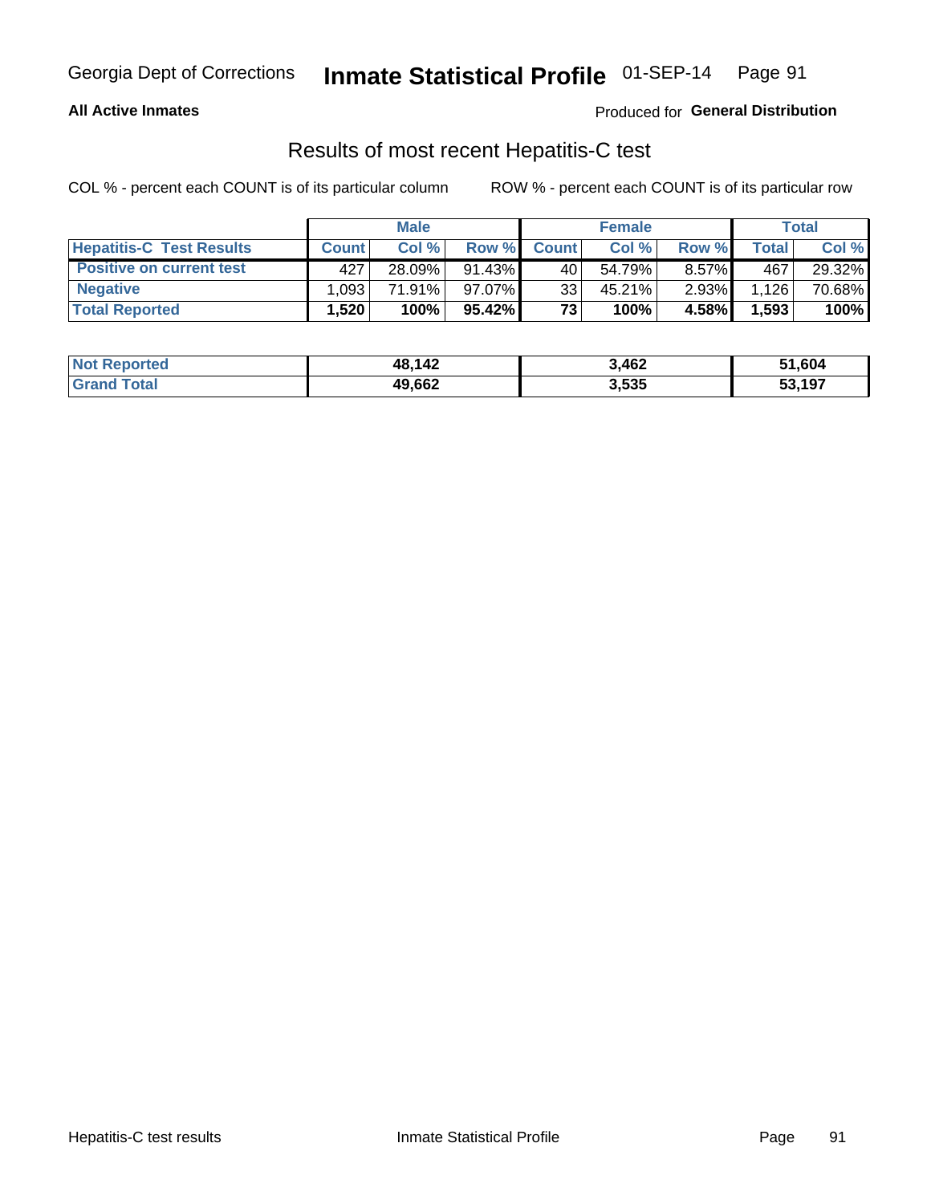Georgia Dept of Corrections **Inmate Statistical Profile** 01-SEP-14

**All Active Inmates**

Produced for **General Distribution**

## Results of most recent Hepatitis-C test

COL % - percent each COUNT is of its particular column

ROW % - percent each COUNT is of its particular row

| | Male | | | Female | | | Total | |
|---|---|---|---|---|---|---|---|---|
| **Hepatitis-C Test Results** | **Count** | **Col %** | **Row %** | **Count** | **Col %** | **Row %** | **Total** | **Col %** |
| **Positive on current test** | 427 | 28.09% | 91.43% | 40 | 54.79% | 8.57% | 467 | 29.32% |
| **Negative** | 1,093 | 71.91% | 97.07% | 33 | 45.21% | 2.93% | 1,126 | 70.68% |
| **Total Reported** | **1,520** | **100%** | **95.42%** | **73** | **100%** | **4.58%** | **1,593** | **100%** |

| | Male | Female | Total |
|---|---|---|---|
| **Not Reported** | **48,142** | **3,462** | **51,604** |
| **Grand Total** | **49,662** | **3,535** | **53,197** |